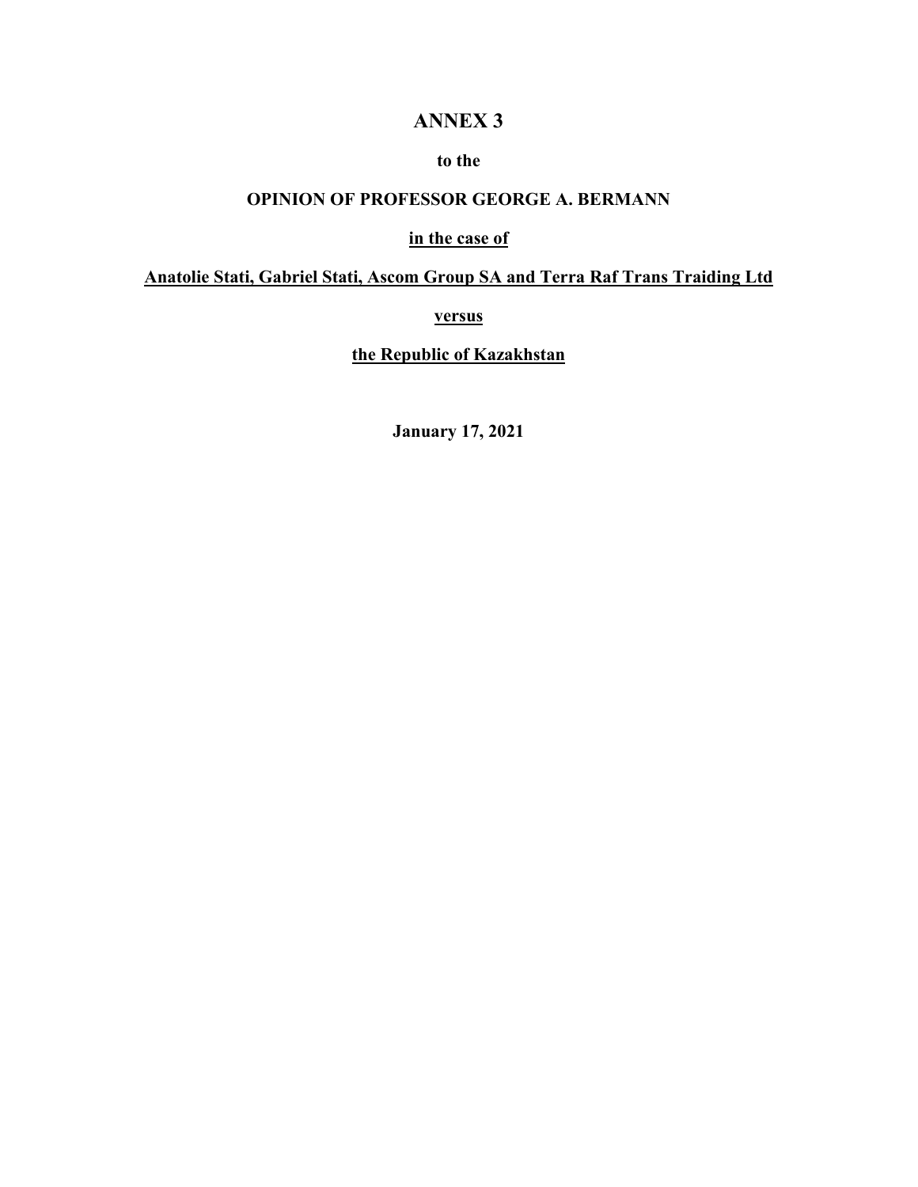# ANNEX 3

**to the**

**OPINION OF PROFESSOR GEORGE A. BERMANN**

**<u>in the case of</u>**

**<u>Anatolie Stati, Gabriel Stati, Ascom Group SA and Terra Raf Trans Traiding Ltd</u>**

**<u>versus</u>**

**<u>the Republic of Kazakhstan</u>**

**January 17, 2021**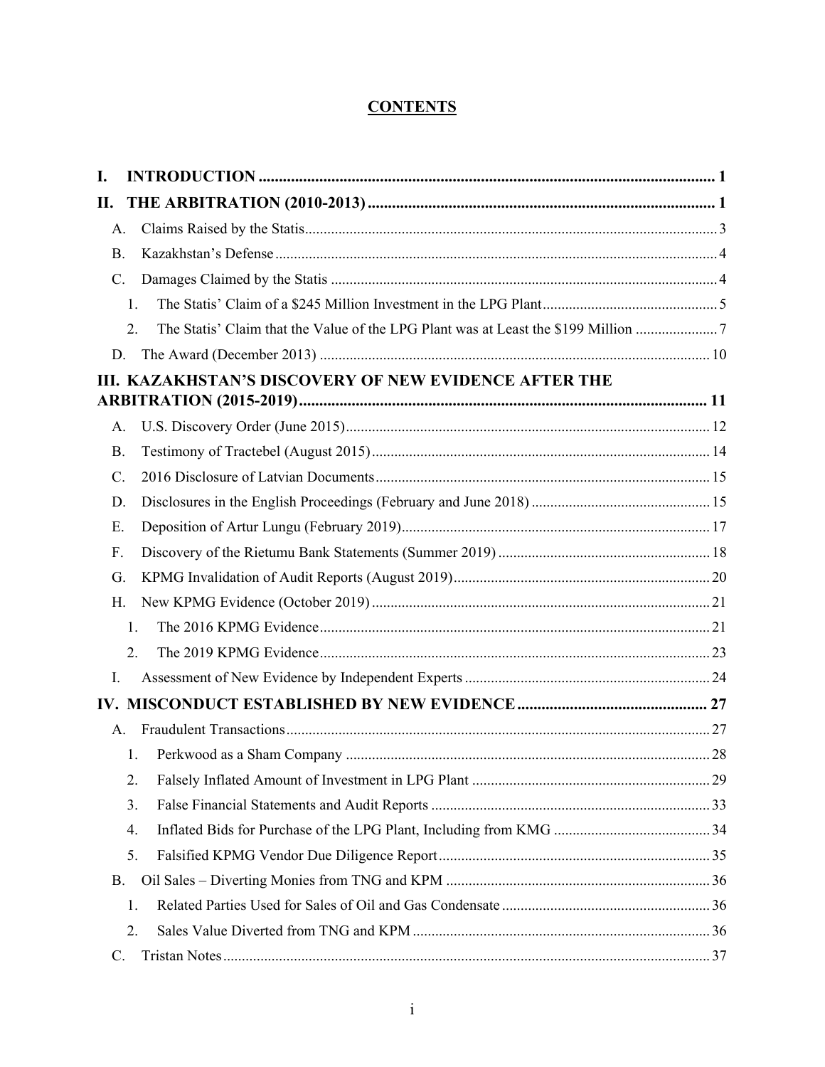# CONTENTS

- **I. INTRODUCTION** ..... 1
- **II. THE ARBITRATION (2010-2013)** ..... 1
  - A. Claims Raised by the Statis ..... 3
  - B. Kazakhstan's Defense ..... 4
  - C. Damages Claimed by the Statis ..... 4
    - 1. The Statis' Claim of a $245 Million Investment in the LPG Plant ..... 5
    - 2. The Statis' Claim that the Value of the LPG Plant was at Least the $199 Million ..... 7
  - D. The Award (December 2013) ..... 10
- **III. KAZAKHSTAN'S DISCOVERY OF NEW EVIDENCE AFTER THE ARBITRATION (2015-2019)** ..... 11
  - A. U.S. Discovery Order (June 2015) ..... 12
  - B. Testimony of Tractebel (August 2015) ..... 14
  - C. 2016 Disclosure of Latvian Documents ..... 15
  - D. Disclosures in the English Proceedings (February and June 2018) ..... 15
  - E. Deposition of Artur Lungu (February 2019) ..... 17
  - F. Discovery of the Rietumu Bank Statements (Summer 2019) ..... 18
  - G. KPMG Invalidation of Audit Reports (August 2019) ..... 20
  - H. New KPMG Evidence (October 2019) ..... 21
    - 1. The 2016 KPMG Evidence ..... 21
    - 2. The 2019 KPMG Evidence ..... 23
  - I. Assessment of New Evidence by Independent Experts ..... 24
- **IV. MISCONDUCT ESTABLISHED BY NEW EVIDENCE** ..... 27
  - A. Fraudulent Transactions ..... 27
    - 1. Perkwood as a Sham Company ..... 28
    - 2. Falsely Inflated Amount of Investment in LPG Plant ..... 29
    - 3. False Financial Statements and Audit Reports ..... 33
    - 4. Inflated Bids for Purchase of the LPG Plant, Including from KMG ..... 34
    - 5. Falsified KPMG Vendor Due Diligence Report ..... 35
  - B. Oil Sales – Diverting Monies from TNG and KPM ..... 36
    - 1. Related Parties Used for Sales of Oil and Gas Condensate ..... 36
    - 2. Sales Value Diverted from TNG and KPM ..... 36
  - C. Tristan Notes ..... 37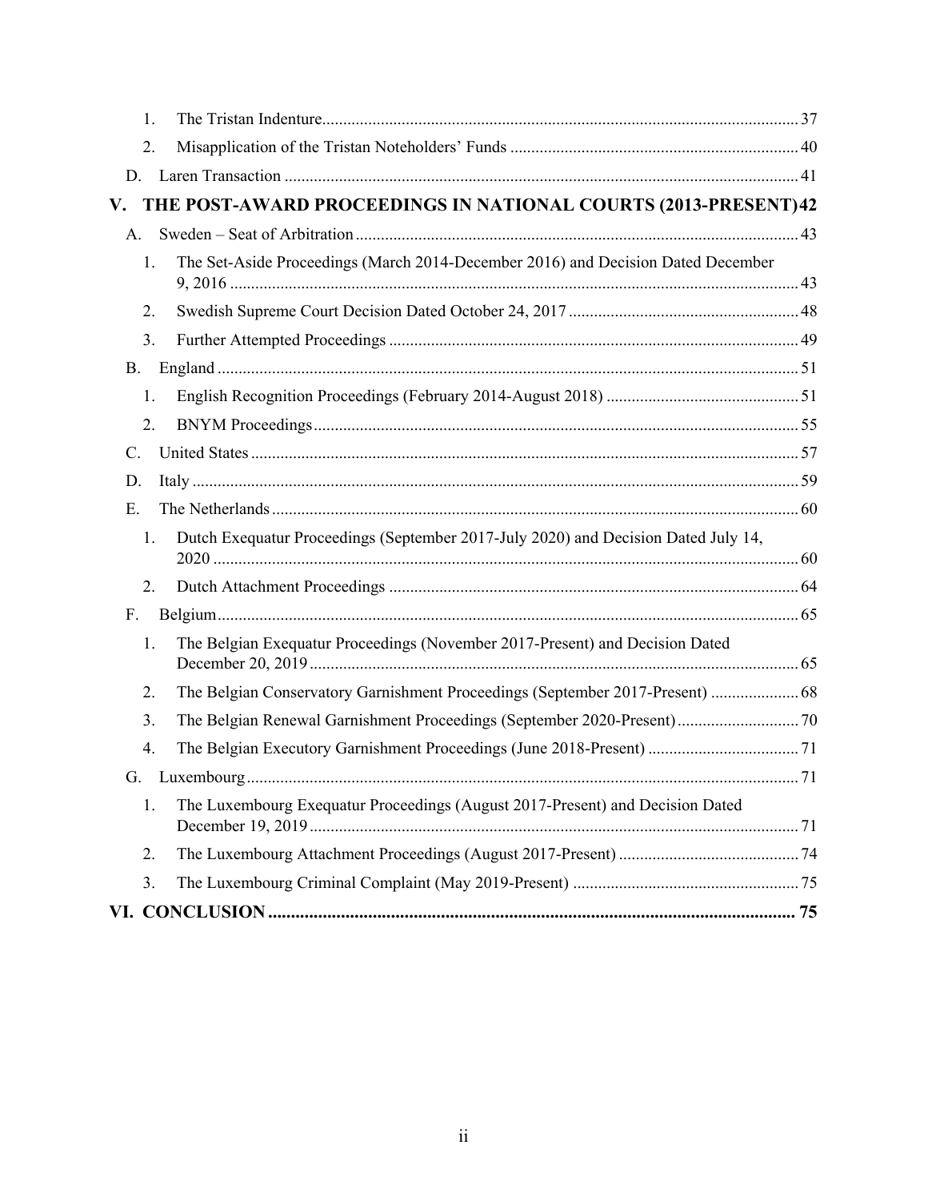1. The Tristan Indenture ... 37
2. Misapplication of the Tristan Noteholders' Funds ... 40

D. Laren Transaction ... 41

**V. THE POST-AWARD PROCEEDINGS IN NATIONAL COURTS (2013-PRESENT) 42**

A. Sweden – Seat of Arbitration ... 43

1. The Set-Aside Proceedings (March 2014-December 2016) and Decision Dated December 9, 2016 ... 43
2. Swedish Supreme Court Decision Dated October 24, 2017 ... 48
3. Further Attempted Proceedings ... 49

B. England ... 51

1. English Recognition Proceedings (February 2014-August 2018) ... 51
2. BNYM Proceedings ... 55

C. United States ... 57

D. Italy ... 59

E. The Netherlands ... 60

1. Dutch Exequatur Proceedings (September 2017-July 2020) and Decision Dated July 14, 2020 ... 60
2. Dutch Attachment Proceedings ... 64

F. Belgium ... 65

1. The Belgian Exequatur Proceedings (November 2017-Present) and Decision Dated December 20, 2019 ... 65
2. The Belgian Conservatory Garnishment Proceedings (September 2017-Present) ... 68
3. The Belgian Renewal Garnishment Proceedings (September 2020-Present) ... 70
4. The Belgian Executory Garnishment Proceedings (June 2018-Present) ... 71

G. Luxembourg ... 71

1. The Luxembourg Exequatur Proceedings (August 2017-Present) and Decision Dated December 19, 2019 ... 71
2. The Luxembourg Attachment Proceedings (August 2017-Present) ... 74
3. The Luxembourg Criminal Complaint (May 2019-Present) ... 75

**VI. CONCLUSION ... 75**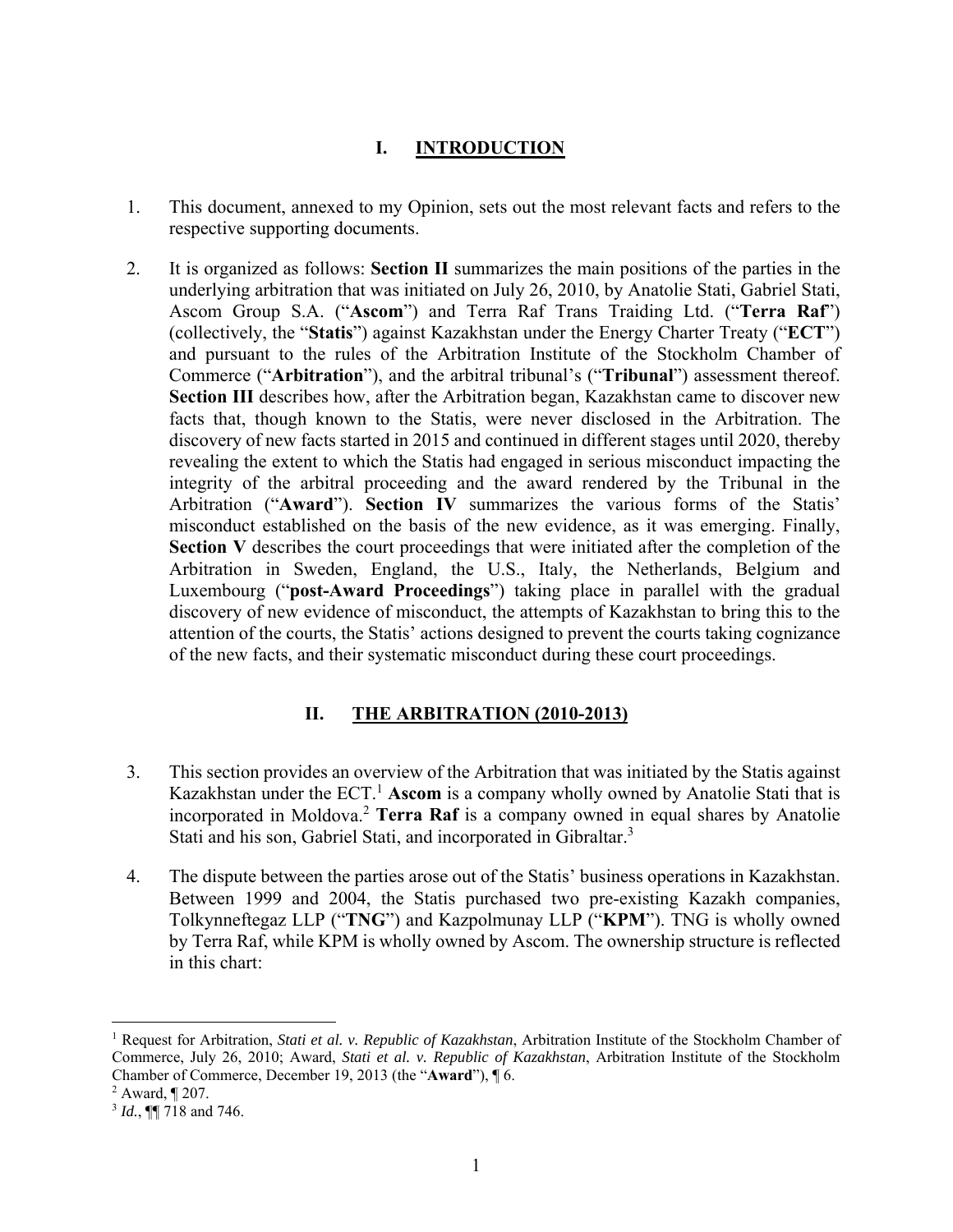## I. INTRODUCTION

1. This document, annexed to my Opinion, sets out the most relevant facts and refers to the respective supporting documents.

2. It is organized as follows: **Section II** summarizes the main positions of the parties in the underlying arbitration that was initiated on July 26, 2010, by Anatolie Stati, Gabriel Stati, Ascom Group S.A. ("**Ascom**") and Terra Raf Trans Traiding Ltd. ("**Terra Raf**") (collectively, the "**Statis**") against Kazakhstan under the Energy Charter Treaty ("**ECT**") and pursuant to the rules of the Arbitration Institute of the Stockholm Chamber of Commerce ("**Arbitration**"), and the arbitral tribunal's ("**Tribunal**") assessment thereof. **Section III** describes how, after the Arbitration began, Kazakhstan came to discover new facts that, though known to the Statis, were never disclosed in the Arbitration. The discovery of new facts started in 2015 and continued in different stages until 2020, thereby revealing the extent to which the Statis had engaged in serious misconduct impacting the integrity of the arbitral proceeding and the award rendered by the Tribunal in the Arbitration ("**Award**"). **Section IV** summarizes the various forms of the Statis' misconduct established on the basis of the new evidence, as it was emerging. Finally, **Section V** describes the court proceedings that were initiated after the completion of the Arbitration in Sweden, England, the U.S., Italy, the Netherlands, Belgium and Luxembourg ("**post-Award Proceedings**") taking place in parallel with the gradual discovery of new evidence of misconduct, the attempts of Kazakhstan to bring this to the attention of the courts, the Statis' actions designed to prevent the courts taking cognizance of the new facts, and their systematic misconduct during these court proceedings.

## II. THE ARBITRATION (2010-2013)

3. This section provides an overview of the Arbitration that was initiated by the Statis against Kazakhstan under the ECT.[1] **Ascom** is a company wholly owned by Anatolie Stati that is incorporated in Moldova.[2] **Terra Raf** is a company owned in equal shares by Anatolie Stati and his son, Gabriel Stati, and incorporated in Gibraltar.[3]

4. The dispute between the parties arose out of the Statis' business operations in Kazakhstan. Between 1999 and 2004, the Statis purchased two pre-existing Kazakh companies, Tolkynneftegaz LLP ("**TNG**") and Kazpolmunay LLP ("**KPM**"). TNG is wholly owned by Terra Raf, while KPM is wholly owned by Ascom. The ownership structure is reflected in this chart:

---

[1] Request for Arbitration, *Stati et al. v. Republic of Kazakhstan*, Arbitration Institute of the Stockholm Chamber of Commerce, July 26, 2010; Award, *Stati et al. v. Republic of Kazakhstan*, Arbitration Institute of the Stockholm Chamber of Commerce, December 19, 2013 (the "**Award**"), ¶ 6.

[2] Award, ¶ 207.

[3] *Id.*, ¶¶ 718 and 746.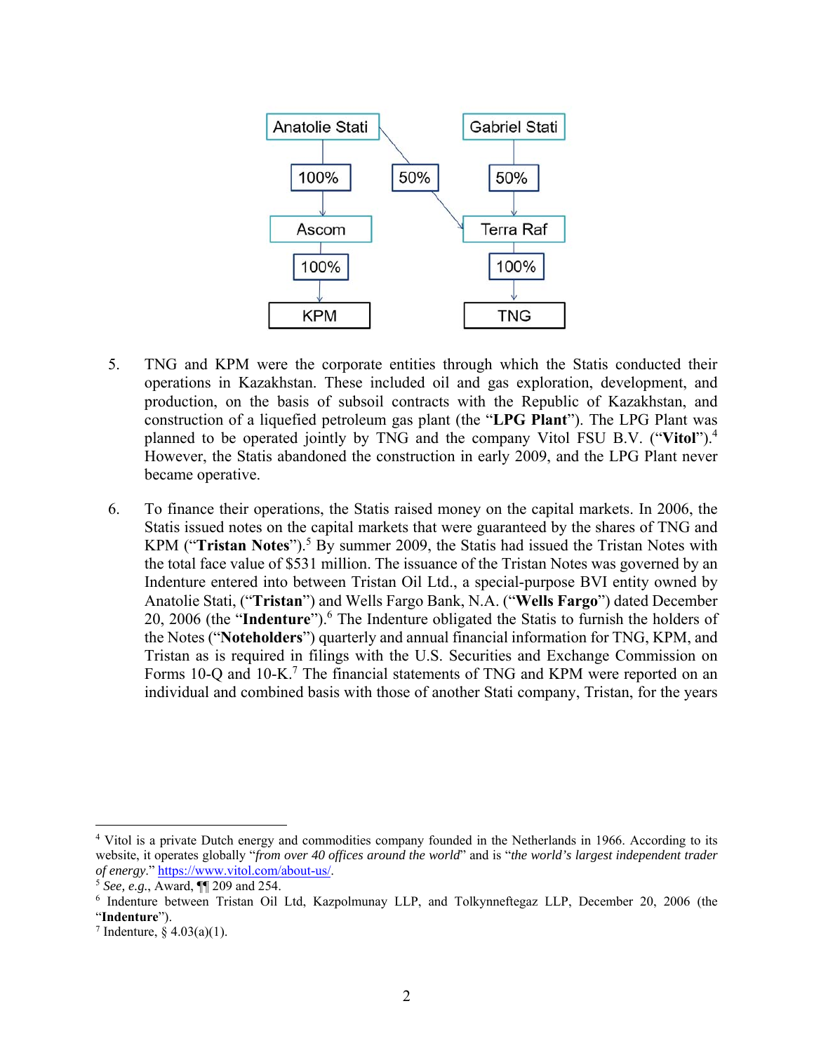- Anatolie Stati — 100% → Ascom — 100% → KPM
- Anatolie Stati — 50% → Terra Raf
- Gabriel Stati — 50% → Terra Raf — 100% → TNG

5. TNG and KPM were the corporate entities through which the Statis conducted their operations in Kazakhstan. These included oil and gas exploration, development, and production, on the basis of subsoil contracts with the Republic of Kazakhstan, and construction of a liquefied petroleum gas plant (the "**LPG Plant**"). The LPG Plant was planned to be operated jointly by TNG and the company Vitol FSU B.V. ("**Vitol**").[4] However, the Statis abandoned the construction in early 2009, and the LPG Plant never became operative.

6. To finance their operations, the Statis raised money on the capital markets. In 2006, the Statis issued notes on the capital markets that were guaranteed by the shares of TNG and KPM ("**Tristan Notes**").[5] By summer 2009, the Statis had issued the Tristan Notes with the total face value of $531 million. The issuance of the Tristan Notes was governed by an Indenture entered into between Tristan Oil Ltd., a special-purpose BVI entity owned by Anatolie Stati, ("**Tristan**") and Wells Fargo Bank, N.A. ("**Wells Fargo**") dated December 20, 2006 (the "**Indenture**").[6] The Indenture obligated the Statis to furnish the holders of the Notes ("**Noteholders**") quarterly and annual financial information for TNG, KPM, and Tristan as is required in filings with the U.S. Securities and Exchange Commission on Forms 10-Q and 10-K.[7] The financial statements of TNG and KPM were reported on an individual and combined basis with those of another Stati company, Tristan, for the years

---

[4] Vitol is a private Dutch energy and commodities company founded in the Netherlands in 1966. According to its website, it operates globally "*from over 40 offices around the world*" and is "*the world's largest independent trader of energy*." https://www.vitol.com/about-us/.

[5] *See, e.g.*, Award, ¶¶ 209 and 254.

[6] Indenture between Tristan Oil Ltd, Kazpolmunay LLP, and Tolkynneftegaz LLP, December 20, 2006 (the "**Indenture**").

[7] Indenture, § 4.03(a)(1).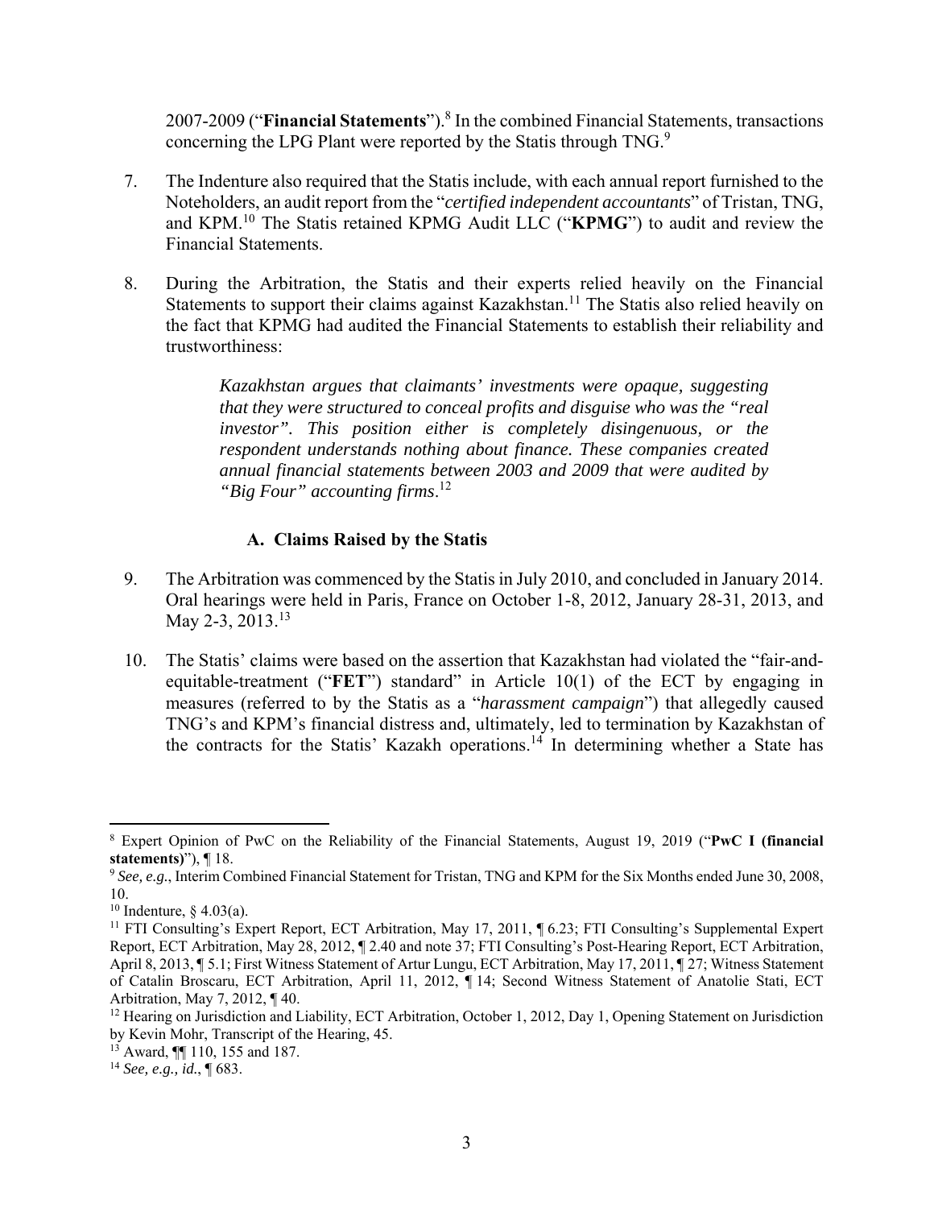2007-2009 ("**Financial Statements**").[8] In the combined Financial Statements, transactions concerning the LPG Plant were reported by the Statis through TNG.[9]

7. The Indenture also required that the Statis include, with each annual report furnished to the Noteholders, an audit report from the "*certified independent accountants*" of Tristan, TNG, and KPM.[10] The Statis retained KPMG Audit LLC ("**KPMG**") to audit and review the Financial Statements.

8. During the Arbitration, the Statis and their experts relied heavily on the Financial Statements to support their claims against Kazakhstan.[11] The Statis also relied heavily on the fact that KPMG had audited the Financial Statements to establish their reliability and trustworthiness:

> *Kazakhstan argues that claimants' investments were opaque, suggesting that they were structured to conceal profits and disguise who was the "real investor". This position either is completely disingenuous, or the respondent understands nothing about finance. These companies created annual financial statements between 2003 and 2009 that were audited by "Big Four" accounting firms*.[12]

### A. Claims Raised by the Statis

9. The Arbitration was commenced by the Statis in July 2010, and concluded in January 2014. Oral hearings were held in Paris, France on October 1-8, 2012, January 28-31, 2013, and May 2-3, 2013.[13]

10. The Statis' claims were based on the assertion that Kazakhstan had violated the "fair-and-equitable-treatment ("**FET**") standard" in Article 10(1) of the ECT by engaging in measures (referred to by the Statis as a "*harassment campaign*") that allegedly caused TNG's and KPM's financial distress and, ultimately, led to termination by Kazakhstan of the contracts for the Statis' Kazakh operations.[14] In determining whether a State has

---

[8] Expert Opinion of PwC on the Reliability of the Financial Statements, August 19, 2019 ("**PwC I (financial statements)**"), ¶ 18.

[9] *See, e.g.*, Interim Combined Financial Statement for Tristan, TNG and KPM for the Six Months ended June 30, 2008, 10.

[10] Indenture, § 4.03(a).

[11] FTI Consulting's Expert Report, ECT Arbitration, May 17, 2011, ¶ 6.23; FTI Consulting's Supplemental Expert Report, ECT Arbitration, May 28, 2012, ¶ 2.40 and note 37; FTI Consulting's Post-Hearing Report, ECT Arbitration, April 8, 2013, ¶ 5.1; First Witness Statement of Artur Lungu, ECT Arbitration, May 17, 2011, ¶ 27; Witness Statement of Catalin Broscaru, ECT Arbitration, April 11, 2012, ¶ 14; Second Witness Statement of Anatolie Stati, ECT Arbitration, May 7, 2012, ¶ 40.

[12] Hearing on Jurisdiction and Liability, ECT Arbitration, October 1, 2012, Day 1, Opening Statement on Jurisdiction by Kevin Mohr, Transcript of the Hearing, 45.

[13] Award, ¶¶ 110, 155 and 187.

[14] *See, e.g., id.*, ¶ 683.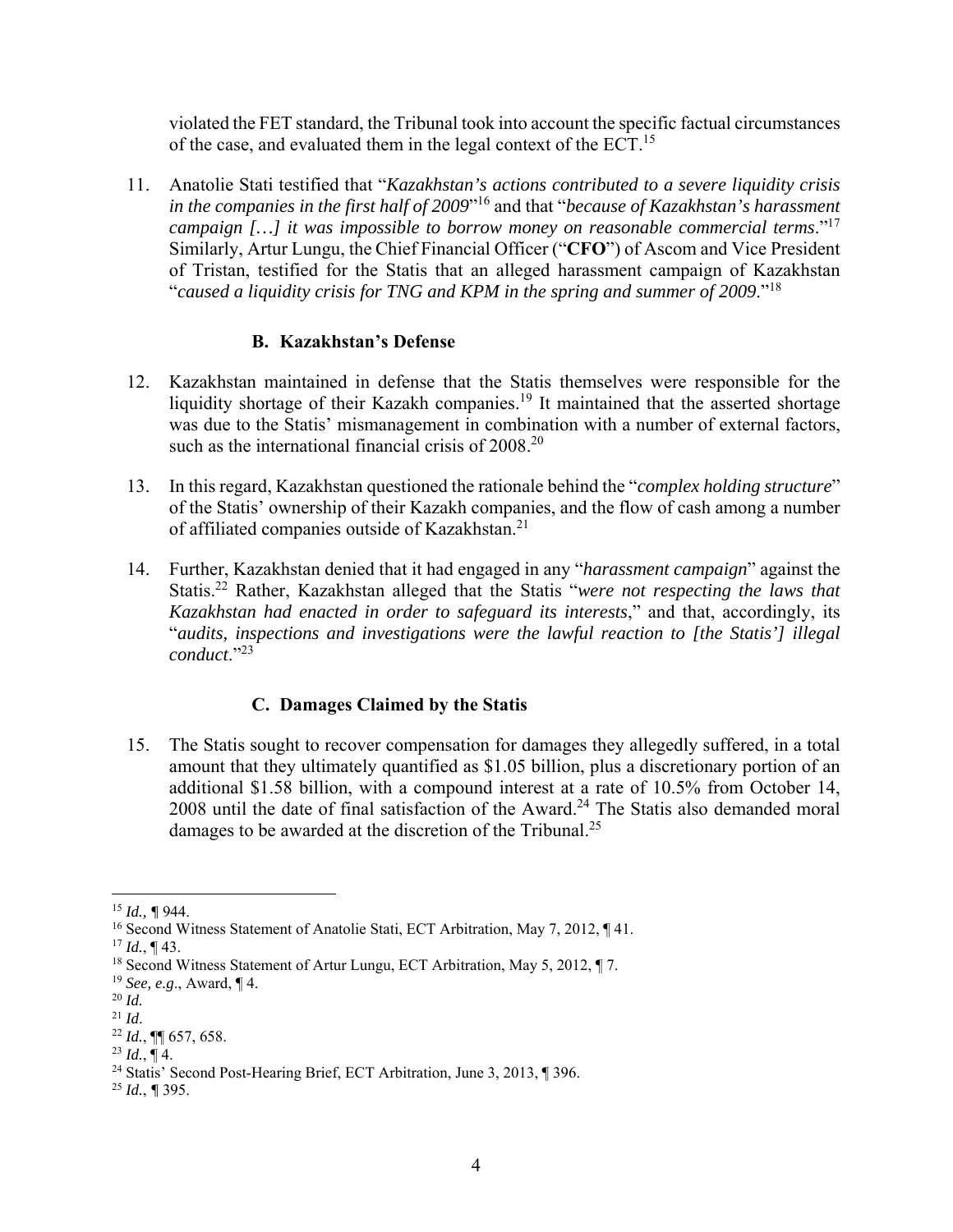violated the FET standard, the Tribunal took into account the specific factual circumstances of the case, and evaluated them in the legal context of the ECT.[15]

11. Anatolie Stati testified that "*Kazakhstan's actions contributed to a severe liquidity crisis in the companies in the first half of 2009*"[16] and that "*because of Kazakhstan's harassment campaign […] it was impossible to borrow money on reasonable commercial terms*."[17] Similarly, Artur Lungu, the Chief Financial Officer ("**CFO**") of Ascom and Vice President of Tristan, testified for the Statis that an alleged harassment campaign of Kazakhstan "*caused a liquidity crisis for TNG and KPM in the spring and summer of 2009*."[18]

### B. Kazakhstan's Defense

12. Kazakhstan maintained in defense that the Statis themselves were responsible for the liquidity shortage of their Kazakh companies.[19] It maintained that the asserted shortage was due to the Statis' mismanagement in combination with a number of external factors, such as the international financial crisis of 2008.[20]

13. In this regard, Kazakhstan questioned the rationale behind the "*complex holding structure*" of the Statis' ownership of their Kazakh companies, and the flow of cash among a number of affiliated companies outside of Kazakhstan.[21]

14. Further, Kazakhstan denied that it had engaged in any "*harassment campaign*" against the Statis.[22] Rather, Kazakhstan alleged that the Statis "*were not respecting the laws that Kazakhstan had enacted in order to safeguard its interests*," and that, accordingly, its "*audits, inspections and investigations were the lawful reaction to [the Statis'] illegal conduct*."[23]

### C. Damages Claimed by the Statis

15. The Statis sought to recover compensation for damages they allegedly suffered, in a total amount that they ultimately quantified as $1.05 billion, plus a discretionary portion of an additional $1.58 billion, with a compound interest at a rate of 10.5% from October 14, 2008 until the date of final satisfaction of the Award.[24] The Statis also demanded moral damages to be awarded at the discretion of the Tribunal.[25]

---

[15] *Id.*, ¶ 944.

[16] Second Witness Statement of Anatolie Stati, ECT Arbitration, May 7, 2012, ¶ 41.

[17] *Id.*, ¶ 43.

[18] Second Witness Statement of Artur Lungu, ECT Arbitration, May 5, 2012, ¶ 7.

[19] *See, e.g.*, Award, ¶ 4.

[20] *Id.*

[21] *Id*.

[22] *Id.*, ¶¶ 657, 658.

[23] *Id.*, ¶ 4.

[24] Statis' Second Post-Hearing Brief, ECT Arbitration, June 3, 2013, ¶ 396.

[25] *Id.*, ¶ 395.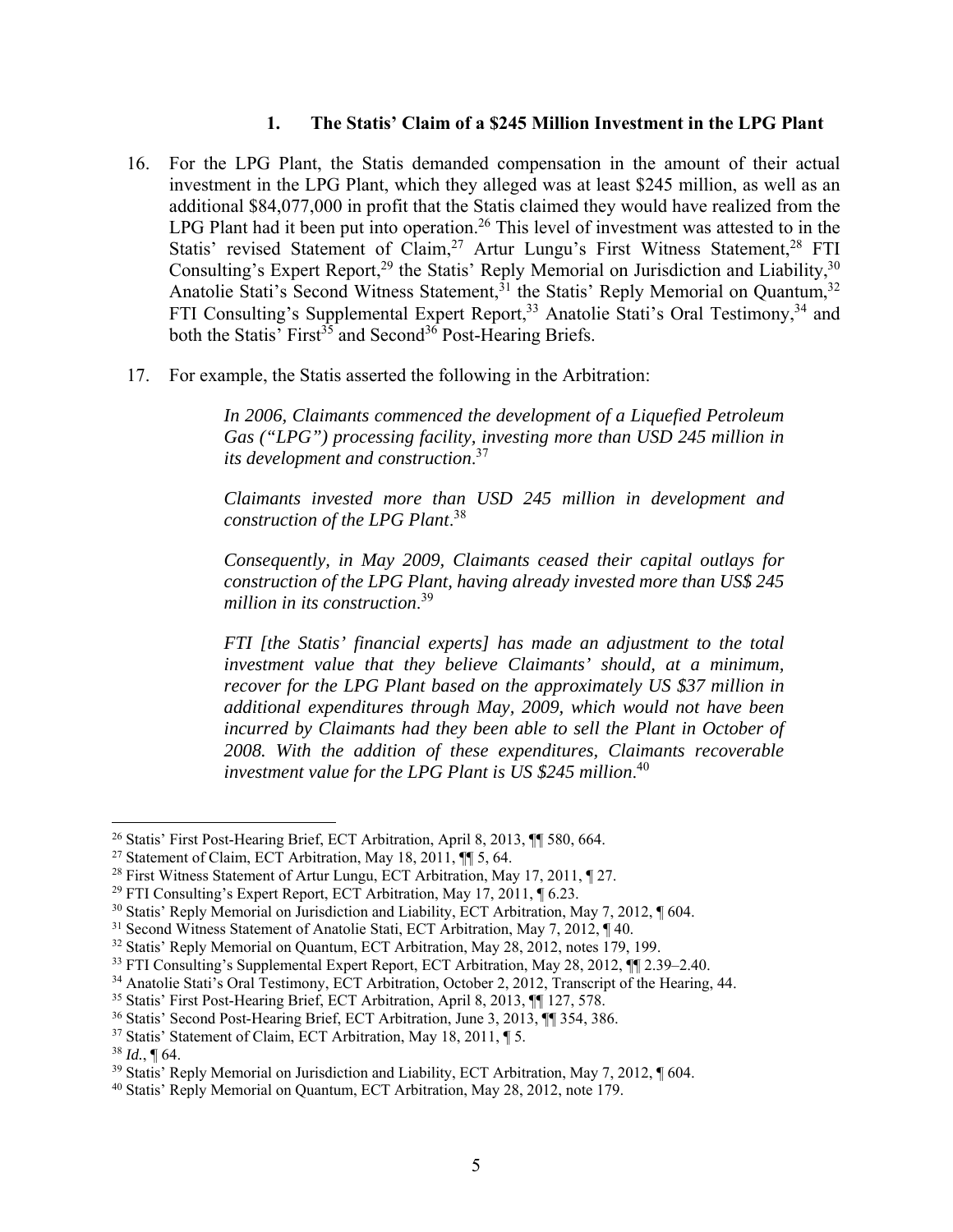### 1. The Statis' Claim of a $245 Million Investment in the LPG Plant

16. For the LPG Plant, the Statis demanded compensation in the amount of their actual investment in the LPG Plant, which they alleged was at least $245 million, as well as an additional $84,077,000 in profit that the Statis claimed they would have realized from the LPG Plant had it been put into operation.[26] This level of investment was attested to in the Statis' revised Statement of Claim,[27] Artur Lungu's First Witness Statement,[28] FTI Consulting's Expert Report,[29] the Statis' Reply Memorial on Jurisdiction and Liability,[30] Anatolie Stati's Second Witness Statement,[31] the Statis' Reply Memorial on Quantum,[32] FTI Consulting's Supplemental Expert Report,[33] Anatolie Stati's Oral Testimony,[34] and both the Statis' First[35] and Second[36] Post-Hearing Briefs.

17. For example, the Statis asserted the following in the Arbitration:

> *In 2006, Claimants commenced the development of a Liquefied Petroleum Gas ("LPG") processing facility, investing more than USD 245 million in its development and construction*.[37]
>
> *Claimants invested more than USD 245 million in development and construction of the LPG Plant*.[38]
>
> *Consequently, in May 2009, Claimants ceased their capital outlays for construction of the LPG Plant, having already invested more than US$ 245 million in its construction*.[39]
>
> *FTI [the Statis' financial experts] has made an adjustment to the total investment value that they believe Claimants' should, at a minimum, recover for the LPG Plant based on the approximately US $37 million in additional expenditures through May, 2009, which would not have been incurred by Claimants had they been able to sell the Plant in October of 2008. With the addition of these expenditures, Claimants recoverable investment value for the LPG Plant is US $245 million*.[40]

---

[26] Statis' First Post-Hearing Brief, ECT Arbitration, April 8, 2013, ¶¶ 580, 664.

[27] Statement of Claim, ECT Arbitration, May 18, 2011, ¶¶ 5, 64.

[28] First Witness Statement of Artur Lungu, ECT Arbitration, May 17, 2011, ¶ 27.

[29] FTI Consulting's Expert Report, ECT Arbitration, May 17, 2011, ¶ 6.23.

[30] Statis' Reply Memorial on Jurisdiction and Liability, ECT Arbitration, May 7, 2012, ¶ 604.

[31] Second Witness Statement of Anatolie Stati, ECT Arbitration, May 7, 2012, ¶ 40.

[32] Statis' Reply Memorial on Quantum, ECT Arbitration, May 28, 2012, notes 179, 199.

[33] FTI Consulting's Supplemental Expert Report, ECT Arbitration, May 28, 2012, ¶¶ 2.39–2.40.

[34] Anatolie Stati's Oral Testimony, ECT Arbitration, October 2, 2012, Transcript of the Hearing, 44.

[35] Statis' First Post-Hearing Brief, ECT Arbitration, April 8, 2013, ¶¶ 127, 578.

[36] Statis' Second Post-Hearing Brief, ECT Arbitration, June 3, 2013, ¶¶ 354, 386.

[37] Statis' Statement of Claim, ECT Arbitration, May 18, 2011, ¶ 5.

[38] *Id.*, ¶ 64.

[39] Statis' Reply Memorial on Jurisdiction and Liability, ECT Arbitration, May 7, 2012, ¶ 604.

[40] Statis' Reply Memorial on Quantum, ECT Arbitration, May 28, 2012, note 179.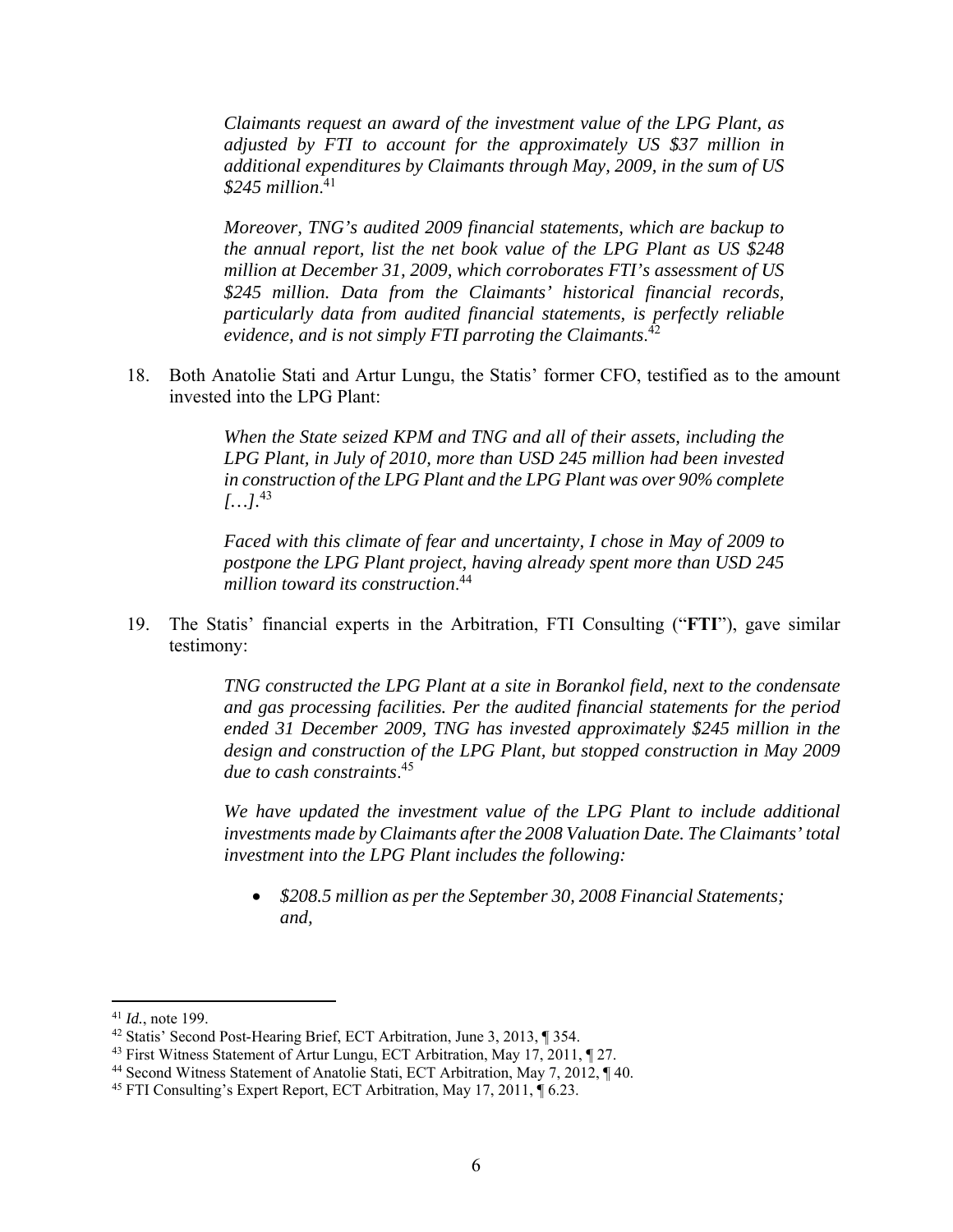> *Claimants request an award of the investment value of the LPG Plant, as adjusted by FTI to account for the approximately US $37 million in additional expenditures by Claimants through May, 2009, in the sum of US $245 million*.[41]
>
> *Moreover, TNG's audited 2009 financial statements, which are backup to the annual report, list the net book value of the LPG Plant as US $248 million at December 31, 2009, which corroborates FTI's assessment of US $245 million. Data from the Claimants' historical financial records, particularly data from audited financial statements, is perfectly reliable evidence, and is not simply FTI parroting the Claimants*.[42]

18. Both Anatolie Stati and Artur Lungu, the Statis' former CFO, testified as to the amount invested into the LPG Plant:

> *When the State seized KPM and TNG and all of their assets, including the LPG Plant, in July of 2010, more than USD 245 million had been invested in construction of the LPG Plant and the LPG Plant was over 90% complete […]*.[43]
>
> *Faced with this climate of fear and uncertainty, I chose in May of 2009 to postpone the LPG Plant project, having already spent more than USD 245 million toward its construction*.[44]

19. The Statis' financial experts in the Arbitration, FTI Consulting ("**FTI**"), gave similar testimony:

> *TNG constructed the LPG Plant at a site in Borankol field, next to the condensate and gas processing facilities. Per the audited financial statements for the period ended 31 December 2009, TNG has invested approximately $245 million in the design and construction of the LPG Plant, but stopped construction in May 2009 due to cash constraints*.[45]
>
> *We have updated the investment value of the LPG Plant to include additional investments made by Claimants after the 2008 Valuation Date. The Claimants' total investment into the LPG Plant includes the following:*
>
> - *$208.5 million as per the September 30, 2008 Financial Statements; and,*

---

[41] *Id.*, note 199.

[42] Statis' Second Post-Hearing Brief, ECT Arbitration, June 3, 2013, ¶ 354.

[43] First Witness Statement of Artur Lungu, ECT Arbitration, May 17, 2011, ¶ 27.

[44] Second Witness Statement of Anatolie Stati, ECT Arbitration, May 7, 2012, ¶ 40.

[45] FTI Consulting's Expert Report, ECT Arbitration, May 17, 2011, ¶ 6.23.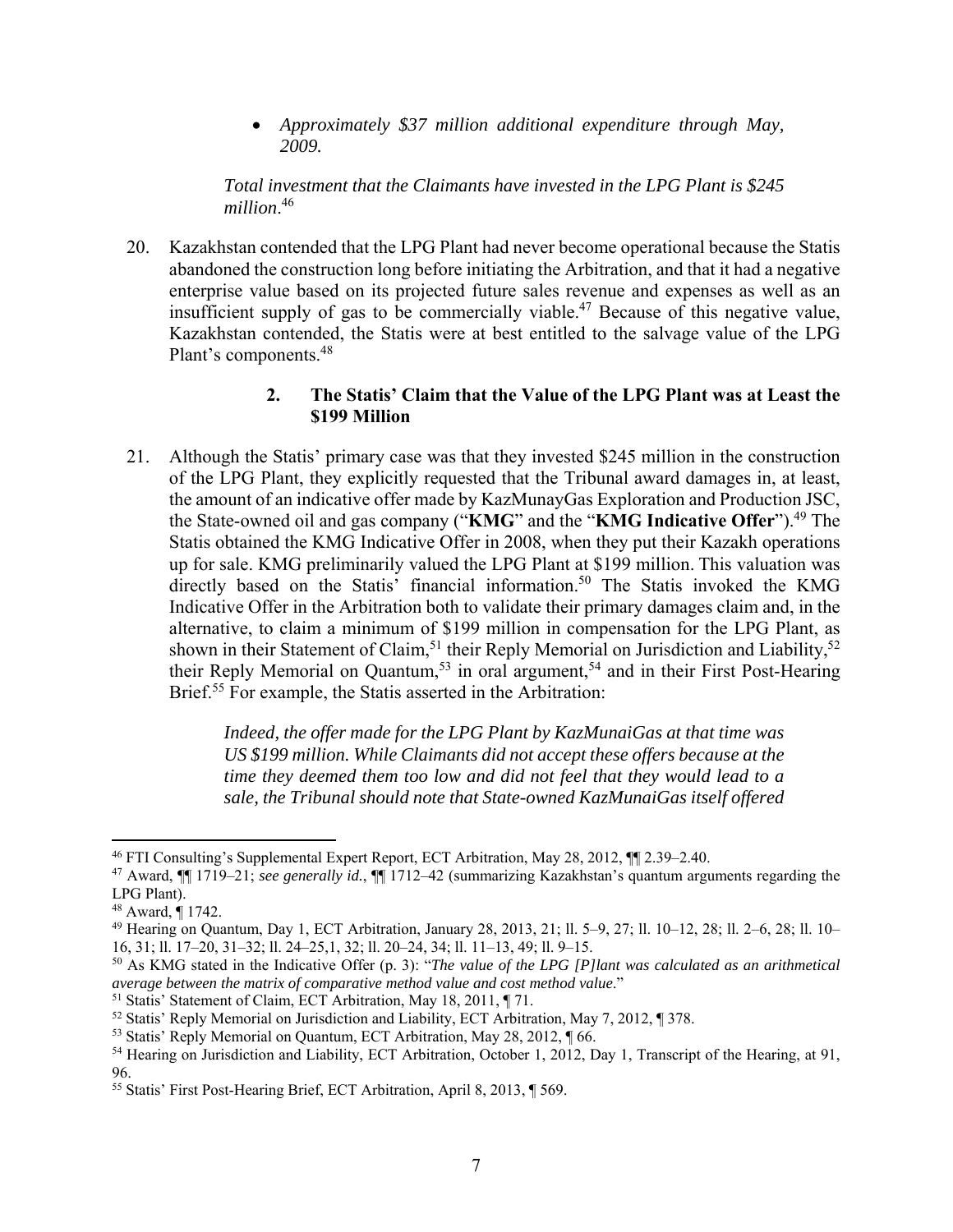- *Approximately $37 million additional expenditure through May, 2009.*

*Total investment that the Claimants have invested in the LPG Plant is $245 million*.[46]

20. Kazakhstan contended that the LPG Plant had never become operational because the Statis abandoned the construction long before initiating the Arbitration, and that it had a negative enterprise value based on its projected future sales revenue and expenses as well as an insufficient supply of gas to be commercially viable.[47] Because of this negative value, Kazakhstan contended, the Statis were at best entitled to the salvage value of the LPG Plant's components.[48]

### 2. The Statis' Claim that the Value of the LPG Plant was at Least the $199 Million

21. Although the Statis' primary case was that they invested $245 million in the construction of the LPG Plant, they explicitly requested that the Tribunal award damages in, at least, the amount of an indicative offer made by KazMunayGas Exploration and Production JSC, the State-owned oil and gas company ("**KMG**" and the "**KMG Indicative Offer**").[49] The Statis obtained the KMG Indicative Offer in 2008, when they put their Kazakh operations up for sale. KMG preliminarily valued the LPG Plant at $199 million. This valuation was directly based on the Statis' financial information.[50] The Statis invoked the KMG Indicative Offer in the Arbitration both to validate their primary damages claim and, in the alternative, to claim a minimum of $199 million in compensation for the LPG Plant, as shown in their Statement of Claim,[51] their Reply Memorial on Jurisdiction and Liability,[52] their Reply Memorial on Quantum,[53] in oral argument,[54] and in their First Post-Hearing Brief.[55] For example, the Statis asserted in the Arbitration:

> *Indeed, the offer made for the LPG Plant by KazMunaiGas at that time was US $199 million. While Claimants did not accept these offers because at the time they deemed them too low and did not feel that they would lead to a sale, the Tribunal should note that State-owned KazMunaiGas itself offered*

---

[46] FTI Consulting's Supplemental Expert Report, ECT Arbitration, May 28, 2012, ¶¶ 2.39–2.40.

[47] Award, ¶¶ 1719–21; *see generally id.*, ¶¶ 1712–42 (summarizing Kazakhstan's quantum arguments regarding the LPG Plant).

[48] Award, ¶ 1742.

[49] Hearing on Quantum, Day 1, ECT Arbitration, January 28, 2013, 21; ll. 5–9, 27; ll. 10–12, 28; ll. 2–6, 28; ll. 10–16, 31; ll. 17–20, 31–32; ll. 24–25,1, 32; ll. 20–24, 34; ll. 11–13, 49; ll. 9–15.

[50] As KMG stated in the Indicative Offer (p. 3): "*The value of the LPG [P]lant was calculated as an arithmetical average between the matrix of comparative method value and cost method value*."

[51] Statis' Statement of Claim, ECT Arbitration, May 18, 2011, ¶ 71.

[52] Statis' Reply Memorial on Jurisdiction and Liability, ECT Arbitration, May 7, 2012, ¶ 378.

[53] Statis' Reply Memorial on Quantum, ECT Arbitration, May 28, 2012, ¶ 66.

[54] Hearing on Jurisdiction and Liability, ECT Arbitration, October 1, 2012, Day 1, Transcript of the Hearing, at 91, 96.

[55] Statis' First Post-Hearing Brief, ECT Arbitration, April 8, 2013, ¶ 569.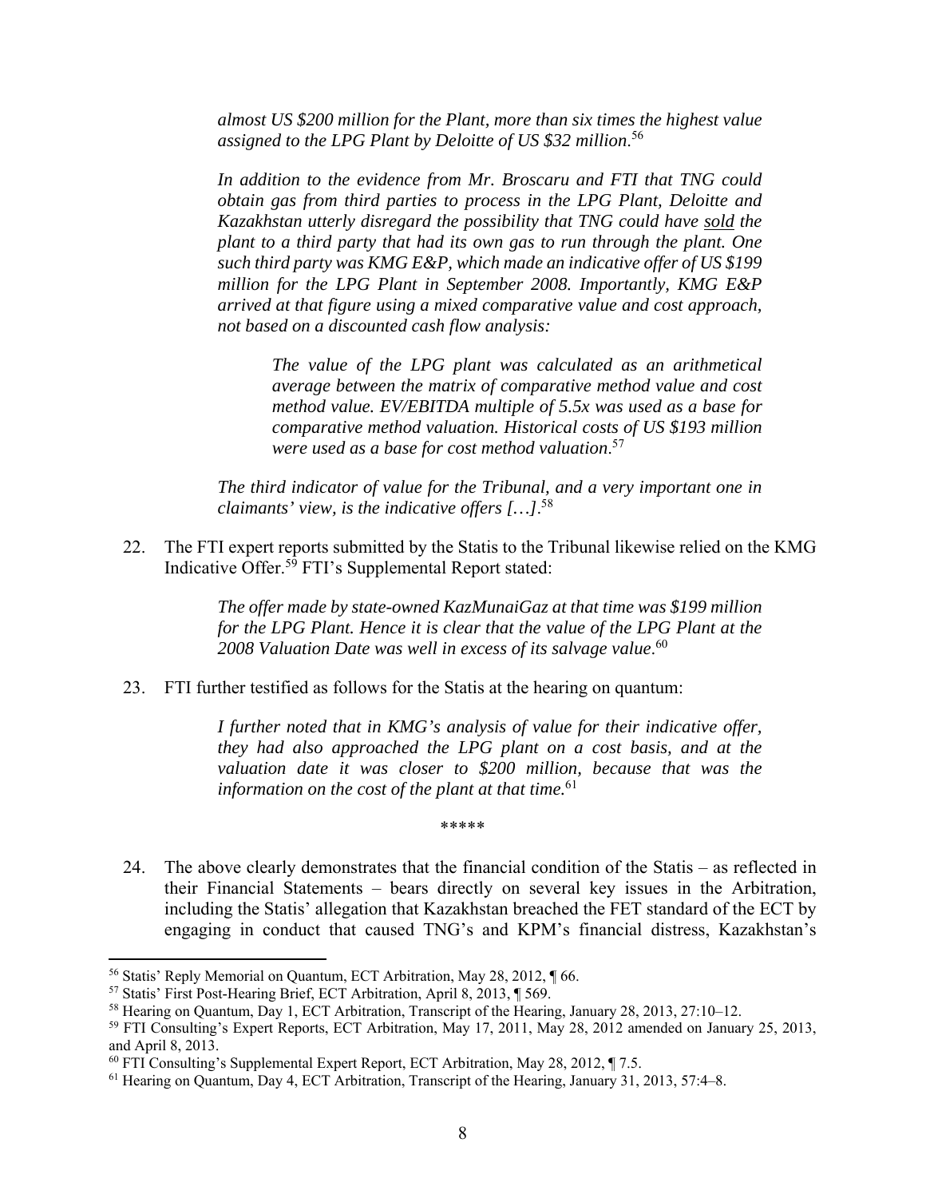> *almost US $200 million for the Plant, more than six times the highest value assigned to the LPG Plant by Deloitte of US $32 million*.[56]
>
> *In addition to the evidence from Mr. Broscaru and FTI that TNG could obtain gas from third parties to process in the LPG Plant, Deloitte and Kazakhstan utterly disregard the possibility that TNG could have* <u>*sold*</u> *the plant to a third party that had its own gas to run through the plant. One such third party was KMG E&P, which made an indicative offer of US $199 million for the LPG Plant in September 2008. Importantly, KMG E&P arrived at that figure using a mixed comparative value and cost approach, not based on a discounted cash flow analysis:*
>
> > *The value of the LPG plant was calculated as an arithmetical average between the matrix of comparative method value and cost method value. EV/EBITDA multiple of 5.5x was used as a base for comparative method valuation. Historical costs of US $193 million were used as a base for cost method valuation*.[57]
>
> *The third indicator of value for the Tribunal, and a very important one in claimants' view, is the indicative offers […]*.[58]

22. The FTI expert reports submitted by the Statis to the Tribunal likewise relied on the KMG Indicative Offer.[59] FTI's Supplemental Report stated:

> *The offer made by state-owned KazMunaiGaz at that time was $199 million for the LPG Plant. Hence it is clear that the value of the LPG Plant at the 2008 Valuation Date was well in excess of its salvage value*.[60]

23. FTI further testified as follows for the Statis at the hearing on quantum:

> *I further noted that in KMG's analysis of value for their indicative offer, they had also approached the LPG plant on a cost basis, and at the valuation date it was closer to $200 million, because that was the information on the cost of the plant at that time.*[61]

\*\*\*\*\*

24. The above clearly demonstrates that the financial condition of the Statis – as reflected in their Financial Statements – bears directly on several key issues in the Arbitration, including the Statis' allegation that Kazakhstan breached the FET standard of the ECT by engaging in conduct that caused TNG's and KPM's financial distress, Kazakhstan's

---

[56] Statis' Reply Memorial on Quantum, ECT Arbitration, May 28, 2012, ¶ 66.

[57] Statis' First Post-Hearing Brief, ECT Arbitration, April 8, 2013, ¶ 569.

[58] Hearing on Quantum, Day 1, ECT Arbitration, Transcript of the Hearing, January 28, 2013, 27:10–12.

[59] FTI Consulting's Expert Reports, ECT Arbitration, May 17, 2011, May 28, 2012 amended on January 25, 2013, and April 8, 2013.

[60] FTI Consulting's Supplemental Expert Report, ECT Arbitration, May 28, 2012, ¶ 7.5.

[61] Hearing on Quantum, Day 4, ECT Arbitration, Transcript of the Hearing, January 31, 2013, 57:4–8.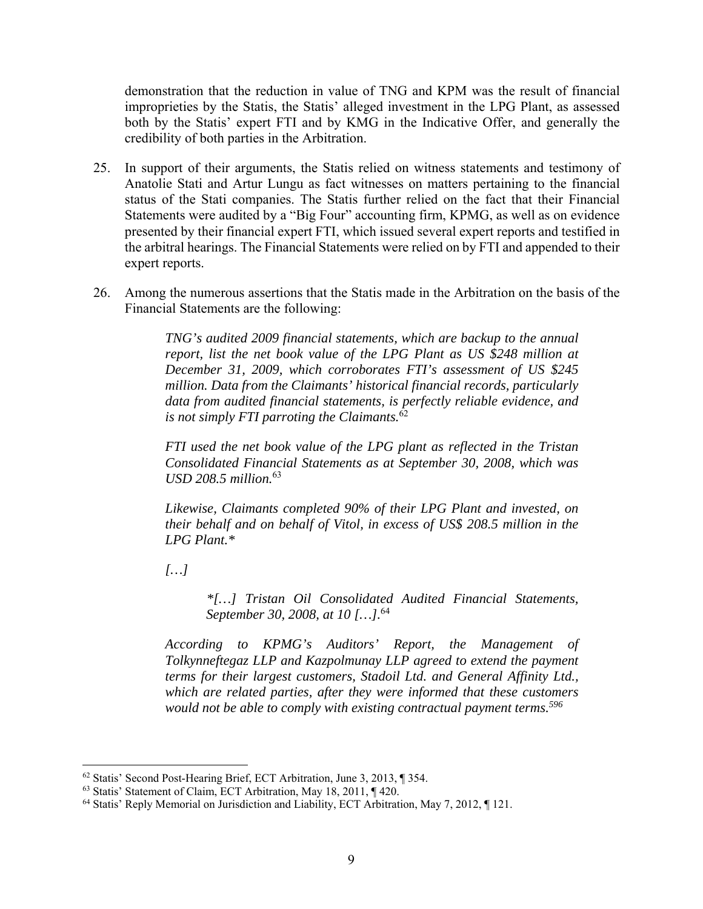demonstration that the reduction in value of TNG and KPM was the result of financial improprieties by the Statis, the Statis' alleged investment in the LPG Plant, as assessed both by the Statis' expert FTI and by KMG in the Indicative Offer, and generally the credibility of both parties in the Arbitration.

25. In support of their arguments, the Statis relied on witness statements and testimony of Anatolie Stati and Artur Lungu as fact witnesses on matters pertaining to the financial status of the Stati companies. The Statis further relied on the fact that their Financial Statements were audited by a "Big Four" accounting firm, KPMG, as well as on evidence presented by their financial expert FTI, which issued several expert reports and testified in the arbitral hearings. The Financial Statements were relied on by FTI and appended to their expert reports.

26. Among the numerous assertions that the Statis made in the Arbitration on the basis of the Financial Statements are the following:

> *TNG's audited 2009 financial statements, which are backup to the annual report, list the net book value of the LPG Plant as US $248 million at December 31, 2009, which corroborates FTI's assessment of US $245 million. Data from the Claimants' historical financial records, particularly data from audited financial statements, is perfectly reliable evidence, and is not simply FTI parroting the Claimants.*[62]
>
> *FTI used the net book value of the LPG plant as reflected in the Tristan Consolidated Financial Statements as at September 30, 2008, which was USD 208.5 million.*[63]
>
> *Likewise, Claimants completed 90% of their LPG Plant and invested, on their behalf and on behalf of Vitol, in excess of US$ 208.5 million in the LPG Plant.**
>
> *[…]*
>
> > **[…] Tristan Oil Consolidated Audited Financial Statements, September 30, 2008, at 10 […].*[64]
>
> *According to KPMG's Auditors' Report, the Management of Tolkynneftegaz LLP and Kazpolmunay LLP agreed to extend the payment terms for their largest customers, Stadoil Ltd. and General Affinity Ltd., which are related parties, after they were informed that these customers would not be able to comply with existing contractual payment terms.*[596]

---

[62] Statis' Second Post-Hearing Brief, ECT Arbitration, June 3, 2013, ¶ 354.

[63] Statis' Statement of Claim, ECT Arbitration, May 18, 2011, ¶ 420.

[64] Statis' Reply Memorial on Jurisdiction and Liability, ECT Arbitration, May 7, 2012, ¶ 121.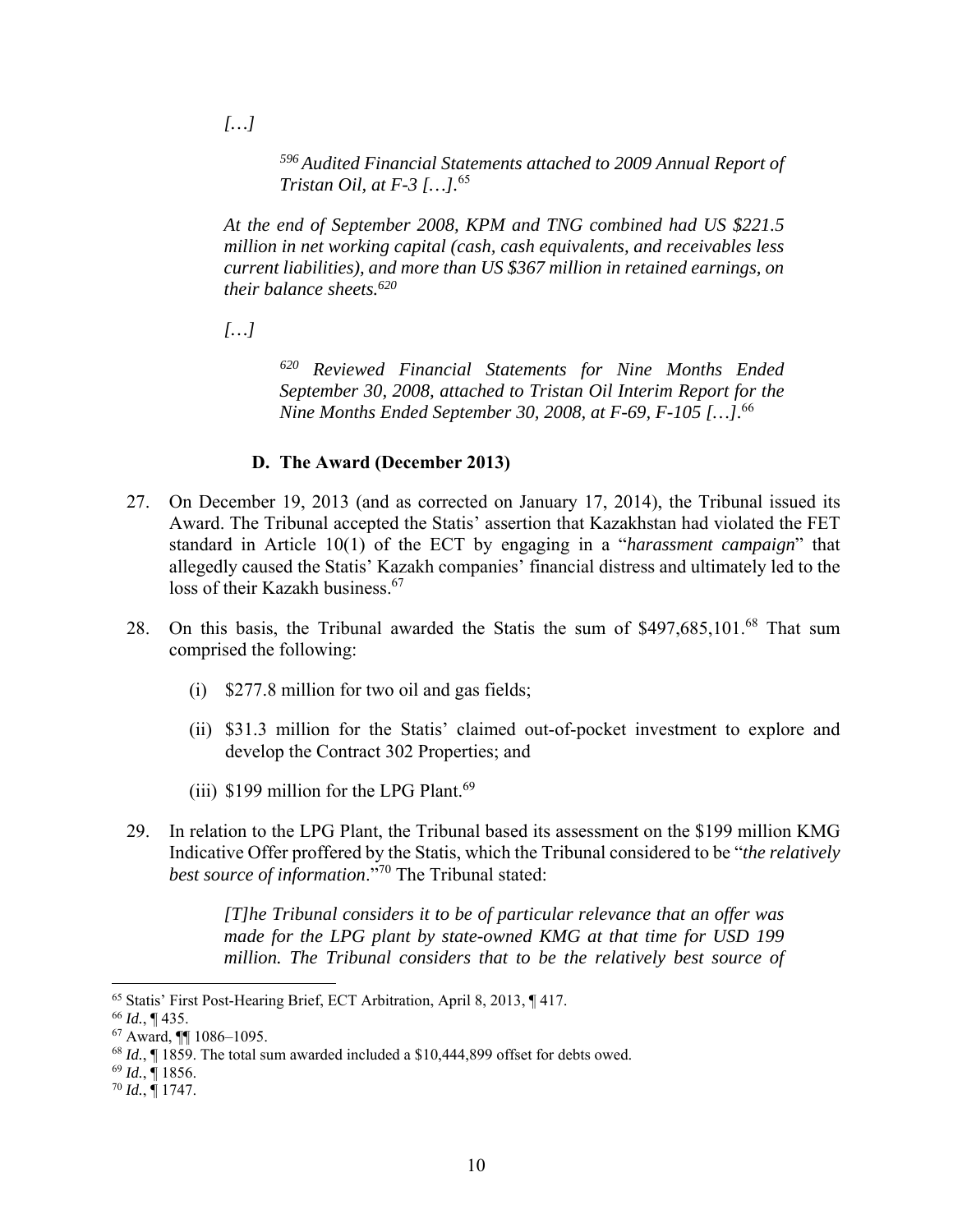*[…]*

> *596 Audited Financial Statements attached to 2009 Annual Report of Tristan Oil, at F-3 […].*[65]

> *At the end of September 2008, KPM and TNG combined had US $221.5 million in net working capital (cash, cash equivalents, and receivables less current liabilities), and more than US $367 million in retained earnings, on their balance sheets.[620]*

*[…]*

> *620 Reviewed Financial Statements for Nine Months Ended September 30, 2008, attached to Tristan Oil Interim Report for the Nine Months Ended September 30, 2008, at F-69, F-105 […].*[66]

### D. The Award (December 2013)

27. On December 19, 2013 (and as corrected on January 17, 2014), the Tribunal issued its Award. The Tribunal accepted the Statis' assertion that Kazakhstan had violated the FET standard in Article 10(1) of the ECT by engaging in a "*harassment campaign*" that allegedly caused the Statis' Kazakh companies' financial distress and ultimately led to the loss of their Kazakh business.[67]

28. On this basis, the Tribunal awarded the Statis the sum of $497,685,101.[68] That sum comprised the following:

    (i) $277.8 million for two oil and gas fields;

    (ii) $31.3 million for the Statis' claimed out-of-pocket investment to explore and develop the Contract 302 Properties; and

    (iii) $199 million for the LPG Plant.[69]

29. In relation to the LPG Plant, the Tribunal based its assessment on the $199 million KMG Indicative Offer proffered by the Statis, which the Tribunal considered to be "*the relatively best source of information*."[70] The Tribunal stated:

> *[T]he Tribunal considers it to be of particular relevance that an offer was made for the LPG plant by state-owned KMG at that time for USD 199 million. The Tribunal considers that to be the relatively best source of*

---

[65] Statis' First Post-Hearing Brief, ECT Arbitration, April 8, 2013, ¶ 417.

[66] *Id.*, ¶ 435.

[67] Award, ¶¶ 1086–1095.

[68] *Id.*, ¶ 1859. The total sum awarded included a $10,444,899 offset for debts owed.

[69] *Id.*, ¶ 1856.

[70] *Id.*, ¶ 1747.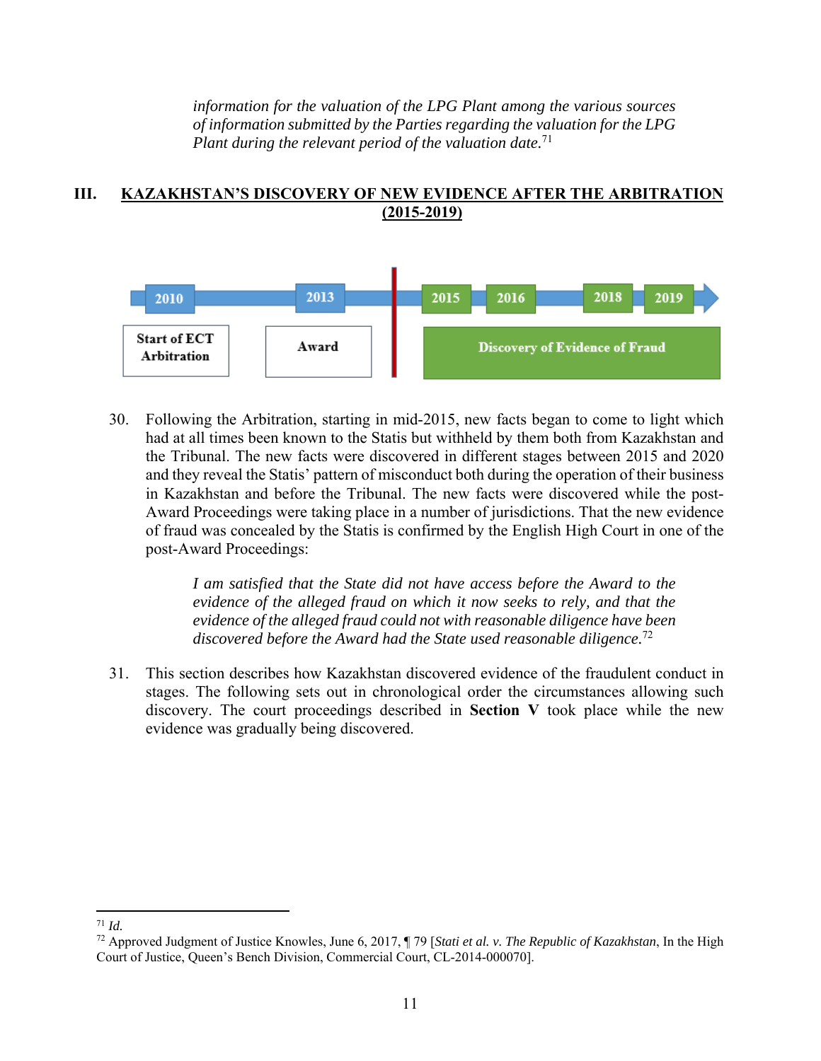> *information for the valuation of the LPG Plant among the various sources of information submitted by the Parties regarding the valuation for the LPG Plant during the relevant period of the valuation date.*[71]

## III. KAZAKHSTAN'S DISCOVERY OF NEW EVIDENCE AFTER THE ARBITRATION (2015-2019)

| 2010 | 2013 | 2015 | 2016 | 2018 | 2019 |
|---|---|---|---|---|---|
| Start of ECT Arbitration | Award | Discovery of Evidence of Fraud | | | |

30. Following the Arbitration, starting in mid-2015, new facts began to come to light which had at all times been known to the Statis but withheld by them both from Kazakhstan and the Tribunal. The new facts were discovered in different stages between 2015 and 2020 and they reveal the Statis' pattern of misconduct both during the operation of their business in Kazakhstan and before the Tribunal. The new facts were discovered while the post-Award Proceedings were taking place in a number of jurisdictions. That the new evidence of fraud was concealed by the Statis is confirmed by the English High Court in one of the post-Award Proceedings:

> *I am satisfied that the State did not have access before the Award to the evidence of the alleged fraud on which it now seeks to rely, and that the evidence of the alleged fraud could not with reasonable diligence have been discovered before the Award had the State used reasonable diligence.*[72]

31. This section describes how Kazakhstan discovered evidence of the fraudulent conduct in stages. The following sets out in chronological order the circumstances allowing such discovery. The court proceedings described in **Section V** took place while the new evidence was gradually being discovered.

---

[71] *Id.*

[72] Approved Judgment of Justice Knowles, June 6, 2017, ¶ 79 [*Stati et al. v. The Republic of Kazakhstan*, In the High Court of Justice, Queen's Bench Division, Commercial Court, CL-2014-000070].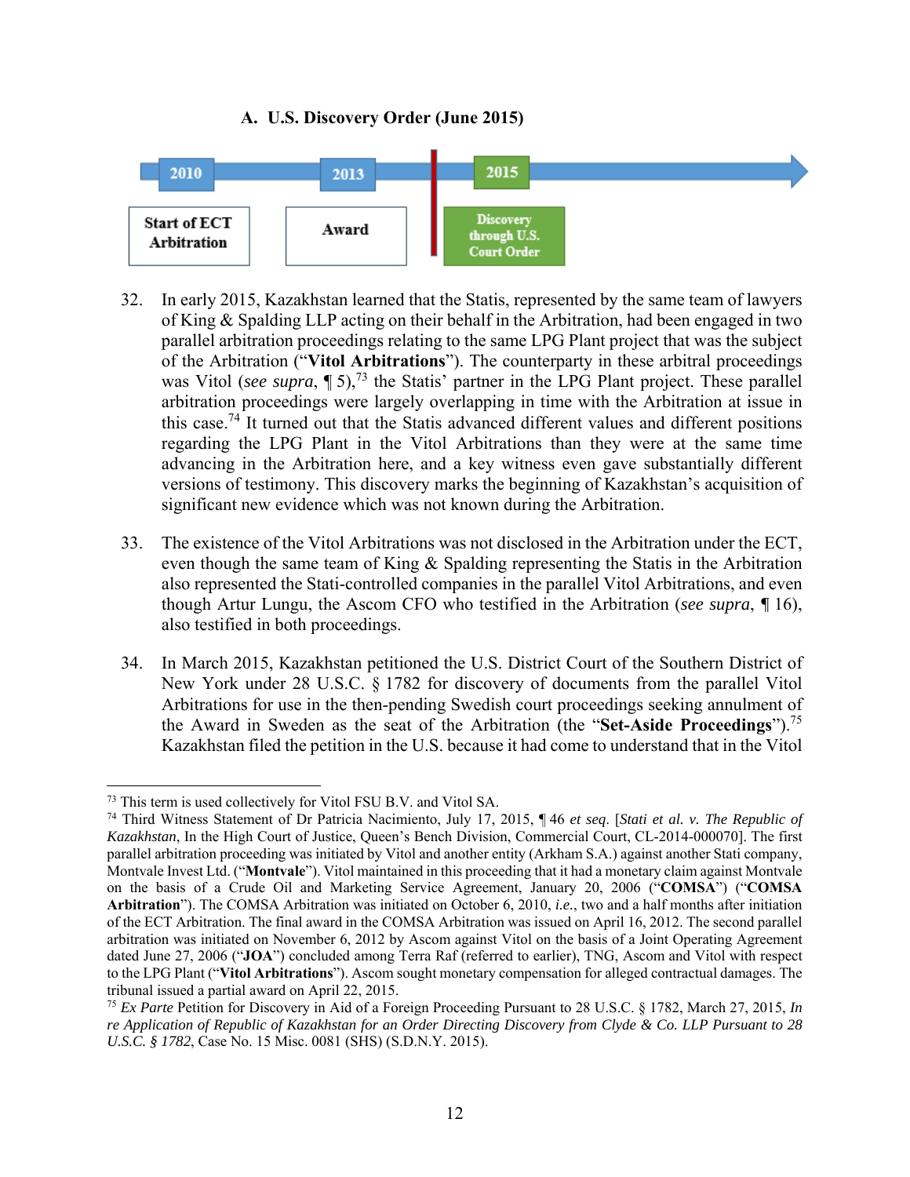### A. U.S. Discovery Order (June 2015)

2010 — Start of ECT Arbitration

2013 — Award

2015 — Discovery through U.S. Court Order

32. In early 2015, Kazakhstan learned that the Statis, represented by the same team of lawyers of King & Spalding LLP acting on their behalf in the Arbitration, had been engaged in two parallel arbitration proceedings relating to the same LPG Plant project that was the subject of the Arbitration ("**Vitol Arbitrations**"). The counterparty in these arbitral proceedings was Vitol (*see supra*, ¶ 5),[73] the Statis' partner in the LPG Plant project. These parallel arbitration proceedings were largely overlapping in time with the Arbitration at issue in this case.[74] It turned out that the Statis advanced different values and different positions regarding the LPG Plant in the Vitol Arbitrations than they were at the same time advancing in the Arbitration here, and a key witness even gave substantially different versions of testimony. This discovery marks the beginning of Kazakhstan's acquisition of significant new evidence which was not known during the Arbitration.

33. The existence of the Vitol Arbitrations was not disclosed in the Arbitration under the ECT, even though the same team of King & Spalding representing the Statis in the Arbitration also represented the Stati-controlled companies in the parallel Vitol Arbitrations, and even though Artur Lungu, the Ascom CFO who testified in the Arbitration (*see supra*, ¶ 16), also testified in both proceedings.

34. In March 2015, Kazakhstan petitioned the U.S. District Court of the Southern District of New York under 28 U.S.C. § 1782 for discovery of documents from the parallel Vitol Arbitrations for use in the then-pending Swedish court proceedings seeking annulment of the Award in Sweden as the seat of the Arbitration (the "**Set-Aside Proceedings**").[75] Kazakhstan filed the petition in the U.S. because it had come to understand that in the Vitol

---

[73] This term is used collectively for Vitol FSU B.V. and Vitol SA.

[74] Third Witness Statement of Dr Patricia Nacimiento, July 17, 2015, ¶ 46 *et seq*. [*Stati et al. v. The Republic of Kazakhstan*, In the High Court of Justice, Queen's Bench Division, Commercial Court, CL-2014-000070]. The first parallel arbitration proceeding was initiated by Vitol and another entity (Arkham S.A.) against another Stati company, Montvale Invest Ltd. ("**Montvale**"). Vitol maintained in this proceeding that it had a monetary claim against Montvale on the basis of a Crude Oil and Marketing Service Agreement, January 20, 2006 ("**COMSA**") ("**COMSA Arbitration**"). The COMSA Arbitration was initiated on October 6, 2010, *i.e.*, two and a half months after initiation of the ECT Arbitration. The final award in the COMSA Arbitration was issued on April 16, 2012. The second parallel arbitration was initiated on November 6, 2012 by Ascom against Vitol on the basis of a Joint Operating Agreement dated June 27, 2006 ("**JOA**") concluded among Terra Raf (referred to earlier), TNG, Ascom and Vitol with respect to the LPG Plant ("**Vitol Arbitrations**"). Ascom sought monetary compensation for alleged contractual damages. The tribunal issued a partial award on April 22, 2015.

[75] *Ex Parte* Petition for Discovery in Aid of a Foreign Proceeding Pursuant to 28 U.S.C. § 1782, March 27, 2015, *In re Application of Republic of Kazakhstan for an Order Directing Discovery from Clyde & Co. LLP Pursuant to 28 U.S.C. § 1782*, Case No. 15 Misc. 0081 (SHS) (S.D.N.Y. 2015).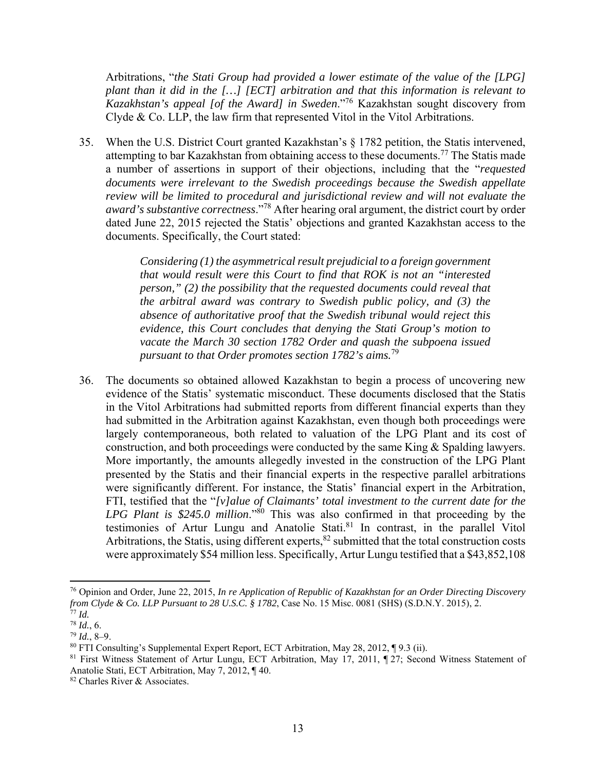Arbitrations, "*the Stati Group had provided a lower estimate of the value of the [LPG] plant than it did in the […] [ECT] arbitration and that this information is relevant to Kazakhstan's appeal [of the Award] in Sweden*."[76] Kazakhstan sought discovery from Clyde & Co. LLP, the law firm that represented Vitol in the Vitol Arbitrations.

35. When the U.S. District Court granted Kazakhstan's § 1782 petition, the Statis intervened, attempting to bar Kazakhstan from obtaining access to these documents.[77] The Statis made a number of assertions in support of their objections, including that the "*requested documents were irrelevant to the Swedish proceedings because the Swedish appellate review will be limited to procedural and jurisdictional review and will not evaluate the award's substantive correctness*."[78] After hearing oral argument, the district court by order dated June 22, 2015 rejected the Statis' objections and granted Kazakhstan access to the documents. Specifically, the Court stated:

> *Considering (1) the asymmetrical result prejudicial to a foreign government that would result were this Court to find that ROK is not an "interested person," (2) the possibility that the requested documents could reveal that the arbitral award was contrary to Swedish public policy, and (3) the absence of authoritative proof that the Swedish tribunal would reject this evidence, this Court concludes that denying the Stati Group's motion to vacate the March 30 section 1782 Order and quash the subpoena issued pursuant to that Order promotes section 1782's aims.*[79]

36. The documents so obtained allowed Kazakhstan to begin a process of uncovering new evidence of the Statis' systematic misconduct. These documents disclosed that the Statis in the Vitol Arbitrations had submitted reports from different financial experts than they had submitted in the Arbitration against Kazakhstan, even though both proceedings were largely contemporaneous, both related to valuation of the LPG Plant and its cost of construction, and both proceedings were conducted by the same King & Spalding lawyers. More importantly, the amounts allegedly invested in the construction of the LPG Plant presented by the Statis and their financial experts in the respective parallel arbitrations were significantly different. For instance, the Statis' financial expert in the Arbitration, FTI, testified that the "*[v]alue of Claimants' total investment to the current date for the LPG Plant is $245.0 million*."[80] This was also confirmed in that proceeding by the testimonies of Artur Lungu and Anatolie Stati.[81] In contrast, in the parallel Vitol Arbitrations, the Statis, using different experts,[82] submitted that the total construction costs were approximately $54 million less. Specifically, Artur Lungu testified that a $43,852,108

---

[76] Opinion and Order, June 22, 2015, *In re Application of Republic of Kazakhstan for an Order Directing Discovery from Clyde & Co. LLP Pursuant to 28 U.S.C. § 1782*, Case No. 15 Misc. 0081 (SHS) (S.D.N.Y. 2015), 2.

[77] *Id.*

[78] *Id.*, 6.

[79] *Id.*, 8–9.

[80] FTI Consulting's Supplemental Expert Report, ECT Arbitration, May 28, 2012, ¶ 9.3 (ii).

[81] First Witness Statement of Artur Lungu, ECT Arbitration, May 17, 2011, ¶ 27; Second Witness Statement of Anatolie Stati, ECT Arbitration, May 7, 2012, ¶ 40.

[82] Charles River & Associates.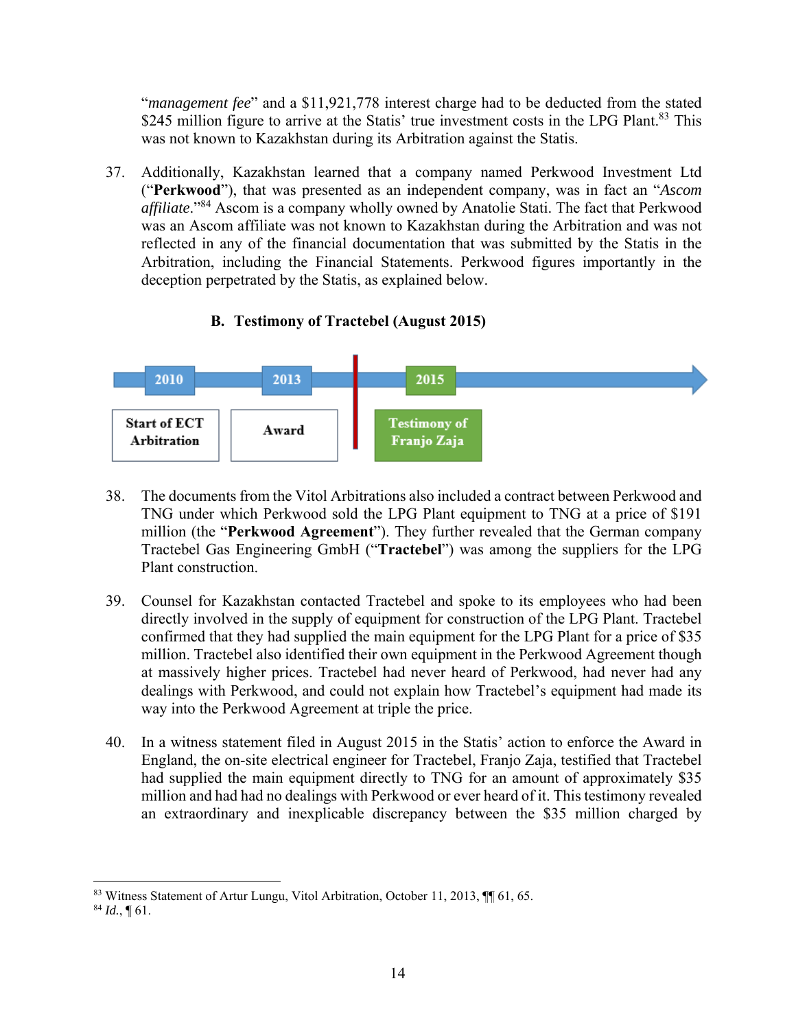"*management fee*" and a $11,921,778 interest charge had to be deducted from the stated $245 million figure to arrive at the Statis' true investment costs in the LPG Plant.[83] This was not known to Kazakhstan during its Arbitration against the Statis.

37. Additionally, Kazakhstan learned that a company named Perkwood Investment Ltd ("**Perkwood**"), that was presented as an independent company, was in fact an "*Ascom affiliate*."[84] Ascom is a company wholly owned by Anatolie Stati. The fact that Perkwood was an Ascom affiliate was not known to Kazakhstan during the Arbitration and was not reflected in any of the financial documentation that was submitted by the Statis in the Arbitration, including the Financial Statements. Perkwood figures importantly in the deception perpetrated by the Statis, as explained below.

### B. Testimony of Tractebel (August 2015)

| 2010 | 2013 | 2015 |
|---|---|---|
| Start of ECT Arbitration | Award | Testimony of Franjo Zaja |

38. The documents from the Vitol Arbitrations also included a contract between Perkwood and TNG under which Perkwood sold the LPG Plant equipment to TNG at a price of $191 million (the "**Perkwood Agreement**"). They further revealed that the German company Tractebel Gas Engineering GmbH ("**Tractebel**") was among the suppliers for the LPG Plant construction.

39. Counsel for Kazakhstan contacted Tractebel and spoke to its employees who had been directly involved in the supply of equipment for construction of the LPG Plant. Tractebel confirmed that they had supplied the main equipment for the LPG Plant for a price of $35 million. Tractebel also identified their own equipment in the Perkwood Agreement though at massively higher prices. Tractebel had never heard of Perkwood, had never had any dealings with Perkwood, and could not explain how Tractebel's equipment had made its way into the Perkwood Agreement at triple the price.

40. In a witness statement filed in August 2015 in the Statis' action to enforce the Award in England, the on-site electrical engineer for Tractebel, Franjo Zaja, testified that Tractebel had supplied the main equipment directly to TNG for an amount of approximately $35 million and had had no dealings with Perkwood or ever heard of it. This testimony revealed an extraordinary and inexplicable discrepancy between the $35 million charged by

---

[83] Witness Statement of Artur Lungu, Vitol Arbitration, October 11, 2013, ¶¶ 61, 65.

[84] *Id.*, ¶ 61.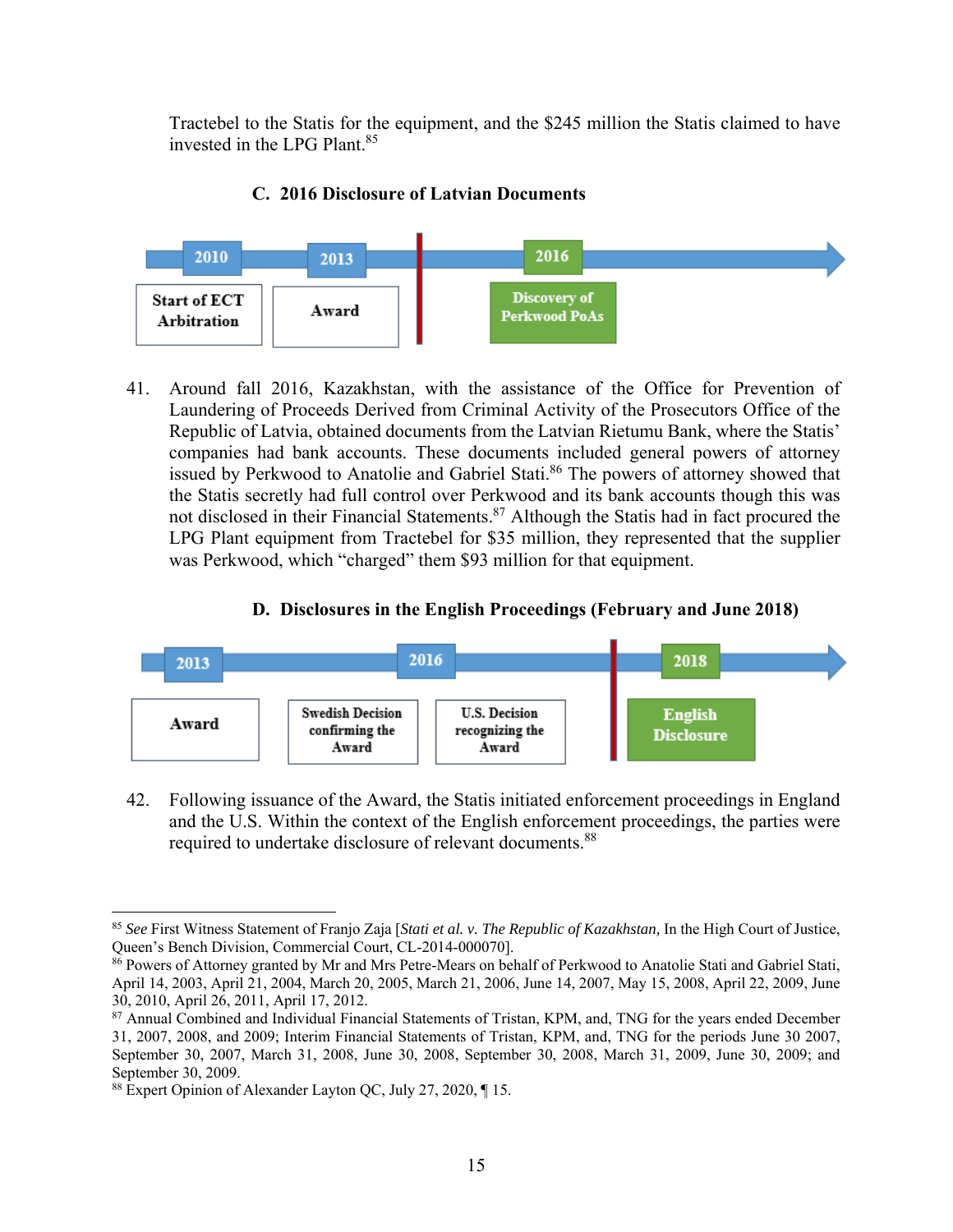Tractebel to the Statis for the equipment, and the $245 million the Statis claimed to have invested in the LPG Plant.[85]

### C. 2016 Disclosure of Latvian Documents

2010 — Start of ECT Arbitration
2013 — Award
2016 — Discovery of Perkwood PoAs

41. Around fall 2016, Kazakhstan, with the assistance of the Office for Prevention of Laundering of Proceeds Derived from Criminal Activity of the Prosecutors Office of the Republic of Latvia, obtained documents from the Latvian Rietumu Bank, where the Statis' companies had bank accounts. These documents included general powers of attorney issued by Perkwood to Anatolie and Gabriel Stati.[86] The powers of attorney showed that the Statis secretly had full control over Perkwood and its bank accounts though this was not disclosed in their Financial Statements.[87] Although the Statis had in fact procured the LPG Plant equipment from Tractebel for $35 million, they represented that the supplier was Perkwood, which "charged" them $93 million for that equipment.

### D. Disclosures in the English Proceedings (February and June 2018)

2013 — Award
2016 — Swedish Decision confirming the Award; U.S. Decision recognizing the Award
2018 — English Disclosure

42. Following issuance of the Award, the Statis initiated enforcement proceedings in England and the U.S. Within the context of the English enforcement proceedings, the parties were required to undertake disclosure of relevant documents.[88]

---

[85] *See* First Witness Statement of Franjo Zaja [*Stati et al. v. The Republic of Kazakhstan,* In the High Court of Justice, Queen's Bench Division, Commercial Court, CL-2014-000070].

[86] Powers of Attorney granted by Mr and Mrs Petre-Mears on behalf of Perkwood to Anatolie Stati and Gabriel Stati, April 14, 2003, April 21, 2004, March 20, 2005, March 21, 2006, June 14, 2007, May 15, 2008, April 22, 2009, June 30, 2010, April 26, 2011, April 17, 2012.

[87] Annual Combined and Individual Financial Statements of Tristan, KPM, and, TNG for the years ended December 31, 2007, 2008, and 2009; Interim Financial Statements of Tristan, KPM, and, TNG for the periods June 30 2007, September 30, 2007, March 31, 2008, June 30, 2008, September 30, 2008, March 31, 2009, June 30, 2009; and September 30, 2009.

[88] Expert Opinion of Alexander Layton QC, July 27, 2020, ¶ 15.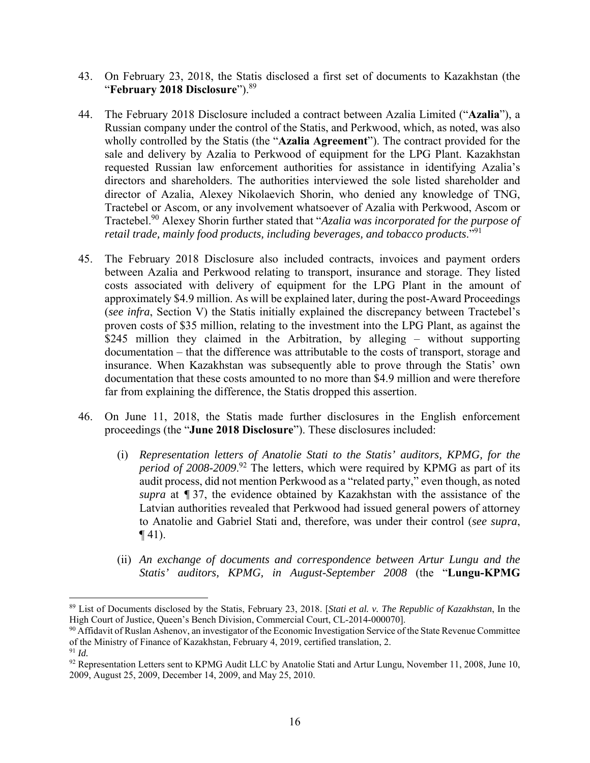43. On February 23, 2018, the Statis disclosed a first set of documents to Kazakhstan (the "**February 2018 Disclosure**").[89]

44. The February 2018 Disclosure included a contract between Azalia Limited ("**Azalia**"), a Russian company under the control of the Statis, and Perkwood, which, as noted, was also wholly controlled by the Statis (the "**Azalia Agreement**"). The contract provided for the sale and delivery by Azalia to Perkwood of equipment for the LPG Plant. Kazakhstan requested Russian law enforcement authorities for assistance in identifying Azalia's directors and shareholders. The authorities interviewed the sole listed shareholder and director of Azalia, Alexey Nikolaevich Shorin, who denied any knowledge of TNG, Tractebel or Ascom, or any involvement whatsoever of Azalia with Perkwood, Ascom or Tractebel.[90] Alexey Shorin further stated that "*Azalia was incorporated for the purpose of retail trade, mainly food products, including beverages, and tobacco products*."[91]

45. The February 2018 Disclosure also included contracts, invoices and payment orders between Azalia and Perkwood relating to transport, insurance and storage. They listed costs associated with delivery of equipment for the LPG Plant in the amount of approximately $4.9 million. As will be explained later, during the post-Award Proceedings (*see infra*, Section V) the Statis initially explained the discrepancy between Tractebel's proven costs of $35 million, relating to the investment into the LPG Plant, as against the $245 million they claimed in the Arbitration, by alleging – without supporting documentation – that the difference was attributable to the costs of transport, storage and insurance. When Kazakhstan was subsequently able to prove through the Statis' own documentation that these costs amounted to no more than $4.9 million and were therefore far from explaining the difference, the Statis dropped this assertion.

46. On June 11, 2018, the Statis made further disclosures in the English enforcement proceedings (the "**June 2018 Disclosure**"). These disclosures included:

    (i) *Representation letters of Anatolie Stati to the Statis' auditors, KPMG, for the period of 2008-2009*.[92] The letters, which were required by KPMG as part of its audit process, did not mention Perkwood as a "related party," even though, as noted *supra* at ¶ 37, the evidence obtained by Kazakhstan with the assistance of the Latvian authorities revealed that Perkwood had issued general powers of attorney to Anatolie and Gabriel Stati and, therefore, was under their control (*see supra*, ¶ 41).

    (ii) *An exchange of documents and correspondence between Artur Lungu and the Statis' auditors, KPMG, in August-September 2008* (the "**Lungu-KPMG**

---

[89] List of Documents disclosed by the Statis, February 23, 2018. [*Stati et al. v. The Republic of Kazakhstan*, In the High Court of Justice, Queen's Bench Division, Commercial Court, CL-2014-000070].

[90] Affidavit of Ruslan Ashenov, an investigator of the Economic Investigation Service of the State Revenue Committee of the Ministry of Finance of Kazakhstan, February 4, 2019, certified translation, 2.

[91] *Id.*

[92] Representation Letters sent to KPMG Audit LLC by Anatolie Stati and Artur Lungu, November 11, 2008, June 10, 2009, August 25, 2009, December 14, 2009, and May 25, 2010.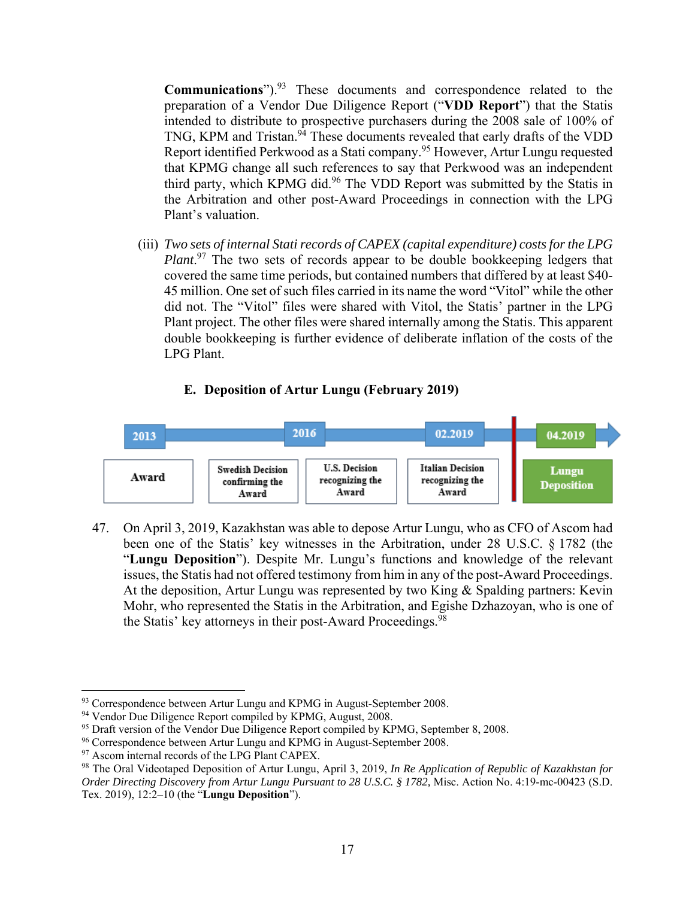**Communications**").[93] These documents and correspondence related to the preparation of a Vendor Due Diligence Report ("**VDD Report**") that the Statis intended to distribute to prospective purchasers during the 2008 sale of 100% of TNG, KPM and Tristan.[94] These documents revealed that early drafts of the VDD Report identified Perkwood as a Stati company.[95] However, Artur Lungu requested that KPMG change all such references to say that Perkwood was an independent third party, which KPMG did.[96] The VDD Report was submitted by the Statis in the Arbitration and other post-Award Proceedings in connection with the LPG Plant's valuation.

(iii) *Two sets of internal Stati records of CAPEX (capital expenditure) costs for the LPG Plant*.[97] The two sets of records appear to be double bookkeeping ledgers that covered the same time periods, but contained numbers that differed by at least $40-45 million. One set of such files carried in its name the word "Vitol" while the other did not. The "Vitol" files were shared with Vitol, the Statis' partner in the LPG Plant project. The other files were shared internally among the Statis. This apparent double bookkeeping is further evidence of deliberate inflation of the costs of the LPG Plant.

### E. Deposition of Artur Lungu (February 2019)

| 2013 | 2016 | | 02.2019 | 04.2019 |
|---|---|---|---|---|
| Award | Swedish Decision confirming the Award | U.S. Decision recognizing the Award | Italian Decision recognizing the Award | Lungu Deposition |

47. On April 3, 2019, Kazakhstan was able to depose Artur Lungu, who as CFO of Ascom had been one of the Statis' key witnesses in the Arbitration, under 28 U.S.C. § 1782 (the "**Lungu Deposition**"). Despite Mr. Lungu's functions and knowledge of the relevant issues, the Statis had not offered testimony from him in any of the post-Award Proceedings. At the deposition, Artur Lungu was represented by two King & Spalding partners: Kevin Mohr, who represented the Statis in the Arbitration, and Egishe Dzhazoyan, who is one of the Statis' key attorneys in their post-Award Proceedings.[98]

---

[93] Correspondence between Artur Lungu and KPMG in August-September 2008.

[94] Vendor Due Diligence Report compiled by KPMG, August, 2008.

[95] Draft version of the Vendor Due Diligence Report compiled by KPMG, September 8, 2008.

[96] Correspondence between Artur Lungu and KPMG in August-September 2008.

[97] Ascom internal records of the LPG Plant CAPEX.

[98] The Oral Videotaped Deposition of Artur Lungu, April 3, 2019, *In Re Application of Republic of Kazakhstan for Order Directing Discovery from Artur Lungu Pursuant to 28 U.S.C. § 1782,* Misc. Action No. 4:19-mc-00423 (S.D. Tex. 2019), 12:2–10 (the "**Lungu Deposition**").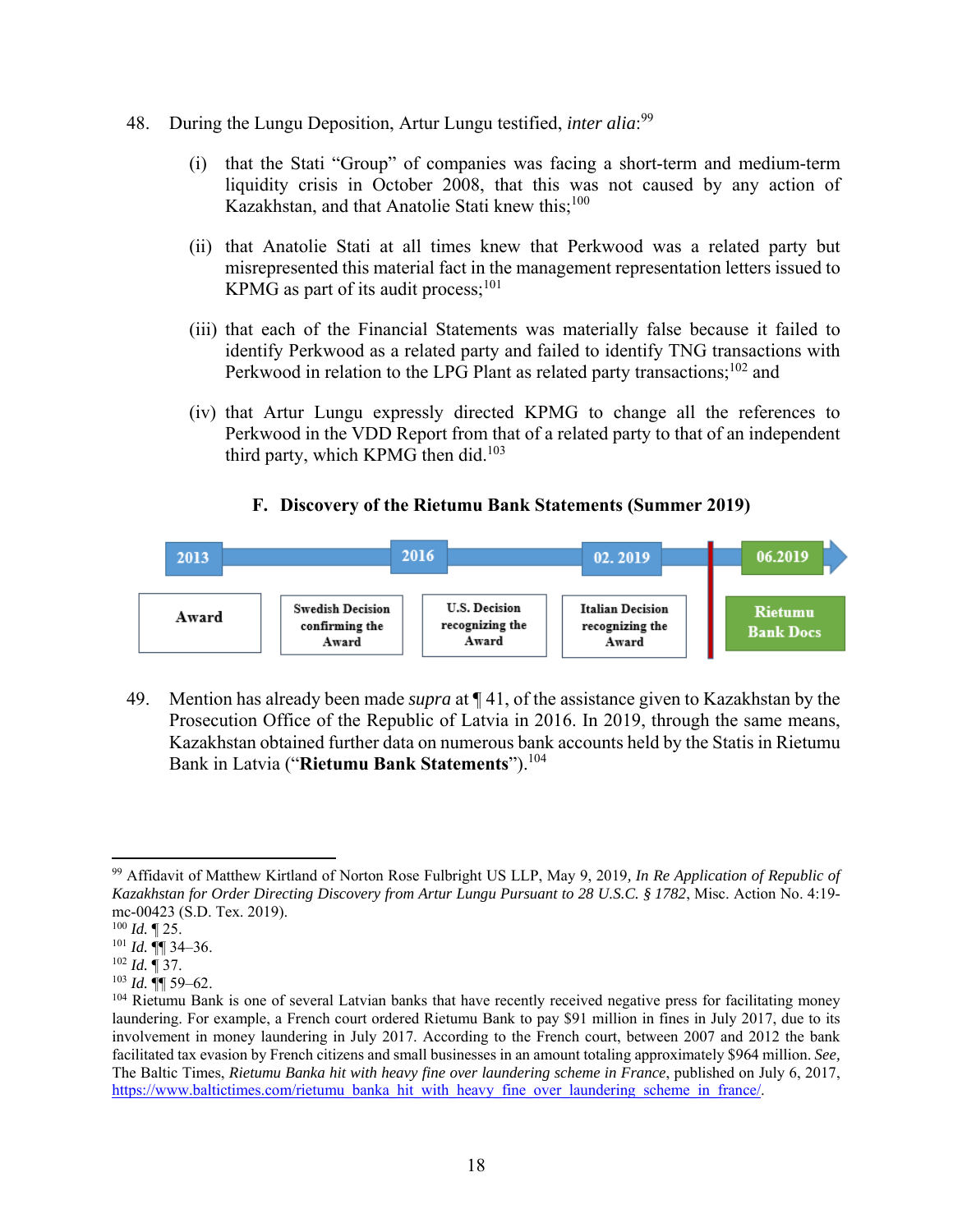48. During the Lungu Deposition, Artur Lungu testified, *inter alia*:[99]

(i) that the Stati "Group" of companies was facing a short-term and medium-term liquidity crisis in October 2008, that this was not caused by any action of Kazakhstan, and that Anatolie Stati knew this;[100]

(ii) that Anatolie Stati at all times knew that Perkwood was a related party but misrepresented this material fact in the management representation letters issued to KPMG as part of its audit process;[101]

(iii) that each of the Financial Statements was materially false because it failed to identify Perkwood as a related party and failed to identify TNG transactions with Perkwood in relation to the LPG Plant as related party transactions;[102] and

(iv) that Artur Lungu expressly directed KPMG to change all the references to Perkwood in the VDD Report from that of a related party to that of an independent third party, which KPMG then did.[103]

### F. Discovery of the Rietumu Bank Statements (Summer 2019)

| 2013 | 2016 | | 02. 2019 | 06.2019 |
|---|---|---|---|---|
| Award | Swedish Decision confirming the Award | U.S. Decision recognizing the Award | Italian Decision recognizing the Award | Rietumu Bank Docs |

49. Mention has already been made *supra* at ¶ 41, of the assistance given to Kazakhstan by the Prosecution Office of the Republic of Latvia in 2016. In 2019, through the same means, Kazakhstan obtained further data on numerous bank accounts held by the Statis in Rietumu Bank in Latvia ("**Rietumu Bank Statements**").[104]

---

[99] Affidavit of Matthew Kirtland of Norton Rose Fulbright US LLP, May 9, 2019, *In Re Application of Republic of Kazakhstan for Order Directing Discovery from Artur Lungu Pursuant to 28 U.S.C. § 1782*, Misc. Action No. 4:19-mc-00423 (S.D. Tex. 2019).

[100] *Id.* ¶ 25.

[101] *Id.* ¶¶ 34–36.

[102] *Id.* ¶ 37.

[103] *Id.* ¶¶ 59–62.

[104] Rietumu Bank is one of several Latvian banks that have recently received negative press for facilitating money laundering. For example, a French court ordered Rietumu Bank to pay $91 million in fines in July 2017, due to its involvement in money laundering in July 2017. According to the French court, between 2007 and 2012 the bank facilitated tax evasion by French citizens and small businesses in an amount totaling approximately $964 million. *See*, The Baltic Times, *Rietumu Banka hit with heavy fine over laundering scheme in France*, published on July 6, 2017, https://www.baltictimes.com/rietumu_banka_hit_with_heavy_fine_over_laundering_scheme_in_france/.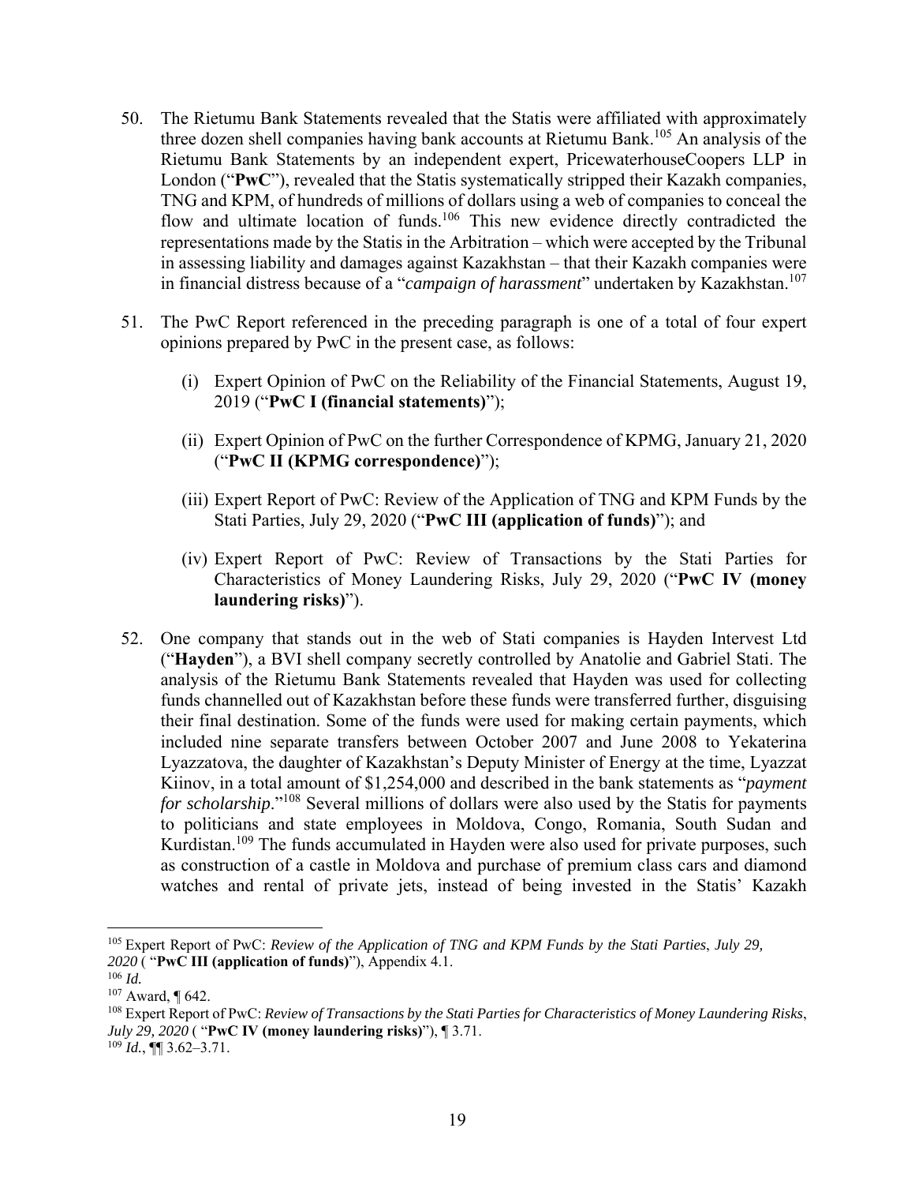50. The Rietumu Bank Statements revealed that the Statis were affiliated with approximately three dozen shell companies having bank accounts at Rietumu Bank.[105] An analysis of the Rietumu Bank Statements by an independent expert, PricewaterhouseCoopers LLP in London ("**PwC**"), revealed that the Statis systematically stripped their Kazakh companies, TNG and KPM, of hundreds of millions of dollars using a web of companies to conceal the flow and ultimate location of funds.[106] This new evidence directly contradicted the representations made by the Statis in the Arbitration – which were accepted by the Tribunal in assessing liability and damages against Kazakhstan – that their Kazakh companies were in financial distress because of a "*campaign of harassment*" undertaken by Kazakhstan.[107]

51. The PwC Report referenced in the preceding paragraph is one of a total of four expert opinions prepared by PwC in the present case, as follows:

    (i) Expert Opinion of PwC on the Reliability of the Financial Statements, August 19, 2019 ("**PwC I (financial statements)**");

    (ii) Expert Opinion of PwC on the further Correspondence of KPMG, January 21, 2020 ("**PwC II (KPMG correspondence)**");

    (iii) Expert Report of PwC: Review of the Application of TNG and KPM Funds by the Stati Parties, July 29, 2020 ("**PwC III (application of funds)**"); and

    (iv) Expert Report of PwC: Review of Transactions by the Stati Parties for Characteristics of Money Laundering Risks, July 29, 2020 ("**PwC IV (money laundering risks)**").

52. One company that stands out in the web of Stati companies is Hayden Intervest Ltd ("**Hayden**"), a BVI shell company secretly controlled by Anatolie and Gabriel Stati. The analysis of the Rietumu Bank Statements revealed that Hayden was used for collecting funds channelled out of Kazakhstan before these funds were transferred further, disguising their final destination. Some of the funds were used for making certain payments, which included nine separate transfers between October 2007 and June 2008 to Yekaterina Lyazzatova, the daughter of Kazakhstan's Deputy Minister of Energy at the time, Lyazzat Kiinov, in a total amount of $1,254,000 and described in the bank statements as "*payment for scholarship*."[108] Several millions of dollars were also used by the Statis for payments to politicians and state employees in Moldova, Congo, Romania, South Sudan and Kurdistan.[109] The funds accumulated in Hayden were also used for private purposes, such as construction of a castle in Moldova and purchase of premium class cars and diamond watches and rental of private jets, instead of being invested in the Statis' Kazakh

---

[105] Expert Report of PwC: *Review of the Application of TNG and KPM Funds by the Stati Parties*, *July 29, 2020* ( "**PwC III (application of funds)**"), Appendix 4.1.

[106] *Id.*

[107] Award, ¶ 642.

[108] Expert Report of PwC: *Review of Transactions by the Stati Parties for Characteristics of Money Laundering Risks*, *July 29, 2020* ( "**PwC IV (money laundering risks)**"), ¶ 3.71.

[109] *Id.*, ¶¶ 3.62–3.71.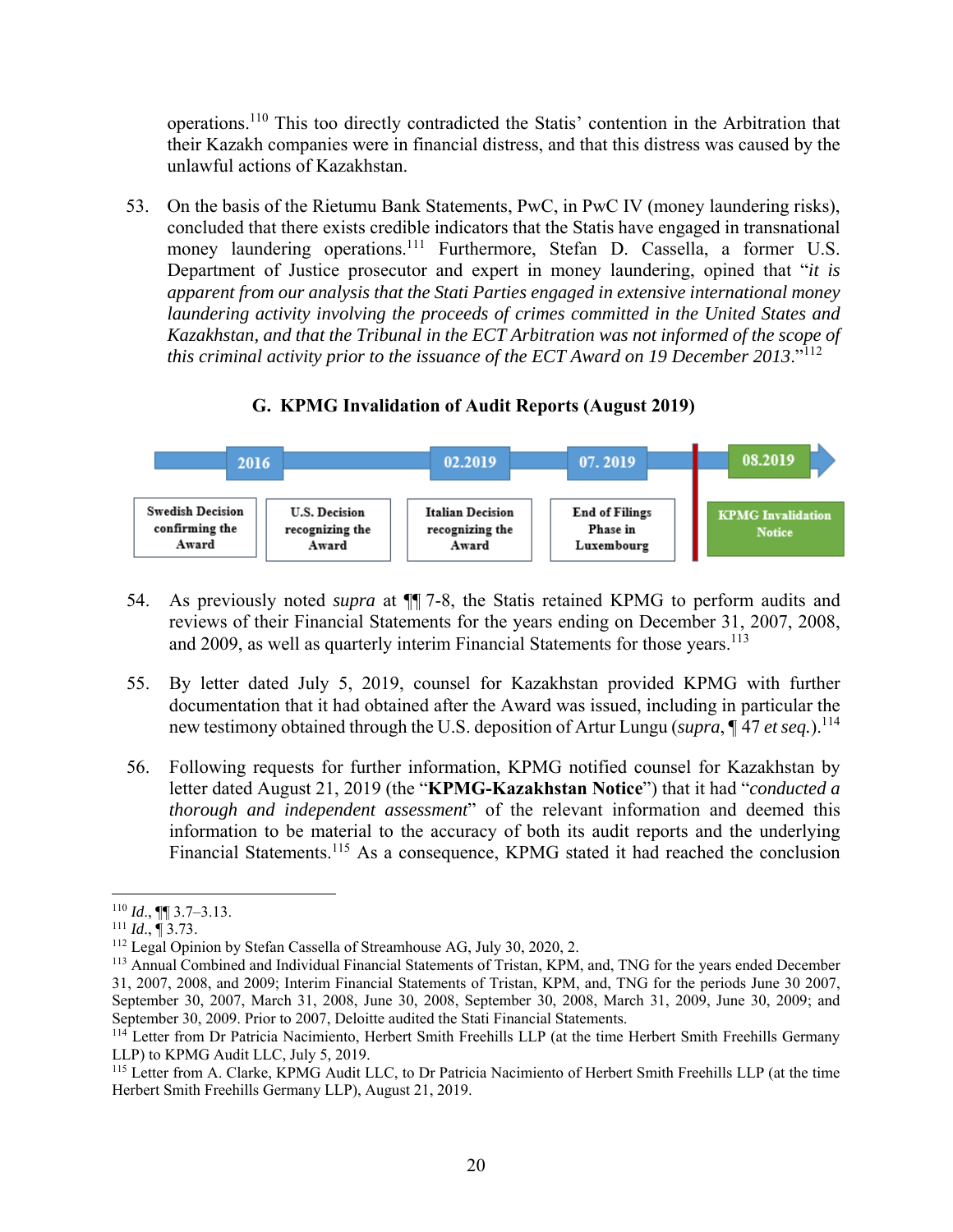operations.[110] This too directly contradicted the Statis' contention in the Arbitration that their Kazakh companies were in financial distress, and that this distress was caused by the unlawful actions of Kazakhstan.

53. On the basis of the Rietumu Bank Statements, PwC, in PwC IV (money laundering risks), concluded that there exists credible indicators that the Statis have engaged in transnational money laundering operations.[111] Furthermore, Stefan D. Cassella, a former U.S. Department of Justice prosecutor and expert in money laundering, opined that "*it is apparent from our analysis that the Stati Parties engaged in extensive international money laundering activity involving the proceeds of crimes committed in the United States and Kazakhstan, and that the Tribunal in the ECT Arbitration was not informed of the scope of this criminal activity prior to the issuance of the ECT Award on 19 December 2013*."[112]

### G. KPMG Invalidation of Audit Reports (August 2019)

| 2016 | | 02.2019 | 07. 2019 | 08.2019 |
|---|---|---|---|---|
| Swedish Decision confirming the Award | U.S. Decision recognizing the Award | Italian Decision recognizing the Award | End of Filings Phase in Luxembourg | KPMG Invalidation Notice |

54. As previously noted *supra* at ¶¶ 7-8, the Statis retained KPMG to perform audits and reviews of their Financial Statements for the years ending on December 31, 2007, 2008, and 2009, as well as quarterly interim Financial Statements for those years.[113]

55. By letter dated July 5, 2019, counsel for Kazakhstan provided KPMG with further documentation that it had obtained after the Award was issued, including in particular the new testimony obtained through the U.S. deposition of Artur Lungu (*supra*, ¶ 47 *et seq.*).[114]

56. Following requests for further information, KPMG notified counsel for Kazakhstan by letter dated August 21, 2019 (the "**KPMG-Kazakhstan Notice**") that it had "*conducted a thorough and independent assessment*" of the relevant information and deemed this information to be material to the accuracy of both its audit reports and the underlying Financial Statements.[115] As a consequence, KPMG stated it had reached the conclusion

---

[110] *Id.*, ¶¶ 3.7–3.13.

[111] *Id.*, ¶ 3.73.

[112] Legal Opinion by Stefan Cassella of Streamhouse AG, July 30, 2020, 2.

[113] Annual Combined and Individual Financial Statements of Tristan, KPM, and, TNG for the years ended December 31, 2007, 2008, and 2009; Interim Financial Statements of Tristan, KPM, and, TNG for the periods June 30 2007, September 30, 2007, March 31, 2008, June 30, 2008, September 30, 2008, March 31, 2009, June 30, 2009; and September 30, 2009. Prior to 2007, Deloitte audited the Stati Financial Statements.

[114] Letter from Dr Patricia Nacimiento, Herbert Smith Freehills LLP (at the time Herbert Smith Freehills Germany LLP) to KPMG Audit LLC, July 5, 2019.

[115] Letter from A. Clarke, KPMG Audit LLC, to Dr Patricia Nacimiento of Herbert Smith Freehills LLP (at the time Herbert Smith Freehills Germany LLP), August 21, 2019.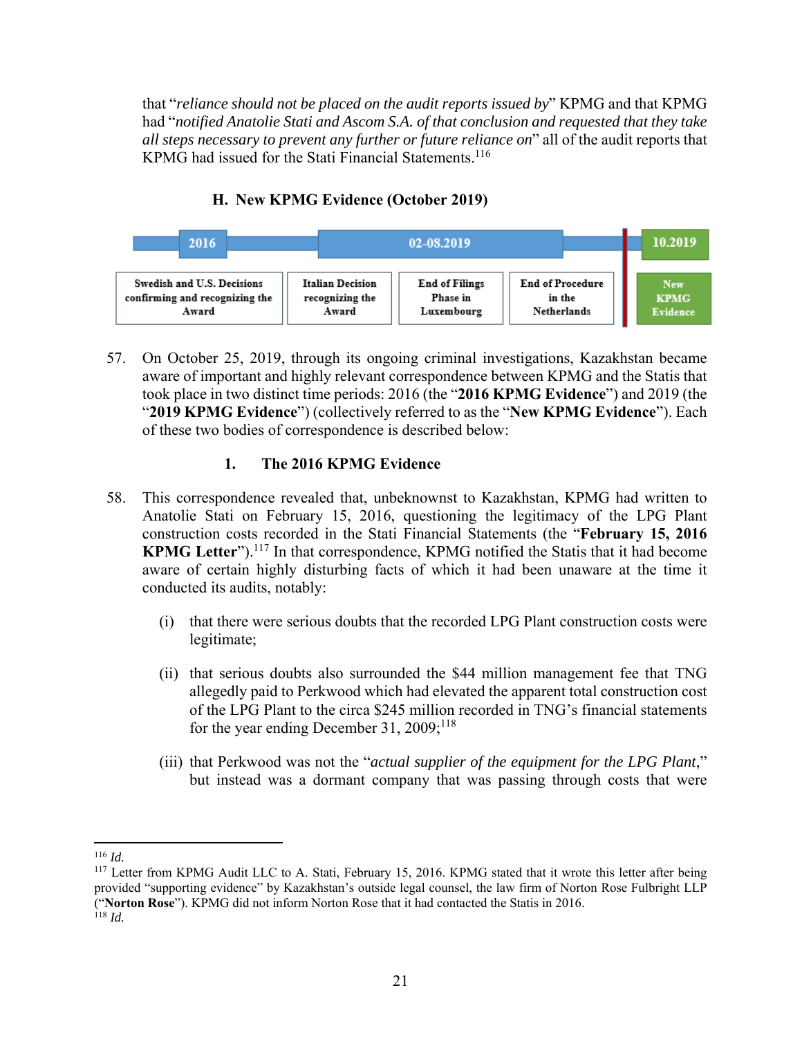that "*reliance should not be placed on the audit reports issued by*" KPMG and that KPMG had "*notified Anatolie Stati and Ascom S.A. of that conclusion and requested that they take all steps necessary to prevent any further or future reliance on*" all of the audit reports that KPMG had issued for the Stati Financial Statements.[116]

### H. New KPMG Evidence (October 2019)

| 2016 | 02-08.2019 | | | 10.2019 |
|---|---|---|---|---|
| Swedish and U.S. Decisions confirming and recognizing the Award | Italian Decision recognizing the Award | End of Filings Phase in Luxembourg | End of Procedure in the Netherlands | New KPMG Evidence |

57. On October 25, 2019, through its ongoing criminal investigations, Kazakhstan became aware of important and highly relevant correspondence between KPMG and the Statis that took place in two distinct time periods: 2016 (the "**2016 KPMG Evidence**") and 2019 (the "**2019 KPMG Evidence**") (collectively referred to as the "**New KPMG Evidence**"). Each of these two bodies of correspondence is described below:

#### 1. The 2016 KPMG Evidence

58. This correspondence revealed that, unbeknownst to Kazakhstan, KPMG had written to Anatolie Stati on February 15, 2016, questioning the legitimacy of the LPG Plant construction costs recorded in the Stati Financial Statements (the "**February 15, 2016 KPMG Letter**").[117] In that correspondence, KPMG notified the Statis that it had become aware of certain highly disturbing facts of which it had been unaware at the time it conducted its audits, notably:

    (i) that there were serious doubts that the recorded LPG Plant construction costs were legitimate;

    (ii) that serious doubts also surrounded the $44 million management fee that TNG allegedly paid to Perkwood which had elevated the apparent total construction cost of the LPG Plant to the circa $245 million recorded in TNG's financial statements for the year ending December 31, 2009;[118]

    (iii) that Perkwood was not the "*actual supplier of the equipment for the LPG Plant*," but instead was a dormant company that was passing through costs that were

---

[116] *Id.*

[117] Letter from KPMG Audit LLC to A. Stati, February 15, 2016. KPMG stated that it wrote this letter after being provided "supporting evidence" by Kazakhstan's outside legal counsel, the law firm of Norton Rose Fulbright LLP ("**Norton Rose**"). KPMG did not inform Norton Rose that it had contacted the Statis in 2016.

[118] *Id.*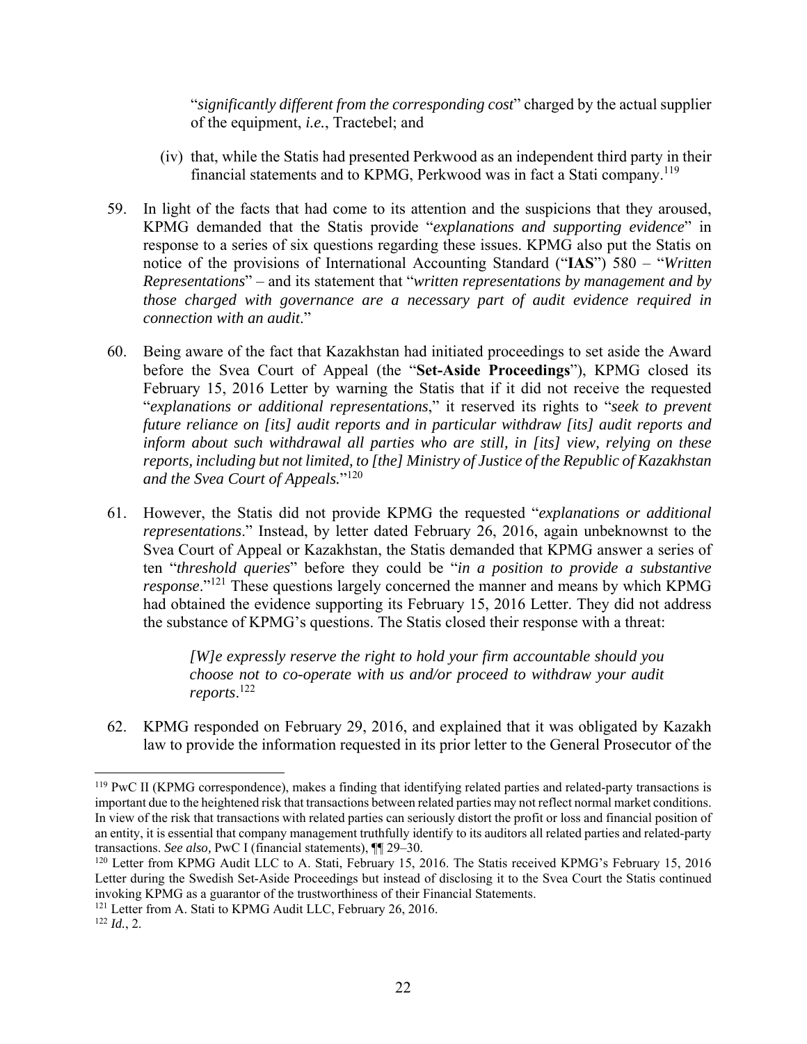"*significantly different from the corresponding cost*" charged by the actual supplier of the equipment, *i.e.*, Tractebel; and

(iv) that, while the Statis had presented Perkwood as an independent third party in their financial statements and to KPMG, Perkwood was in fact a Stati company.[119]

59. In light of the facts that had come to its attention and the suspicions that they aroused, KPMG demanded that the Statis provide "*explanations and supporting evidence*" in response to a series of six questions regarding these issues. KPMG also put the Statis on notice of the provisions of International Accounting Standard ("**IAS**") 580 – "*Written Representations*" – and its statement that "*written representations by management and by those charged with governance are a necessary part of audit evidence required in connection with an audit*."

60. Being aware of the fact that Kazakhstan had initiated proceedings to set aside the Award before the Svea Court of Appeal (the "**Set-Aside Proceedings**"), KPMG closed its February 15, 2016 Letter by warning the Statis that if it did not receive the requested "*explanations or additional representations*," it reserved its rights to "*seek to prevent future reliance on [its] audit reports and in particular withdraw [its] audit reports and inform about such withdrawal all parties who are still, in [its] view, relying on these reports, including but not limited, to [the] Ministry of Justice of the Republic of Kazakhstan and the Svea Court of Appeals.*"[120]

61. However, the Statis did not provide KPMG the requested "*explanations or additional representations*." Instead, by letter dated February 26, 2016, again unbeknownst to the Svea Court of Appeal or Kazakhstan, the Statis demanded that KPMG answer a series of ten "*threshold queries*" before they could be "*in a position to provide a substantive response*."[121] These questions largely concerned the manner and means by which KPMG had obtained the evidence supporting its February 15, 2016 Letter. They did not address the substance of KPMG's questions. The Statis closed their response with a threat:

> *[W]e expressly reserve the right to hold your firm accountable should you choose not to co-operate with us and/or proceed to withdraw your audit reports*.[122]

62. KPMG responded on February 29, 2016, and explained that it was obligated by Kazakh law to provide the information requested in its prior letter to the General Prosecutor of the

---

[119] PwC II (KPMG correspondence), makes a finding that identifying related parties and related-party transactions is important due to the heightened risk that transactions between related parties may not reflect normal market conditions. In view of the risk that transactions with related parties can seriously distort the profit or loss and financial position of an entity, it is essential that company management truthfully identify to its auditors all related parties and related-party transactions. *See also,* PwC I (financial statements), ¶¶ 29–30.

[120] Letter from KPMG Audit LLC to A. Stati, February 15, 2016. The Statis received KPMG's February 15, 2016 Letter during the Swedish Set-Aside Proceedings but instead of disclosing it to the Svea Court the Statis continued invoking KPMG as a guarantor of the trustworthiness of their Financial Statements.

[121] Letter from A. Stati to KPMG Audit LLC, February 26, 2016.

[122] *Id.*, 2.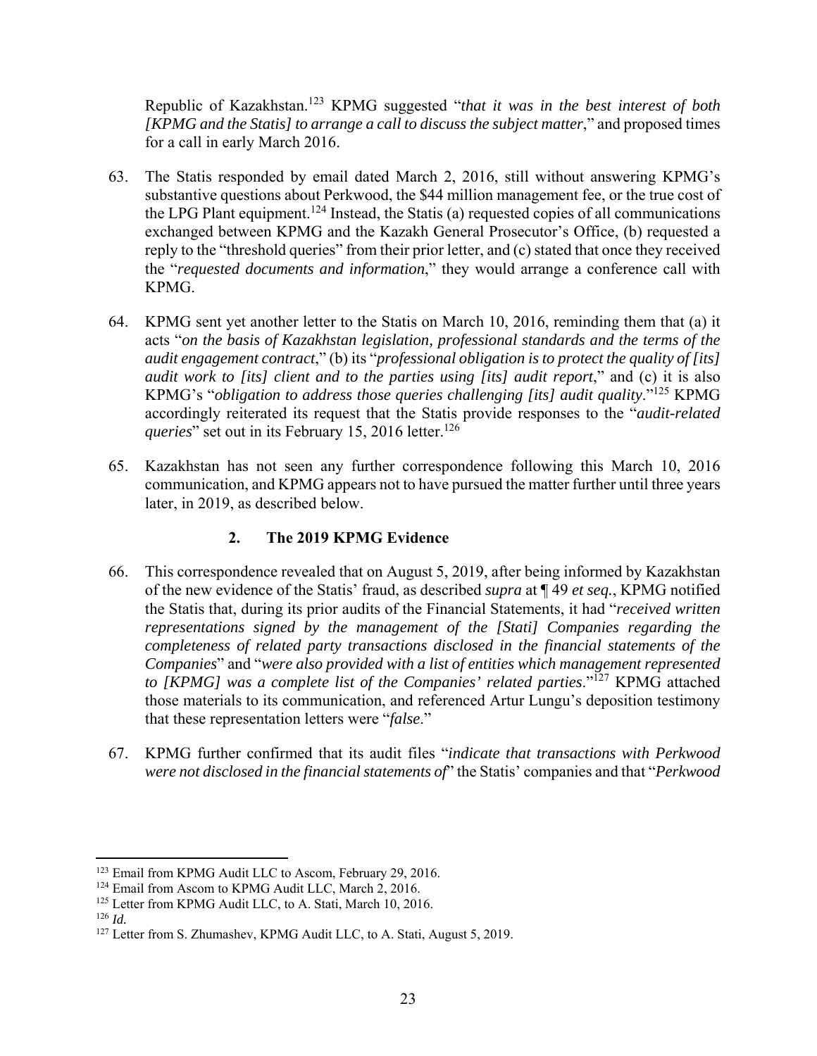Republic of Kazakhstan.[123] KPMG suggested "*that it was in the best interest of both [KPMG and the Statis] to arrange a call to discuss the subject matter*," and proposed times for a call in early March 2016.

63. The Statis responded by email dated March 2, 2016, still without answering KPMG's substantive questions about Perkwood, the $44 million management fee, or the true cost of the LPG Plant equipment.[124] Instead, the Statis (a) requested copies of all communications exchanged between KPMG and the Kazakh General Prosecutor's Office, (b) requested a reply to the "threshold queries" from their prior letter, and (c) stated that once they received the "*requested documents and information*," they would arrange a conference call with KPMG.

64. KPMG sent yet another letter to the Statis on March 10, 2016, reminding them that (a) it acts "*on the basis of Kazakhstan legislation, professional standards and the terms of the audit engagement contract*," (b) its "*professional obligation is to protect the quality of [its] audit work to [its] client and to the parties using [its] audit report*," and (c) it is also KPMG's "*obligation to address those queries challenging [its] audit quality*."[125] KPMG accordingly reiterated its request that the Statis provide responses to the "*audit-related queries*" set out in its February 15, 2016 letter.[126]

65. Kazakhstan has not seen any further correspondence following this March 10, 2016 communication, and KPMG appears not to have pursued the matter further until three years later, in 2019, as described below.

### 2. The 2019 KPMG Evidence

66. This correspondence revealed that on August 5, 2019, after being informed by Kazakhstan of the new evidence of the Statis' fraud, as described *supra* at ¶ 49 *et seq.*, KPMG notified the Statis that, during its prior audits of the Financial Statements, it had "*received written representations signed by the management of the [Stati] Companies regarding the completeness of related party transactions disclosed in the financial statements of the Companies*" and "*were also provided with a list of entities which management represented to [KPMG] was a complete list of the Companies' related parties*."[127] KPMG attached those materials to its communication, and referenced Artur Lungu's deposition testimony that these representation letters were "*false*."

67. KPMG further confirmed that its audit files "*indicate that transactions with Perkwood were not disclosed in the financial statements of*" the Statis' companies and that "*Perkwood*

---

[123] Email from KPMG Audit LLC to Ascom, February 29, 2016.

[124] Email from Ascom to KPMG Audit LLC, March 2, 2016.

[125] Letter from KPMG Audit LLC, to A. Stati, March 10, 2016.

[126] *Id.*

[127] Letter from S. Zhumashev, KPMG Audit LLC, to A. Stati, August 5, 2019.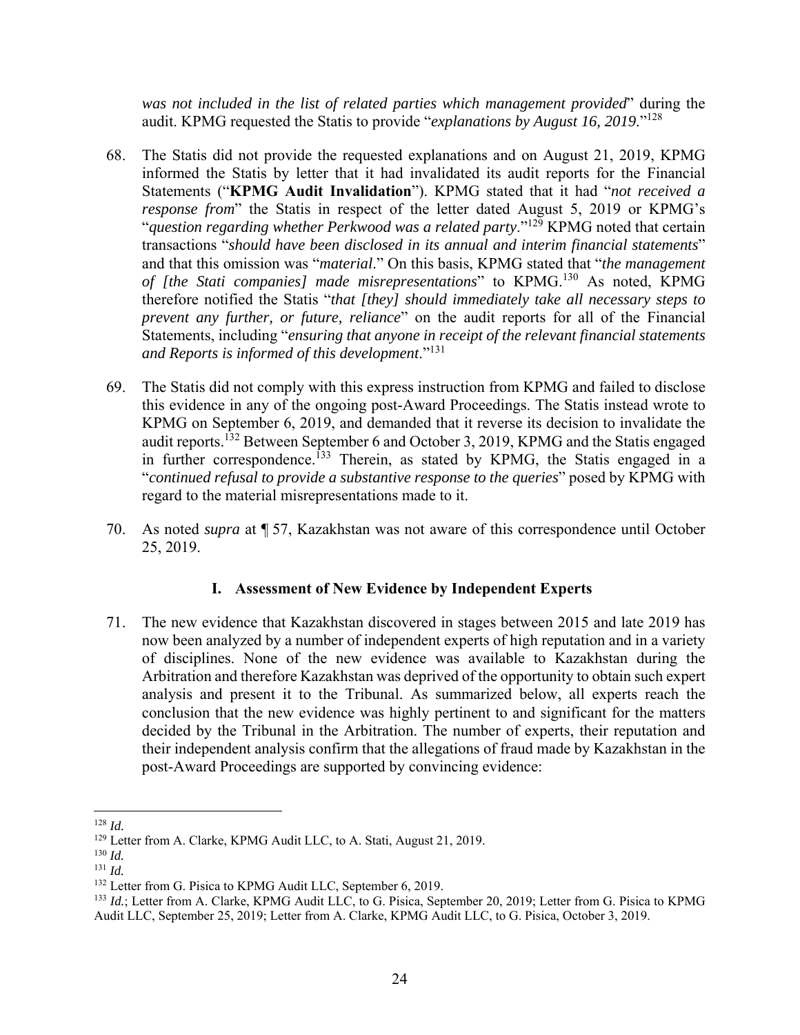*was not included in the list of related parties which management provided*" during the audit. KPMG requested the Statis to provide "*explanations by August 16, 2019*."[128]

68. The Statis did not provide the requested explanations and on August 21, 2019, KPMG informed the Statis by letter that it had invalidated its audit reports for the Financial Statements ("**KPMG Audit Invalidation**"). KPMG stated that it had "*not received a response from*" the Statis in respect of the letter dated August 5, 2019 or KPMG's "*question regarding whether Perkwood was a related party*."[129] KPMG noted that certain transactions "*should have been disclosed in its annual and interim financial statements*" and that this omission was "*material*." On this basis, KPMG stated that "*the management of [the Stati companies] made misrepresentations*" to KPMG.[130] As noted, KPMG therefore notified the Statis "*that [they] should immediately take all necessary steps to prevent any further, or future, reliance*" on the audit reports for all of the Financial Statements, including "*ensuring that anyone in receipt of the relevant financial statements and Reports is informed of this development*."[131]

69. The Statis did not comply with this express instruction from KPMG and failed to disclose this evidence in any of the ongoing post-Award Proceedings. The Statis instead wrote to KPMG on September 6, 2019, and demanded that it reverse its decision to invalidate the audit reports.[132] Between September 6 and October 3, 2019, KPMG and the Statis engaged in further correspondence.[133] Therein, as stated by KPMG, the Statis engaged in a "*continued refusal to provide a substantive response to the queries*" posed by KPMG with regard to the material misrepresentations made to it.

70. As noted *supra* at ¶ 57, Kazakhstan was not aware of this correspondence until October 25, 2019.

### I. Assessment of New Evidence by Independent Experts

71. The new evidence that Kazakhstan discovered in stages between 2015 and late 2019 has now been analyzed by a number of independent experts of high reputation and in a variety of disciplines. None of the new evidence was available to Kazakhstan during the Arbitration and therefore Kazakhstan was deprived of the opportunity to obtain such expert analysis and present it to the Tribunal. As summarized below, all experts reach the conclusion that the new evidence was highly pertinent to and significant for the matters decided by the Tribunal in the Arbitration. The number of experts, their reputation and their independent analysis confirm that the allegations of fraud made by Kazakhstan in the post-Award Proceedings are supported by convincing evidence:

---

[128] *Id.*

[129] Letter from A. Clarke, KPMG Audit LLC, to A. Stati, August 21, 2019.

[130] *Id.*

[131] *Id.*

[132] Letter from G. Pisica to KPMG Audit LLC, September 6, 2019.

[133] *Id.*; Letter from A. Clarke, KPMG Audit LLC, to G. Pisica, September 20, 2019; Letter from G. Pisica to KPMG Audit LLC, September 25, 2019; Letter from A. Clarke, KPMG Audit LLC, to G. Pisica, October 3, 2019.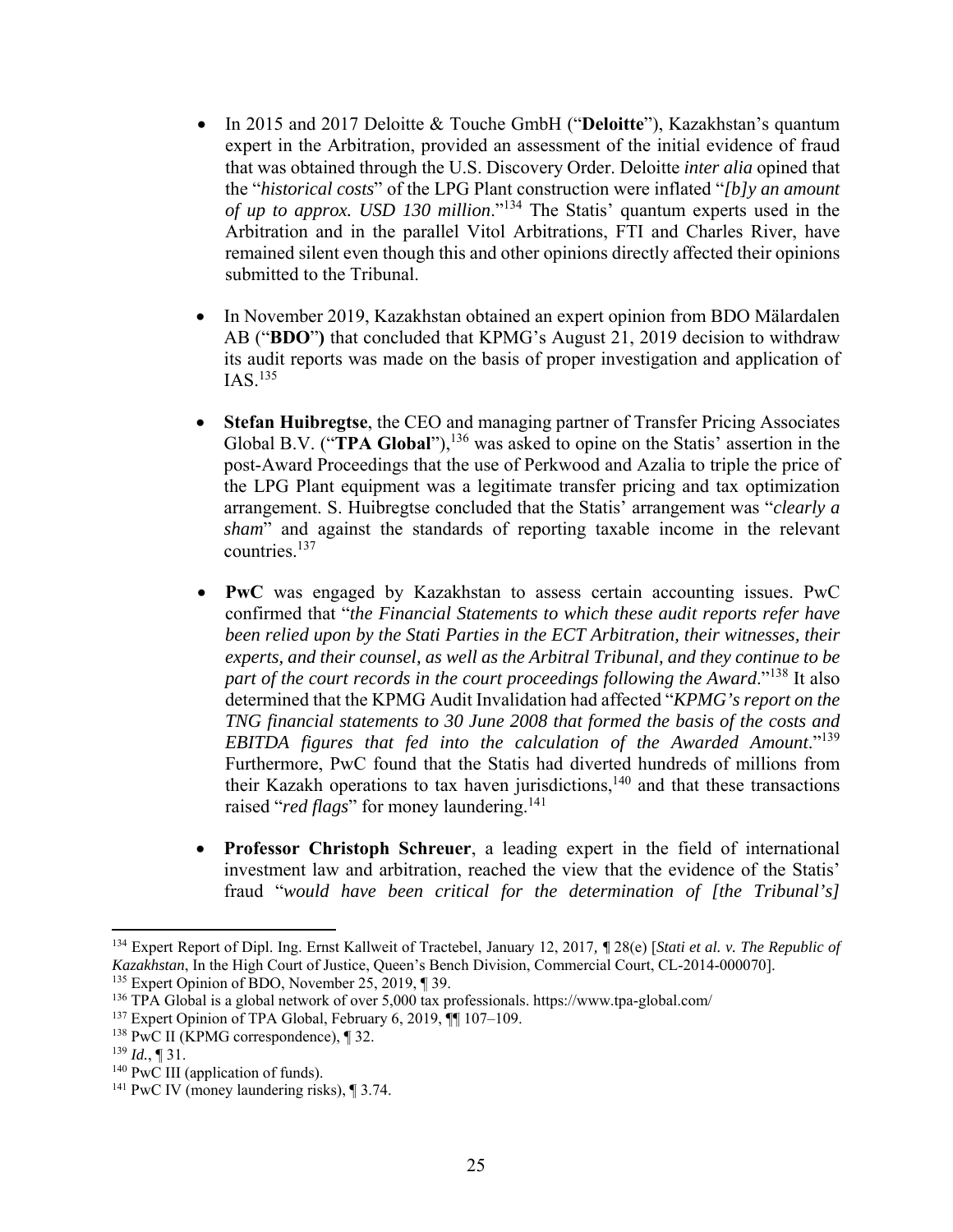- In 2015 and 2017 Deloitte & Touche GmbH ("**Deloitte**"), Kazakhstan's quantum expert in the Arbitration, provided an assessment of the initial evidence of fraud that was obtained through the U.S. Discovery Order. Deloitte *inter alia* opined that the "*historical costs*" of the LPG Plant construction were inflated "*[b]y an amount of up to approx. USD 130 million*."[134] The Statis' quantum experts used in the Arbitration and in the parallel Vitol Arbitrations, FTI and Charles River, have remained silent even though this and other opinions directly affected their opinions submitted to the Tribunal.

- In November 2019, Kazakhstan obtained an expert opinion from BDO Mälardalen AB ("**BDO**") that concluded that KPMG's August 21, 2019 decision to withdraw its audit reports was made on the basis of proper investigation and application of IAS.[135]

- **Stefan Huibregtse**, the CEO and managing partner of Transfer Pricing Associates Global B.V. ("**TPA Global**"),[136] was asked to opine on the Statis' assertion in the post-Award Proceedings that the use of Perkwood and Azalia to triple the price of the LPG Plant equipment was a legitimate transfer pricing and tax optimization arrangement. S. Huibregtse concluded that the Statis' arrangement was "*clearly a sham*" and against the standards of reporting taxable income in the relevant countries.[137]

- **PwC** was engaged by Kazakhstan to assess certain accounting issues. PwC confirmed that "*the Financial Statements to which these audit reports refer have been relied upon by the Stati Parties in the ECT Arbitration, their witnesses, their experts, and their counsel, as well as the Arbitral Tribunal, and they continue to be part of the court records in the court proceedings following the Award*."[138] It also determined that the KPMG Audit Invalidation had affected "*KPMG's report on the TNG financial statements to 30 June 2008 that formed the basis of the costs and EBITDA figures that fed into the calculation of the Awarded Amount*."[139] Furthermore, PwC found that the Statis had diverted hundreds of millions from their Kazakh operations to tax haven jurisdictions,[140] and that these transactions raised "*red flags*" for money laundering.[141]

- **Professor Christoph Schreuer**, a leading expert in the field of international investment law and arbitration, reached the view that the evidence of the Statis' fraud "*would have been critical for the determination of [the Tribunal's]*

---

[134] Expert Report of Dipl. Ing. Ernst Kallweit of Tractebel, January 12, 2017, ¶ 28(e) [*Stati et al. v. The Republic of Kazakhstan*, In the High Court of Justice, Queen's Bench Division, Commercial Court, CL-2014-000070].

[135] Expert Opinion of BDO, November 25, 2019, ¶ 39.

[136] TPA Global is a global network of over 5,000 tax professionals. https://www.tpa-global.com/

[137] Expert Opinion of TPA Global, February 6, 2019, ¶¶ 107–109.

[138] PwC II (KPMG correspondence), ¶ 32.

[139] *Id.*, ¶ 31.

[140] PwC III (application of funds).

[141] PwC IV (money laundering risks), ¶ 3.74.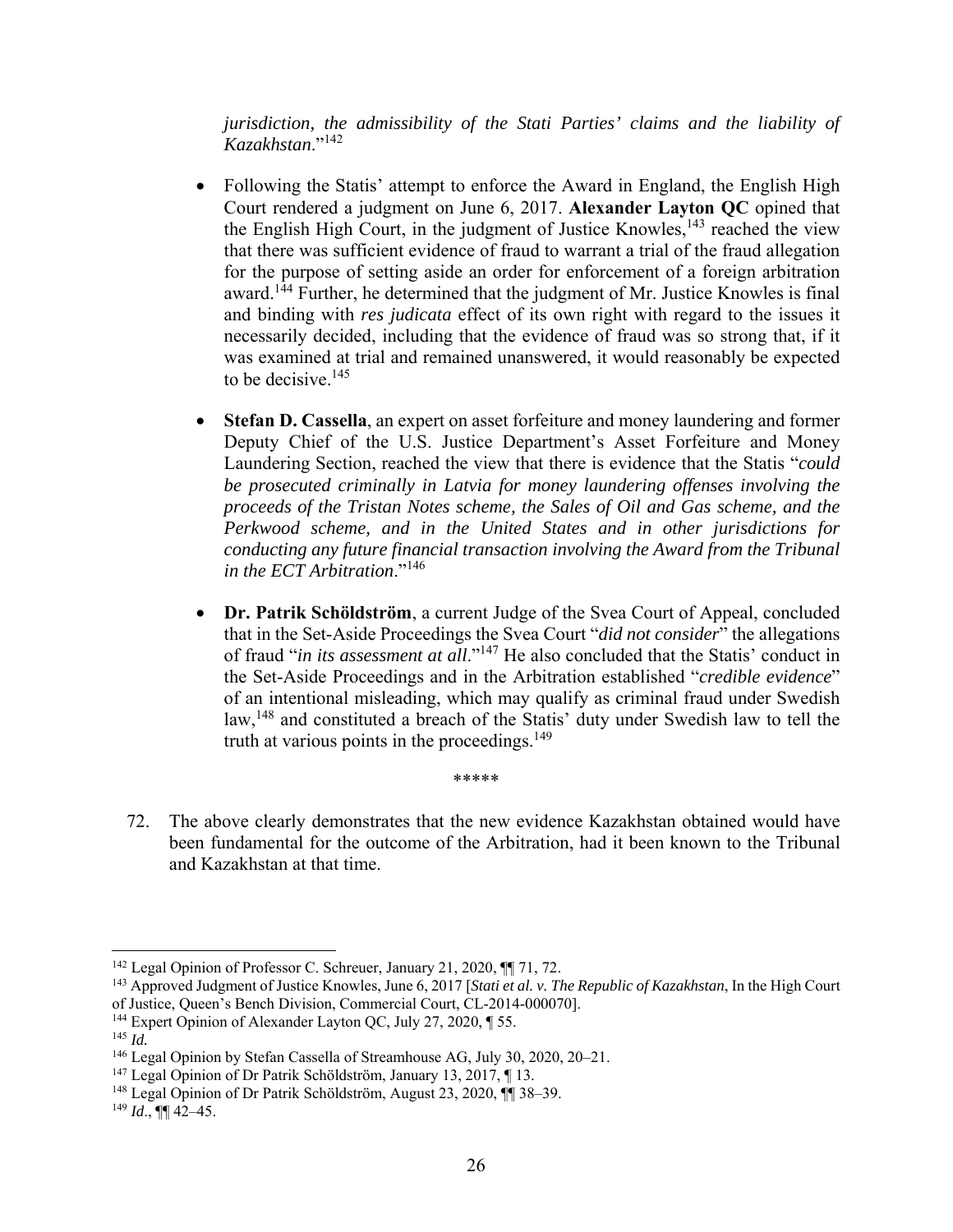*jurisdiction, the admissibility of the Stati Parties' claims and the liability of Kazakhstan*."[142]

- Following the Statis' attempt to enforce the Award in England, the English High Court rendered a judgment on June 6, 2017. **Alexander Layton QC** opined that the English High Court, in the judgment of Justice Knowles,[143] reached the view that there was sufficient evidence of fraud to warrant a trial of the fraud allegation for the purpose of setting aside an order for enforcement of a foreign arbitration award.[144] Further, he determined that the judgment of Mr. Justice Knowles is final and binding with *res judicata* effect of its own right with regard to the issues it necessarily decided, including that the evidence of fraud was so strong that, if it was examined at trial and remained unanswered, it would reasonably be expected to be decisive.[145]

- **Stefan D. Cassella**, an expert on asset forfeiture and money laundering and former Deputy Chief of the U.S. Justice Department's Asset Forfeiture and Money Laundering Section, reached the view that there is evidence that the Statis "*could be prosecuted criminally in Latvia for money laundering offenses involving the proceeds of the Tristan Notes scheme, the Sales of Oil and Gas scheme, and the Perkwood scheme, and in the United States and in other jurisdictions for conducting any future financial transaction involving the Award from the Tribunal in the ECT Arbitration*."[146]

- **Dr. Patrik Schöldström**, a current Judge of the Svea Court of Appeal, concluded that in the Set-Aside Proceedings the Svea Court "*did not consider*" the allegations of fraud "*in its assessment at all*."[147] He also concluded that the Statis' conduct in the Set-Aside Proceedings and in the Arbitration established "*credible evidence*" of an intentional misleading, which may qualify as criminal fraud under Swedish law,[148] and constituted a breach of the Statis' duty under Swedish law to tell the truth at various points in the proceedings.[149]

\*\*\*\*\*

72. The above clearly demonstrates that the new evidence Kazakhstan obtained would have been fundamental for the outcome of the Arbitration, had it been known to the Tribunal and Kazakhstan at that time.

---

[142] Legal Opinion of Professor C. Schreuer, January 21, 2020, ¶¶ 71, 72.

[143] Approved Judgment of Justice Knowles, June 6, 2017 [*Stati et al. v. The Republic of Kazakhstan*, In the High Court of Justice, Queen's Bench Division, Commercial Court, CL-2014-000070].

[144] Expert Opinion of Alexander Layton QC, July 27, 2020, ¶ 55.

[145] *Id.*

[146] Legal Opinion by Stefan Cassella of Streamhouse AG, July 30, 2020, 20–21.

[147] Legal Opinion of Dr Patrik Schöldström, January 13, 2017, ¶ 13.

[148] Legal Opinion of Dr Patrik Schöldström, August 23, 2020, ¶¶ 38–39.

[149] *Id*., ¶¶ 42–45.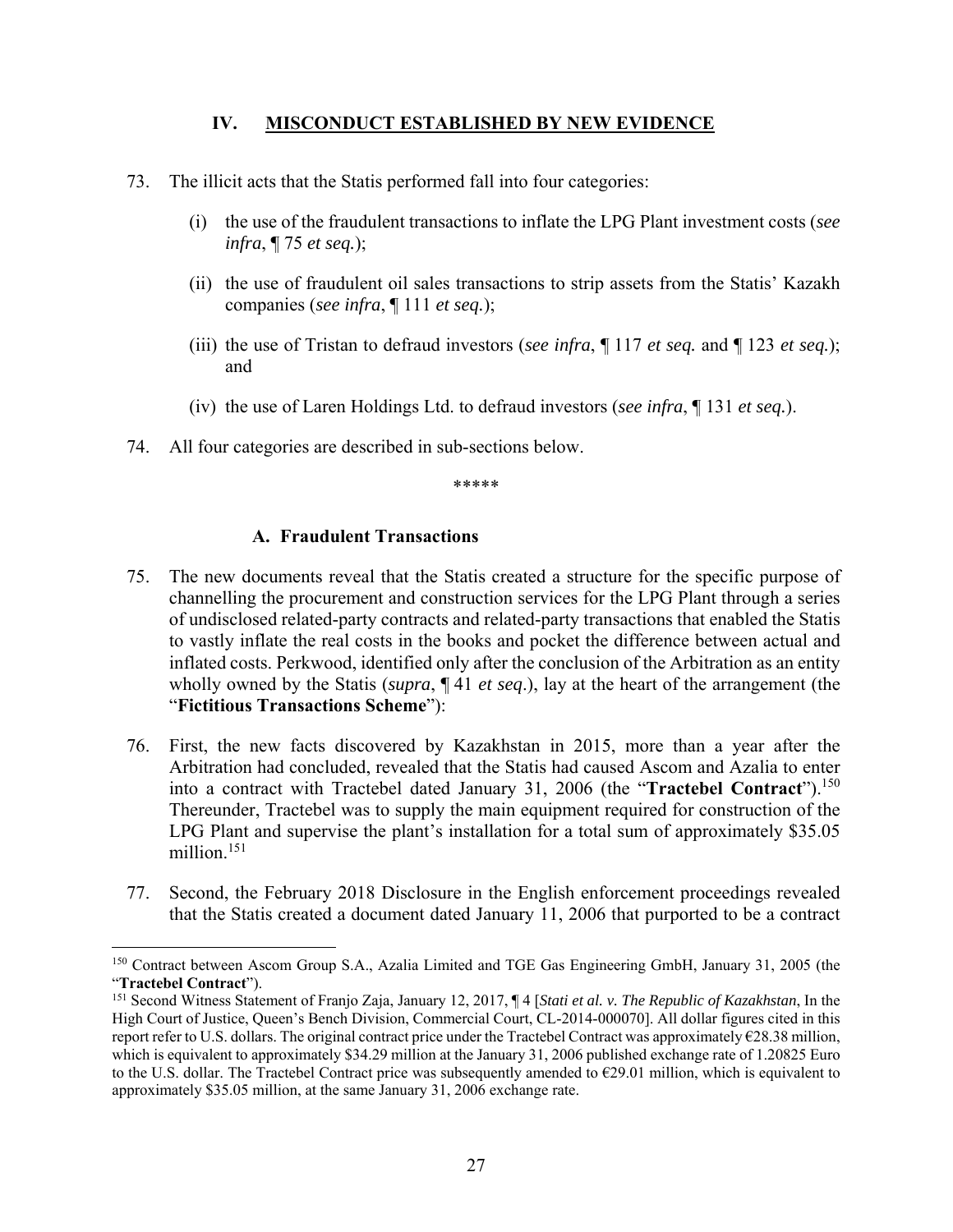## IV. MISCONDUCT ESTABLISHED BY NEW EVIDENCE

73. The illicit acts that the Statis performed fall into four categories:

    (i) the use of the fraudulent transactions to inflate the LPG Plant investment costs (*see infra*, ¶ 75 *et seq.*);

    (ii) the use of fraudulent oil sales transactions to strip assets from the Statis' Kazakh companies (*see infra*, ¶ 111 *et seq.*);

    (iii) the use of Tristan to defraud investors (*see infra*, ¶ 117 *et seq.* and ¶ 123 *et seq.*); and

    (iv) the use of Laren Holdings Ltd. to defraud investors (*see infra*, ¶ 131 *et seq.*).

74. All four categories are described in sub-sections below.

\*\*\*\*\*

### A. Fraudulent Transactions

75. The new documents reveal that the Statis created a structure for the specific purpose of channelling the procurement and construction services for the LPG Plant through a series of undisclosed related-party contracts and related-party transactions that enabled the Statis to vastly inflate the real costs in the books and pocket the difference between actual and inflated costs. Perkwood, identified only after the conclusion of the Arbitration as an entity wholly owned by the Statis (*supra*, ¶ 41 *et seq*.), lay at the heart of the arrangement (the "**Fictitious Transactions Scheme**"):

76. First, the new facts discovered by Kazakhstan in 2015, more than a year after the Arbitration had concluded, revealed that the Statis had caused Ascom and Azalia to enter into a contract with Tractebel dated January 31, 2006 (the "**Tractebel Contract**").[150] Thereunder, Tractebel was to supply the main equipment required for construction of the LPG Plant and supervise the plant's installation for a total sum of approximately \$35.05 million.[151]

77. Second, the February 2018 Disclosure in the English enforcement proceedings revealed that the Statis created a document dated January 11, 2006 that purported to be a contract

---

[150] Contract between Ascom Group S.A., Azalia Limited and TGE Gas Engineering GmbH, January 31, 2005 (the "**Tractebel Contract**").

[151] Second Witness Statement of Franjo Zaja, January 12, 2017, ¶ 4 [*Stati et al. v. The Republic of Kazakhstan*, In the High Court of Justice, Queen's Bench Division, Commercial Court, CL-2014-000070]. All dollar figures cited in this report refer to U.S. dollars. The original contract price under the Tractebel Contract was approximately €28.38 million, which is equivalent to approximately \$34.29 million at the January 31, 2006 published exchange rate of 1.20825 Euro to the U.S. dollar. The Tractebel Contract price was subsequently amended to €29.01 million, which is equivalent to approximately \$35.05 million, at the same January 31, 2006 exchange rate.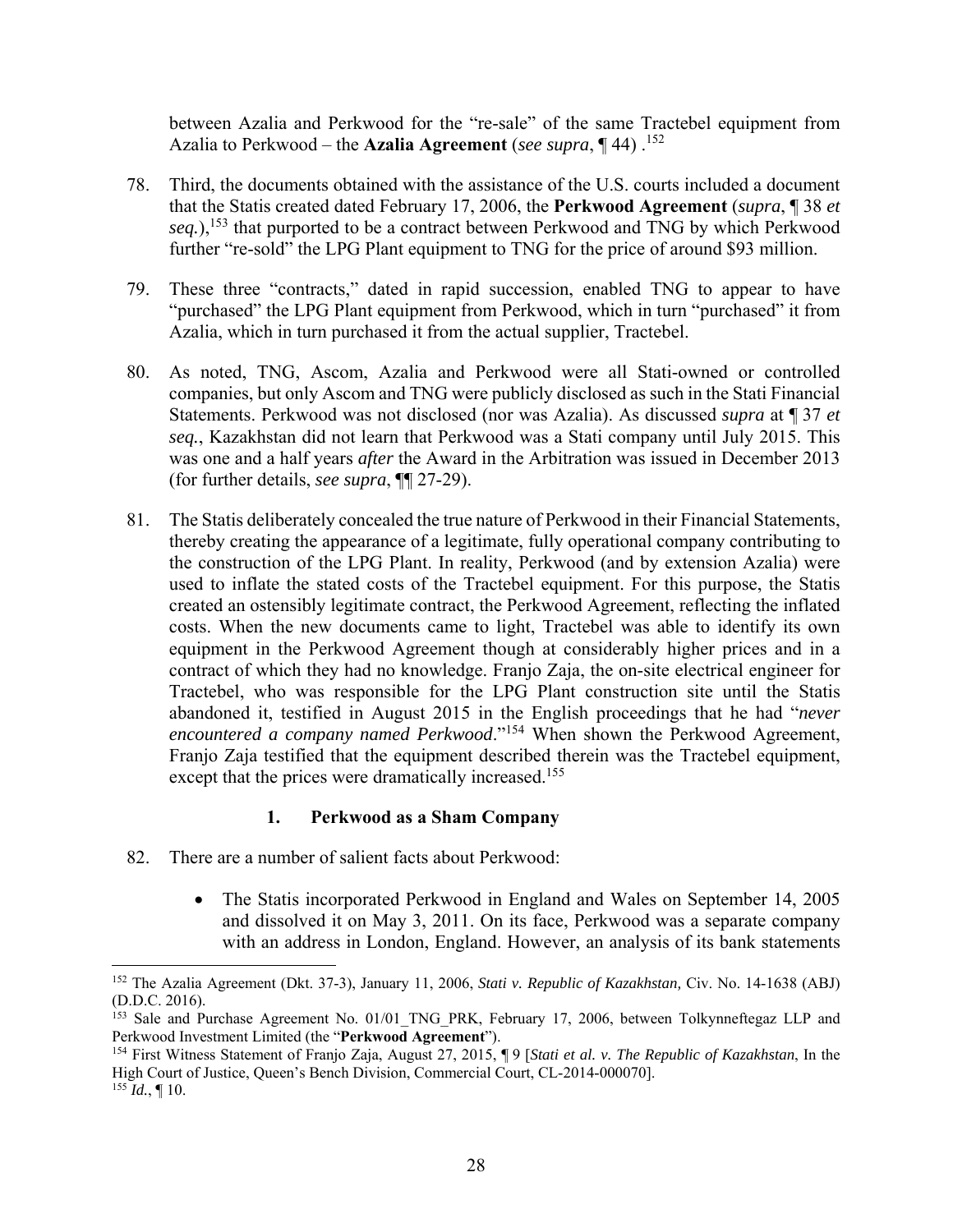between Azalia and Perkwood for the "re-sale" of the same Tractebel equipment from Azalia to Perkwood – the **Azalia Agreement** (*see supra*, ¶ 44) .[152]

78. Third, the documents obtained with the assistance of the U.S. courts included a document that the Statis created dated February 17, 2006, the **Perkwood Agreement** (*supra*, ¶ 38 *et seq.*),[153] that purported to be a contract between Perkwood and TNG by which Perkwood further "re-sold" the LPG Plant equipment to TNG for the price of around $93 million.

79. These three "contracts," dated in rapid succession, enabled TNG to appear to have "purchased" the LPG Plant equipment from Perkwood, which in turn "purchased" it from Azalia, which in turn purchased it from the actual supplier, Tractebel.

80. As noted, TNG, Ascom, Azalia and Perkwood were all Stati-owned or controlled companies, but only Ascom and TNG were publicly disclosed as such in the Stati Financial Statements. Perkwood was not disclosed (nor was Azalia). As discussed *supra* at ¶ 37 *et seq.*, Kazakhstan did not learn that Perkwood was a Stati company until July 2015. This was one and a half years *after* the Award in the Arbitration was issued in December 2013 (for further details, *see supra*, ¶¶ 27-29).

81. The Statis deliberately concealed the true nature of Perkwood in their Financial Statements, thereby creating the appearance of a legitimate, fully operational company contributing to the construction of the LPG Plant. In reality, Perkwood (and by extension Azalia) were used to inflate the stated costs of the Tractebel equipment. For this purpose, the Statis created an ostensibly legitimate contract, the Perkwood Agreement, reflecting the inflated costs. When the new documents came to light, Tractebel was able to identify its own equipment in the Perkwood Agreement though at considerably higher prices and in a contract of which they had no knowledge. Franjo Zaja, the on-site electrical engineer for Tractebel, who was responsible for the LPG Plant construction site until the Statis abandoned it, testified in August 2015 in the English proceedings that he had "*never encountered a company named Perkwood*."[154] When shown the Perkwood Agreement, Franjo Zaja testified that the equipment described therein was the Tractebel equipment, except that the prices were dramatically increased.[155]

### 1. Perkwood as a Sham Company

82. There are a number of salient facts about Perkwood:

- The Statis incorporated Perkwood in England and Wales on September 14, 2005 and dissolved it on May 3, 2011. On its face, Perkwood was a separate company with an address in London, England. However, an analysis of its bank statements

---

[152] The Azalia Agreement (Dkt. 37-3), January 11, 2006, *Stati v. Republic of Kazakhstan,* Civ. No. 14-1638 (ABJ) (D.D.C. 2016).

[153] Sale and Purchase Agreement No. 01/01_TNG_PRK, February 17, 2006, between Tolkynneftegaz LLP and Perkwood Investment Limited (the "**Perkwood Agreement**").

[154] First Witness Statement of Franjo Zaja, August 27, 2015, ¶ 9 [*Stati et al. v. The Republic of Kazakhstan*, In the High Court of Justice, Queen's Bench Division, Commercial Court, CL-2014-000070].

[155] *Id.*, ¶ 10.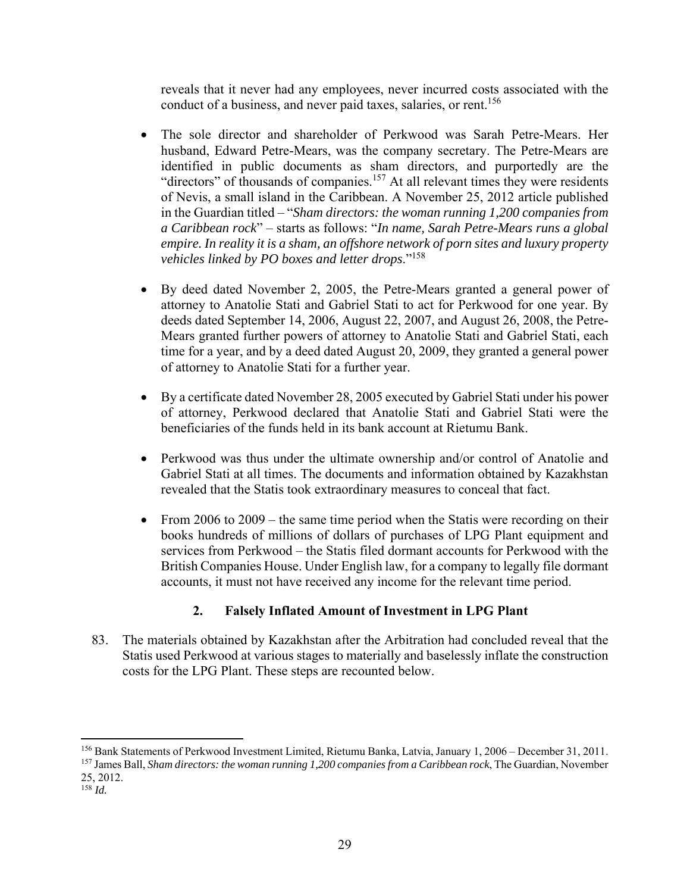reveals that it never had any employees, never incurred costs associated with the conduct of a business, and never paid taxes, salaries, or rent.[156]

- The sole director and shareholder of Perkwood was Sarah Petre-Mears. Her husband, Edward Petre-Mears, was the company secretary. The Petre-Mears are identified in public documents as sham directors, and purportedly are the "directors" of thousands of companies.[157] At all relevant times they were residents of Nevis, a small island in the Caribbean. A November 25, 2012 article published in the Guardian titled – "*Sham directors: the woman running 1,200 companies from a Caribbean rock*" – starts as follows: "*In name, Sarah Petre-Mears runs a global empire. In reality it is a sham, an offshore network of porn sites and luxury property vehicles linked by PO boxes and letter drops*."[158]

- By deed dated November 2, 2005, the Petre-Mears granted a general power of attorney to Anatolie Stati and Gabriel Stati to act for Perkwood for one year. By deeds dated September 14, 2006, August 22, 2007, and August 26, 2008, the Petre-Mears granted further powers of attorney to Anatolie Stati and Gabriel Stati, each time for a year, and by a deed dated August 20, 2009, they granted a general power of attorney to Anatolie Stati for a further year.

- By a certificate dated November 28, 2005 executed by Gabriel Stati under his power of attorney, Perkwood declared that Anatolie Stati and Gabriel Stati were the beneficiaries of the funds held in its bank account at Rietumu Bank.

- Perkwood was thus under the ultimate ownership and/or control of Anatolie and Gabriel Stati at all times. The documents and information obtained by Kazakhstan revealed that the Statis took extraordinary measures to conceal that fact.

- From 2006 to 2009 – the same time period when the Statis were recording on their books hundreds of millions of dollars of purchases of LPG Plant equipment and services from Perkwood – the Statis filed dormant accounts for Perkwood with the British Companies House. Under English law, for a company to legally file dormant accounts, it must not have received any income for the relevant time period.

### 2. Falsely Inflated Amount of Investment in LPG Plant

83. The materials obtained by Kazakhstan after the Arbitration had concluded reveal that the Statis used Perkwood at various stages to materially and baselessly inflate the construction costs for the LPG Plant. These steps are recounted below.

[156] Bank Statements of Perkwood Investment Limited, Rietumu Banka, Latvia, January 1, 2006 – December 31, 2011.

[157] James Ball, *Sham directors: the woman running 1,200 companies from a Caribbean rock*, The Guardian, November 25, 2012.

[158] *Id.*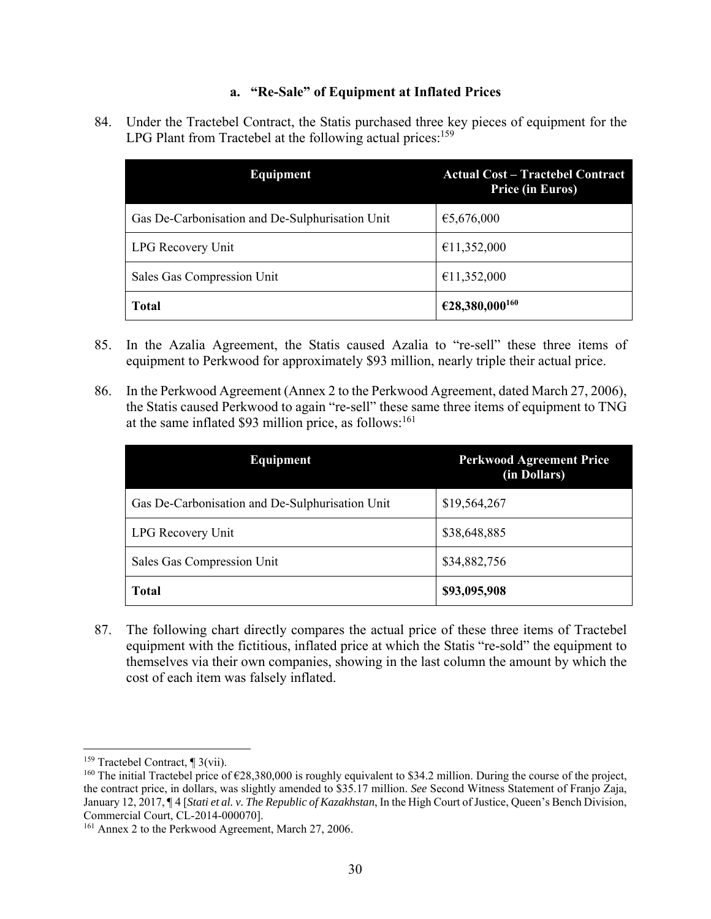### a. "Re-Sale" of Equipment at Inflated Prices

84. Under the Tractebel Contract, the Statis purchased three key pieces of equipment for the LPG Plant from Tractebel at the following actual prices:[159]

| Equipment | Actual Cost – Tractebel Contract Price (in Euros) |
|---|---|
| Gas De-Carbonisation and De-Sulphurisation Unit | €5,676,000 |
| LPG Recovery Unit | €11,352,000 |
| Sales Gas Compression Unit | €11,352,000 |
| **Total** | **€28,380,000[160]** |

85. In the Azalia Agreement, the Statis caused Azalia to "re-sell" these three items of equipment to Perkwood for approximately $93 million, nearly triple their actual price.

86. In the Perkwood Agreement (Annex 2 to the Perkwood Agreement, dated March 27, 2006), the Statis caused Perkwood to again "re-sell" these same three items of equipment to TNG at the same inflated $93 million price, as follows:[161]

| Equipment | Perkwood Agreement Price (in Dollars) |
|---|---|
| Gas De-Carbonisation and De-Sulphurisation Unit | $19,564,267 |
| LPG Recovery Unit | $38,648,885 |
| Sales Gas Compression Unit | $34,882,756 |
| **Total** | **$93,095,908** |

87. The following chart directly compares the actual price of these three items of Tractebel equipment with the fictitious, inflated price at which the Statis "re-sold" the equipment to themselves via their own companies, showing in the last column the amount by which the cost of each item was falsely inflated.

---

[159] Tractebel Contract, ¶ 3(vii).

[160] The initial Tractebel price of €28,380,000 is roughly equivalent to $34.2 million. During the course of the project, the contract price, in dollars, was slightly amended to $35.17 million. *See* Second Witness Statement of Franjo Zaja, January 12, 2017, ¶ 4 [*Stati et al. v. The Republic of Kazakhstan*, In the High Court of Justice, Queen's Bench Division, Commercial Court, CL-2014-000070].

[161] Annex 2 to the Perkwood Agreement, March 27, 2006.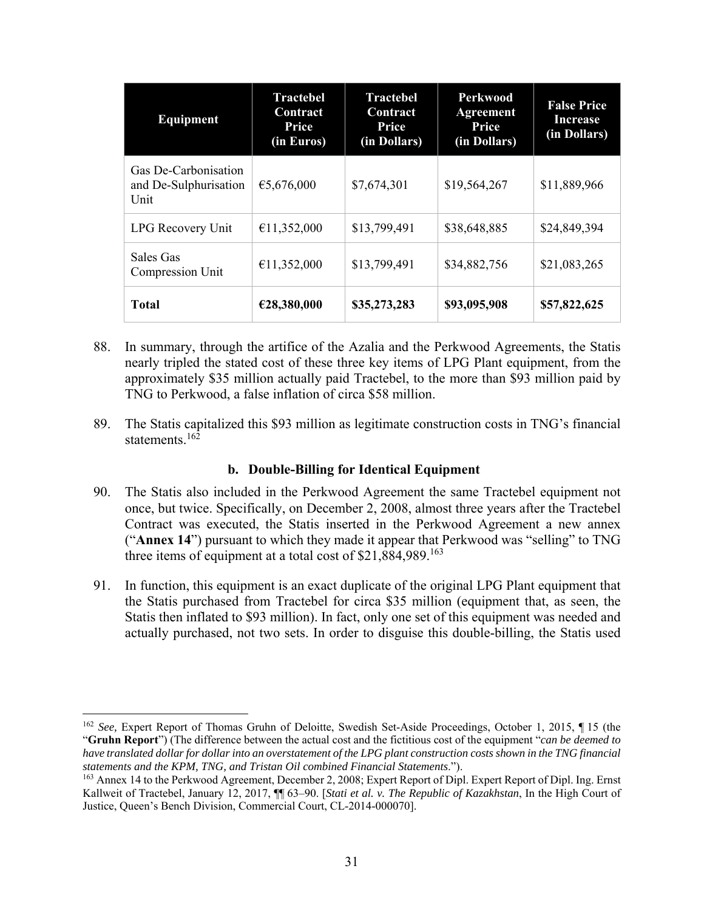| Equipment | Tractebel Contract Price (in Euros) | Tractebel Contract Price (in Dollars) | Perkwood Agreement Price (in Dollars) | False Price Increase (in Dollars) |
|---|---|---|---|---|
| Gas De-Carbonisation and De-Sulphurisation Unit | €5,676,000 | $7,674,301 | $19,564,267 | $11,889,966 |
| LPG Recovery Unit | €11,352,000 | $13,799,491 | $38,648,885 | $24,849,394 |
| Sales Gas Compression Unit | €11,352,000 | $13,799,491 | $34,882,756 | $21,083,265 |
| **Total** | **€28,380,000** | **$35,273,283** | **$93,095,908** | **$57,822,625** |

88. In summary, through the artifice of the Azalia and the Perkwood Agreements, the Statis nearly tripled the stated cost of these three key items of LPG Plant equipment, from the approximately $35 million actually paid Tractebel, to the more than $93 million paid by TNG to Perkwood, a false inflation of circa $58 million.

89. The Statis capitalized this $93 million as legitimate construction costs in TNG's financial statements.[162]

### b. Double-Billing for Identical Equipment

90. The Statis also included in the Perkwood Agreement the same Tractebel equipment not once, but twice. Specifically, on December 2, 2008, almost three years after the Tractebel Contract was executed, the Statis inserted in the Perkwood Agreement a new annex ("**Annex 14**") pursuant to which they made it appear that Perkwood was "selling" to TNG three items of equipment at a total cost of $21,884,989.[163]

91. In function, this equipment is an exact duplicate of the original LPG Plant equipment that the Statis purchased from Tractebel for circa $35 million (equipment that, as seen, the Statis then inflated to $93 million). In fact, only one set of this equipment was needed and actually purchased, not two sets. In order to disguise this double-billing, the Statis used

---

[162] *See,* Expert Report of Thomas Gruhn of Deloitte, Swedish Set-Aside Proceedings, October 1, 2015, ¶ 15 (the "**Gruhn Report**") (The difference between the actual cost and the fictitious cost of the equipment "*can be deemed to have translated dollar for dollar into an overstatement of the LPG plant construction costs shown in the TNG financial statements and the KPM, TNG, and Tristan Oil combined Financial Statements*.").

[163] Annex 14 to the Perkwood Agreement, December 2, 2008; Expert Report of Dipl. Expert Report of Dipl. Ing. Ernst Kallweit of Tractebel, January 12, 2017, ¶¶ 63–90. [*Stati et al. v. The Republic of Kazakhstan*, In the High Court of Justice, Queen's Bench Division, Commercial Court, CL-2014-000070].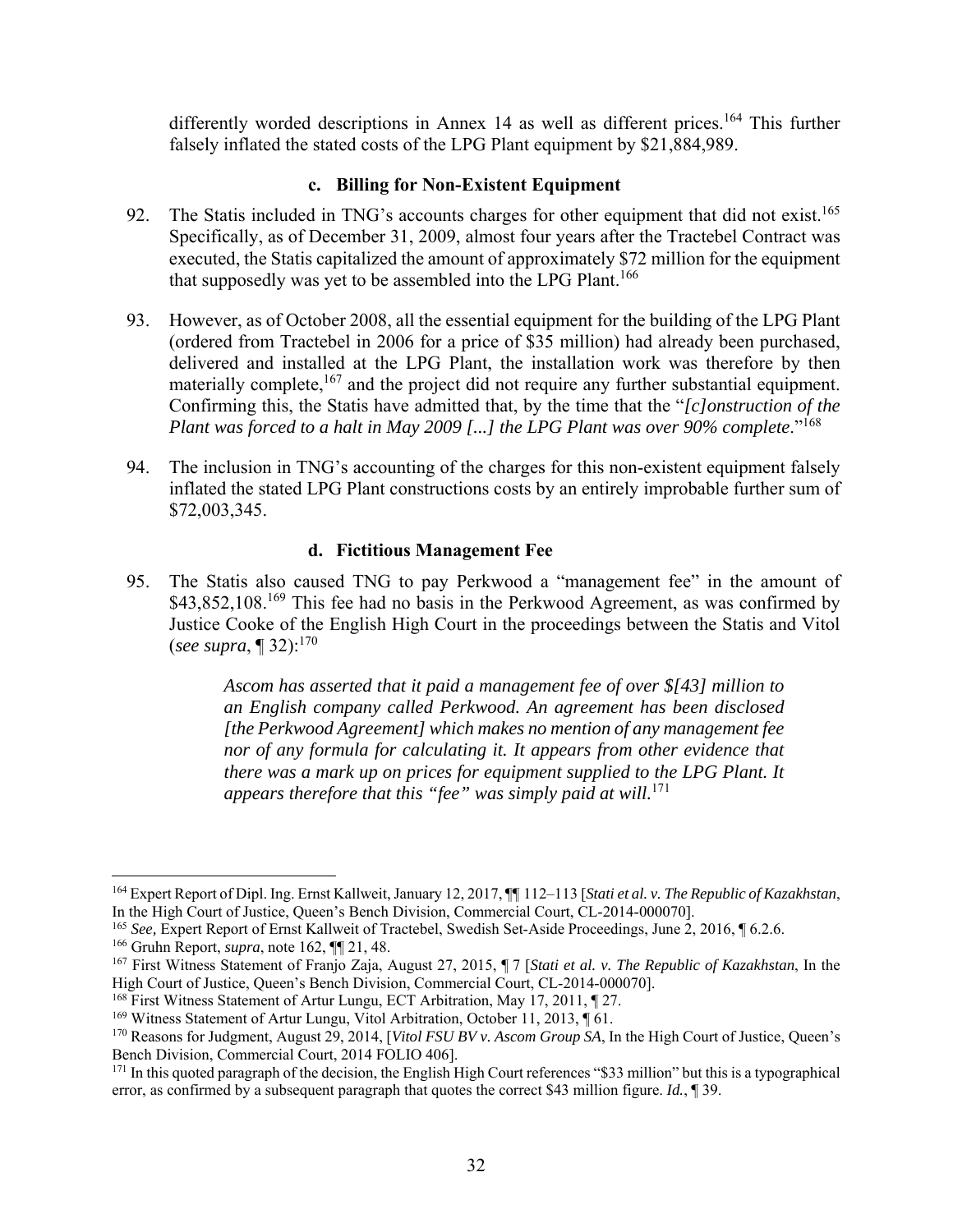differently worded descriptions in Annex 14 as well as different prices.[164] This further falsely inflated the stated costs of the LPG Plant equipment by $21,884,989.

#### c. Billing for Non-Existent Equipment

92. The Statis included in TNG's accounts charges for other equipment that did not exist.[165] Specifically, as of December 31, 2009, almost four years after the Tractebel Contract was executed, the Statis capitalized the amount of approximately $72 million for the equipment that supposedly was yet to be assembled into the LPG Plant.[166]

93. However, as of October 2008, all the essential equipment for the building of the LPG Plant (ordered from Tractebel in 2006 for a price of $35 million) had already been purchased, delivered and installed at the LPG Plant, the installation work was therefore by then materially complete,[167] and the project did not require any further substantial equipment. Confirming this, the Statis have admitted that, by the time that the "*[c]onstruction of the Plant was forced to a halt in May 2009 [...] the LPG Plant was over 90% complete*."[168]

94. The inclusion in TNG's accounting of the charges for this non-existent equipment falsely inflated the stated LPG Plant constructions costs by an entirely improbable further sum of $72,003,345.

#### d. Fictitious Management Fee

95. The Statis also caused TNG to pay Perkwood a "management fee" in the amount of $43,852,108.[169] This fee had no basis in the Perkwood Agreement, as was confirmed by Justice Cooke of the English High Court in the proceedings between the Statis and Vitol (*see supra*, ¶ 32):[170]

> *Ascom has asserted that it paid a management fee of over $[43] million to an English company called Perkwood. An agreement has been disclosed [the Perkwood Agreement] which makes no mention of any management fee nor of any formula for calculating it. It appears from other evidence that there was a mark up on prices for equipment supplied to the LPG Plant. It appears therefore that this "fee" was simply paid at will.*[171]

---

[164] Expert Report of Dipl. Ing. Ernst Kallweit, January 12, 2017, ¶¶ 112–113 [*Stati et al. v. The Republic of Kazakhstan*, In the High Court of Justice, Queen's Bench Division, Commercial Court, CL-2014-000070].

[165] *See,* Expert Report of Ernst Kallweit of Tractebel, Swedish Set-Aside Proceedings, June 2, 2016, ¶ 6.2.6.

[166] Gruhn Report, *supra*, note 162, ¶¶ 21, 48.

[167] First Witness Statement of Franjo Zaja, August 27, 2015, ¶ 7 [*Stati et al. v. The Republic of Kazakhstan*, In the High Court of Justice, Queen's Bench Division, Commercial Court, CL-2014-000070].

[168] First Witness Statement of Artur Lungu, ECT Arbitration, May 17, 2011, ¶ 27.

[169] Witness Statement of Artur Lungu, Vitol Arbitration, October 11, 2013, ¶ 61.

[170] Reasons for Judgment, August 29, 2014, [*Vitol FSU BV v. Ascom Group SA*, In the High Court of Justice, Queen's Bench Division, Commercial Court, 2014 FOLIO 406].

[171] In this quoted paragraph of the decision, the English High Court references "$33 million" but this is a typographical error, as confirmed by a subsequent paragraph that quotes the correct $43 million figure. *Id.*, ¶ 39.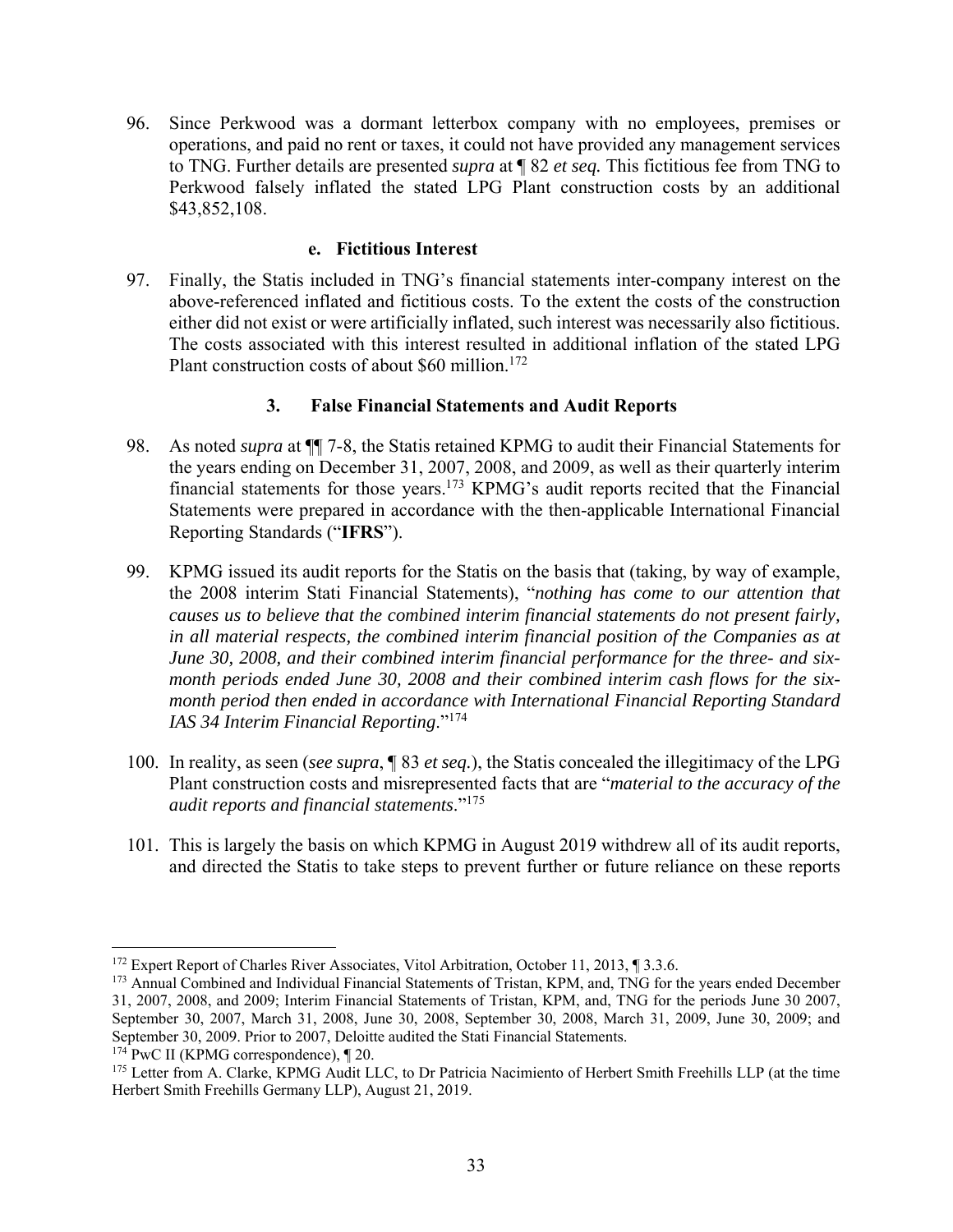96. Since Perkwood was a dormant letterbox company with no employees, premises or operations, and paid no rent or taxes, it could not have provided any management services to TNG. Further details are presented *supra* at ¶ 82 *et seq.* This fictitious fee from TNG to Perkwood falsely inflated the stated LPG Plant construction costs by an additional $43,852,108.

#### e. Fictitious Interest

97. Finally, the Statis included in TNG's financial statements inter-company interest on the above-referenced inflated and fictitious costs. To the extent the costs of the construction either did not exist or were artificially inflated, such interest was necessarily also fictitious. The costs associated with this interest resulted in additional inflation of the stated LPG Plant construction costs of about $60 million.[172]

### 3. False Financial Statements and Audit Reports

98. As noted *supra* at ¶¶ 7-8, the Statis retained KPMG to audit their Financial Statements for the years ending on December 31, 2007, 2008, and 2009, as well as their quarterly interim financial statements for those years.[173] KPMG's audit reports recited that the Financial Statements were prepared in accordance with the then-applicable International Financial Reporting Standards ("**IFRS**").

99. KPMG issued its audit reports for the Statis on the basis that (taking, by way of example, the 2008 interim Stati Financial Statements), "*nothing has come to our attention that causes us to believe that the combined interim financial statements do not present fairly, in all material respects, the combined interim financial position of the Companies as at June 30, 2008, and their combined interim financial performance for the three- and six-month periods ended June 30, 2008 and their combined interim cash flows for the six-month period then ended in accordance with International Financial Reporting Standard IAS 34 Interim Financial Reporting*."[174]

100. In reality, as seen (*see supra*, ¶ 83 *et seq.*), the Statis concealed the illegitimacy of the LPG Plant construction costs and misrepresented facts that are "*material to the accuracy of the audit reports and financial statements*."[175]

101. This is largely the basis on which KPMG in August 2019 withdrew all of its audit reports, and directed the Statis to take steps to prevent further or future reliance on these reports

---

[172] Expert Report of Charles River Associates, Vitol Arbitration, October 11, 2013, ¶ 3.3.6.

[173] Annual Combined and Individual Financial Statements of Tristan, KPM, and, TNG for the years ended December 31, 2007, 2008, and 2009; Interim Financial Statements of Tristan, KPM, and, TNG for the periods June 30 2007, September 30, 2007, March 31, 2008, June 30, 2008, September 30, 2008, March 31, 2009, June 30, 2009; and September 30, 2009. Prior to 2007, Deloitte audited the Stati Financial Statements.

[174] PwC II (KPMG correspondence), ¶ 20.

[175] Letter from A. Clarke, KPMG Audit LLC, to Dr Patricia Nacimiento of Herbert Smith Freehills LLP (at the time Herbert Smith Freehills Germany LLP), August 21, 2019.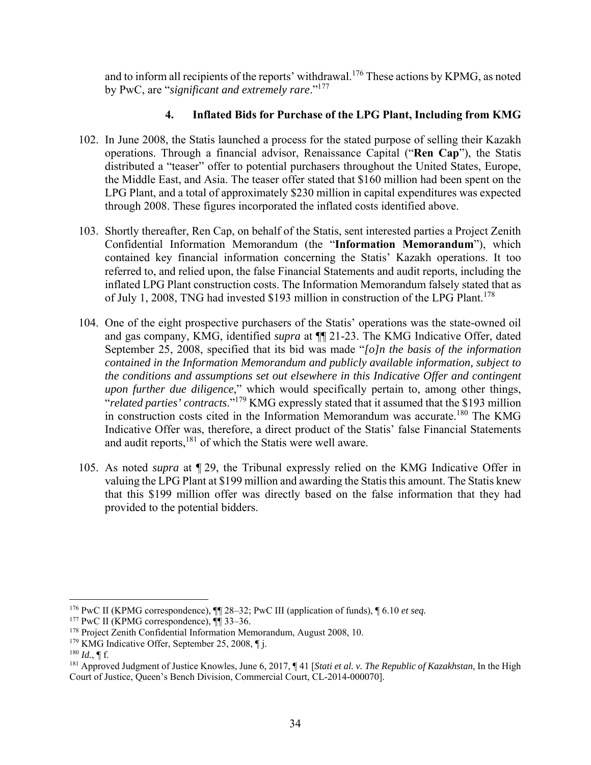and to inform all recipients of the reports' withdrawal.[176] These actions by KPMG, as noted by PwC, are "*significant and extremely rare*."[177]

### 4. Inflated Bids for Purchase of the LPG Plant, Including from KMG

102. In June 2008, the Statis launched a process for the stated purpose of selling their Kazakh operations. Through a financial advisor, Renaissance Capital ("**Ren Cap**"), the Statis distributed a "teaser" offer to potential purchasers throughout the United States, Europe, the Middle East, and Asia. The teaser offer stated that $160 million had been spent on the LPG Plant, and a total of approximately $230 million in capital expenditures was expected through 2008. These figures incorporated the inflated costs identified above.

103. Shortly thereafter, Ren Cap, on behalf of the Statis, sent interested parties a Project Zenith Confidential Information Memorandum (the "**Information Memorandum**"), which contained key financial information concerning the Statis' Kazakh operations. It too referred to, and relied upon, the false Financial Statements and audit reports, including the inflated LPG Plant construction costs. The Information Memorandum falsely stated that as of July 1, 2008, TNG had invested $193 million in construction of the LPG Plant.[178]

104. One of the eight prospective purchasers of the Statis' operations was the state-owned oil and gas company, KMG, identified *supra* at ¶¶ 21-23. The KMG Indicative Offer, dated September 25, 2008, specified that its bid was made "*[o]n the basis of the information contained in the Information Memorandum and publicly available information, subject to the conditions and assumptions set out elsewhere in this Indicative Offer and contingent upon further due diligence*," which would specifically pertain to, among other things, "*related parties' contracts*."[179] KMG expressly stated that it assumed that the $193 million in construction costs cited in the Information Memorandum was accurate.[180] The KMG Indicative Offer was, therefore, a direct product of the Statis' false Financial Statements and audit reports,[181] of which the Statis were well aware.

105. As noted *supra* at ¶ 29, the Tribunal expressly relied on the KMG Indicative Offer in valuing the LPG Plant at $199 million and awarding the Statis this amount. The Statis knew that this $199 million offer was directly based on the false information that they had provided to the potential bidders.

---

[176] PwC II (KPMG correspondence), ¶¶ 28–32; PwC III (application of funds), ¶ 6.10 *et seq.*

[177] PwC II (KPMG correspondence), ¶¶ 33–36.

[178] Project Zenith Confidential Information Memorandum, August 2008, 10.

[179] KMG Indicative Offer, September 25, 2008, ¶ j.

[180] *Id.*, ¶ f.

[181] Approved Judgment of Justice Knowles, June 6, 2017, ¶ 41 [*Stati et al. v. The Republic of Kazakhstan*, In the High Court of Justice, Queen's Bench Division, Commercial Court, CL-2014-000070].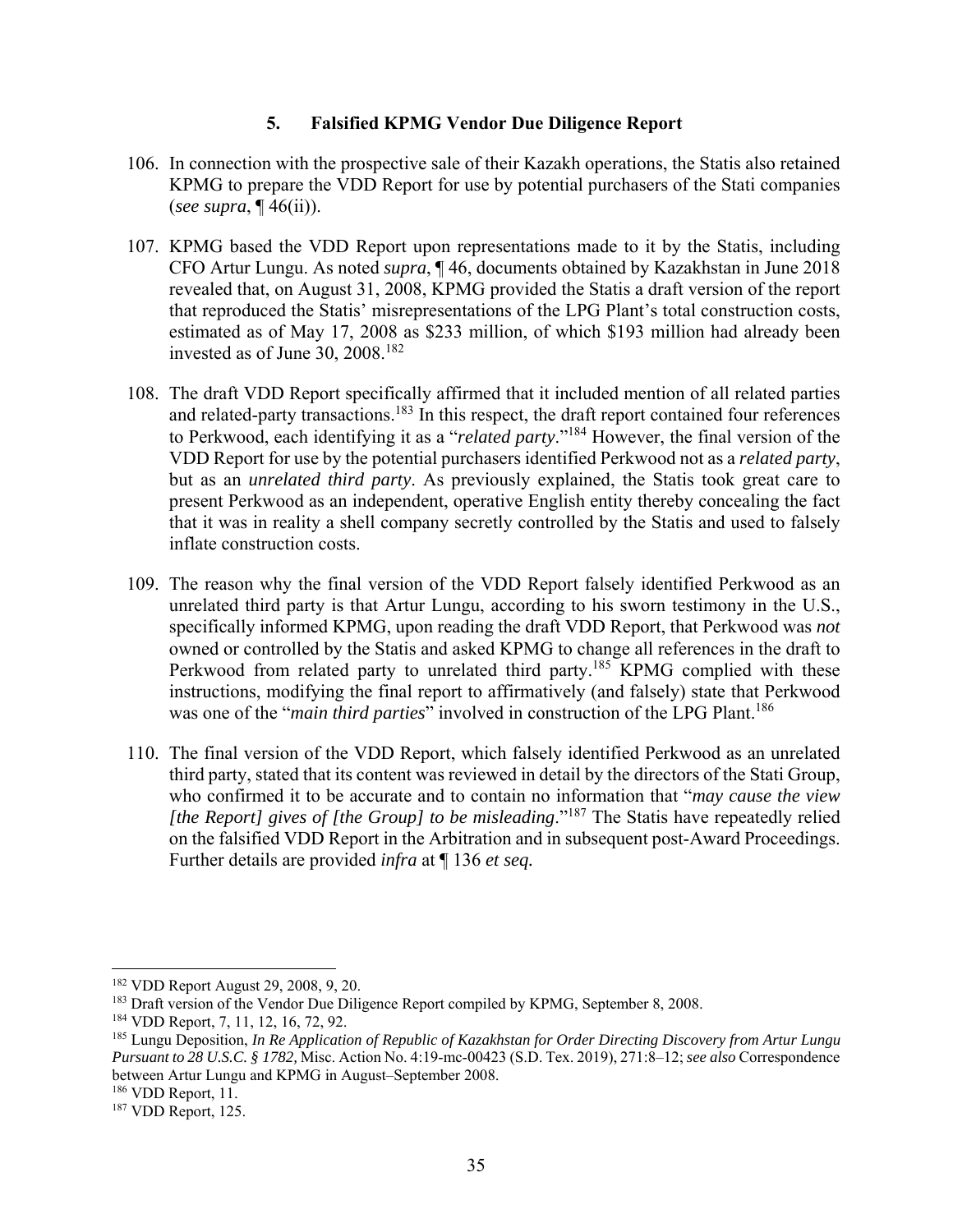### 5. Falsified KPMG Vendor Due Diligence Report

106. In connection with the prospective sale of their Kazakh operations, the Statis also retained KPMG to prepare the VDD Report for use by potential purchasers of the Stati companies (*see supra*, ¶ 46(ii)).

107. KPMG based the VDD Report upon representations made to it by the Statis, including CFO Artur Lungu. As noted *supra*, ¶ 46, documents obtained by Kazakhstan in June 2018 revealed that, on August 31, 2008, KPMG provided the Statis a draft version of the report that reproduced the Statis' misrepresentations of the LPG Plant's total construction costs, estimated as of May 17, 2008 as $233 million, of which $193 million had already been invested as of June 30, 2008.[182]

108. The draft VDD Report specifically affirmed that it included mention of all related parties and related-party transactions.[183] In this respect, the draft report contained four references to Perkwood, each identifying it as a "*related party*."[184] However, the final version of the VDD Report for use by the potential purchasers identified Perkwood not as a *related party*, but as an *unrelated third party*. As previously explained, the Statis took great care to present Perkwood as an independent, operative English entity thereby concealing the fact that it was in reality a shell company secretly controlled by the Statis and used to falsely inflate construction costs.

109. The reason why the final version of the VDD Report falsely identified Perkwood as an unrelated third party is that Artur Lungu, according to his sworn testimony in the U.S., specifically informed KPMG, upon reading the draft VDD Report, that Perkwood was *not* owned or controlled by the Statis and asked KPMG to change all references in the draft to Perkwood from related party to unrelated third party.[185] KPMG complied with these instructions, modifying the final report to affirmatively (and falsely) state that Perkwood was one of the "*main third parties*" involved in construction of the LPG Plant.[186]

110. The final version of the VDD Report, which falsely identified Perkwood as an unrelated third party, stated that its content was reviewed in detail by the directors of the Stati Group, who confirmed it to be accurate and to contain no information that "*may cause the view [the Report] gives of [the Group] to be misleading*."[187] The Statis have repeatedly relied on the falsified VDD Report in the Arbitration and in subsequent post-Award Proceedings. Further details are provided *infra* at ¶ 136 *et seq.*

---

[182] VDD Report August 29, 2008, 9, 20.

[183] Draft version of the Vendor Due Diligence Report compiled by KPMG, September 8, 2008.

[184] VDD Report, 7, 11, 12, 16, 72, 92.

[185] Lungu Deposition, *In Re Application of Republic of Kazakhstan for Order Directing Discovery from Artur Lungu Pursuant to 28 U.S.C. § 1782,* Misc. Action No. 4:19-mc-00423 (S.D. Tex. 2019), 271:8–12; *see also* Correspondence between Artur Lungu and KPMG in August–September 2008.

[186] VDD Report, 11.

[187] VDD Report, 125.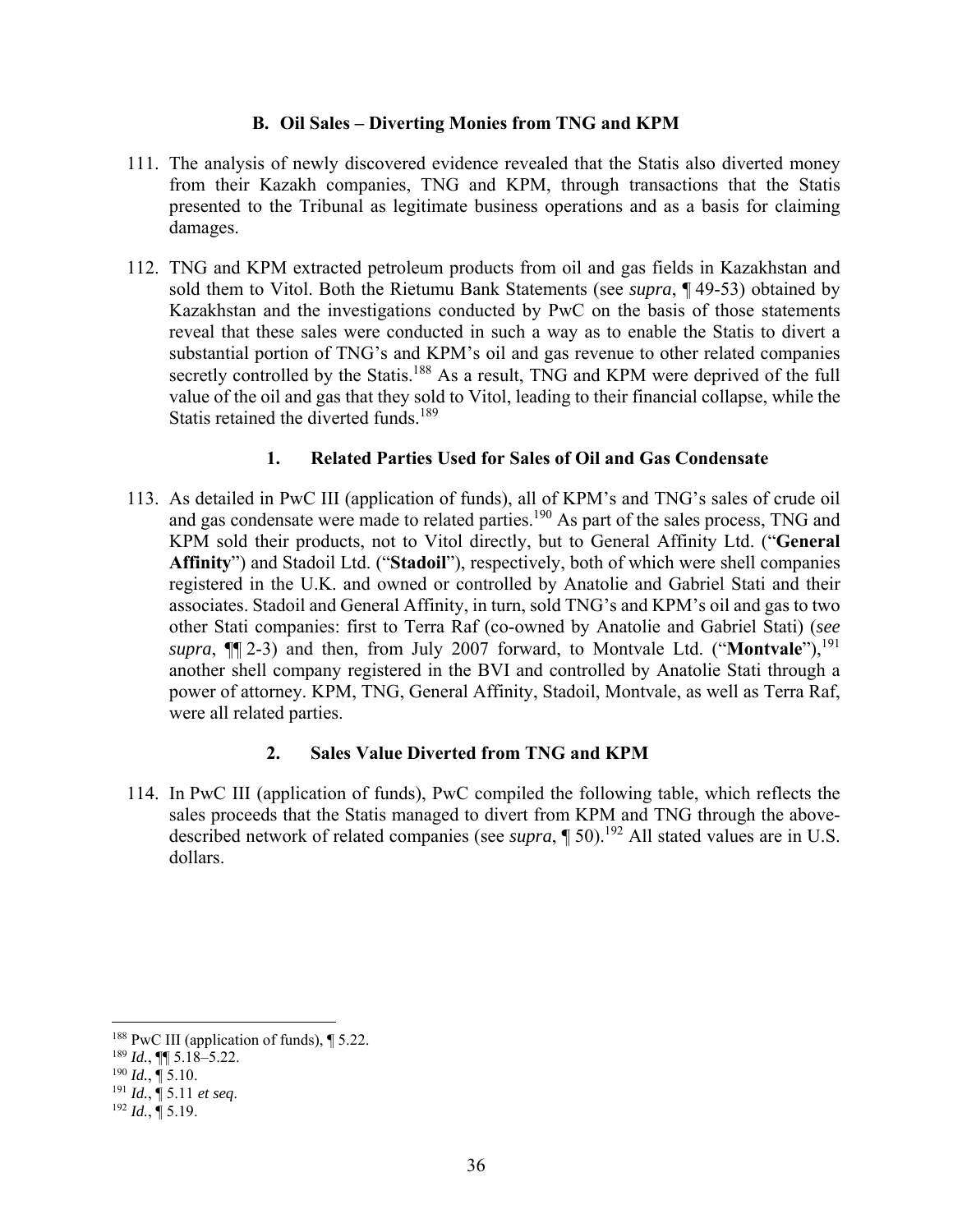### B. Oil Sales – Diverting Monies from TNG and KPM

111. The analysis of newly discovered evidence revealed that the Statis also diverted money from their Kazakh companies, TNG and KPM, through transactions that the Statis presented to the Tribunal as legitimate business operations and as a basis for claiming damages.

112. TNG and KPM extracted petroleum products from oil and gas fields in Kazakhstan and sold them to Vitol. Both the Rietumu Bank Statements (see *supra*, ¶ 49-53) obtained by Kazakhstan and the investigations conducted by PwC on the basis of those statements reveal that these sales were conducted in such a way as to enable the Statis to divert a substantial portion of TNG's and KPM's oil and gas revenue to other related companies secretly controlled by the Statis.[188] As a result, TNG and KPM were deprived of the full value of the oil and gas that they sold to Vitol, leading to their financial collapse, while the Statis retained the diverted funds.[189]

#### 1. Related Parties Used for Sales of Oil and Gas Condensate

113. As detailed in PwC III (application of funds), all of KPM's and TNG's sales of crude oil and gas condensate were made to related parties.[190] As part of the sales process, TNG and KPM sold their products, not to Vitol directly, but to General Affinity Ltd. ("**General Affinity**") and Stadoil Ltd. ("**Stadoil**"), respectively, both of which were shell companies registered in the U.K. and owned or controlled by Anatolie and Gabriel Stati and their associates. Stadoil and General Affinity, in turn, sold TNG's and KPM's oil and gas to two other Stati companies: first to Terra Raf (co-owned by Anatolie and Gabriel Stati) (*see supra*, ¶¶ 2-3) and then, from July 2007 forward, to Montvale Ltd. ("**Montvale**"),[191] another shell company registered in the BVI and controlled by Anatolie Stati through a power of attorney. KPM, TNG, General Affinity, Stadoil, Montvale, as well as Terra Raf, were all related parties.

#### 2. Sales Value Diverted from TNG and KPM

114. In PwC III (application of funds), PwC compiled the following table, which reflects the sales proceeds that the Statis managed to divert from KPM and TNG through the above-described network of related companies (see *supra*, ¶ 50).[192] All stated values are in U.S. dollars.

---

[188] PwC III (application of funds), ¶ 5.22.

[189] *Id.*, ¶¶ 5.18–5.22.

[190] *Id.*, ¶ 5.10.

[191] *Id.*, ¶ 5.11 *et seq*.

[192] *Id.*, ¶ 5.19.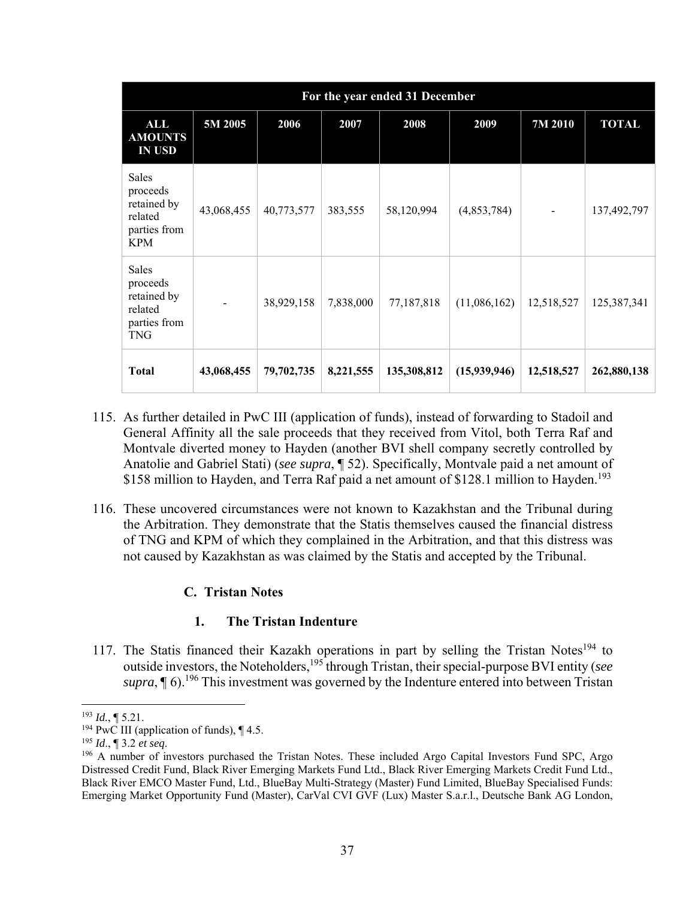| For the year ended 31 December | | | | | | | |
|---|---|---|---|---|---|---|---|
| **ALL AMOUNTS IN USD** | **5M 2005** | **2006** | **2007** | **2008** | **2009** | **7M 2010** | **TOTAL** |
| Sales proceeds retained by related parties from KPM | 43,068,455 | 40,773,577 | 383,555 | 58,120,994 | (4,853,784) | - | 137,492,797 |
| Sales proceeds retained by related parties from TNG | - | 38,929,158 | 7,838,000 | 77,187,818 | (11,086,162) | 12,518,527 | 125,387,341 |
| **Total** | **43,068,455** | **79,702,735** | **8,221,555** | **135,308,812** | **(15,939,946)** | **12,518,527** | **262,880,138** |

115. As further detailed in PwC III (application of funds), instead of forwarding to Stadoil and General Affinity all the sale proceeds that they received from Vitol, both Terra Raf and Montvale diverted money to Hayden (another BVI shell company secretly controlled by Anatolie and Gabriel Stati) (*see supra*, ¶ 52). Specifically, Montvale paid a net amount of \$158 million to Hayden, and Terra Raf paid a net amount of \$128.1 million to Hayden.[193]

116. These uncovered circumstances were not known to Kazakhstan and the Tribunal during the Arbitration. They demonstrate that the Statis themselves caused the financial distress of TNG and KPM of which they complained in the Arbitration, and that this distress was not caused by Kazakhstan as was claimed by the Statis and accepted by the Tribunal.

### C. Tristan Notes

#### 1. The Tristan Indenture

117. The Statis financed their Kazakh operations in part by selling the Tristan Notes[194] to outside investors, the Noteholders,[195] through Tristan, their special-purpose BVI entity (*see supra*, ¶ 6).[196] This investment was governed by the Indenture entered into between Tristan

---

[193] *Id.*, ¶ 5.21.

[194] PwC III (application of funds), ¶ 4.5.

[195] *Id.*, ¶ 3.2 *et seq*.

[196] A number of investors purchased the Tristan Notes. These included Argo Capital Investors Fund SPC, Argo Distressed Credit Fund, Black River Emerging Markets Fund Ltd., Black River Emerging Markets Credit Fund Ltd., Black River EMCO Master Fund, Ltd., BlueBay Multi-Strategy (Master) Fund Limited, BlueBay Specialised Funds: Emerging Market Opportunity Fund (Master), CarVal CVI GVF (Lux) Master S.a.r.l., Deutsche Bank AG London,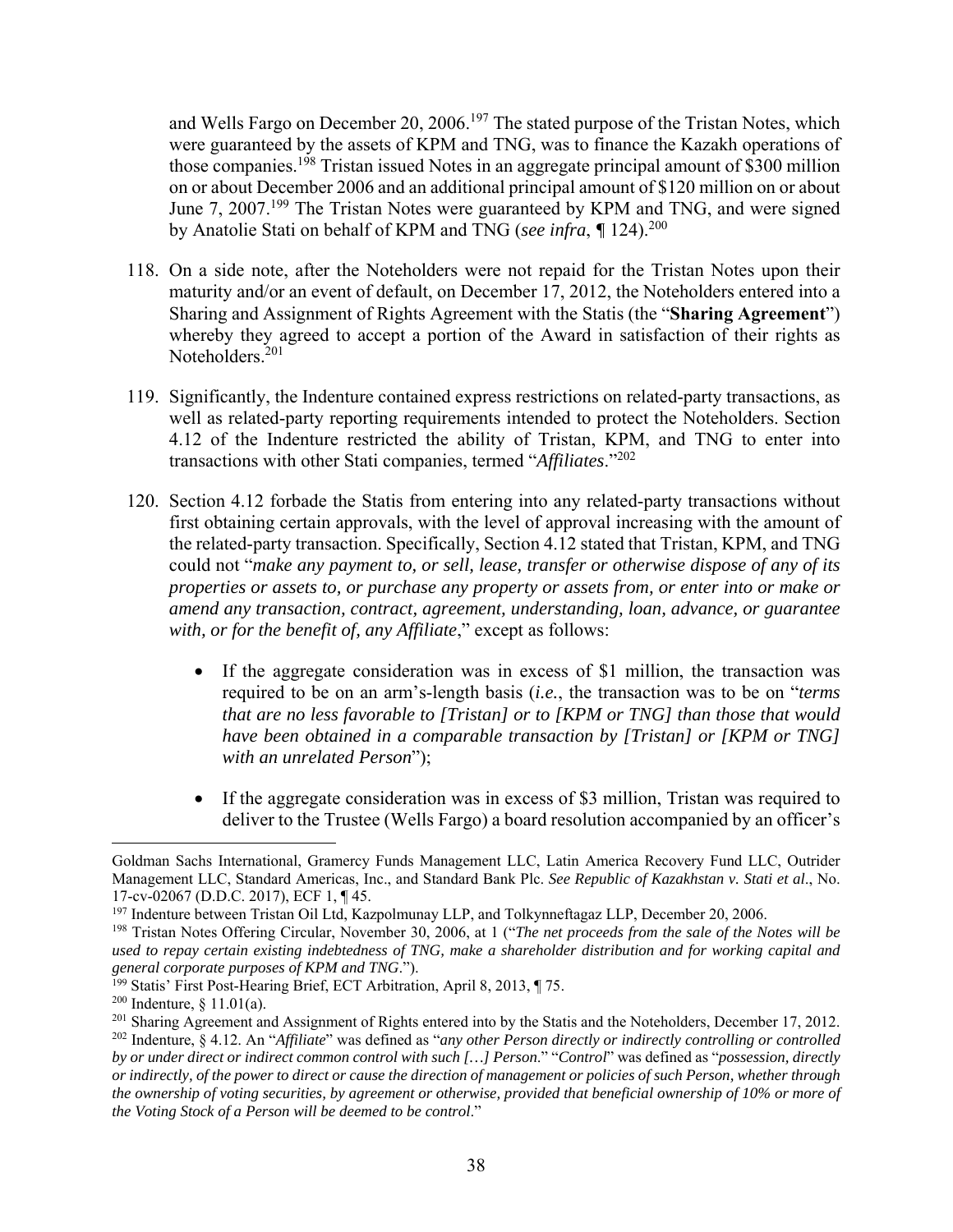and Wells Fargo on December 20, 2006.[197] The stated purpose of the Tristan Notes, which were guaranteed by the assets of KPM and TNG, was to finance the Kazakh operations of those companies.[198] Tristan issued Notes in an aggregate principal amount of $300 million on or about December 2006 and an additional principal amount of $120 million on or about June 7, 2007.[199] The Tristan Notes were guaranteed by KPM and TNG, and were signed by Anatolie Stati on behalf of KPM and TNG (*see infra*, ¶ 124).[200]

118. On a side note, after the Noteholders were not repaid for the Tristan Notes upon their maturity and/or an event of default, on December 17, 2012, the Noteholders entered into a Sharing and Assignment of Rights Agreement with the Statis (the "**Sharing Agreement**") whereby they agreed to accept a portion of the Award in satisfaction of their rights as Noteholders.[201]

119. Significantly, the Indenture contained express restrictions on related-party transactions, as well as related-party reporting requirements intended to protect the Noteholders. Section 4.12 of the Indenture restricted the ability of Tristan, KPM, and TNG to enter into transactions with other Stati companies, termed "*Affiliates*."[202]

120. Section 4.12 forbade the Statis from entering into any related-party transactions without first obtaining certain approvals, with the level of approval increasing with the amount of the related-party transaction. Specifically, Section 4.12 stated that Tristan, KPM, and TNG could not "*make any payment to, or sell, lease, transfer or otherwise dispose of any of its properties or assets to, or purchase any property or assets from, or enter into or make or amend any transaction, contract, agreement, understanding, loan, advance, or guarantee with, or for the benefit of, any Affiliate*," except as follows:

    - If the aggregate consideration was in excess of $1 million, the transaction was required to be on an arm's-length basis (*i.e.*, the transaction was to be on "*terms that are no less favorable to [Tristan] or to [KPM or TNG] than those that would have been obtained in a comparable transaction by [Tristan] or [KPM or TNG] with an unrelated Person*");

    - If the aggregate consideration was in excess of $3 million, Tristan was required to deliver to the Trustee (Wells Fargo) a board resolution accompanied by an officer's

---

Goldman Sachs International, Gramercy Funds Management LLC, Latin America Recovery Fund LLC, Outrider Management LLC, Standard Americas, Inc., and Standard Bank Plc. *See Republic of Kazakhstan v. Stati et al*., No. 17-cv-02067 (D.D.C. 2017), ECF 1, ¶ 45.

[197] Indenture between Tristan Oil Ltd, Kazpolmunay LLP, and Tolkynneftagaz LLP, December 20, 2006.

[198] Tristan Notes Offering Circular, November 30, 2006, at 1 ("*The net proceeds from the sale of the Notes will be used to repay certain existing indebtedness of TNG, make a shareholder distribution and for working capital and general corporate purposes of KPM and TNG*.").

[199] Statis' First Post-Hearing Brief, ECT Arbitration, April 8, 2013, ¶ 75.

[200] Indenture, § 11.01(a).

[201] Sharing Agreement and Assignment of Rights entered into by the Statis and the Noteholders, December 17, 2012.

[202] Indenture, § 4.12. An "*Affiliate*" was defined as "*any other Person directly or indirectly controlling or controlled by or under direct or indirect common control with such […] Person*." "*Control*" was defined as "*possession, directly or indirectly, of the power to direct or cause the direction of management or policies of such Person, whether through the ownership of voting securities, by agreement or otherwise, provided that beneficial ownership of 10% or more of the Voting Stock of a Person will be deemed to be control*."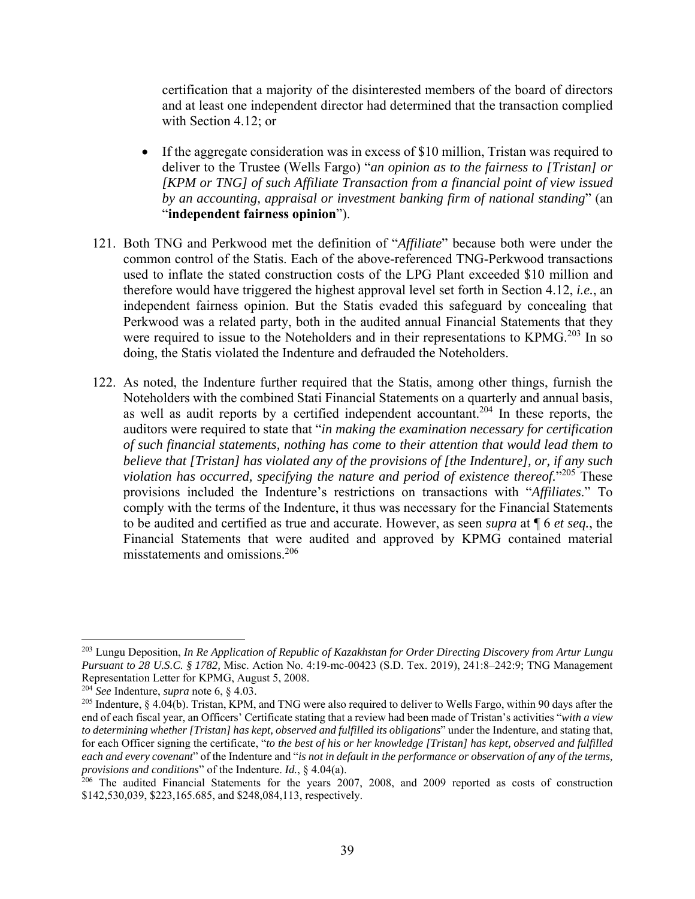certification that a majority of the disinterested members of the board of directors and at least one independent director had determined that the transaction complied with Section 4.12; or

- If the aggregate consideration was in excess of $10 million, Tristan was required to deliver to the Trustee (Wells Fargo) "*an opinion as to the fairness to [Tristan] or [KPM or TNG] of such Affiliate Transaction from a financial point of view issued by an accounting, appraisal or investment banking firm of national standing*" (an "**independent fairness opinion**").

121. Both TNG and Perkwood met the definition of "*Affiliate*" because both were under the common control of the Statis. Each of the above-referenced TNG-Perkwood transactions used to inflate the stated construction costs of the LPG Plant exceeded $10 million and therefore would have triggered the highest approval level set forth in Section 4.12, *i.e.*, an independent fairness opinion. But the Statis evaded this safeguard by concealing that Perkwood was a related party, both in the audited annual Financial Statements that they were required to issue to the Noteholders and in their representations to KPMG.[203] In so doing, the Statis violated the Indenture and defrauded the Noteholders.

122. As noted, the Indenture further required that the Statis, among other things, furnish the Noteholders with the combined Stati Financial Statements on a quarterly and annual basis, as well as audit reports by a certified independent accountant.[204] In these reports, the auditors were required to state that "*in making the examination necessary for certification of such financial statements, nothing has come to their attention that would lead them to believe that [Tristan] has violated any of the provisions of [the Indenture], or, if any such violation has occurred, specifying the nature and period of existence thereof.*"[205] These provisions included the Indenture's restrictions on transactions with "*Affiliates*." To comply with the terms of the Indenture, it thus was necessary for the Financial Statements to be audited and certified as true and accurate. However, as seen *supra* at ¶ 6 *et seq.*, the Financial Statements that were audited and approved by KPMG contained material misstatements and omissions.[206]

---

[203] Lungu Deposition, *In Re Application of Republic of Kazakhstan for Order Directing Discovery from Artur Lungu Pursuant to 28 U.S.C. § 1782*, Misc. Action No. 4:19-mc-00423 (S.D. Tex. 2019), 241:8–242:9; TNG Management Representation Letter for KPMG, August 5, 2008.

[204] *See* Indenture, *supra* note 6, § 4.03.

[205] Indenture, § 4.04(b). Tristan, KPM, and TNG were also required to deliver to Wells Fargo, within 90 days after the end of each fiscal year, an Officers' Certificate stating that a review had been made of Tristan's activities "*with a view to determining whether [Tristan] has kept, observed and fulfilled its obligations*" under the Indenture, and stating that, for each Officer signing the certificate, "*to the best of his or her knowledge [Tristan] has kept, observed and fulfilled each and every covenant*" of the Indenture and "*is not in default in the performance or observation of any of the terms, provisions and conditions*" of the Indenture. *Id.*, § 4.04(a).

[206] The audited Financial Statements for the years 2007, 2008, and 2009 reported as costs of construction $142,530,039, $223,165.685, and $248,084,113, respectively.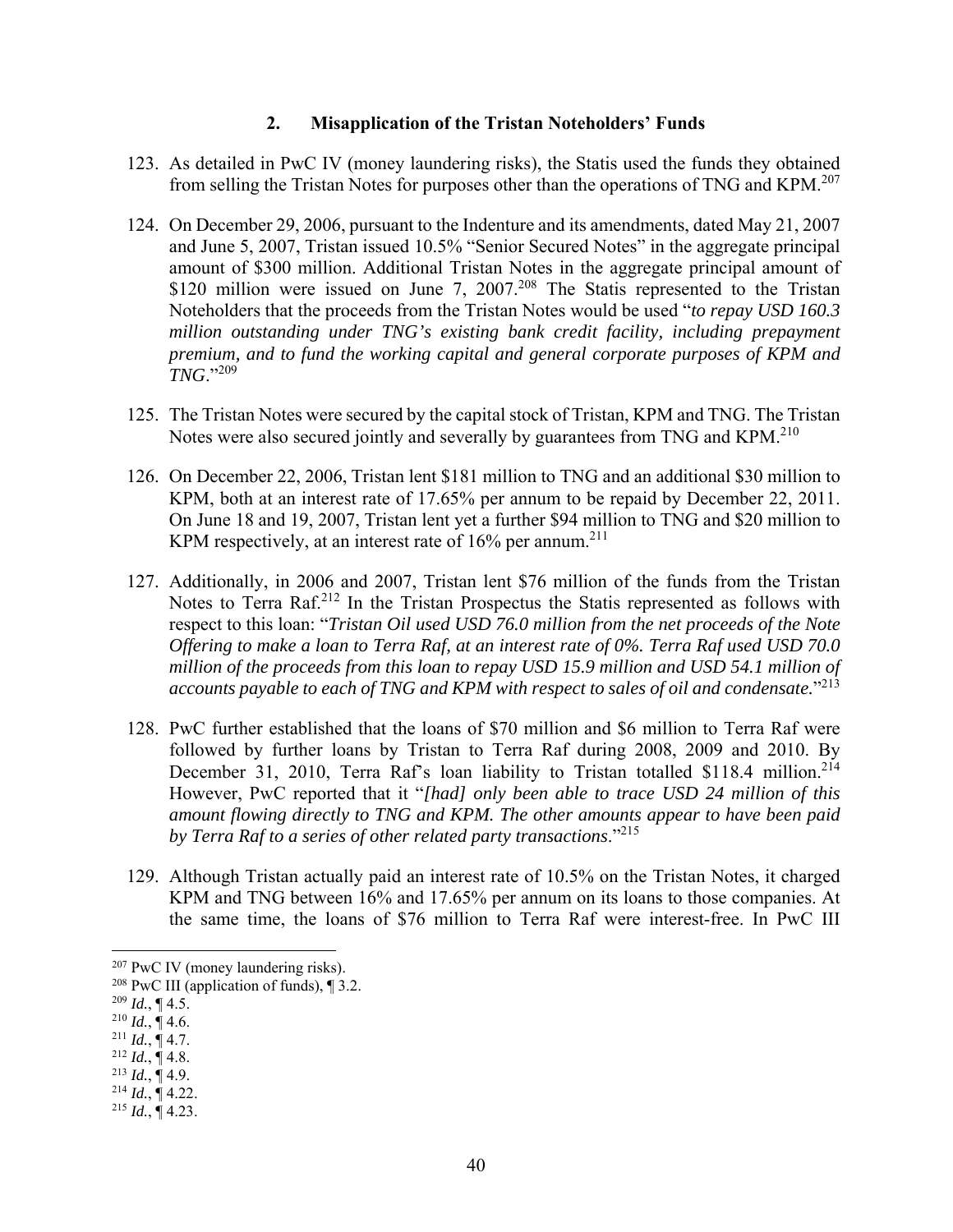### 2. Misapplication of the Tristan Noteholders' Funds

123. As detailed in PwC IV (money laundering risks), the Statis used the funds they obtained from selling the Tristan Notes for purposes other than the operations of TNG and KPM.[207]

124. On December 29, 2006, pursuant to the Indenture and its amendments, dated May 21, 2007 and June 5, 2007, Tristan issued 10.5% "Senior Secured Notes" in the aggregate principal amount of $300 million. Additional Tristan Notes in the aggregate principal amount of $120 million were issued on June 7, 2007.[208] The Statis represented to the Tristan Noteholders that the proceeds from the Tristan Notes would be used "*to repay USD 160.3 million outstanding under TNG's existing bank credit facility, including prepayment premium, and to fund the working capital and general corporate purposes of KPM and TNG*."[209]

125. The Tristan Notes were secured by the capital stock of Tristan, KPM and TNG. The Tristan Notes were also secured jointly and severally by guarantees from TNG and KPM.[210]

126. On December 22, 2006, Tristan lent $181 million to TNG and an additional $30 million to KPM, both at an interest rate of 17.65% per annum to be repaid by December 22, 2011. On June 18 and 19, 2007, Tristan lent yet a further $94 million to TNG and $20 million to KPM respectively, at an interest rate of 16% per annum.[211]

127. Additionally, in 2006 and 2007, Tristan lent $76 million of the funds from the Tristan Notes to Terra Raf.[212] In the Tristan Prospectus the Statis represented as follows with respect to this loan: "*Tristan Oil used USD 76.0 million from the net proceeds of the Note Offering to make a loan to Terra Raf, at an interest rate of 0%. Terra Raf used USD 70.0 million of the proceeds from this loan to repay USD 15.9 million and USD 54.1 million of accounts payable to each of TNG and KPM with respect to sales of oil and condensate.*"[213]

128. PwC further established that the loans of $70 million and $6 million to Terra Raf were followed by further loans by Tristan to Terra Raf during 2008, 2009 and 2010. By December 31, 2010, Terra Raf's loan liability to Tristan totalled $118.4 million.[214] However, PwC reported that it "*[had] only been able to trace USD 24 million of this amount flowing directly to TNG and KPM. The other amounts appear to have been paid by Terra Raf to a series of other related party transactions*."[215]

129. Although Tristan actually paid an interest rate of 10.5% on the Tristan Notes, it charged KPM and TNG between 16% and 17.65% per annum on its loans to those companies. At the same time, the loans of $76 million to Terra Raf were interest-free. In PwC III

---

[207] PwC IV (money laundering risks).

[208] PwC III (application of funds), ¶ 3.2.

[209] *Id.*, ¶ 4.5.

[210] *Id.*, ¶ 4.6.

[211] *Id.*, ¶ 4.7.

[212] *Id.*, ¶ 4.8.

[213] *Id.*, ¶ 4.9.

[214] *Id.*, ¶ 4.22.

[215] *Id.*, ¶ 4.23.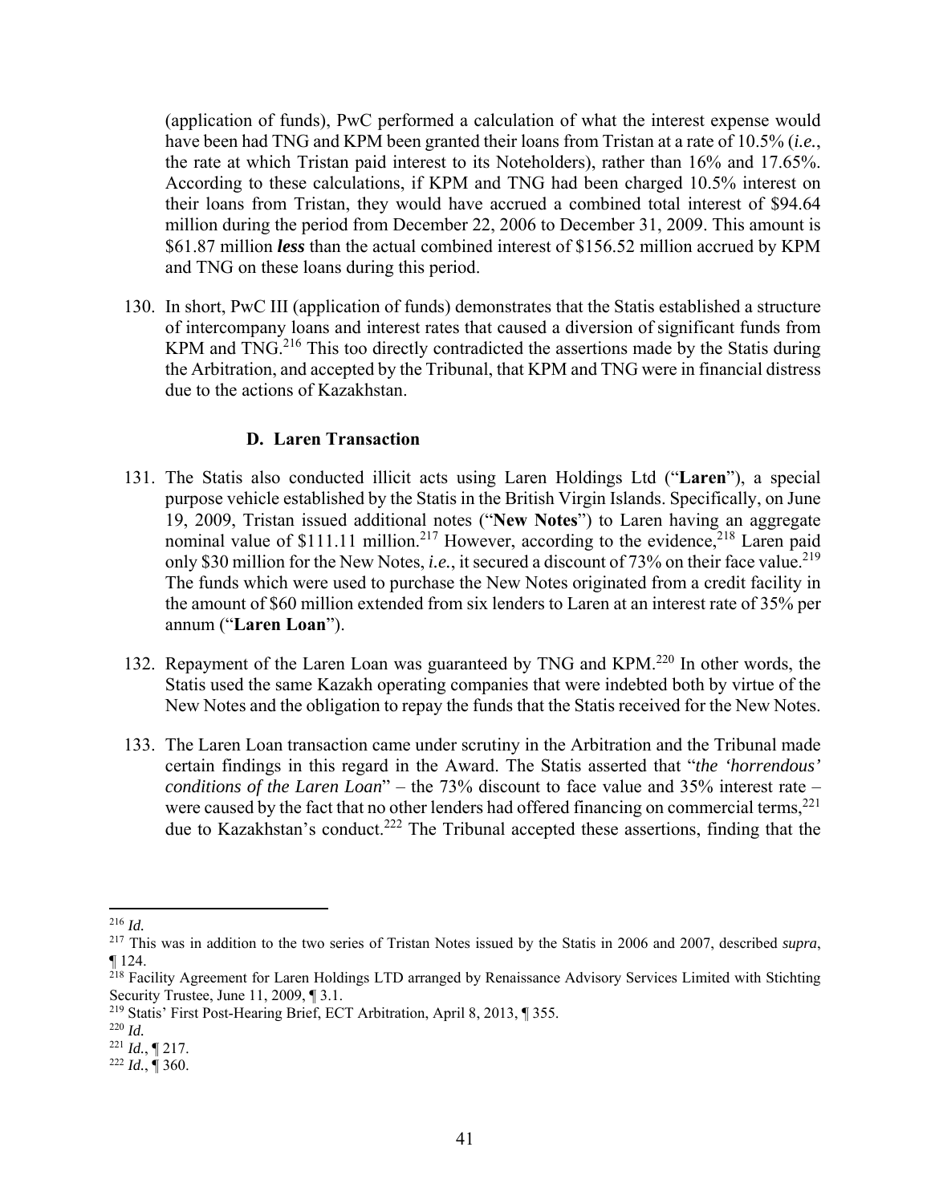(application of funds), PwC performed a calculation of what the interest expense would have been had TNG and KPM been granted their loans from Tristan at a rate of 10.5% (*i.e.*, the rate at which Tristan paid interest to its Noteholders), rather than 16% and 17.65%. According to these calculations, if KPM and TNG had been charged 10.5% interest on their loans from Tristan, they would have accrued a combined total interest of $94.64 million during the period from December 22, 2006 to December 31, 2009. This amount is $61.87 million ***less*** than the actual combined interest of $156.52 million accrued by KPM and TNG on these loans during this period.

130. In short, PwC III (application of funds) demonstrates that the Statis established a structure of intercompany loans and interest rates that caused a diversion of significant funds from KPM and TNG.[216] This too directly contradicted the assertions made by the Statis during the Arbitration, and accepted by the Tribunal, that KPM and TNG were in financial distress due to the actions of Kazakhstan.

### D. Laren Transaction

131. The Statis also conducted illicit acts using Laren Holdings Ltd ("**Laren**"), a special purpose vehicle established by the Statis in the British Virgin Islands. Specifically, on June 19, 2009, Tristan issued additional notes ("**New Notes**") to Laren having an aggregate nominal value of $111.11 million.[217] However, according to the evidence,[218] Laren paid only $30 million for the New Notes, *i.e.*, it secured a discount of 73% on their face value.[219] The funds which were used to purchase the New Notes originated from a credit facility in the amount of $60 million extended from six lenders to Laren at an interest rate of 35% per annum ("**Laren Loan**").

132. Repayment of the Laren Loan was guaranteed by TNG and KPM.[220] In other words, the Statis used the same Kazakh operating companies that were indebted both by virtue of the New Notes and the obligation to repay the funds that the Statis received for the New Notes.

133. The Laren Loan transaction came under scrutiny in the Arbitration and the Tribunal made certain findings in this regard in the Award. The Statis asserted that "*the 'horrendous' conditions of the Laren Loan*" – the 73% discount to face value and 35% interest rate – were caused by the fact that no other lenders had offered financing on commercial terms,[221] due to Kazakhstan's conduct.[222] The Tribunal accepted these assertions, finding that the

---

[216] *Id.*

[217] This was in addition to the two series of Tristan Notes issued by the Statis in 2006 and 2007, described *supra*, ¶ 124.

[218] Facility Agreement for Laren Holdings LTD arranged by Renaissance Advisory Services Limited with Stichting Security Trustee, June 11, 2009, ¶ 3.1.

[219] Statis' First Post-Hearing Brief, ECT Arbitration, April 8, 2013, ¶ 355.

[220] *Id.*

[221] *Id.*, ¶ 217.

[222] *Id.*, ¶ 360.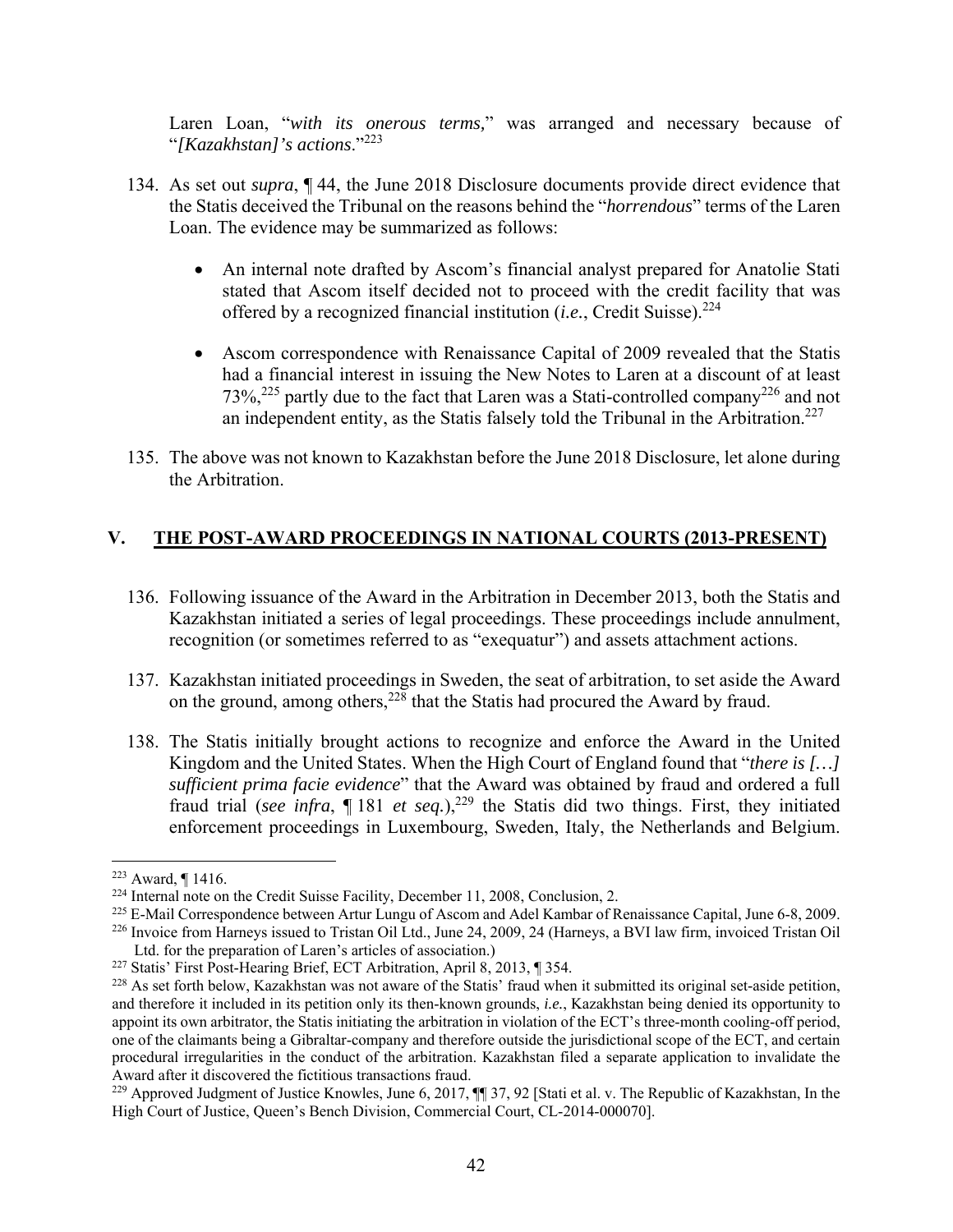Laren Loan, "*with its onerous terms,*" was arranged and necessary because of "*[Kazakhstan]'s actions*."[223]

134. As set out *supra*, ¶ 44, the June 2018 Disclosure documents provide direct evidence that the Statis deceived the Tribunal on the reasons behind the "*horrendous*" terms of the Laren Loan. The evidence may be summarized as follows:

    - An internal note drafted by Ascom's financial analyst prepared for Anatolie Stati stated that Ascom itself decided not to proceed with the credit facility that was offered by a recognized financial institution (*i.e.*, Credit Suisse).[224]
    - Ascom correspondence with Renaissance Capital of 2009 revealed that the Statis had a financial interest in issuing the New Notes to Laren at a discount of at least 73%,[225] partly due to the fact that Laren was a Stati-controlled company[226] and not an independent entity, as the Statis falsely told the Tribunal in the Arbitration.[227]

135. The above was not known to Kazakhstan before the June 2018 Disclosure, let alone during the Arbitration.

## V. THE POST-AWARD PROCEEDINGS IN NATIONAL COURTS (2013-PRESENT)

136. Following issuance of the Award in the Arbitration in December 2013, both the Statis and Kazakhstan initiated a series of legal proceedings. These proceedings include annulment, recognition (or sometimes referred to as "exequatur") and assets attachment actions.

137. Kazakhstan initiated proceedings in Sweden, the seat of arbitration, to set aside the Award on the ground, among others,[228] that the Statis had procured the Award by fraud.

138. The Statis initially brought actions to recognize and enforce the Award in the United Kingdom and the United States. When the High Court of England found that "*there is […] sufficient prima facie evidence*" that the Award was obtained by fraud and ordered a full fraud trial (*see infra*, ¶ 181 *et seq.*),[229] the Statis did two things. First, they initiated enforcement proceedings in Luxembourg, Sweden, Italy, the Netherlands and Belgium.

---

[223] Award, ¶ 1416.

[224] Internal note on the Credit Suisse Facility, December 11, 2008, Conclusion, 2.

[225] E-Mail Correspondence between Artur Lungu of Ascom and Adel Kambar of Renaissance Capital, June 6-8, 2009.

[226] Invoice from Harneys issued to Tristan Oil Ltd., June 24, 2009, 24 (Harneys, a BVI law firm, invoiced Tristan Oil Ltd. for the preparation of Laren's articles of association.)

[227] Statis' First Post-Hearing Brief, ECT Arbitration, April 8, 2013, ¶ 354.

[228] As set forth below, Kazakhstan was not aware of the Statis' fraud when it submitted its original set-aside petition, and therefore it included in its petition only its then-known grounds, *i.e.*, Kazakhstan being denied its opportunity to appoint its own arbitrator, the Statis initiating the arbitration in violation of the ECT's three-month cooling-off period, one of the claimants being a Gibraltar-company and therefore outside the jurisdictional scope of the ECT, and certain procedural irregularities in the conduct of the arbitration. Kazakhstan filed a separate application to invalidate the Award after it discovered the fictitious transactions fraud.

[229] Approved Judgment of Justice Knowles, June 6, 2017, ¶¶ 37, 92 [Stati et al. v. The Republic of Kazakhstan, In the High Court of Justice, Queen's Bench Division, Commercial Court, CL-2014-000070].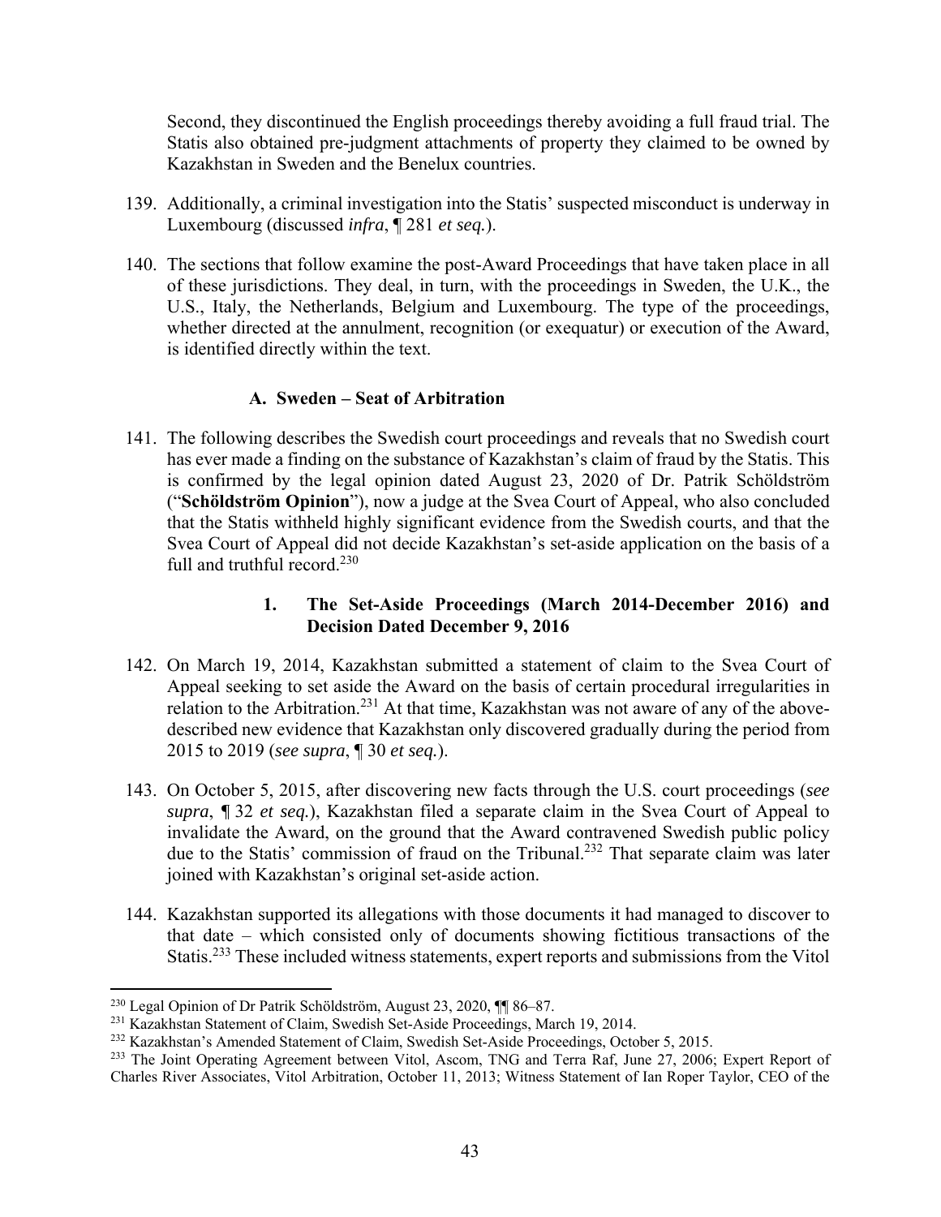Second, they discontinued the English proceedings thereby avoiding a full fraud trial. The Statis also obtained pre-judgment attachments of property they claimed to be owned by Kazakhstan in Sweden and the Benelux countries.

139. Additionally, a criminal investigation into the Statis' suspected misconduct is underway in Luxembourg (discussed *infra*, ¶ 281 *et seq.*).

140. The sections that follow examine the post-Award Proceedings that have taken place in all of these jurisdictions. They deal, in turn, with the proceedings in Sweden, the U.K., the U.S., Italy, the Netherlands, Belgium and Luxembourg. The type of the proceedings, whether directed at the annulment, recognition (or exequatur) or execution of the Award, is identified directly within the text.

### A. Sweden – Seat of Arbitration

141. The following describes the Swedish court proceedings and reveals that no Swedish court has ever made a finding on the substance of Kazakhstan's claim of fraud by the Statis. This is confirmed by the legal opinion dated August 23, 2020 of Dr. Patrik Schöldström ("**Schöldström Opinion**"), now a judge at the Svea Court of Appeal, who also concluded that the Statis withheld highly significant evidence from the Swedish courts, and that the Svea Court of Appeal did not decide Kazakhstan's set-aside application on the basis of a full and truthful record.[230]

#### 1. The Set-Aside Proceedings (March 2014-December 2016) and Decision Dated December 9, 2016

142. On March 19, 2014, Kazakhstan submitted a statement of claim to the Svea Court of Appeal seeking to set aside the Award on the basis of certain procedural irregularities in relation to the Arbitration.[231] At that time, Kazakhstan was not aware of any of the above-described new evidence that Kazakhstan only discovered gradually during the period from 2015 to 2019 (*see supra*, ¶ 30 *et seq.*).

143. On October 5, 2015, after discovering new facts through the U.S. court proceedings (*see supra*, ¶ 32 *et seq.*), Kazakhstan filed a separate claim in the Svea Court of Appeal to invalidate the Award, on the ground that the Award contravened Swedish public policy due to the Statis' commission of fraud on the Tribunal.[232] That separate claim was later joined with Kazakhstan's original set-aside action.

144. Kazakhstan supported its allegations with those documents it had managed to discover to that date – which consisted only of documents showing fictitious transactions of the Statis.[233] These included witness statements, expert reports and submissions from the Vitol

---

[230] Legal Opinion of Dr Patrik Schöldström, August 23, 2020, ¶¶ 86–87.

[231] Kazakhstan Statement of Claim, Swedish Set-Aside Proceedings, March 19, 2014.

[232] Kazakhstan's Amended Statement of Claim, Swedish Set-Aside Proceedings, October 5, 2015.

[233] The Joint Operating Agreement between Vitol, Ascom, TNG and Terra Raf, June 27, 2006; Expert Report of Charles River Associates, Vitol Arbitration, October 11, 2013; Witness Statement of Ian Roper Taylor, CEO of the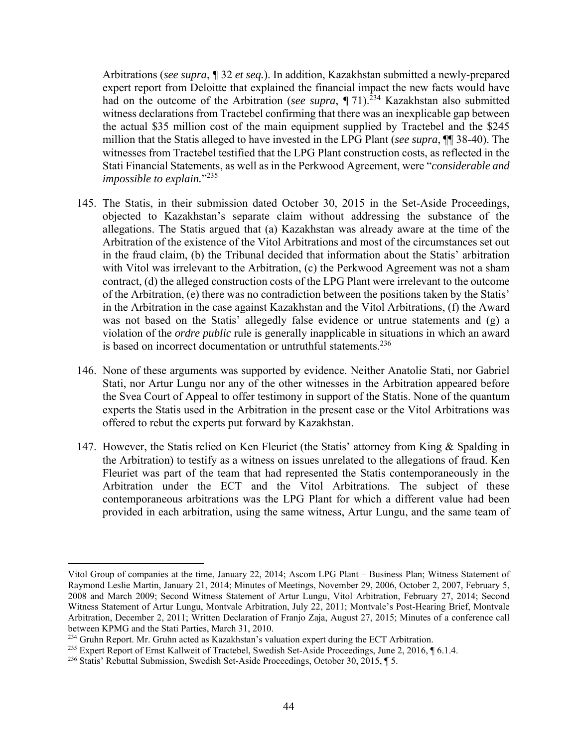Arbitrations (*see supra*, ¶ 32 *et seq.*). In addition, Kazakhstan submitted a newly-prepared expert report from Deloitte that explained the financial impact the new facts would have had on the outcome of the Arbitration (*see supra*, ¶ 71).[234] Kazakhstan also submitted witness declarations from Tractebel confirming that there was an inexplicable gap between the actual $35 million cost of the main equipment supplied by Tractebel and the $245 million that the Statis alleged to have invested in the LPG Plant (*see supra*, ¶¶ 38-40). The witnesses from Tractebel testified that the LPG Plant construction costs, as reflected in the Stati Financial Statements, as well as in the Perkwood Agreement, were "*considerable and impossible to explain.*"[235]

145. The Statis, in their submission dated October 30, 2015 in the Set-Aside Proceedings, objected to Kazakhstan's separate claim without addressing the substance of the allegations. The Statis argued that (a) Kazakhstan was already aware at the time of the Arbitration of the existence of the Vitol Arbitrations and most of the circumstances set out in the fraud claim, (b) the Tribunal decided that information about the Statis' arbitration with Vitol was irrelevant to the Arbitration, (c) the Perkwood Agreement was not a sham contract, (d) the alleged construction costs of the LPG Plant were irrelevant to the outcome of the Arbitration, (e) there was no contradiction between the positions taken by the Statis' in the Arbitration in the case against Kazakhstan and the Vitol Arbitrations, (f) the Award was not based on the Statis' allegedly false evidence or untrue statements and (g) a violation of the *ordre public* rule is generally inapplicable in situations in which an award is based on incorrect documentation or untruthful statements.[236]

146. None of these arguments was supported by evidence. Neither Anatolie Stati, nor Gabriel Stati, nor Artur Lungu nor any of the other witnesses in the Arbitration appeared before the Svea Court of Appeal to offer testimony in support of the Statis. None of the quantum experts the Statis used in the Arbitration in the present case or the Vitol Arbitrations was offered to rebut the experts put forward by Kazakhstan.

147. However, the Statis relied on Ken Fleuriet (the Statis' attorney from King & Spalding in the Arbitration) to testify as a witness on issues unrelated to the allegations of fraud. Ken Fleuriet was part of the team that had represented the Statis contemporaneously in the Arbitration under the ECT and the Vitol Arbitrations. The subject of these contemporaneous arbitrations was the LPG Plant for which a different value had been provided in each arbitration, using the same witness, Artur Lungu, and the same team of

---

Vitol Group of companies at the time, January 22, 2014; Ascom LPG Plant – Business Plan; Witness Statement of Raymond Leslie Martin, January 21, 2014; Minutes of Meetings, November 29, 2006, October 2, 2007, February 5, 2008 and March 2009; Second Witness Statement of Artur Lungu, Vitol Arbitration, February 27, 2014; Second Witness Statement of Artur Lungu, Montvale Arbitration, July 22, 2011; Montvale's Post-Hearing Brief, Montvale Arbitration, December 2, 2011; Written Declaration of Franjo Zaja, August 27, 2015; Minutes of a conference call between KPMG and the Stati Parties, March 31, 2010.

[234] Gruhn Report. Mr. Gruhn acted as Kazakhstan's valuation expert during the ECT Arbitration.

[235] Expert Report of Ernst Kallweit of Tractebel, Swedish Set-Aside Proceedings, June 2, 2016, ¶ 6.1.4.

[236] Statis' Rebuttal Submission, Swedish Set-Aside Proceedings, October 30, 2015, ¶ 5.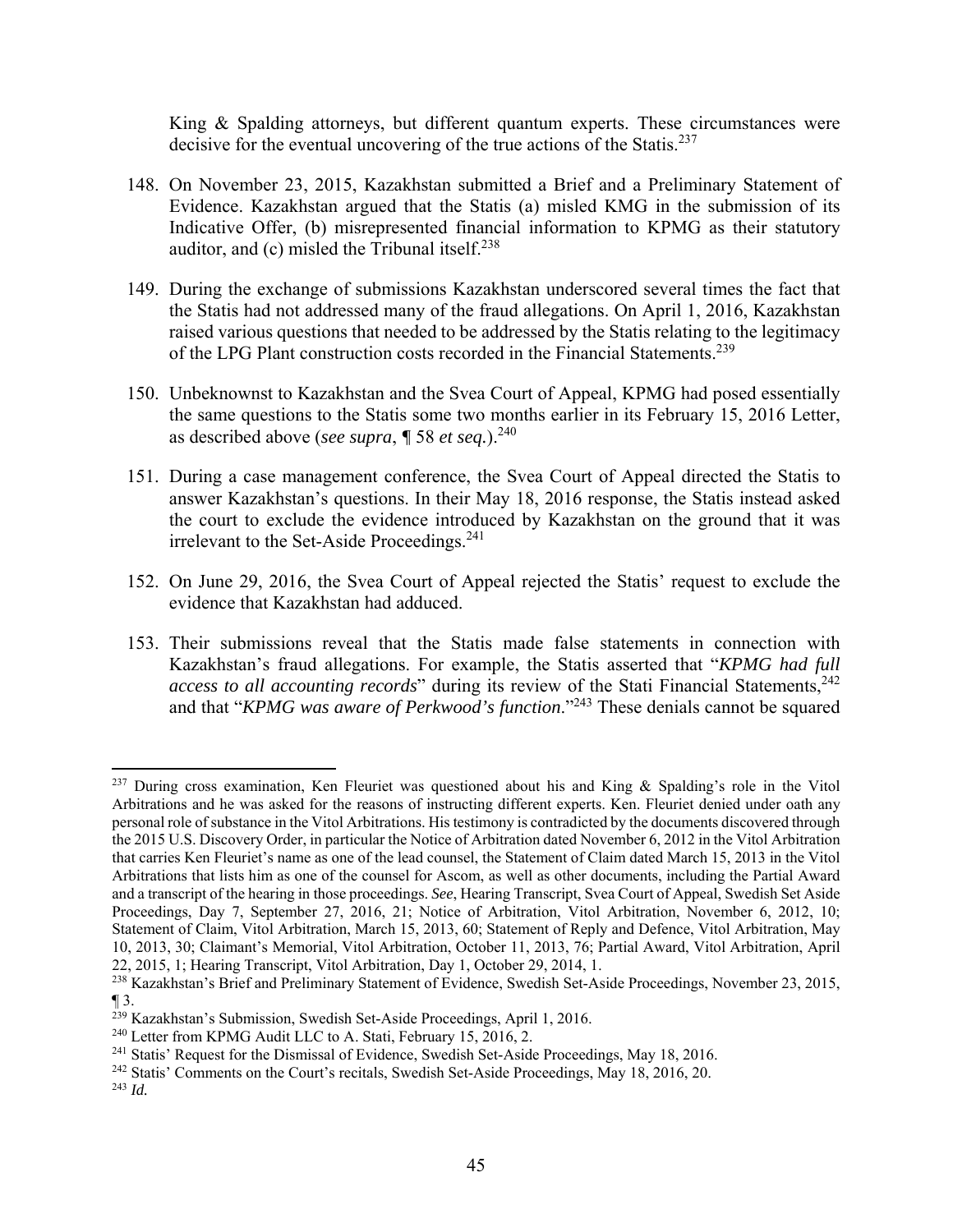King & Spalding attorneys, but different quantum experts. These circumstances were decisive for the eventual uncovering of the true actions of the Statis.[237]

148. On November 23, 2015, Kazakhstan submitted a Brief and a Preliminary Statement of Evidence. Kazakhstan argued that the Statis (a) misled KMG in the submission of its Indicative Offer, (b) misrepresented financial information to KPMG as their statutory auditor, and (c) misled the Tribunal itself.[238]

149. During the exchange of submissions Kazakhstan underscored several times the fact that the Statis had not addressed many of the fraud allegations. On April 1, 2016, Kazakhstan raised various questions that needed to be addressed by the Statis relating to the legitimacy of the LPG Plant construction costs recorded in the Financial Statements.[239]

150. Unbeknownst to Kazakhstan and the Svea Court of Appeal, KPMG had posed essentially the same questions to the Statis some two months earlier in its February 15, 2016 Letter, as described above (*see supra*, ¶ 58 *et seq.*).[240]

151. During a case management conference, the Svea Court of Appeal directed the Statis to answer Kazakhstan's questions. In their May 18, 2016 response, the Statis instead asked the court to exclude the evidence introduced by Kazakhstan on the ground that it was irrelevant to the Set-Aside Proceedings.[241]

152. On June 29, 2016, the Svea Court of Appeal rejected the Statis' request to exclude the evidence that Kazakhstan had adduced.

153. Their submissions reveal that the Statis made false statements in connection with Kazakhstan's fraud allegations. For example, the Statis asserted that "*KPMG had full access to all accounting records*" during its review of the Stati Financial Statements,[242] and that "*KPMG was aware of Perkwood's function*."[243] These denials cannot be squared

---

[237] During cross examination, Ken Fleuriet was questioned about his and King & Spalding's role in the Vitol Arbitrations and he was asked for the reasons of instructing different experts. Ken. Fleuriet denied under oath any personal role of substance in the Vitol Arbitrations. His testimony is contradicted by the documents discovered through the 2015 U.S. Discovery Order, in particular the Notice of Arbitration dated November 6, 2012 in the Vitol Arbitration that carries Ken Fleuriet's name as one of the lead counsel, the Statement of Claim dated March 15, 2013 in the Vitol Arbitrations that lists him as one of the counsel for Ascom, as well as other documents, including the Partial Award and a transcript of the hearing in those proceedings. *See*, Hearing Transcript, Svea Court of Appeal, Swedish Set Aside Proceedings, Day 7, September 27, 2016, 21; Notice of Arbitration, Vitol Arbitration, November 6, 2012, 10; Statement of Claim, Vitol Arbitration, March 15, 2013, 60; Statement of Reply and Defence, Vitol Arbitration, May 10, 2013, 30; Claimant's Memorial, Vitol Arbitration, October 11, 2013, 76; Partial Award, Vitol Arbitration, April 22, 2015, 1; Hearing Transcript, Vitol Arbitration, Day 1, October 29, 2014, 1.

[238] Kazakhstan's Brief and Preliminary Statement of Evidence, Swedish Set-Aside Proceedings, November 23, 2015, ¶ 3.

[239] Kazakhstan's Submission, Swedish Set-Aside Proceedings, April 1, 2016.

[240] Letter from KPMG Audit LLC to A. Stati, February 15, 2016, 2.

[241] Statis' Request for the Dismissal of Evidence, Swedish Set-Aside Proceedings, May 18, 2016.

[242] Statis' Comments on the Court's recitals, Swedish Set-Aside Proceedings, May 18, 2016, 20.

[243] *Id.*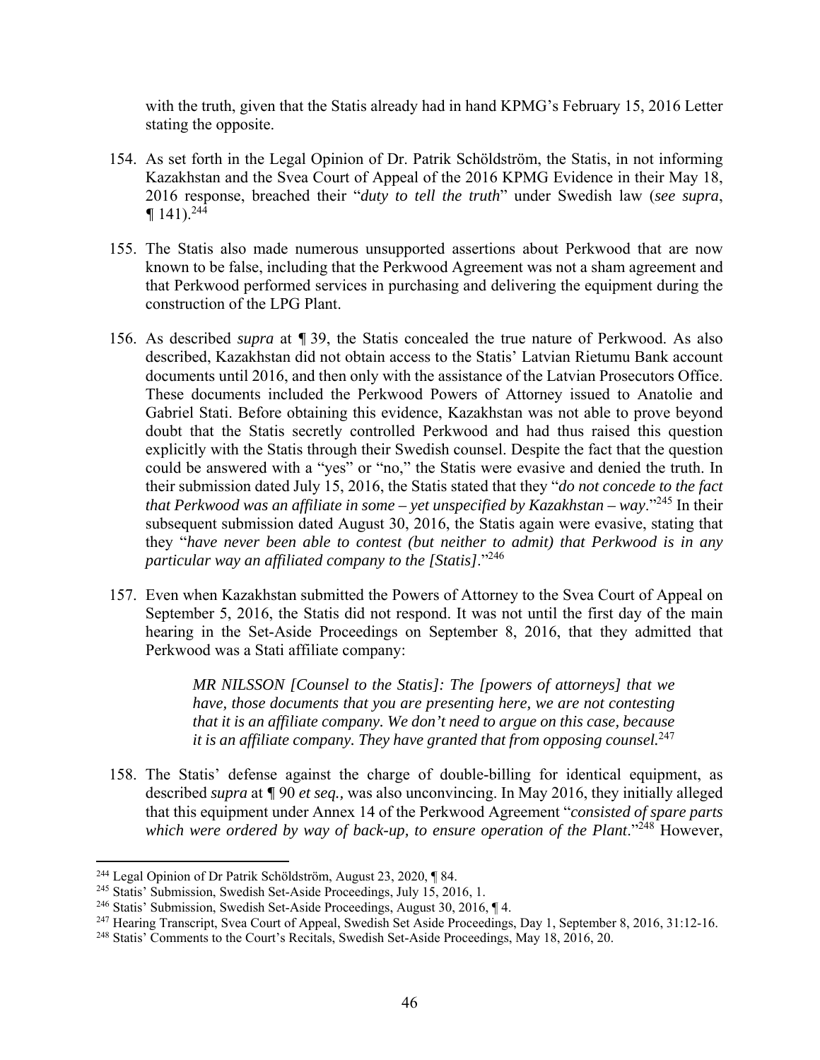with the truth, given that the Statis already had in hand KPMG's February 15, 2016 Letter stating the opposite.

154. As set forth in the Legal Opinion of Dr. Patrik Schöldström, the Statis, in not informing Kazakhstan and the Svea Court of Appeal of the 2016 KPMG Evidence in their May 18, 2016 response, breached their "*duty to tell the truth*" under Swedish law (*see supra*, ¶ 141).[244]

155. The Statis also made numerous unsupported assertions about Perkwood that are now known to be false, including that the Perkwood Agreement was not a sham agreement and that Perkwood performed services in purchasing and delivering the equipment during the construction of the LPG Plant.

156. As described *supra* at ¶ 39, the Statis concealed the true nature of Perkwood. As also described, Kazakhstan did not obtain access to the Statis' Latvian Rietumu Bank account documents until 2016, and then only with the assistance of the Latvian Prosecutors Office. These documents included the Perkwood Powers of Attorney issued to Anatolie and Gabriel Stati. Before obtaining this evidence, Kazakhstan was not able to prove beyond doubt that the Statis secretly controlled Perkwood and had thus raised this question explicitly with the Statis through their Swedish counsel. Despite the fact that the question could be answered with a "yes" or "no," the Statis were evasive and denied the truth. In their submission dated July 15, 2016, the Statis stated that they "*do not concede to the fact that Perkwood was an affiliate in some – yet unspecified by Kazakhstan – way*."[245] In their subsequent submission dated August 30, 2016, the Statis again were evasive, stating that they "*have never been able to contest (but neither to admit) that Perkwood is in any particular way an affiliated company to the [Statis]*."[246]

157. Even when Kazakhstan submitted the Powers of Attorney to the Svea Court of Appeal on September 5, 2016, the Statis did not respond. It was not until the first day of the main hearing in the Set-Aside Proceedings on September 8, 2016, that they admitted that Perkwood was a Stati affiliate company:

> *MR NILSSON [Counsel to the Statis]: The [powers of attorneys] that we have, those documents that you are presenting here, we are not contesting that it is an affiliate company. We don't need to argue on this case, because it is an affiliate company. They have granted that from opposing counsel.*[247]

158. The Statis' defense against the charge of double-billing for identical equipment, as described *supra* at ¶ 90 *et seq.,* was also unconvincing. In May 2016, they initially alleged that this equipment under Annex 14 of the Perkwood Agreement "*consisted of spare parts which were ordered by way of back-up, to ensure operation of the Plant*."[248] However,

[244] Legal Opinion of Dr Patrik Schöldström, August 23, 2020, ¶ 84.

[245] Statis' Submission, Swedish Set-Aside Proceedings, July 15, 2016, 1.

[246] Statis' Submission, Swedish Set-Aside Proceedings, August 30, 2016, ¶ 4.

[247] Hearing Transcript, Svea Court of Appeal, Swedish Set Aside Proceedings, Day 1, September 8, 2016, 31:12-16.

[248] Statis' Comments to the Court's Recitals, Swedish Set-Aside Proceedings, May 18, 2016, 20.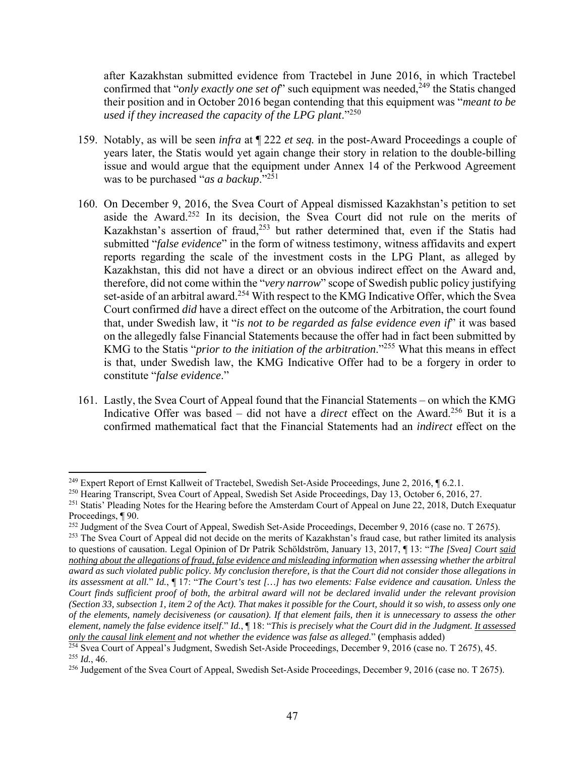after Kazakhstan submitted evidence from Tractebel in June 2016, in which Tractebel confirmed that "*only exactly one set of*" such equipment was needed,[249] the Statis changed their position and in October 2016 began contending that this equipment was "*meant to be used if they increased the capacity of the LPG plant*."[250]

159. Notably, as will be seen *infra* at ¶ 222 *et seq.* in the post-Award Proceedings a couple of years later, the Statis would yet again change their story in relation to the double-billing issue and would argue that the equipment under Annex 14 of the Perkwood Agreement was to be purchased "*as a backup*."[251]

160. On December 9, 2016, the Svea Court of Appeal dismissed Kazakhstan's petition to set aside the Award.[252] In its decision, the Svea Court did not rule on the merits of Kazakhstan's assertion of fraud,[253] but rather determined that, even if the Statis had submitted "*false evidence*" in the form of witness testimony, witness affidavits and expert reports regarding the scale of the investment costs in the LPG Plant, as alleged by Kazakhstan, this did not have a direct or an obvious indirect effect on the Award and, therefore, did not come within the "*very narrow*" scope of Swedish public policy justifying set-aside of an arbitral award.[254] With respect to the KMG Indicative Offer, which the Svea Court confirmed *did* have a direct effect on the outcome of the Arbitration, the court found that, under Swedish law, it "*is not to be regarded as false evidence even if*" it was based on the allegedly false Financial Statements because the offer had in fact been submitted by KMG to the Statis "*prior to the initiation of the arbitration*."[255] What this means in effect is that, under Swedish law, the KMG Indicative Offer had to be a forgery in order to constitute "*false evidence*."

161. Lastly, the Svea Court of Appeal found that the Financial Statements – on which the KMG Indicative Offer was based – did not have a *direct* effect on the Award.[256] But it is a confirmed mathematical fact that the Financial Statements had an *indirect* effect on the

---

[249] Expert Report of Ernst Kallweit of Tractebel, Swedish Set-Aside Proceedings, June 2, 2016, ¶ 6.2.1.

[250] Hearing Transcript, Svea Court of Appeal, Swedish Set Aside Proceedings, Day 13, October 6, 2016, 27.

[251] Statis' Pleading Notes for the Hearing before the Amsterdam Court of Appeal on June 22, 2018, Dutch Exequatur Proceedings, ¶ 90.

[252] Judgment of the Svea Court of Appeal, Swedish Set-Aside Proceedings, December 9, 2016 (case no. T 2675).

[253] The Svea Court of Appeal did not decide on the merits of Kazakhstan's fraud case, but rather limited its analysis to questions of causation. Legal Opinion of Dr Patrik Schöldström, January 13, 2017, ¶ 13: "*The [Svea] Court said nothing about the allegations of fraud, false evidence and misleading information when assessing whether the arbitral award as such violated public policy. My conclusion therefore, is that the Court did not consider those allegations in its assessment at all.*" *Id.*, ¶ 17: "*The Court's test […] has two elements: False evidence and causation. Unless the Court finds sufficient proof of both, the arbitral award will not be declared invalid under the relevant provision (Section 33, subsection 1, item 2 of the Act). That makes it possible for the Court, should it so wish, to assess only one of the elements, namely decisiveness (or causation). If that element fails, then it is unnecessary to assess the other element, namely the false evidence itself*." *Id.*, ¶ 18: "*This is precisely what the Court did in the Judgment. It assessed only the causal link element and not whether the evidence was false as alleged*." (emphasis added)

[254] Svea Court of Appeal's Judgment, Swedish Set-Aside Proceedings, December 9, 2016 (case no. T 2675), 45.

[255] *Id.*, 46.

[256] Judgement of the Svea Court of Appeal, Swedish Set-Aside Proceedings, December 9, 2016 (case no. T 2675).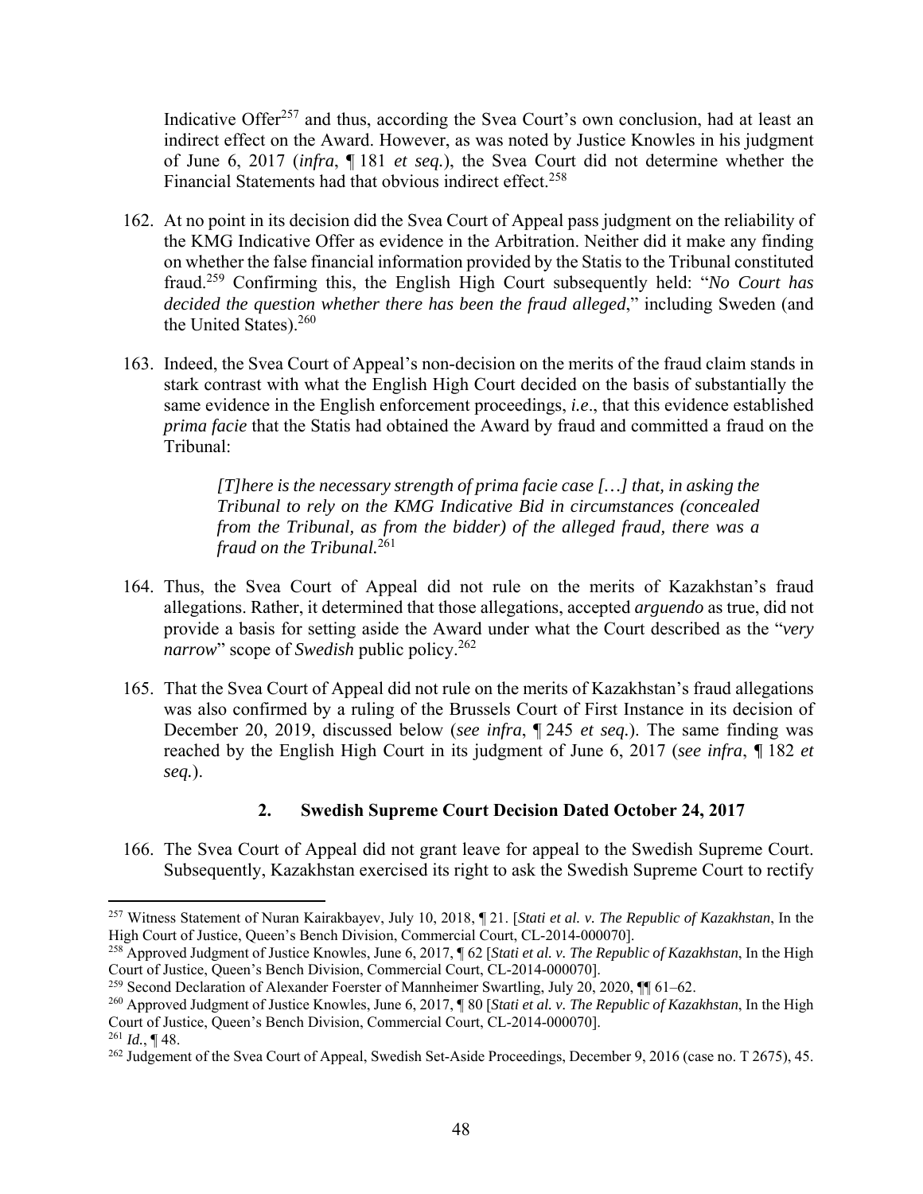Indicative Offer[257] and thus, according the Svea Court's own conclusion, had at least an indirect effect on the Award. However, as was noted by Justice Knowles in his judgment of June 6, 2017 (*infra*, ¶ 181 *et seq.*), the Svea Court did not determine whether the Financial Statements had that obvious indirect effect.[258]

162. At no point in its decision did the Svea Court of Appeal pass judgment on the reliability of the KMG Indicative Offer as evidence in the Arbitration. Neither did it make any finding on whether the false financial information provided by the Statis to the Tribunal constituted fraud.[259] Confirming this, the English High Court subsequently held: "*No Court has decided the question whether there has been the fraud alleged*," including Sweden (and the United States).[260]

163. Indeed, the Svea Court of Appeal's non-decision on the merits of the fraud claim stands in stark contrast with what the English High Court decided on the basis of substantially the same evidence in the English enforcement proceedings, *i.e*., that this evidence established *prima facie* that the Statis had obtained the Award by fraud and committed a fraud on the Tribunal:

> *[T]here is the necessary strength of prima facie case […] that, in asking the Tribunal to rely on the KMG Indicative Bid in circumstances (concealed from the Tribunal, as from the bidder) of the alleged fraud, there was a fraud on the Tribunal.*[261]

164. Thus, the Svea Court of Appeal did not rule on the merits of Kazakhstan's fraud allegations. Rather, it determined that those allegations, accepted *arguendo* as true, did not provide a basis for setting aside the Award under what the Court described as the "*very narrow*" scope of *Swedish* public policy.[262]

165. That the Svea Court of Appeal did not rule on the merits of Kazakhstan's fraud allegations was also confirmed by a ruling of the Brussels Court of First Instance in its decision of December 20, 2019, discussed below (*see infra*, ¶ 245 *et seq.*). The same finding was reached by the English High Court in its judgment of June 6, 2017 (*see infra*, ¶ 182 *et seq.*).

### 2. Swedish Supreme Court Decision Dated October 24, 2017

166. The Svea Court of Appeal did not grant leave for appeal to the Swedish Supreme Court. Subsequently, Kazakhstan exercised its right to ask the Swedish Supreme Court to rectify

---

[257] Witness Statement of Nuran Kairakbayev, July 10, 2018, ¶ 21. [*Stati et al. v. The Republic of Kazakhstan*, In the High Court of Justice, Queen's Bench Division, Commercial Court, CL-2014-000070].

[258] Approved Judgment of Justice Knowles, June 6, 2017, ¶ 62 [*Stati et al. v. The Republic of Kazakhstan*, In the High Court of Justice, Queen's Bench Division, Commercial Court, CL-2014-000070].

[259] Second Declaration of Alexander Foerster of Mannheimer Swartling, July 20, 2020, ¶¶ 61–62.

[260] Approved Judgment of Justice Knowles, June 6, 2017, ¶ 80 [*Stati et al. v. The Republic of Kazakhstan*, In the High Court of Justice, Queen's Bench Division, Commercial Court, CL-2014-000070].

[261] *Id.*, ¶ 48.

[262] Judgement of the Svea Court of Appeal, Swedish Set-Aside Proceedings, December 9, 2016 (case no. T 2675), 45.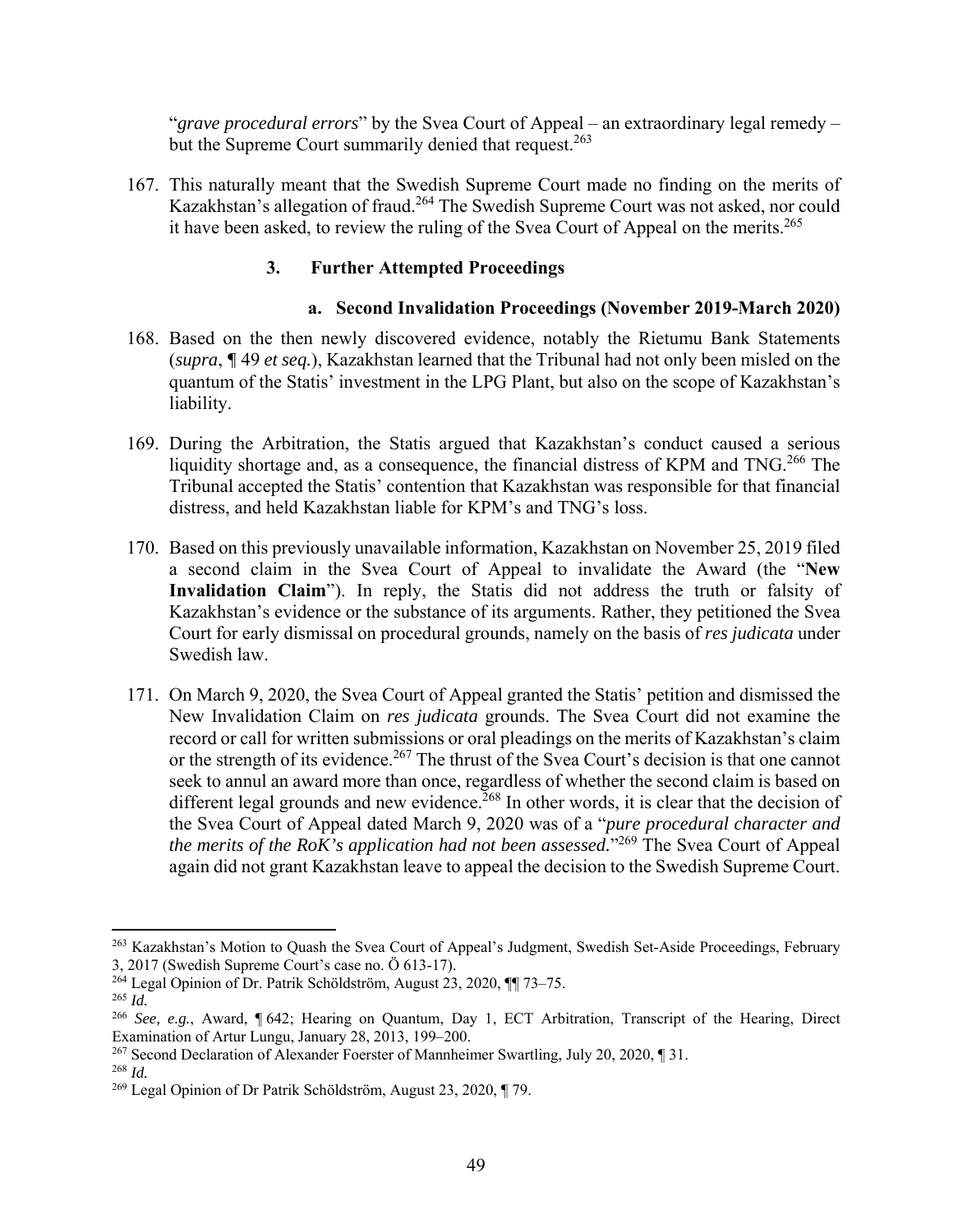"*grave procedural errors*" by the Svea Court of Appeal – an extraordinary legal remedy – but the Supreme Court summarily denied that request.[263]

167. This naturally meant that the Swedish Supreme Court made no finding on the merits of Kazakhstan's allegation of fraud.[264] The Swedish Supreme Court was not asked, nor could it have been asked, to review the ruling of the Svea Court of Appeal on the merits.[265]

### 3. Further Attempted Proceedings

#### a. Second Invalidation Proceedings (November 2019-March 2020)

168. Based on the then newly discovered evidence, notably the Rietumu Bank Statements (*supra*, ¶ 49 *et seq.*), Kazakhstan learned that the Tribunal had not only been misled on the quantum of the Statis' investment in the LPG Plant, but also on the scope of Kazakhstan's liability.

169. During the Arbitration, the Statis argued that Kazakhstan's conduct caused a serious liquidity shortage and, as a consequence, the financial distress of KPM and TNG.[266] The Tribunal accepted the Statis' contention that Kazakhstan was responsible for that financial distress, and held Kazakhstan liable for KPM's and TNG's loss.

170. Based on this previously unavailable information, Kazakhstan on November 25, 2019 filed a second claim in the Svea Court of Appeal to invalidate the Award (the "**New Invalidation Claim**"). In reply, the Statis did not address the truth or falsity of Kazakhstan's evidence or the substance of its arguments. Rather, they petitioned the Svea Court for early dismissal on procedural grounds, namely on the basis of *res judicata* under Swedish law.

171. On March 9, 2020, the Svea Court of Appeal granted the Statis' petition and dismissed the New Invalidation Claim on *res judicata* grounds. The Svea Court did not examine the record or call for written submissions or oral pleadings on the merits of Kazakhstan's claim or the strength of its evidence.[267] The thrust of the Svea Court's decision is that one cannot seek to annul an award more than once, regardless of whether the second claim is based on different legal grounds and new evidence.[268] In other words, it is clear that the decision of the Svea Court of Appeal dated March 9, 2020 was of a "*pure procedural character and the merits of the RoK's application had not been assessed.*"[269] The Svea Court of Appeal again did not grant Kazakhstan leave to appeal the decision to the Swedish Supreme Court.

---

[263] Kazakhstan's Motion to Quash the Svea Court of Appeal's Judgment, Swedish Set-Aside Proceedings, February 3, 2017 (Swedish Supreme Court's case no. Ö 613-17).

[264] Legal Opinion of Dr. Patrik Schöldström, August 23, 2020, ¶¶ 73–75.

[265] *Id.*

[266] *See, e.g.*, Award, ¶ 642; Hearing on Quantum, Day 1, ECT Arbitration, Transcript of the Hearing, Direct Examination of Artur Lungu, January 28, 2013, 199–200.

[267] Second Declaration of Alexander Foerster of Mannheimer Swartling, July 20, 2020, ¶ 31.

[268] *Id.*

[269] Legal Opinion of Dr Patrik Schöldström, August 23, 2020, ¶ 79.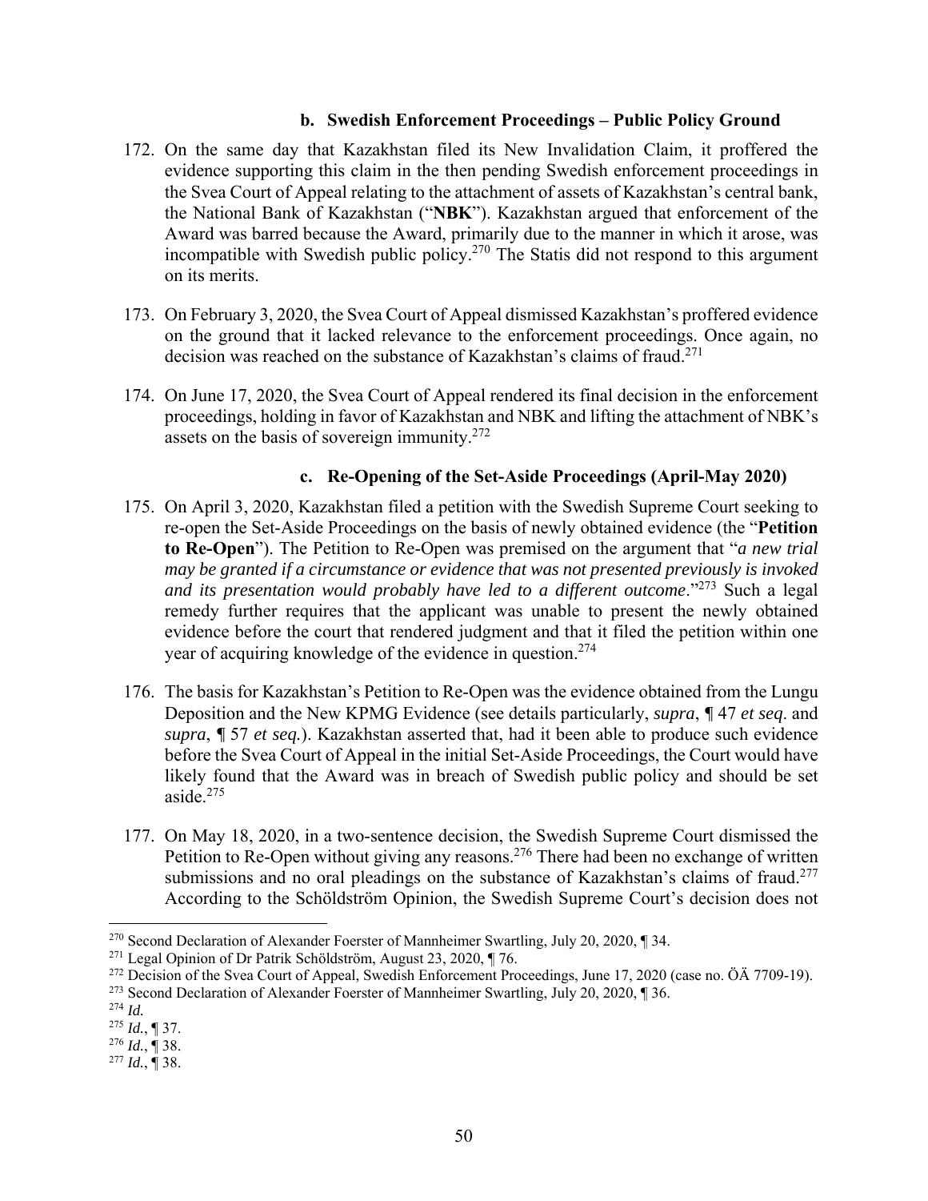### b. Swedish Enforcement Proceedings – Public Policy Ground

172. On the same day that Kazakhstan filed its New Invalidation Claim, it proffered the evidence supporting this claim in the then pending Swedish enforcement proceedings in the Svea Court of Appeal relating to the attachment of assets of Kazakhstan's central bank, the National Bank of Kazakhstan ("**NBK**"). Kazakhstan argued that enforcement of the Award was barred because the Award, primarily due to the manner in which it arose, was incompatible with Swedish public policy.[270] The Statis did not respond to this argument on its merits.

173. On February 3, 2020, the Svea Court of Appeal dismissed Kazakhstan's proffered evidence on the ground that it lacked relevance to the enforcement proceedings. Once again, no decision was reached on the substance of Kazakhstan's claims of fraud.[271]

174. On June 17, 2020, the Svea Court of Appeal rendered its final decision in the enforcement proceedings, holding in favor of Kazakhstan and NBK and lifting the attachment of NBK's assets on the basis of sovereign immunity.[272]

### c. Re-Opening of the Set-Aside Proceedings (April-May 2020)

175. On April 3, 2020, Kazakhstan filed a petition with the Swedish Supreme Court seeking to re-open the Set-Aside Proceedings on the basis of newly obtained evidence (the "**Petition to Re-Open**"). The Petition to Re-Open was premised on the argument that "*a new trial may be granted if a circumstance or evidence that was not presented previously is invoked and its presentation would probably have led to a different outcome*."[273] Such a legal remedy further requires that the applicant was unable to present the newly obtained evidence before the court that rendered judgment and that it filed the petition within one year of acquiring knowledge of the evidence in question.[274]

176. The basis for Kazakhstan's Petition to Re-Open was the evidence obtained from the Lungu Deposition and the New KPMG Evidence (see details particularly, *supra*, ¶ 47 *et seq.* and *supra*, ¶ 57 *et seq.*). Kazakhstan asserted that, had it been able to produce such evidence before the Svea Court of Appeal in the initial Set-Aside Proceedings, the Court would have likely found that the Award was in breach of Swedish public policy and should be set aside.[275]

177. On May 18, 2020, in a two-sentence decision, the Swedish Supreme Court dismissed the Petition to Re-Open without giving any reasons.[276] There had been no exchange of written submissions and no oral pleadings on the substance of Kazakhstan's claims of fraud.[277] According to the Schöldström Opinion, the Swedish Supreme Court's decision does not

---

[270] Second Declaration of Alexander Foerster of Mannheimer Swartling, July 20, 2020, ¶ 34.

[271] Legal Opinion of Dr Patrik Schöldström, August 23, 2020, ¶ 76.

[272] Decision of the Svea Court of Appeal, Swedish Enforcement Proceedings, June 17, 2020 (case no. ÖÄ 7709-19).

[273] Second Declaration of Alexander Foerster of Mannheimer Swartling, July 20, 2020, ¶ 36.

[274] *Id.*

[275] *Id.*, ¶ 37.

[276] *Id.*, ¶ 38.

[277] *Id.*, ¶ 38.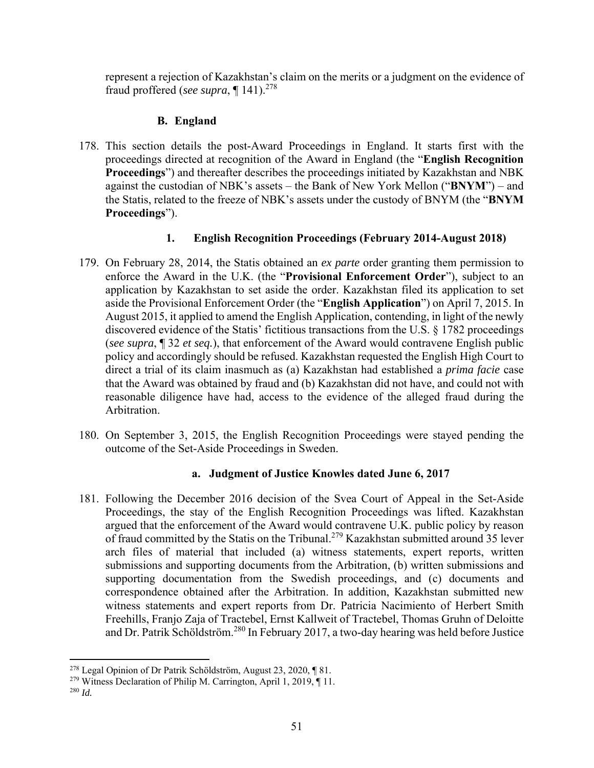represent a rejection of Kazakhstan's claim on the merits or a judgment on the evidence of fraud proffered (*see supra*, ¶ 141).[278]

### B. England

178. This section details the post-Award Proceedings in England. It starts first with the proceedings directed at recognition of the Award in England (the "**English Recognition Proceedings**") and thereafter describes the proceedings initiated by Kazakhstan and NBK against the custodian of NBK's assets – the Bank of New York Mellon ("**BNYM**") – and the Statis, related to the freeze of NBK's assets under the custody of BNYM (the "**BNYM Proceedings**").

#### 1. English Recognition Proceedings (February 2014-August 2018)

179. On February 28, 2014, the Statis obtained an *ex parte* order granting them permission to enforce the Award in the U.K. (the "**Provisional Enforcement Order**"), subject to an application by Kazakhstan to set aside the order. Kazakhstan filed its application to set aside the Provisional Enforcement Order (the "**English Application**") on April 7, 2015. In August 2015, it applied to amend the English Application, contending, in light of the newly discovered evidence of the Statis' fictitious transactions from the U.S. § 1782 proceedings (*see supra*, ¶ 32 *et seq.*), that enforcement of the Award would contravene English public policy and accordingly should be refused. Kazakhstan requested the English High Court to direct a trial of its claim inasmuch as (a) Kazakhstan had established a *prima facie* case that the Award was obtained by fraud and (b) Kazakhstan did not have, and could not with reasonable diligence have had, access to the evidence of the alleged fraud during the Arbitration.

180. On September 3, 2015, the English Recognition Proceedings were stayed pending the outcome of the Set-Aside Proceedings in Sweden.

##### a. Judgment of Justice Knowles dated June 6, 2017

181. Following the December 2016 decision of the Svea Court of Appeal in the Set-Aside Proceedings, the stay of the English Recognition Proceedings was lifted. Kazakhstan argued that the enforcement of the Award would contravene U.K. public policy by reason of fraud committed by the Statis on the Tribunal.[279] Kazakhstan submitted around 35 lever arch files of material that included (a) witness statements, expert reports, written submissions and supporting documents from the Arbitration, (b) written submissions and supporting documentation from the Swedish proceedings, and (c) documents and correspondence obtained after the Arbitration. In addition, Kazakhstan submitted new witness statements and expert reports from Dr. Patricia Nacimiento of Herbert Smith Freehills, Franjo Zaja of Tractebel, Ernst Kallweit of Tractebel, Thomas Gruhn of Deloitte and Dr. Patrik Schöldström.[280] In February 2017, a two-day hearing was held before Justice

---

[278] Legal Opinion of Dr Patrik Schöldström, August 23, 2020, ¶ 81.

[279] Witness Declaration of Philip M. Carrington, April 1, 2019, ¶ 11.

[280] *Id.*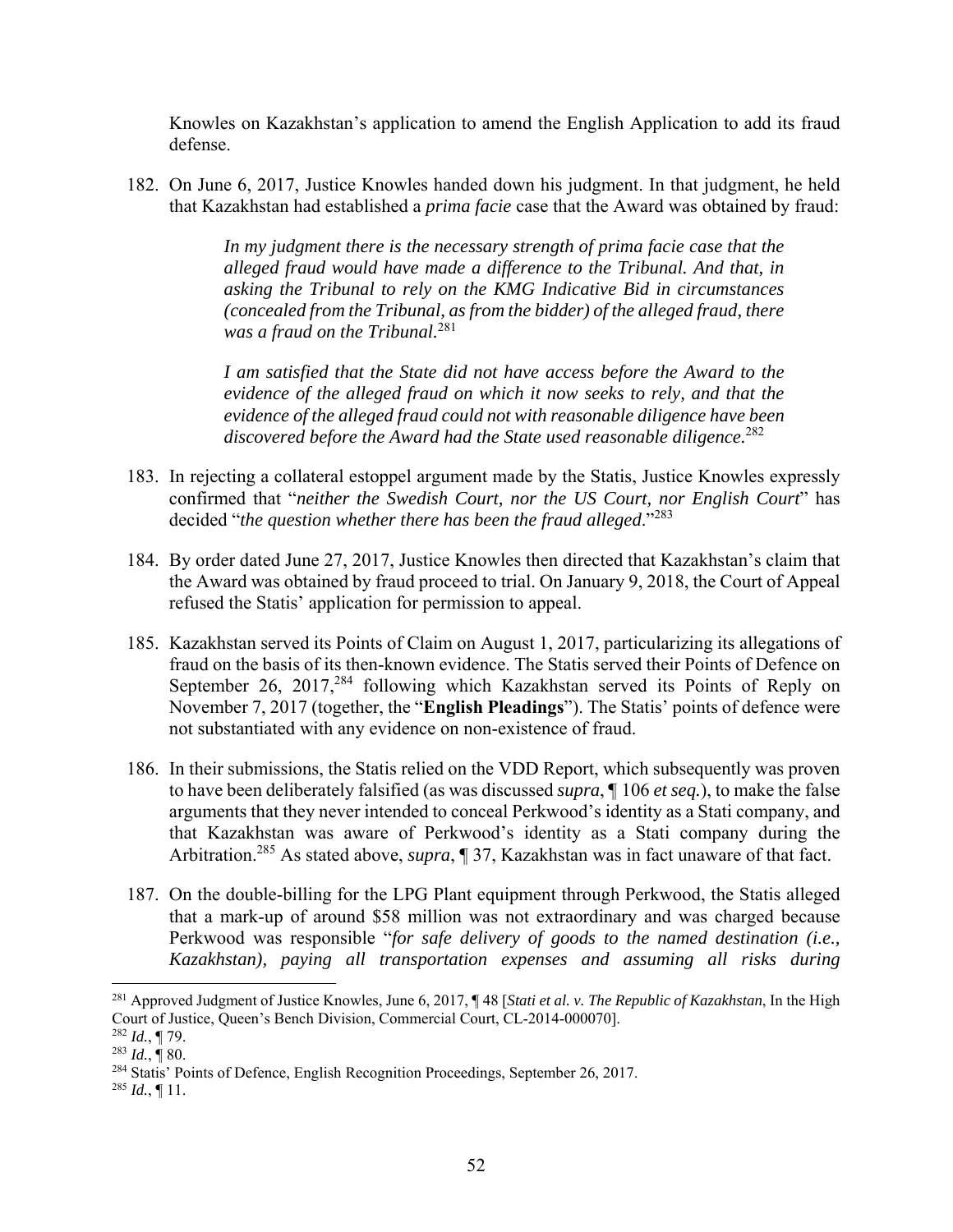Knowles on Kazakhstan's application to amend the English Application to add its fraud defense.

182. On June 6, 2017, Justice Knowles handed down his judgment. In that judgment, he held that Kazakhstan had established a *prima facie* case that the Award was obtained by fraud:

> *In my judgment there is the necessary strength of prima facie case that the alleged fraud would have made a difference to the Tribunal. And that, in asking the Tribunal to rely on the KMG Indicative Bid in circumstances (concealed from the Tribunal, as from the bidder) of the alleged fraud, there was a fraud on the Tribunal.*[281]
>
> *I am satisfied that the State did not have access before the Award to the evidence of the alleged fraud on which it now seeks to rely, and that the evidence of the alleged fraud could not with reasonable diligence have been discovered before the Award had the State used reasonable diligence.*[282]

183. In rejecting a collateral estoppel argument made by the Statis, Justice Knowles expressly confirmed that "*neither the Swedish Court, nor the US Court, nor English Court*" has decided "*the question whether there has been the fraud alleged*."[283]

184. By order dated June 27, 2017, Justice Knowles then directed that Kazakhstan's claim that the Award was obtained by fraud proceed to trial. On January 9, 2018, the Court of Appeal refused the Statis' application for permission to appeal.

185. Kazakhstan served its Points of Claim on August 1, 2017, particularizing its allegations of fraud on the basis of its then-known evidence. The Statis served their Points of Defence on September 26, 2017,[284] following which Kazakhstan served its Points of Reply on November 7, 2017 (together, the "**English Pleadings**"). The Statis' points of defence were not substantiated with any evidence on non-existence of fraud.

186. In their submissions, the Statis relied on the VDD Report, which subsequently was proven to have been deliberately falsified (as was discussed *supra*, ¶ 106 *et seq.*), to make the false arguments that they never intended to conceal Perkwood's identity as a Stati company, and that Kazakhstan was aware of Perkwood's identity as a Stati company during the Arbitration.[285] As stated above, *supra*, ¶ 37, Kazakhstan was in fact unaware of that fact.

187. On the double-billing for the LPG Plant equipment through Perkwood, the Statis alleged that a mark-up of around $58 million was not extraordinary and was charged because Perkwood was responsible "*for safe delivery of goods to the named destination (i.e., Kazakhstan), paying all transportation expenses and assuming all risks during*

---

[281] Approved Judgment of Justice Knowles, June 6, 2017, ¶ 48 [*Stati et al. v. The Republic of Kazakhstan*, In the High Court of Justice, Queen's Bench Division, Commercial Court, CL-2014-000070].

[282] *Id.*, ¶ 79.

[283] *Id.*, ¶ 80.

[284] Statis' Points of Defence, English Recognition Proceedings, September 26, 2017.

[285] *Id.*, ¶ 11.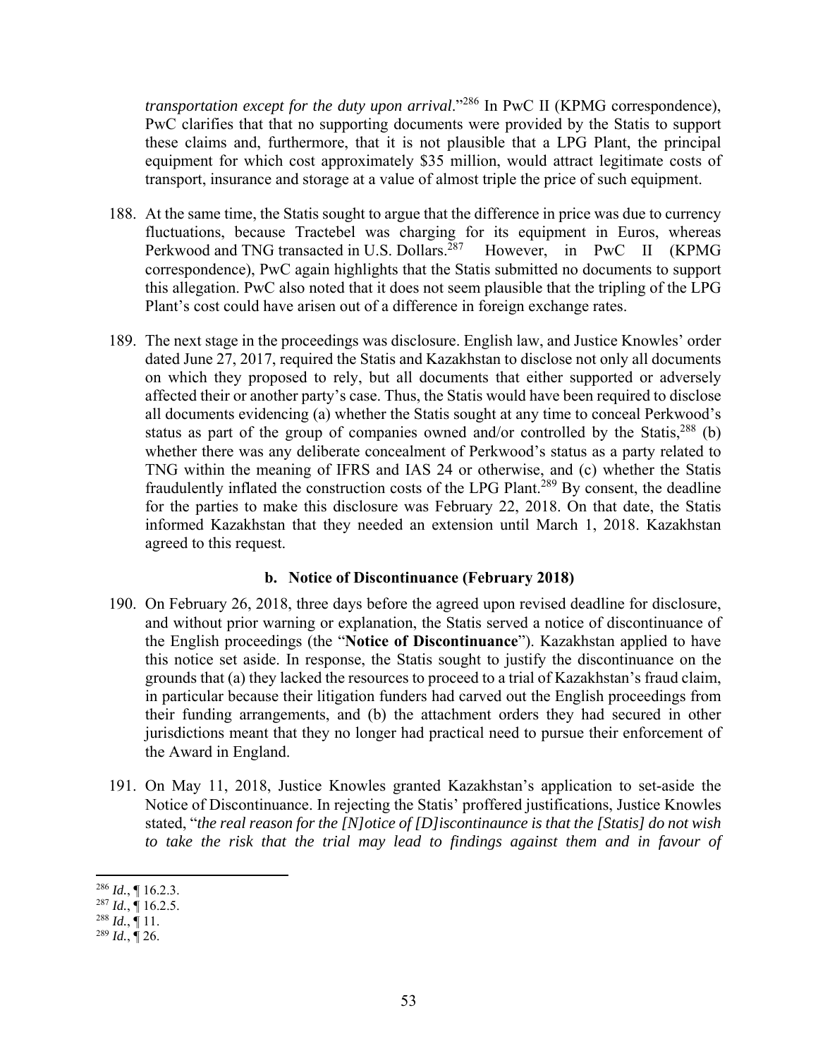*transportation except for the duty upon arrival*."[286] In PwC II (KPMG correspondence), PwC clarifies that that no supporting documents were provided by the Statis to support these claims and, furthermore, that it is not plausible that a LPG Plant, the principal equipment for which cost approximately $35 million, would attract legitimate costs of transport, insurance and storage at a value of almost triple the price of such equipment.

188. At the same time, the Statis sought to argue that the difference in price was due to currency fluctuations, because Tractebel was charging for its equipment in Euros, whereas Perkwood and TNG transacted in U.S. Dollars.[287] However, in PwC II (KPMG correspondence), PwC again highlights that the Statis submitted no documents to support this allegation. PwC also noted that it does not seem plausible that the tripling of the LPG Plant's cost could have arisen out of a difference in foreign exchange rates.

189. The next stage in the proceedings was disclosure. English law, and Justice Knowles' order dated June 27, 2017, required the Statis and Kazakhstan to disclose not only all documents on which they proposed to rely, but all documents that either supported or adversely affected their or another party's case. Thus, the Statis would have been required to disclose all documents evidencing (a) whether the Statis sought at any time to conceal Perkwood's status as part of the group of companies owned and/or controlled by the Statis,[288] (b) whether there was any deliberate concealment of Perkwood's status as a party related to TNG within the meaning of IFRS and IAS 24 or otherwise, and (c) whether the Statis fraudulently inflated the construction costs of the LPG Plant.[289] By consent, the deadline for the parties to make this disclosure was February 22, 2018. On that date, the Statis informed Kazakhstan that they needed an extension until March 1, 2018. Kazakhstan agreed to this request.

### b. Notice of Discontinuance (February 2018)

190. On February 26, 2018, three days before the agreed upon revised deadline for disclosure, and without prior warning or explanation, the Statis served a notice of discontinuance of the English proceedings (the "**Notice of Discontinuance**"). Kazakhstan applied to have this notice set aside. In response, the Statis sought to justify the discontinuance on the grounds that (a) they lacked the resources to proceed to a trial of Kazakhstan's fraud claim, in particular because their litigation funders had carved out the English proceedings from their funding arrangements, and (b) the attachment orders they had secured in other jurisdictions meant that they no longer had practical need to pursue their enforcement of the Award in England.

191. On May 11, 2018, Justice Knowles granted Kazakhstan's application to set-aside the Notice of Discontinuance. In rejecting the Statis' proffered justifications, Justice Knowles stated, "*the real reason for the [N]otice of [D]iscontinaunce is that the [Statis] do not wish to take the risk that the trial may lead to findings against them and in favour of*

---

[286] *Id.*, ¶ 16.2.3.

[287] *Id.*, ¶ 16.2.5.

[288] *Id.*, ¶ 11.

[289] *Id.*, ¶ 26.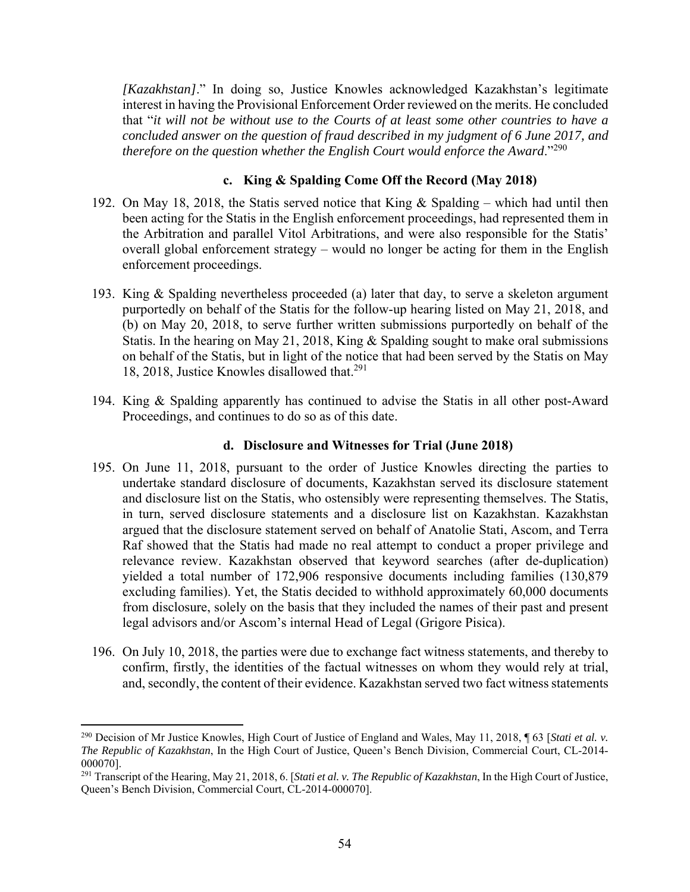*[Kazakhstan]*." In doing so, Justice Knowles acknowledged Kazakhstan's legitimate interest in having the Provisional Enforcement Order reviewed on the merits. He concluded that "*it will not be without use to the Courts of at least some other countries to have a concluded answer on the question of fraud described in my judgment of 6 June 2017, and therefore on the question whether the English Court would enforce the Award*."[290]

#### c. King & Spalding Come Off the Record (May 2018)

192. On May 18, 2018, the Statis served notice that King & Spalding – which had until then been acting for the Statis in the English enforcement proceedings, had represented them in the Arbitration and parallel Vitol Arbitrations, and were also responsible for the Statis' overall global enforcement strategy – would no longer be acting for them in the English enforcement proceedings.

193. King & Spalding nevertheless proceeded (a) later that day, to serve a skeleton argument purportedly on behalf of the Statis for the follow-up hearing listed on May 21, 2018, and (b) on May 20, 2018, to serve further written submissions purportedly on behalf of the Statis. In the hearing on May 21, 2018, King & Spalding sought to make oral submissions on behalf of the Statis, but in light of the notice that had been served by the Statis on May 18, 2018, Justice Knowles disallowed that.[291]

194. King & Spalding apparently has continued to advise the Statis in all other post-Award Proceedings, and continues to do so as of this date.

#### d. Disclosure and Witnesses for Trial (June 2018)

195. On June 11, 2018, pursuant to the order of Justice Knowles directing the parties to undertake standard disclosure of documents, Kazakhstan served its disclosure statement and disclosure list on the Statis, who ostensibly were representing themselves. The Statis, in turn, served disclosure statements and a disclosure list on Kazakhstan. Kazakhstan argued that the disclosure statement served on behalf of Anatolie Stati, Ascom, and Terra Raf showed that the Statis had made no real attempt to conduct a proper privilege and relevance review. Kazakhstan observed that keyword searches (after de-duplication) yielded a total number of 172,906 responsive documents including families (130,879 excluding families). Yet, the Statis decided to withhold approximately 60,000 documents from disclosure, solely on the basis that they included the names of their past and present legal advisors and/or Ascom's internal Head of Legal (Grigore Pisica).

196. On July 10, 2018, the parties were due to exchange fact witness statements, and thereby to confirm, firstly, the identities of the factual witnesses on whom they would rely at trial, and, secondly, the content of their evidence. Kazakhstan served two fact witness statements

---

[290] Decision of Mr Justice Knowles, High Court of Justice of England and Wales, May 11, 2018, ¶ 63 [*Stati et al. v. The Republic of Kazakhstan*, In the High Court of Justice, Queen's Bench Division, Commercial Court, CL-2014-000070].

[291] Transcript of the Hearing, May 21, 2018, 6. [*Stati et al. v. The Republic of Kazakhstan*, In the High Court of Justice, Queen's Bench Division, Commercial Court, CL-2014-000070].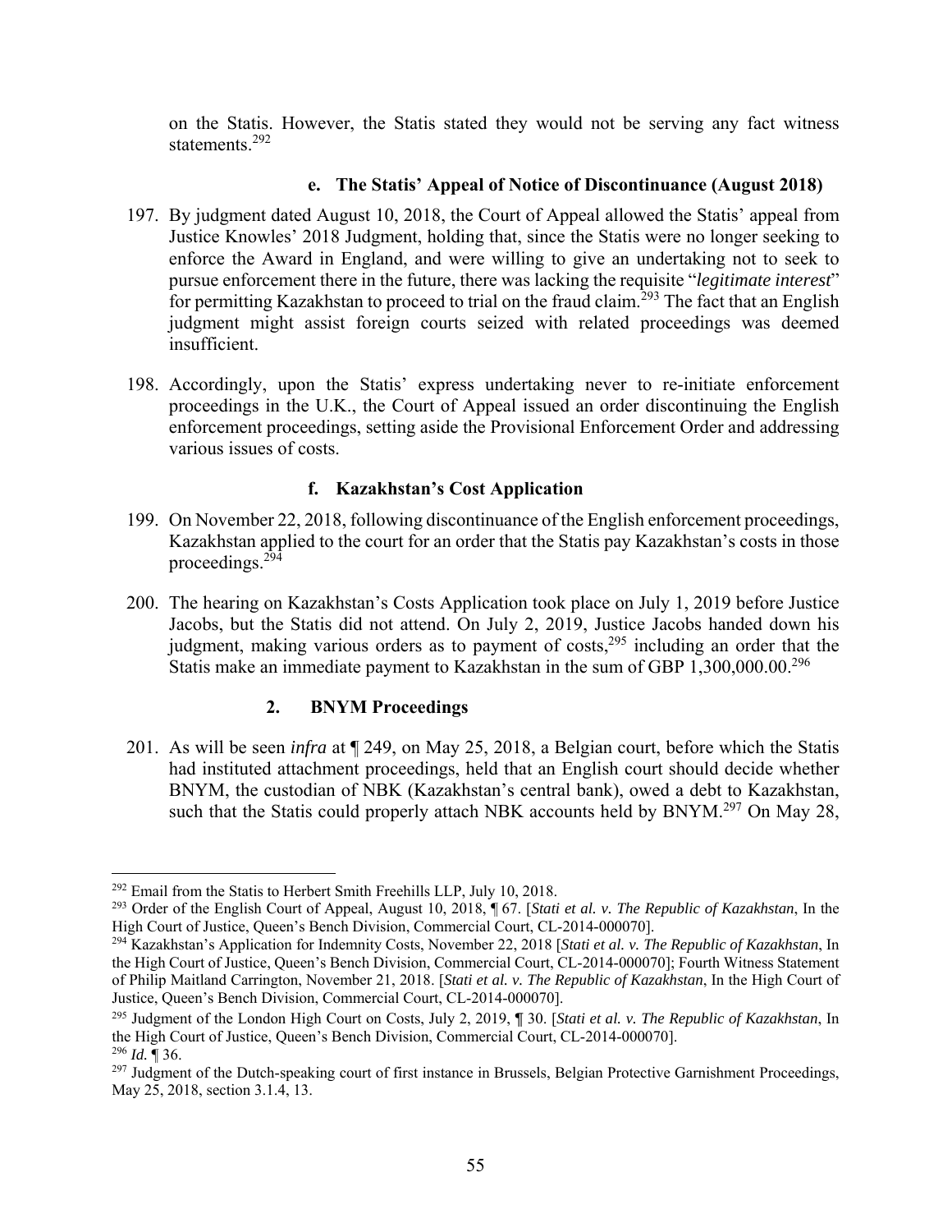on the Statis. However, the Statis stated they would not be serving any fact witness statements.[292]

#### e. The Statis' Appeal of Notice of Discontinuance (August 2018)

197. By judgment dated August 10, 2018, the Court of Appeal allowed the Statis' appeal from Justice Knowles' 2018 Judgment, holding that, since the Statis were no longer seeking to enforce the Award in England, and were willing to give an undertaking not to seek to pursue enforcement there in the future, there was lacking the requisite "*legitimate interest*" for permitting Kazakhstan to proceed to trial on the fraud claim.[293] The fact that an English judgment might assist foreign courts seized with related proceedings was deemed insufficient.

198. Accordingly, upon the Statis' express undertaking never to re-initiate enforcement proceedings in the U.K., the Court of Appeal issued an order discontinuing the English enforcement proceedings, setting aside the Provisional Enforcement Order and addressing various issues of costs.

#### f. Kazakhstan's Cost Application

199. On November 22, 2018, following discontinuance of the English enforcement proceedings, Kazakhstan applied to the court for an order that the Statis pay Kazakhstan's costs in those proceedings.[294]

200. The hearing on Kazakhstan's Costs Application took place on July 1, 2019 before Justice Jacobs, but the Statis did not attend. On July 2, 2019, Justice Jacobs handed down his judgment, making various orders as to payment of costs,[295] including an order that the Statis make an immediate payment to Kazakhstan in the sum of GBP 1,300,000.00.[296]

### 2. BNYM Proceedings

201. As will be seen *infra* at ¶ 249, on May 25, 2018, a Belgian court, before which the Statis had instituted attachment proceedings, held that an English court should decide whether BNYM, the custodian of NBK (Kazakhstan's central bank), owed a debt to Kazakhstan, such that the Statis could properly attach NBK accounts held by BNYM.[297] On May 28,

---

[292] Email from the Statis to Herbert Smith Freehills LLP, July 10, 2018.

[293] Order of the English Court of Appeal, August 10, 2018, ¶ 67. [*Stati et al. v. The Republic of Kazakhstan*, In the High Court of Justice, Queen's Bench Division, Commercial Court, CL-2014-000070].

[294] Kazakhstan's Application for Indemnity Costs, November 22, 2018 [*Stati et al. v. The Republic of Kazakhstan*, In the High Court of Justice, Queen's Bench Division, Commercial Court, CL-2014-000070]; Fourth Witness Statement of Philip Maitland Carrington, November 21, 2018. [*Stati et al. v. The Republic of Kazakhstan*, In the High Court of Justice, Queen's Bench Division, Commercial Court, CL-2014-000070].

[295] Judgment of the London High Court on Costs, July 2, 2019, ¶ 30. [*Stati et al. v. The Republic of Kazakhstan*, In the High Court of Justice, Queen's Bench Division, Commercial Court, CL-2014-000070].

[296] *Id.* ¶ 36.

[297] Judgment of the Dutch-speaking court of first instance in Brussels, Belgian Protective Garnishment Proceedings, May 25, 2018, section 3.1.4, 13.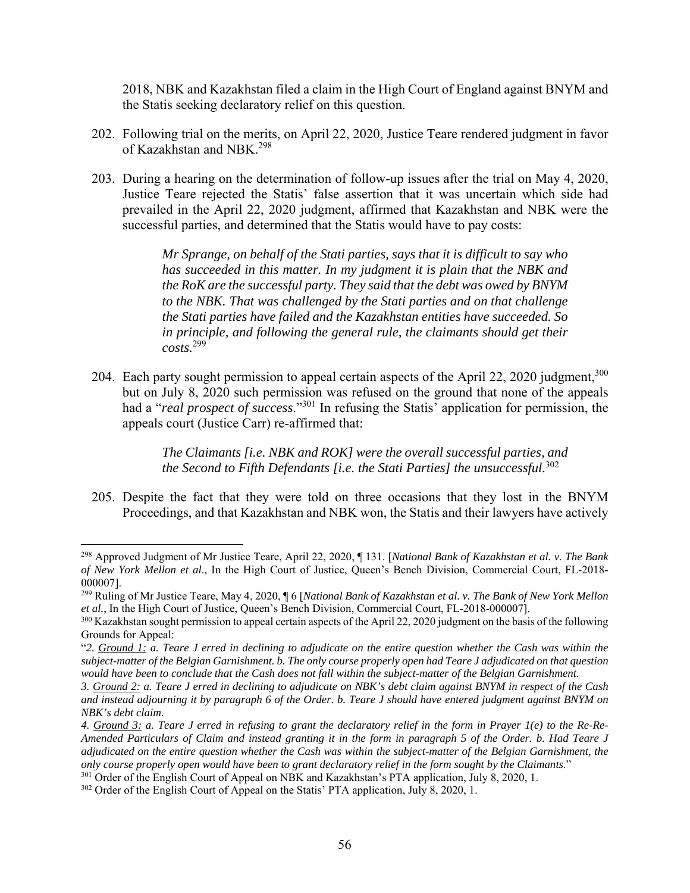2018, NBK and Kazakhstan filed a claim in the High Court of England against BNYM and the Statis seeking declaratory relief on this question.

202. Following trial on the merits, on April 22, 2020, Justice Teare rendered judgment in favor of Kazakhstan and NBK.[298]

203. During a hearing on the determination of follow-up issues after the trial on May 4, 2020, Justice Teare rejected the Statis' false assertion that it was uncertain which side had prevailed in the April 22, 2020 judgment, affirmed that Kazakhstan and NBK were the successful parties, and determined that the Statis would have to pay costs:

> *Mr Sprange, on behalf of the Stati parties, says that it is difficult to say who has succeeded in this matter. In my judgment it is plain that the NBK and the RoK are the successful party. They said that the debt was owed by BNYM to the NBK. That was challenged by the Stati parties and on that challenge the Stati parties have failed and the Kazakhstan entities have succeeded. So in principle, and following the general rule, the claimants should get their costs.*[299]

204. Each party sought permission to appeal certain aspects of the April 22, 2020 judgment,[300] but on July 8, 2020 such permission was refused on the ground that none of the appeals had a "*real prospect of success*."[301] In refusing the Statis' application for permission, the appeals court (Justice Carr) re-affirmed that:

> *The Claimants [i.e. NBK and ROK] were the overall successful parties, and the Second to Fifth Defendants [i.e. the Stati Parties] the unsuccessful.*[302]

205. Despite the fact that they were told on three occasions that they lost in the BNYM Proceedings, and that Kazakhstan and NBK won, the Statis and their lawyers have actively

---

[298] Approved Judgment of Mr Justice Teare, April 22, 2020, ¶ 131. [*National Bank of Kazakhstan et al. v. The Bank of New York Mellon et al*., In the High Court of Justice, Queen's Bench Division, Commercial Court, FL-2018-000007].

[299] Ruling of Mr Justice Teare, May 4, 2020, ¶ 6 [*National Bank of Kazakhstan et al. v. The Bank of New York Mellon et al.*, In the High Court of Justice, Queen's Bench Division, Commercial Court, FL-2018-000007].

[300] Kazakhstan sought permission to appeal certain aspects of the April 22, 2020 judgment on the basis of the following Grounds for Appeal:

"*2. Ground 1: a. Teare J erred in declining to adjudicate on the entire question whether the Cash was within the subject-matter of the Belgian Garnishment. b. The only course properly open had Teare J adjudicated on that question would have been to conclude that the Cash does not fall within the subject-matter of the Belgian Garnishment.*

*3. Ground 2: a. Teare J erred in declining to adjudicate on NBK's debt claim against BNYM in respect of the Cash and instead adjourning it by paragraph 6 of the Order. b. Teare J should have entered judgment against BNYM on NBK's debt claim.*

*4. Ground 3: a. Teare J erred in refusing to grant the declaratory relief in the form in Prayer 1(e) to the Re-Re-Amended Particulars of Claim and instead granting it in the form in paragraph 5 of the Order. b. Had Teare J adjudicated on the entire question whether the Cash was within the subject-matter of the Belgian Garnishment, the only course properly open would have been to grant declaratory relief in the form sought by the Claimants.*"

[301] Order of the English Court of Appeal on NBK and Kazakhstan's PTA application, July 8, 2020, 1.

[302] Order of the English Court of Appeal on the Statis' PTA application, July 8, 2020, 1.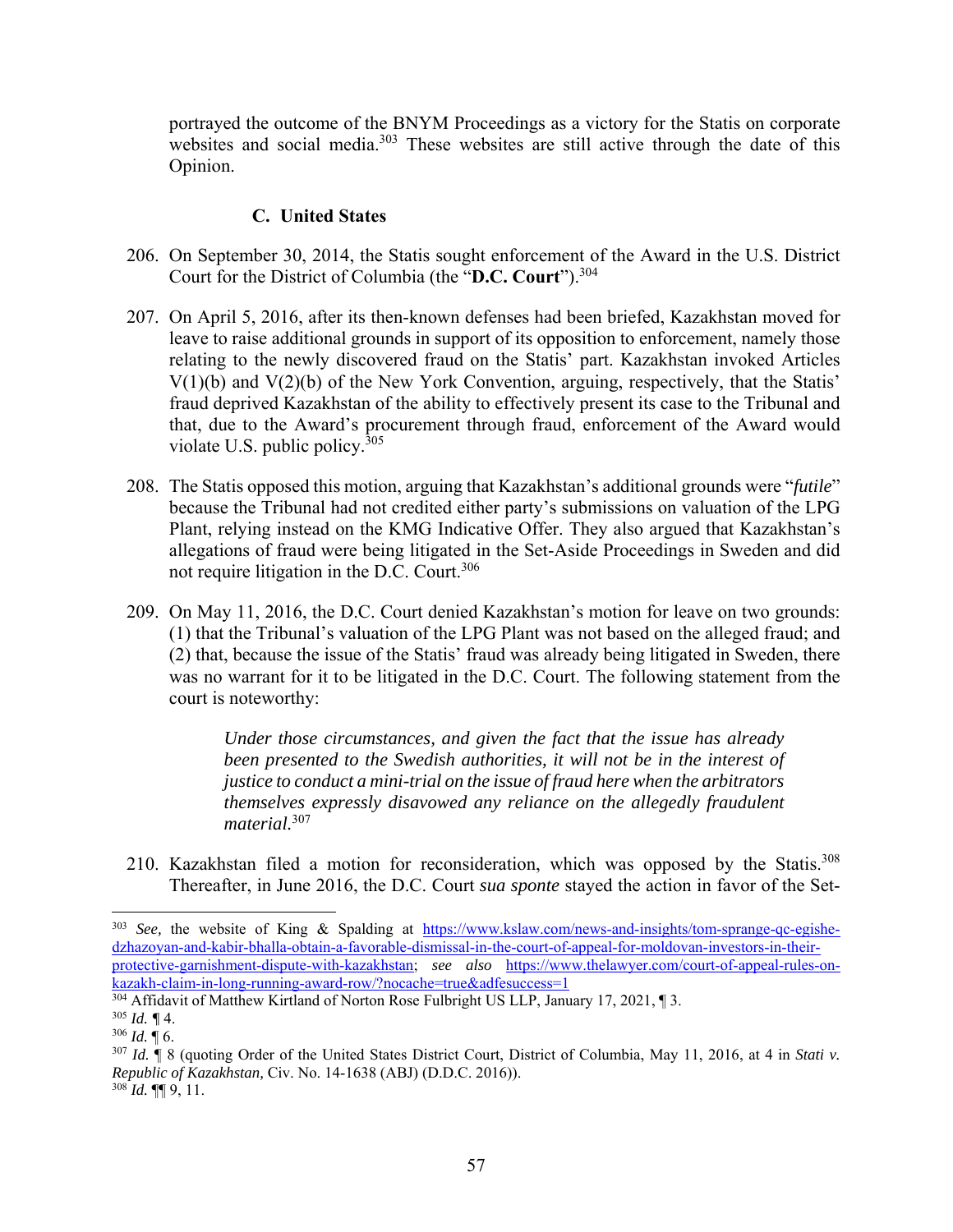portrayed the outcome of the BNYM Proceedings as a victory for the Statis on corporate websites and social media.[303] These websites are still active through the date of this Opinion.

### C. United States

206. On September 30, 2014, the Statis sought enforcement of the Award in the U.S. District Court for the District of Columbia (the "**D.C. Court**").[304]

207. On April 5, 2016, after its then-known defenses had been briefed, Kazakhstan moved for leave to raise additional grounds in support of its opposition to enforcement, namely those relating to the newly discovered fraud on the Statis' part. Kazakhstan invoked Articles V(1)(b) and V(2)(b) of the New York Convention, arguing, respectively, that the Statis' fraud deprived Kazakhstan of the ability to effectively present its case to the Tribunal and that, due to the Award's procurement through fraud, enforcement of the Award would violate U.S. public policy.[305]

208. The Statis opposed this motion, arguing that Kazakhstan's additional grounds were "*futile*" because the Tribunal had not credited either party's submissions on valuation of the LPG Plant, relying instead on the KMG Indicative Offer. They also argued that Kazakhstan's allegations of fraud were being litigated in the Set-Aside Proceedings in Sweden and did not require litigation in the D.C. Court.[306]

209. On May 11, 2016, the D.C. Court denied Kazakhstan's motion for leave on two grounds: (1) that the Tribunal's valuation of the LPG Plant was not based on the alleged fraud; and (2) that, because the issue of the Statis' fraud was already being litigated in Sweden, there was no warrant for it to be litigated in the D.C. Court. The following statement from the court is noteworthy:

> *Under those circumstances, and given the fact that the issue has already been presented to the Swedish authorities, it will not be in the interest of justice to conduct a mini-trial on the issue of fraud here when the arbitrators themselves expressly disavowed any reliance on the allegedly fraudulent material.*[307]

210. Kazakhstan filed a motion for reconsideration, which was opposed by the Statis.[308] Thereafter, in June 2016, the D.C. Court *sua sponte* stayed the action in favor of the Set-

---

[303] *See,* the website of King & Spalding at https://www.kslaw.com/news-and-insights/tom-sprange-qc-egishe-dzhazoyan-and-kabir-bhalla-obtain-a-favorable-dismissal-in-the-court-of-appeal-for-moldovan-investors-in-their-protective-garnishment-dispute-with-kazakhstan; *see also* https://www.thelawyer.com/court-of-appeal-rules-on-kazakh-claim-in-long-running-award-row/?nocache=true&adfsuccess=1

[304] Affidavit of Matthew Kirtland of Norton Rose Fulbright US LLP, January 17, 2021, ¶ 3.

[305] *Id.* ¶ 4.

[306] *Id.* ¶ 6.

[307] *Id.* ¶ 8 (quoting Order of the United States District Court, District of Columbia, May 11, 2016, at 4 in *Stati v. Republic of Kazakhstan,* Civ. No. 14-1638 (ABJ) (D.D.C. 2016)).

[308] *Id.* ¶¶ 9, 11.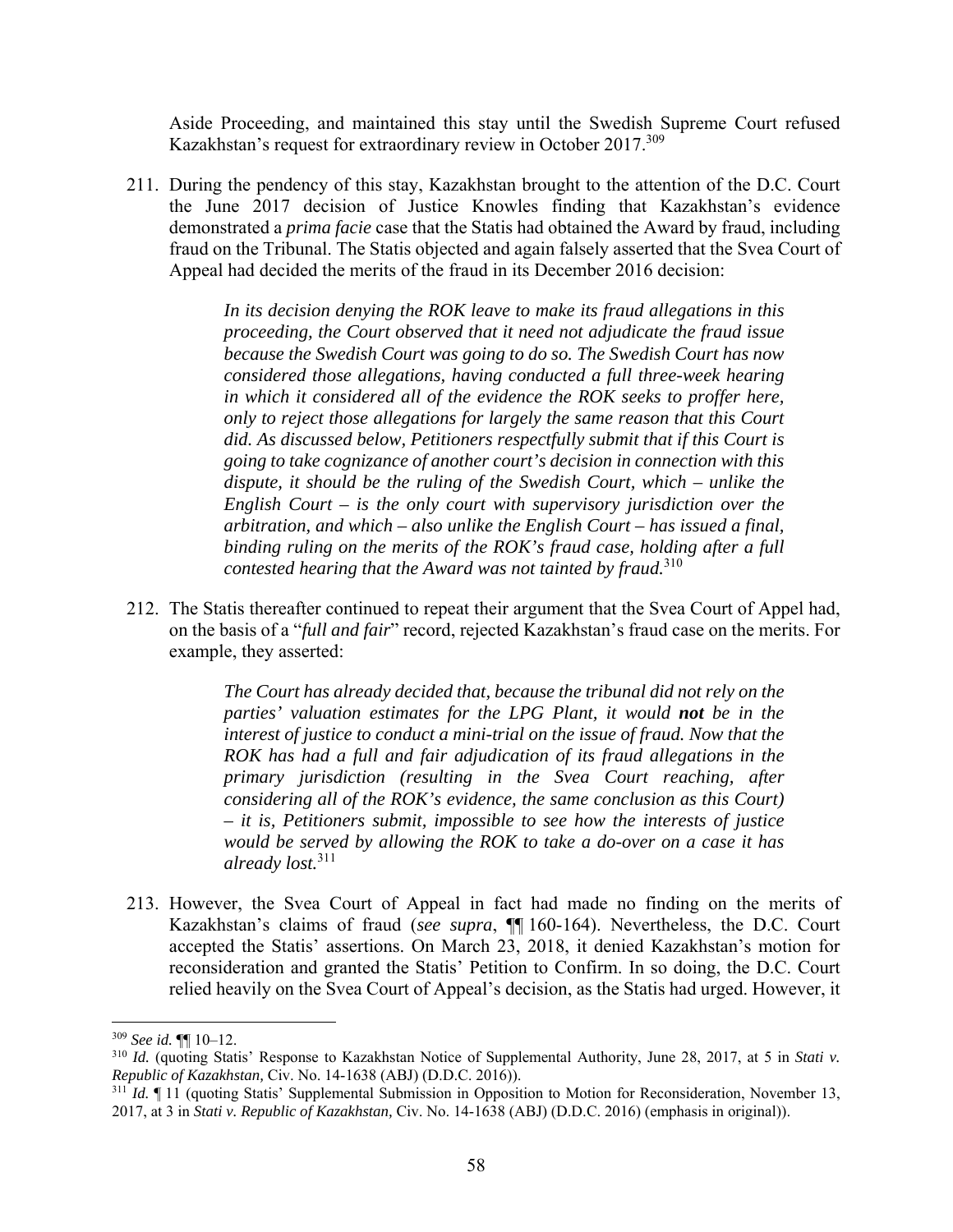Aside Proceeding, and maintained this stay until the Swedish Supreme Court refused Kazakhstan's request for extraordinary review in October 2017.[309]

211. During the pendency of this stay, Kazakhstan brought to the attention of the D.C. Court the June 2017 decision of Justice Knowles finding that Kazakhstan's evidence demonstrated a *prima facie* case that the Statis had obtained the Award by fraud, including fraud on the Tribunal. The Statis objected and again falsely asserted that the Svea Court of Appeal had decided the merits of the fraud in its December 2016 decision:

> *In its decision denying the ROK leave to make its fraud allegations in this proceeding, the Court observed that it need not adjudicate the fraud issue because the Swedish Court was going to do so. The Swedish Court has now considered those allegations, having conducted a full three-week hearing in which it considered all of the evidence the ROK seeks to proffer here, only to reject those allegations for largely the same reason that this Court did. As discussed below, Petitioners respectfully submit that if this Court is going to take cognizance of another court's decision in connection with this dispute, it should be the ruling of the Swedish Court, which – unlike the English Court – is the only court with supervisory jurisdiction over the arbitration, and which – also unlike the English Court – has issued a final, binding ruling on the merits of the ROK's fraud case, holding after a full contested hearing that the Award was not tainted by fraud.*[310]

212. The Statis thereafter continued to repeat their argument that the Svea Court of Appel had, on the basis of a "*full and fair*" record, rejected Kazakhstan's fraud case on the merits. For example, they asserted:

> *The Court has already decided that, because the tribunal did not rely on the parties' valuation estimates for the LPG Plant, it would* ***not*** *be in the interest of justice to conduct a mini-trial on the issue of fraud. Now that the ROK has had a full and fair adjudication of its fraud allegations in the primary jurisdiction (resulting in the Svea Court reaching, after considering all of the ROK's evidence, the same conclusion as this Court) – it is, Petitioners submit, impossible to see how the interests of justice would be served by allowing the ROK to take a do-over on a case it has already lost.*[311]

213. However, the Svea Court of Appeal in fact had made no finding on the merits of Kazakhstan's claims of fraud (*see supra*, ¶¶ 160-164). Nevertheless, the D.C. Court accepted the Statis' assertions. On March 23, 2018, it denied Kazakhstan's motion for reconsideration and granted the Statis' Petition to Confirm. In so doing, the D.C. Court relied heavily on the Svea Court of Appeal's decision, as the Statis had urged. However, it

---

[309] *See id.* ¶¶ 10–12.

[310] *Id.* (quoting Statis' Response to Kazakhstan Notice of Supplemental Authority, June 28, 2017, at 5 in *Stati v. Republic of Kazakhstan,* Civ. No. 14-1638 (ABJ) (D.D.C. 2016)).

[311] *Id.* ¶ 11 (quoting Statis' Supplemental Submission in Opposition to Motion for Reconsideration, November 13, 2017, at 3 in *Stati v. Republic of Kazakhstan,* Civ. No. 14-1638 (ABJ) (D.D.C. 2016) (emphasis in original)).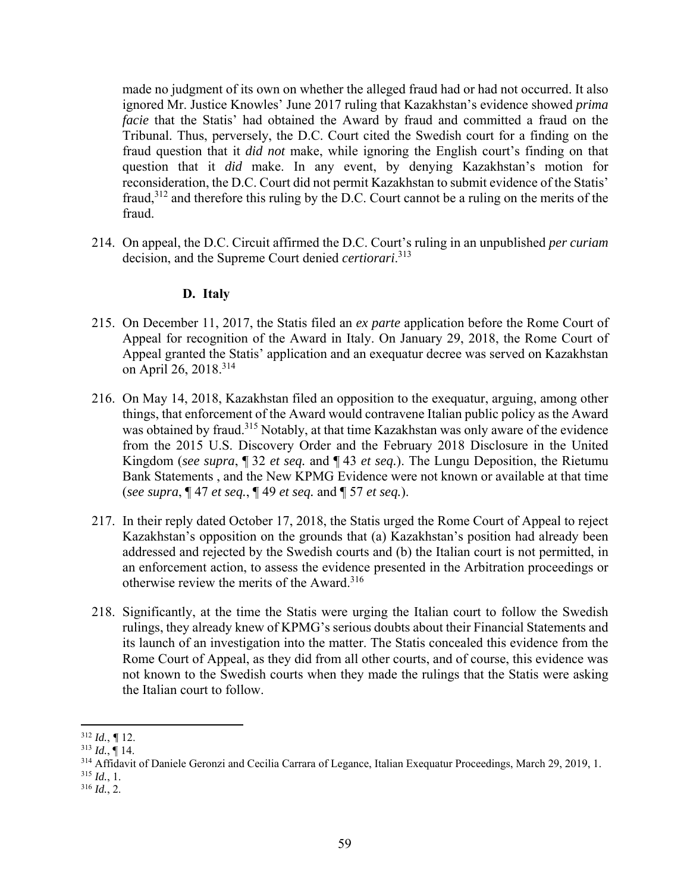made no judgment of its own on whether the alleged fraud had or had not occurred. It also ignored Mr. Justice Knowles' June 2017 ruling that Kazakhstan's evidence showed *prima facie* that the Statis' had obtained the Award by fraud and committed a fraud on the Tribunal. Thus, perversely, the D.C. Court cited the Swedish court for a finding on the fraud question that it *did not* make, while ignoring the English court's finding on that question that it *did* make. In any event, by denying Kazakhstan's motion for reconsideration, the D.C. Court did not permit Kazakhstan to submit evidence of the Statis' fraud,[312] and therefore this ruling by the D.C. Court cannot be a ruling on the merits of the fraud.

214. On appeal, the D.C. Circuit affirmed the D.C. Court's ruling in an unpublished *per curiam* decision, and the Supreme Court denied *certiorari*.[313]

### D. Italy

215. On December 11, 2017, the Statis filed an *ex parte* application before the Rome Court of Appeal for recognition of the Award in Italy. On January 29, 2018, the Rome Court of Appeal granted the Statis' application and an exequatur decree was served on Kazakhstan on April 26, 2018.[314]

216. On May 14, 2018, Kazakhstan filed an opposition to the exequatur, arguing, among other things, that enforcement of the Award would contravene Italian public policy as the Award was obtained by fraud.[315] Notably, at that time Kazakhstan was only aware of the evidence from the 2015 U.S. Discovery Order and the February 2018 Disclosure in the United Kingdom (*see supra*, ¶ 32 *et seq.* and ¶ 43 *et seq.*). The Lungu Deposition, the Rietumu Bank Statements , and the New KPMG Evidence were not known or available at that time (*see supra*, ¶ 47 *et seq.*, ¶ 49 *et seq.* and ¶ 57 *et seq.*).

217. In their reply dated October 17, 2018, the Statis urged the Rome Court of Appeal to reject Kazakhstan's opposition on the grounds that (a) Kazakhstan's position had already been addressed and rejected by the Swedish courts and (b) the Italian court is not permitted, in an enforcement action, to assess the evidence presented in the Arbitration proceedings or otherwise review the merits of the Award.[316]

218. Significantly, at the time the Statis were urging the Italian court to follow the Swedish rulings, they already knew of KPMG's serious doubts about their Financial Statements and its launch of an investigation into the matter. The Statis concealed this evidence from the Rome Court of Appeal, as they did from all other courts, and of course, this evidence was not known to the Swedish courts when they made the rulings that the Statis were asking the Italian court to follow.

---

[312] *Id.*, ¶ 12.

[313] *Id.*, ¶ 14.

[314] Affidavit of Daniele Geronzi and Cecilia Carrara of Legance, Italian Exequatur Proceedings, March 29, 2019, 1.

[315] *Id.*, 1.

[316] *Id.*, 2.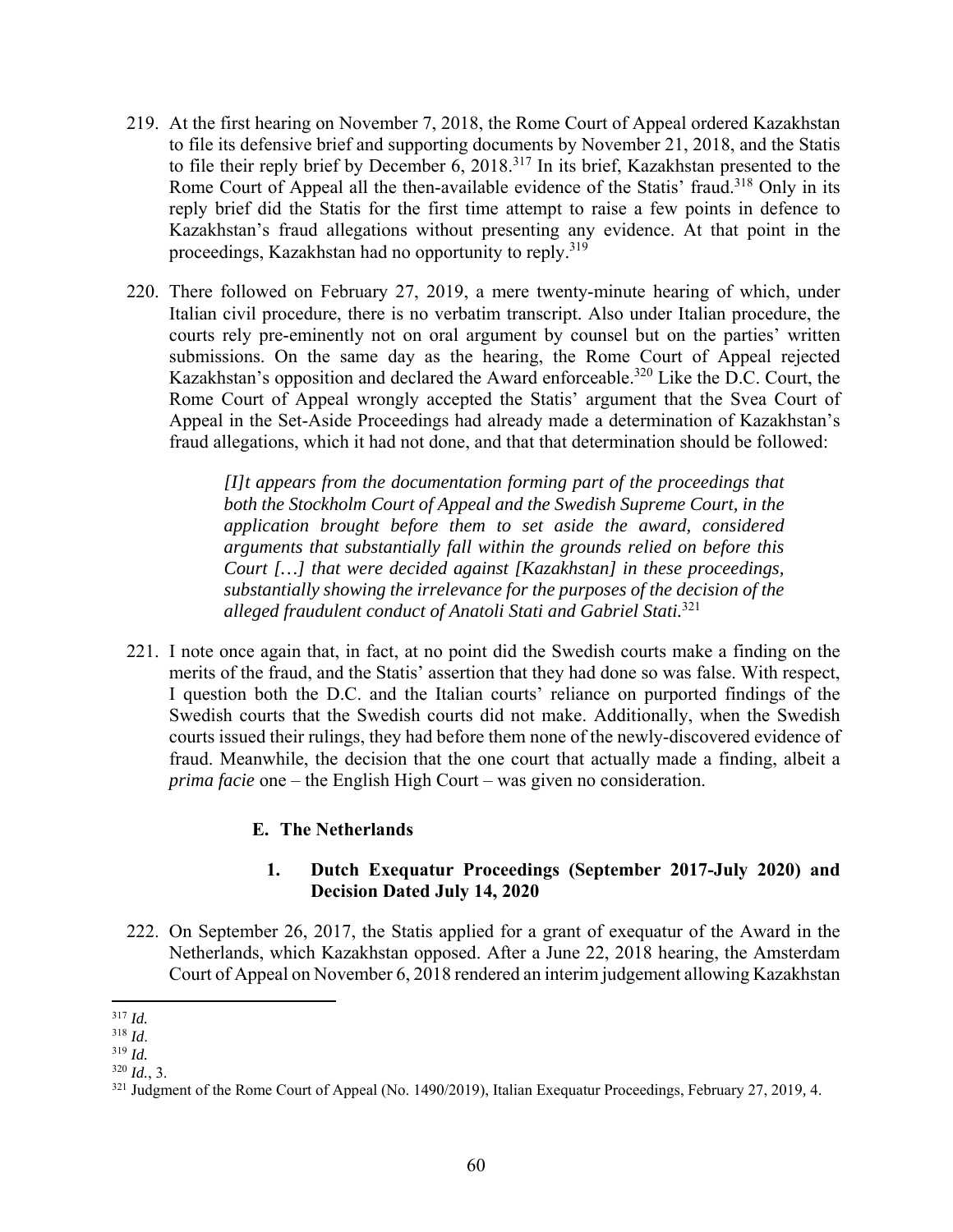219. At the first hearing on November 7, 2018, the Rome Court of Appeal ordered Kazakhstan to file its defensive brief and supporting documents by November 21, 2018, and the Statis to file their reply brief by December 6, 2018.[317] In its brief, Kazakhstan presented to the Rome Court of Appeal all the then-available evidence of the Statis' fraud.[318] Only in its reply brief did the Statis for the first time attempt to raise a few points in defence to Kazakhstan's fraud allegations without presenting any evidence. At that point in the proceedings, Kazakhstan had no opportunity to reply.[319]

220. There followed on February 27, 2019, a mere twenty-minute hearing of which, under Italian civil procedure, there is no verbatim transcript. Also under Italian procedure, the courts rely pre-eminently not on oral argument by counsel but on the parties' written submissions. On the same day as the hearing, the Rome Court of Appeal rejected Kazakhstan's opposition and declared the Award enforceable.[320] Like the D.C. Court, the Rome Court of Appeal wrongly accepted the Statis' argument that the Svea Court of Appeal in the Set-Aside Proceedings had already made a determination of Kazakhstan's fraud allegations, which it had not done, and that that determination should be followed:

> *[I]t appears from the documentation forming part of the proceedings that both the Stockholm Court of Appeal and the Swedish Supreme Court, in the application brought before them to set aside the award, considered arguments that substantially fall within the grounds relied on before this Court […] that were decided against [Kazakhstan] in these proceedings, substantially showing the irrelevance for the purposes of the decision of the alleged fraudulent conduct of Anatoli Stati and Gabriel Stati.*[321]

221. I note once again that, in fact, at no point did the Swedish courts make a finding on the merits of the fraud, and the Statis' assertion that they had done so was false. With respect, I question both the D.C. and the Italian courts' reliance on purported findings of the Swedish courts that the Swedish courts did not make. Additionally, when the Swedish courts issued their rulings, they had before them none of the newly-discovered evidence of fraud. Meanwhile, the decision that the one court that actually made a finding, albeit a *prima facie* one – the English High Court – was given no consideration.

### E. The Netherlands

#### 1. Dutch Exequatur Proceedings (September 2017-July 2020) and Decision Dated July 14, 2020

222. On September 26, 2017, the Statis applied for a grant of exequatur of the Award in the Netherlands, which Kazakhstan opposed. After a June 22, 2018 hearing, the Amsterdam Court of Appeal on November 6, 2018 rendered an interim judgement allowing Kazakhstan

---

[317] *Id.*

[318] *Id*.

[319] *Id.*

[320] *Id.*, 3.

[321] Judgment of the Rome Court of Appeal (No. 1490/2019), Italian Exequatur Proceedings, February 27, 2019, 4.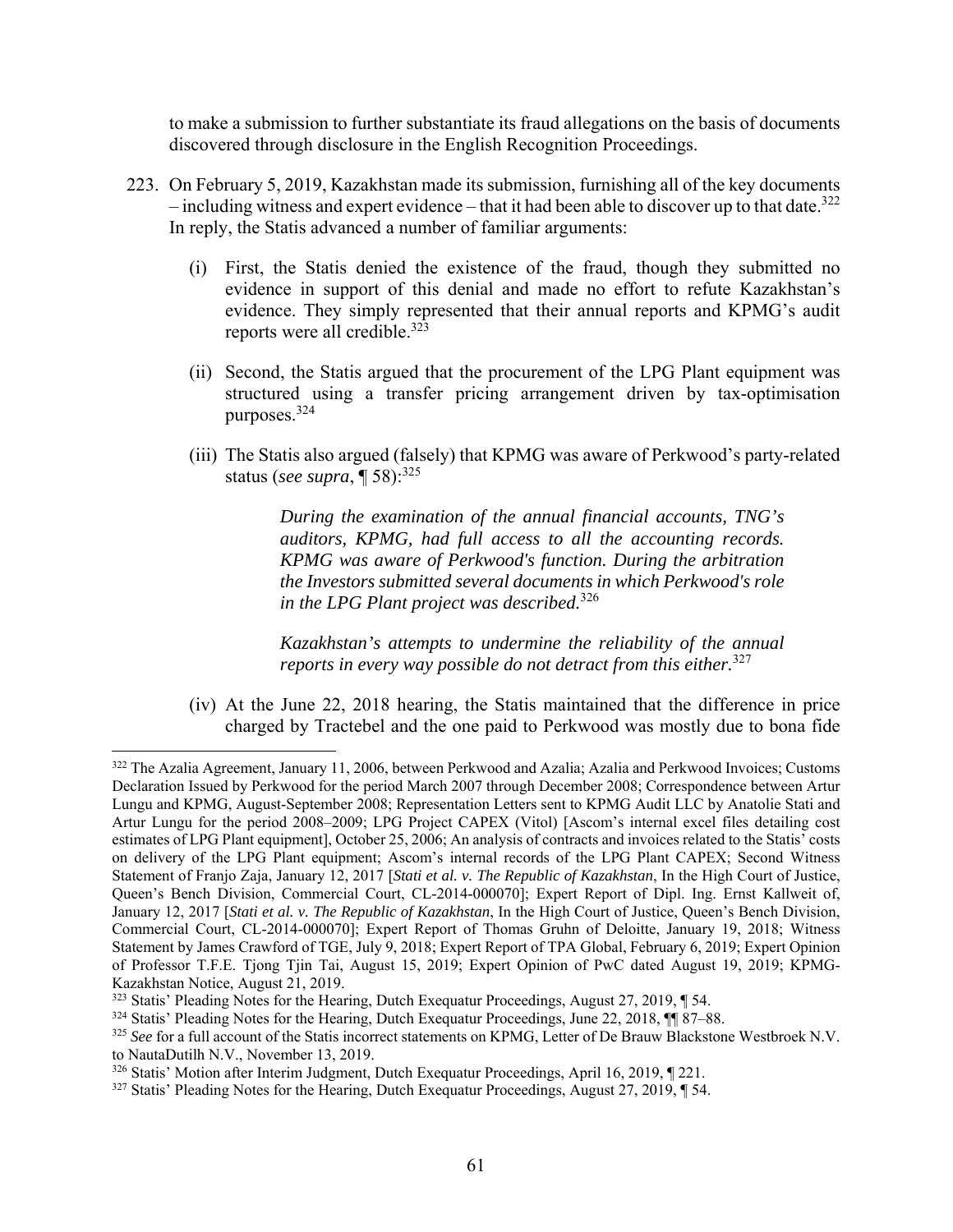to make a submission to further substantiate its fraud allegations on the basis of documents discovered through disclosure in the English Recognition Proceedings.

223. On February 5, 2019, Kazakhstan made its submission, furnishing all of the key documents – including witness and expert evidence – that it had been able to discover up to that date.[322] In reply, the Statis advanced a number of familiar arguments:

    (i) First, the Statis denied the existence of the fraud, though they submitted no evidence in support of this denial and made no effort to refute Kazakhstan's evidence. They simply represented that their annual reports and KPMG's audit reports were all credible.[323]

    (ii) Second, the Statis argued that the procurement of the LPG Plant equipment was structured using a transfer pricing arrangement driven by tax-optimisation purposes.[324]

    (iii) The Statis also argued (falsely) that KPMG was aware of Perkwood's party-related status (*see supra*, ¶ 58):[325]

    > *During the examination of the annual financial accounts, TNG's auditors, KPMG, had full access to all the accounting records. KPMG was aware of Perkwood's function. During the arbitration the Investors submitted several documents in which Perkwood's role in the LPG Plant project was described.*[326]
    >
    > *Kazakhstan's attempts to undermine the reliability of the annual reports in every way possible do not detract from this either.*[327]

    (iv) At the June 22, 2018 hearing, the Statis maintained that the difference in price charged by Tractebel and the one paid to Perkwood was mostly due to bona fide

---

[322] The Azalia Agreement, January 11, 2006, between Perkwood and Azalia; Azalia and Perkwood Invoices; Customs Declaration Issued by Perkwood for the period March 2007 through December 2008; Correspondence between Artur Lungu and KPMG, August-September 2008; Representation Letters sent to KPMG Audit LLC by Anatolie Stati and Artur Lungu for the period 2008–2009; LPG Project CAPEX (Vitol) [Ascom's internal excel files detailing cost estimates of LPG Plant equipment], October 25, 2006; An analysis of contracts and invoices related to the Statis' costs on delivery of the LPG Plant equipment; Ascom's internal records of the LPG Plant CAPEX; Second Witness Statement of Franjo Zaja, January 12, 2017 [*Stati et al. v. The Republic of Kazakhstan*, In the High Court of Justice, Queen's Bench Division, Commercial Court, CL-2014-000070]; Expert Report of Dipl. Ing. Ernst Kallweit of, January 12, 2017 [*Stati et al. v. The Republic of Kazakhstan*, In the High Court of Justice, Queen's Bench Division, Commercial Court, CL-2014-000070]; Expert Report of Thomas Gruhn of Deloitte, January 19, 2018; Witness Statement by James Crawford of TGE, July 9, 2018; Expert Report of TPA Global, February 6, 2019; Expert Opinion of Professor T.F.E. Tjong Tjin Tai, August 15, 2019; Expert Opinion of PwC dated August 19, 2019; KPMG-Kazakhstan Notice, August 21, 2019.

[323] Statis' Pleading Notes for the Hearing, Dutch Exequatur Proceedings, August 27, 2019, ¶ 54.

[324] Statis' Pleading Notes for the Hearing, Dutch Exequatur Proceedings, June 22, 2018, ¶¶ 87–88.

[325] *See* for a full account of the Statis incorrect statements on KPMG, Letter of De Brauw Blackstone Westbroek N.V. to NautaDutilh N.V., November 13, 2019.

[326] Statis' Motion after Interim Judgment, Dutch Exequatur Proceedings, April 16, 2019, ¶ 221.

[327] Statis' Pleading Notes for the Hearing, Dutch Exequatur Proceedings, August 27, 2019, ¶ 54.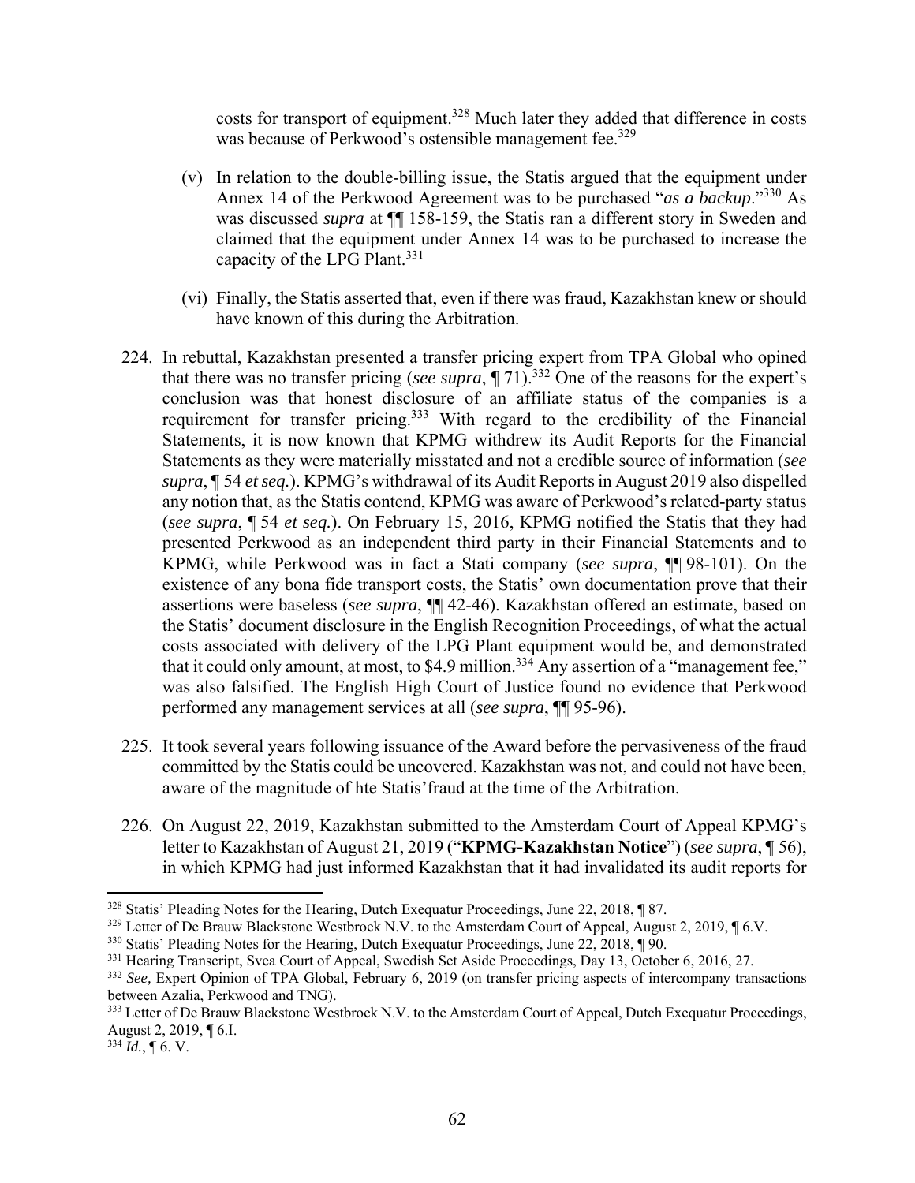costs for transport of equipment.[328] Much later they added that difference in costs was because of Perkwood's ostensible management fee.[329]

(v) In relation to the double-billing issue, the Statis argued that the equipment under Annex 14 of the Perkwood Agreement was to be purchased "*as a backup*."[330] As was discussed *supra* at ¶¶ 158-159, the Statis ran a different story in Sweden and claimed that the equipment under Annex 14 was to be purchased to increase the capacity of the LPG Plant.[331]

(vi) Finally, the Statis asserted that, even if there was fraud, Kazakhstan knew or should have known of this during the Arbitration.

224. In rebuttal, Kazakhstan presented a transfer pricing expert from TPA Global who opined that there was no transfer pricing (*see supra*, ¶ 71).[332] One of the reasons for the expert's conclusion was that honest disclosure of an affiliate status of the companies is a requirement for transfer pricing.[333] With regard to the credibility of the Financial Statements, it is now known that KPMG withdrew its Audit Reports for the Financial Statements as they were materially misstated and not a credible source of information (*see supra*, ¶ 54 *et seq.*). KPMG's withdrawal of its Audit Reports in August 2019 also dispelled any notion that, as the Statis contend, KPMG was aware of Perkwood's related-party status (*see supra*, ¶ 54 *et seq.*). On February 15, 2016, KPMG notified the Statis that they had presented Perkwood as an independent third party in their Financial Statements and to KPMG, while Perkwood was in fact a Stati company (*see supra*, ¶¶ 98-101). On the existence of any bona fide transport costs, the Statis' own documentation prove that their assertions were baseless (*see supra*, ¶¶ 42-46). Kazakhstan offered an estimate, based on the Statis' document disclosure in the English Recognition Proceedings, of what the actual costs associated with delivery of the LPG Plant equipment would be, and demonstrated that it could only amount, at most, to $4.9 million.[334] Any assertion of a "management fee," was also falsified. The English High Court of Justice found no evidence that Perkwood performed any management services at all (*see supra*, ¶¶ 95-96).

225. It took several years following issuance of the Award before the pervasiveness of the fraud committed by the Statis could be uncovered. Kazakhstan was not, and could not have been, aware of the magnitude of hte Statis'fraud at the time of the Arbitration.

226. On August 22, 2019, Kazakhstan submitted to the Amsterdam Court of Appeal KPMG's letter to Kazakhstan of August 21, 2019 ("**KPMG-Kazakhstan Notice**") (*see supra*, ¶ 56), in which KPMG had just informed Kazakhstan that it had invalidated its audit reports for

---

[328] Statis' Pleading Notes for the Hearing, Dutch Exequatur Proceedings, June 22, 2018, ¶ 87.

[329] Letter of De Brauw Blackstone Westbroek N.V. to the Amsterdam Court of Appeal, August 2, 2019, ¶ 6.V.

[330] Statis' Pleading Notes for the Hearing, Dutch Exequatur Proceedings, June 22, 2018, ¶ 90.

[331] Hearing Transcript, Svea Court of Appeal, Swedish Set Aside Proceedings, Day 13, October 6, 2016, 27.

[332] *See,* Expert Opinion of TPA Global, February 6, 2019 (on transfer pricing aspects of intercompany transactions between Azalia, Perkwood and TNG).

[333] Letter of De Brauw Blackstone Westbroek N.V. to the Amsterdam Court of Appeal, Dutch Exequatur Proceedings, August 2, 2019, ¶ 6.I.

[334] *Id.*, ¶ 6. V.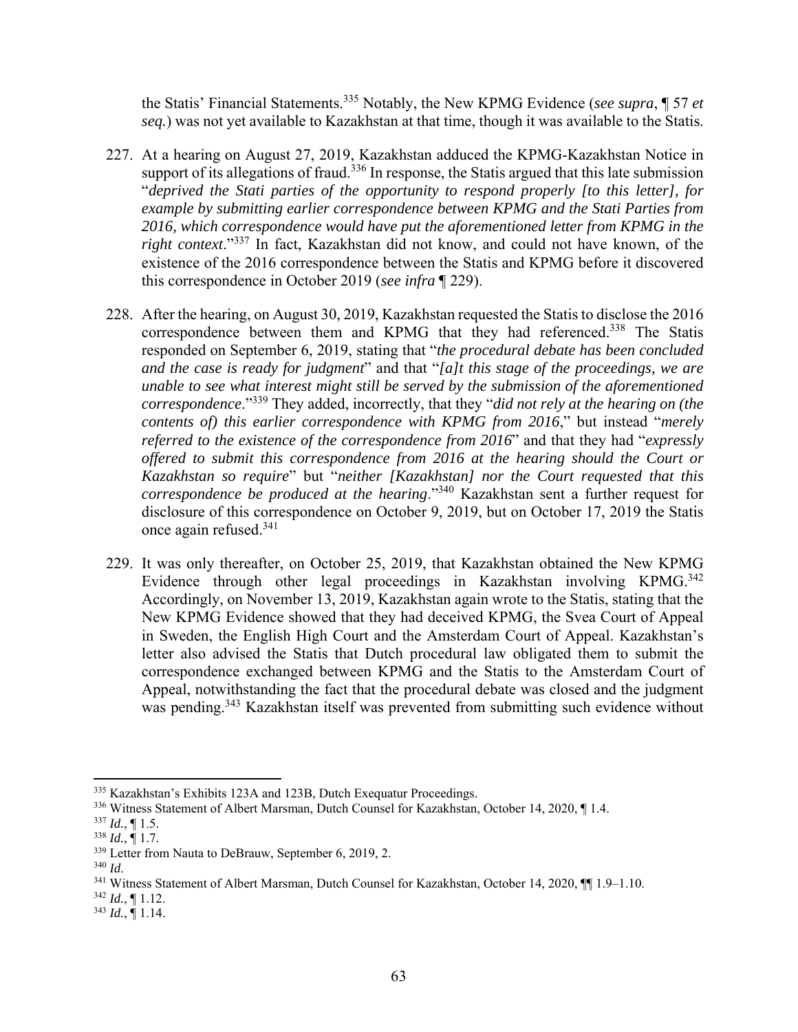the Statis' Financial Statements.[335] Notably, the New KPMG Evidence (*see supra*, ¶ 57 *et seq.*) was not yet available to Kazakhstan at that time, though it was available to the Statis.

227. At a hearing on August 27, 2019, Kazakhstan adduced the KPMG-Kazakhstan Notice in support of its allegations of fraud.[336] In response, the Statis argued that this late submission "*deprived the Stati parties of the opportunity to respond properly [to this letter], for example by submitting earlier correspondence between KPMG and the Stati Parties from 2016, which correspondence would have put the aforementioned letter from KPMG in the right context*."[337] In fact, Kazakhstan did not know, and could not have known, of the existence of the 2016 correspondence between the Statis and KPMG before it discovered this correspondence in October 2019 (*see infra* ¶ 229).

228. After the hearing, on August 30, 2019, Kazakhstan requested the Statis to disclose the 2016 correspondence between them and KPMG that they had referenced.[338] The Statis responded on September 6, 2019, stating that "*the procedural debate has been concluded and the case is ready for judgment*" and that "*[a]t this stage of the proceedings, we are unable to see what interest might still be served by the submission of the aforementioned correspondence*."[339] They added, incorrectly, that they "*did not rely at the hearing on (the contents of) this earlier correspondence with KPMG from 2016*," but instead "*merely referred to the existence of the correspondence from 2016*" and that they had "*expressly offered to submit this correspondence from 2016 at the hearing should the Court or Kazakhstan so require*" but "*neither [Kazakhstan] nor the Court requested that this correspondence be produced at the hearing*."[340] Kazakhstan sent a further request for disclosure of this correspondence on October 9, 2019, but on October 17, 2019 the Statis once again refused.[341]

229. It was only thereafter, on October 25, 2019, that Kazakhstan obtained the New KPMG Evidence through other legal proceedings in Kazakhstan involving KPMG.[342] Accordingly, on November 13, 2019, Kazakhstan again wrote to the Statis, stating that the New KPMG Evidence showed that they had deceived KPMG, the Svea Court of Appeal in Sweden, the English High Court and the Amsterdam Court of Appeal. Kazakhstan's letter also advised the Statis that Dutch procedural law obligated them to submit the correspondence exchanged between KPMG and the Statis to the Amsterdam Court of Appeal, notwithstanding the fact that the procedural debate was closed and the judgment was pending.[343] Kazakhstan itself was prevented from submitting such evidence without

---

[335] Kazakhstan's Exhibits 123A and 123B, Dutch Exequatur Proceedings.

[336] Witness Statement of Albert Marsman, Dutch Counsel for Kazakhstan, October 14, 2020, ¶ 1.4.

[337] *Id.*, ¶ 1.5.

[338] *Id.*, ¶ 1.7.

[339] Letter from Nauta to DeBrauw, September 6, 2019, 2.

[340] *Id*.

[341] Witness Statement of Albert Marsman, Dutch Counsel for Kazakhstan, October 14, 2020, ¶¶ 1.9–1.10.

[342] *Id.*, ¶ 1.12.

[343] *Id.*, ¶ 1.14.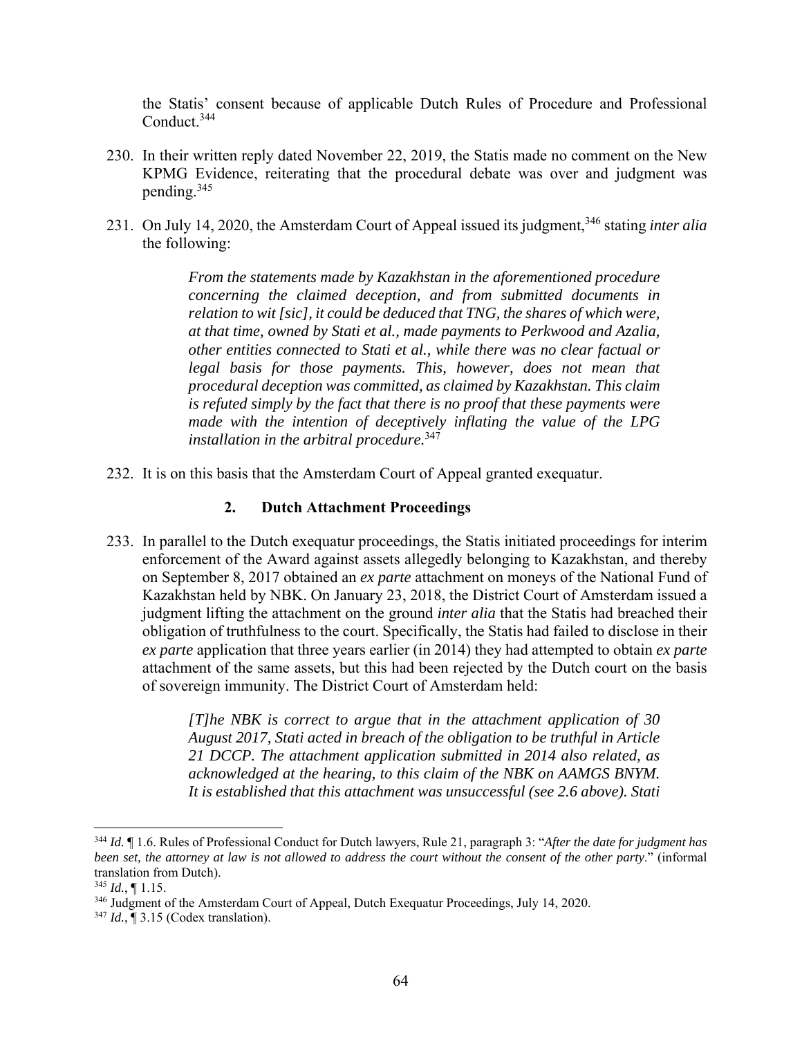the Statis' consent because of applicable Dutch Rules of Procedure and Professional Conduct.[344]

230. In their written reply dated November 22, 2019, the Statis made no comment on the New KPMG Evidence, reiterating that the procedural debate was over and judgment was pending.[345]

231. On July 14, 2020, the Amsterdam Court of Appeal issued its judgment,[346] stating *inter alia* the following:

> *From the statements made by Kazakhstan in the aforementioned procedure concerning the claimed deception, and from submitted documents in relation to wit [sic], it could be deduced that TNG, the shares of which were, at that time, owned by Stati et al., made payments to Perkwood and Azalia, other entities connected to Stati et al., while there was no clear factual or legal basis for those payments. This, however, does not mean that procedural deception was committed, as claimed by Kazakhstan. This claim is refuted simply by the fact that there is no proof that these payments were made with the intention of deceptively inflating the value of the LPG installation in the arbitral procedure.*[347]

232. It is on this basis that the Amsterdam Court of Appeal granted exequatur.

### 2. Dutch Attachment Proceedings

233. In parallel to the Dutch exequatur proceedings, the Statis initiated proceedings for interim enforcement of the Award against assets allegedly belonging to Kazakhstan, and thereby on September 8, 2017 obtained an *ex parte* attachment on moneys of the National Fund of Kazakhstan held by NBK. On January 23, 2018, the District Court of Amsterdam issued a judgment lifting the attachment on the ground *inter alia* that the Statis had breached their obligation of truthfulness to the court. Specifically, the Statis had failed to disclose in their *ex parte* application that three years earlier (in 2014) they had attempted to obtain *ex parte* attachment of the same assets, but this had been rejected by the Dutch court on the basis of sovereign immunity. The District Court of Amsterdam held:

> *[T]he NBK is correct to argue that in the attachment application of 30 August 2017, Stati acted in breach of the obligation to be truthful in Article 21 DCCP. The attachment application submitted in 2014 also related, as acknowledged at the hearing, to this claim of the NBK on AAMGS BNYM. It is established that this attachment was unsuccessful (see 2.6 above). Stati*

---

[344] *Id.* ¶ 1.6. Rules of Professional Conduct for Dutch lawyers, Rule 21, paragraph 3: "*After the date for judgment has been set, the attorney at law is not allowed to address the court without the consent of the other party*." (informal translation from Dutch).

[345] *Id.*, ¶ 1.15.

[346] Judgment of the Amsterdam Court of Appeal, Dutch Exequatur Proceedings, July 14, 2020.

[347] *Id.*, ¶ 3.15 (Codex translation).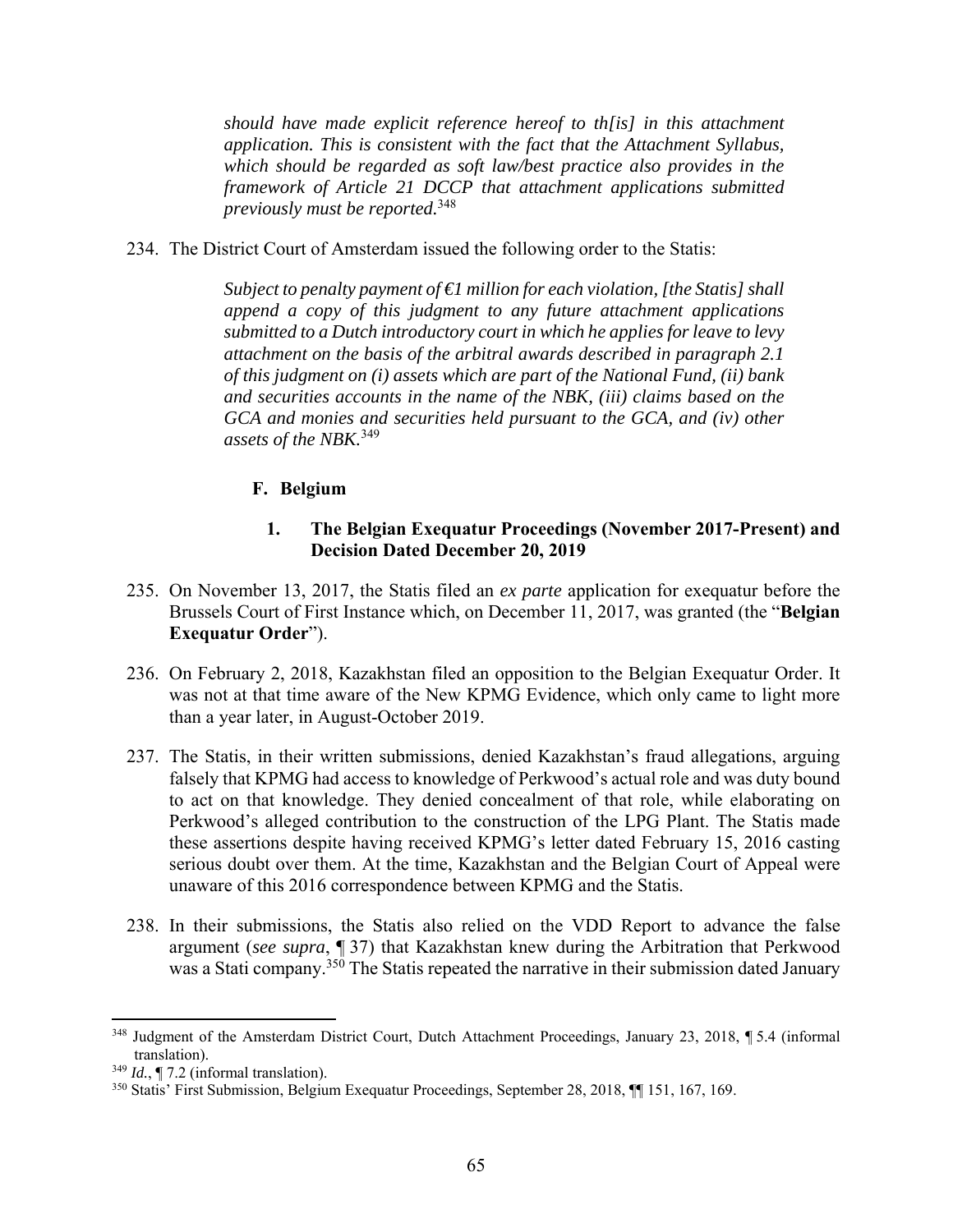*should have made explicit reference hereof to th[is] in this attachment application. This is consistent with the fact that the Attachment Syllabus, which should be regarded as soft law/best practice also provides in the framework of Article 21 DCCP that attachment applications submitted previously must be reported.*[348]

234. The District Court of Amsterdam issued the following order to the Statis:

> *Subject to penalty payment of €1 million for each violation, [the Statis] shall append a copy of this judgment to any future attachment applications submitted to a Dutch introductory court in which he applies for leave to levy attachment on the basis of the arbitral awards described in paragraph 2.1 of this judgment on (i) assets which are part of the National Fund, (ii) bank and securities accounts in the name of the NBK, (iii) claims based on the GCA and monies and securities held pursuant to the GCA, and (iv) other assets of the NBK.*[349]

### F. Belgium

#### 1. The Belgian Exequatur Proceedings (November 2017-Present) and Decision Dated December 20, 2019

235. On November 13, 2017, the Statis filed an *ex parte* application for exequatur before the Brussels Court of First Instance which, on December 11, 2017, was granted (the "**Belgian Exequatur Order**").

236. On February 2, 2018, Kazakhstan filed an opposition to the Belgian Exequatur Order. It was not at that time aware of the New KPMG Evidence, which only came to light more than a year later, in August-October 2019.

237. The Statis, in their written submissions, denied Kazakhstan's fraud allegations, arguing falsely that KPMG had access to knowledge of Perkwood's actual role and was duty bound to act on that knowledge. They denied concealment of that role, while elaborating on Perkwood's alleged contribution to the construction of the LPG Plant. The Statis made these assertions despite having received KPMG's letter dated February 15, 2016 casting serious doubt over them. At the time, Kazakhstan and the Belgian Court of Appeal were unaware of this 2016 correspondence between KPMG and the Statis.

238. In their submissions, the Statis also relied on the VDD Report to advance the false argument (*see supra*, ¶ 37) that Kazakhstan knew during the Arbitration that Perkwood was a Stati company.[350] The Statis repeated the narrative in their submission dated January

---

[348] Judgment of the Amsterdam District Court, Dutch Attachment Proceedings, January 23, 2018, ¶ 5.4 (informal translation).

[349] *Id.*, ¶ 7.2 (informal translation).

[350] Statis' First Submission, Belgium Exequatur Proceedings, September 28, 2018, ¶¶ 151, 167, 169.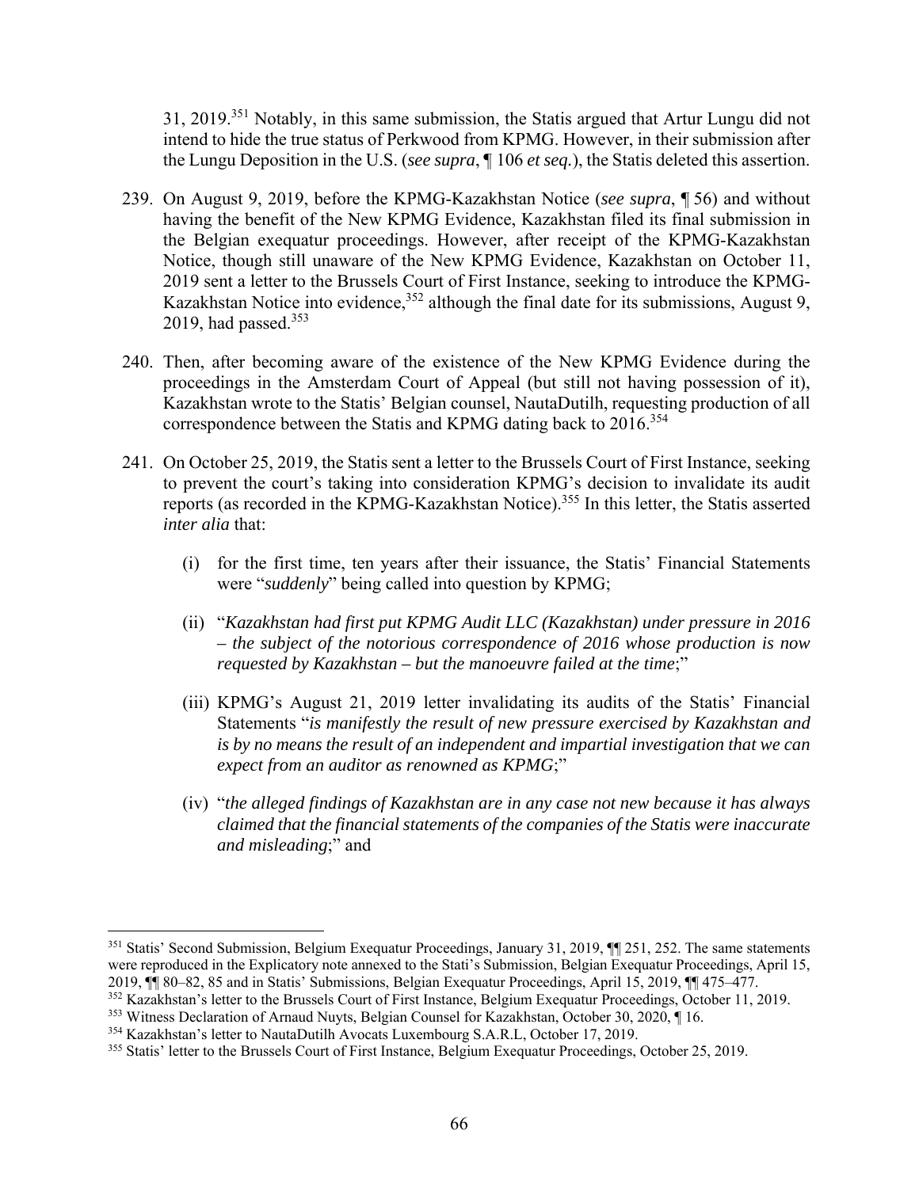31, 2019.[351] Notably, in this same submission, the Statis argued that Artur Lungu did not intend to hide the true status of Perkwood from KPMG. However, in their submission after the Lungu Deposition in the U.S. (*see supra*, ¶ 106 *et seq.*), the Statis deleted this assertion.

239. On August 9, 2019, before the KPMG-Kazakhstan Notice (*see supra*, ¶ 56) and without having the benefit of the New KPMG Evidence, Kazakhstan filed its final submission in the Belgian exequatur proceedings. However, after receipt of the KPMG-Kazakhstan Notice, though still unaware of the New KPMG Evidence, Kazakhstan on October 11, 2019 sent a letter to the Brussels Court of First Instance, seeking to introduce the KPMG-Kazakhstan Notice into evidence,[352] although the final date for its submissions, August 9, 2019, had passed.[353]

240. Then, after becoming aware of the existence of the New KPMG Evidence during the proceedings in the Amsterdam Court of Appeal (but still not having possession of it), Kazakhstan wrote to the Statis' Belgian counsel, NautaDutilh, requesting production of all correspondence between the Statis and KPMG dating back to 2016.[354]

241. On October 25, 2019, the Statis sent a letter to the Brussels Court of First Instance, seeking to prevent the court's taking into consideration KPMG's decision to invalidate its audit reports (as recorded in the KPMG-Kazakhstan Notice).[355] In this letter, the Statis asserted *inter alia* that:

    (i) for the first time, ten years after their issuance, the Statis' Financial Statements were "*suddenly*" being called into question by KPMG;

    (ii) "*Kazakhstan had first put KPMG Audit LLC (Kazakhstan) under pressure in 2016 – the subject of the notorious correspondence of 2016 whose production is now requested by Kazakhstan – but the manoeuvre failed at the time*;"

    (iii) KPMG's August 21, 2019 letter invalidating its audits of the Statis' Financial Statements "*is manifestly the result of new pressure exercised by Kazakhstan and is by no means the result of an independent and impartial investigation that we can expect from an auditor as renowned as KPMG*;"

    (iv) "*the alleged findings of Kazakhstan are in any case not new because it has always claimed that the financial statements of the companies of the Statis were inaccurate and misleading*;" and

---

[351] Statis' Second Submission, Belgium Exequatur Proceedings, January 31, 2019, ¶¶ 251, 252. The same statements were reproduced in the Explicatory note annexed to the Stati's Submission, Belgian Exequatur Proceedings, April 15, 2019, ¶¶ 80–82, 85 and in Statis' Submissions, Belgian Exequatur Proceedings, April 15, 2019, ¶¶ 475–477.

[352] Kazakhstan's letter to the Brussels Court of First Instance, Belgium Exequatur Proceedings, October 11, 2019.

[353] Witness Declaration of Arnaud Nuyts, Belgian Counsel for Kazakhstan, October 30, 2020, ¶ 16.

[354] Kazakhstan's letter to NautaDutilh Avocats Luxembourg S.A.R.L, October 17, 2019.

[355] Statis' letter to the Brussels Court of First Instance, Belgium Exequatur Proceedings, October 25, 2019.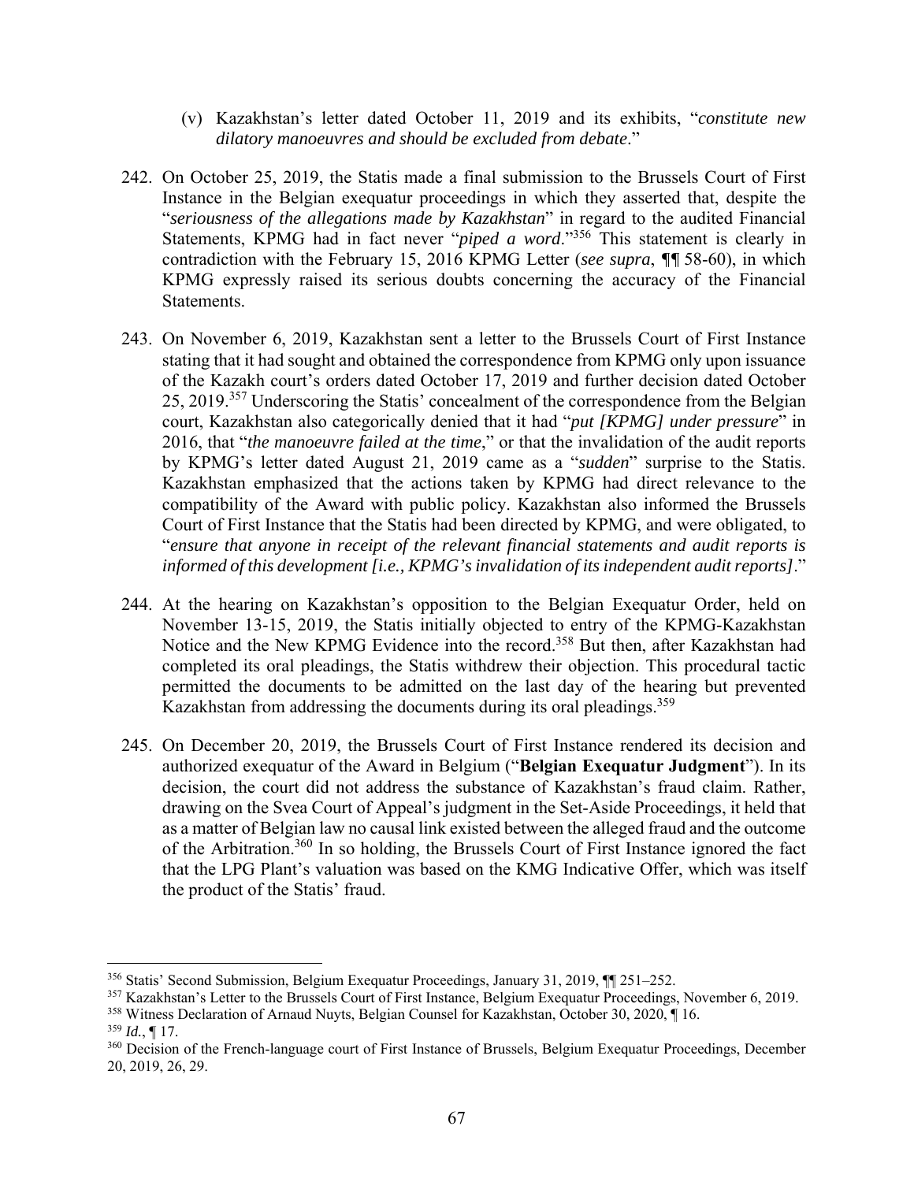(v) Kazakhstan's letter dated October 11, 2019 and its exhibits, "*constitute new dilatory manoeuvres and should be excluded from debate*."

242. On October 25, 2019, the Statis made a final submission to the Brussels Court of First Instance in the Belgian exequatur proceedings in which they asserted that, despite the "*seriousness of the allegations made by Kazakhstan*" in regard to the audited Financial Statements, KPMG had in fact never "*piped a word*."[356] This statement is clearly in contradiction with the February 15, 2016 KPMG Letter (*see supra*, ¶¶ 58-60), in which KPMG expressly raised its serious doubts concerning the accuracy of the Financial Statements.

243. On November 6, 2019, Kazakhstan sent a letter to the Brussels Court of First Instance stating that it had sought and obtained the correspondence from KPMG only upon issuance of the Kazakh court's orders dated October 17, 2019 and further decision dated October 25, 2019.[357] Underscoring the Statis' concealment of the correspondence from the Belgian court, Kazakhstan also categorically denied that it had "*put [KPMG] under pressure*" in 2016, that "*the manoeuvre failed at the time*," or that the invalidation of the audit reports by KPMG's letter dated August 21, 2019 came as a "*sudden*" surprise to the Statis. Kazakhstan emphasized that the actions taken by KPMG had direct relevance to the compatibility of the Award with public policy. Kazakhstan also informed the Brussels Court of First Instance that the Statis had been directed by KPMG, and were obligated, to "*ensure that anyone in receipt of the relevant financial statements and audit reports is informed of this development [i.e., KPMG's invalidation of its independent audit reports]*."

244. At the hearing on Kazakhstan's opposition to the Belgian Exequatur Order, held on November 13-15, 2019, the Statis initially objected to entry of the KPMG-Kazakhstan Notice and the New KPMG Evidence into the record.[358] But then, after Kazakhstan had completed its oral pleadings, the Statis withdrew their objection. This procedural tactic permitted the documents to be admitted on the last day of the hearing but prevented Kazakhstan from addressing the documents during its oral pleadings.[359]

245. On December 20, 2019, the Brussels Court of First Instance rendered its decision and authorized exequatur of the Award in Belgium ("**Belgian Exequatur Judgment**"). In its decision, the court did not address the substance of Kazakhstan's fraud claim. Rather, drawing on the Svea Court of Appeal's judgment in the Set-Aside Proceedings, it held that as a matter of Belgian law no causal link existed between the alleged fraud and the outcome of the Arbitration.[360] In so holding, the Brussels Court of First Instance ignored the fact that the LPG Plant's valuation was based on the KMG Indicative Offer, which was itself the product of the Statis' fraud.

---

[356] Statis' Second Submission, Belgium Exequatur Proceedings, January 31, 2019, ¶¶ 251–252.

[357] Kazakhstan's Letter to the Brussels Court of First Instance, Belgium Exequatur Proceedings, November 6, 2019.

[358] Witness Declaration of Arnaud Nuyts, Belgian Counsel for Kazakhstan, October 30, 2020, ¶ 16.

[359] *Id.*, ¶ 17.

[360] Decision of the French-language court of First Instance of Brussels, Belgium Exequatur Proceedings, December 20, 2019, 26, 29.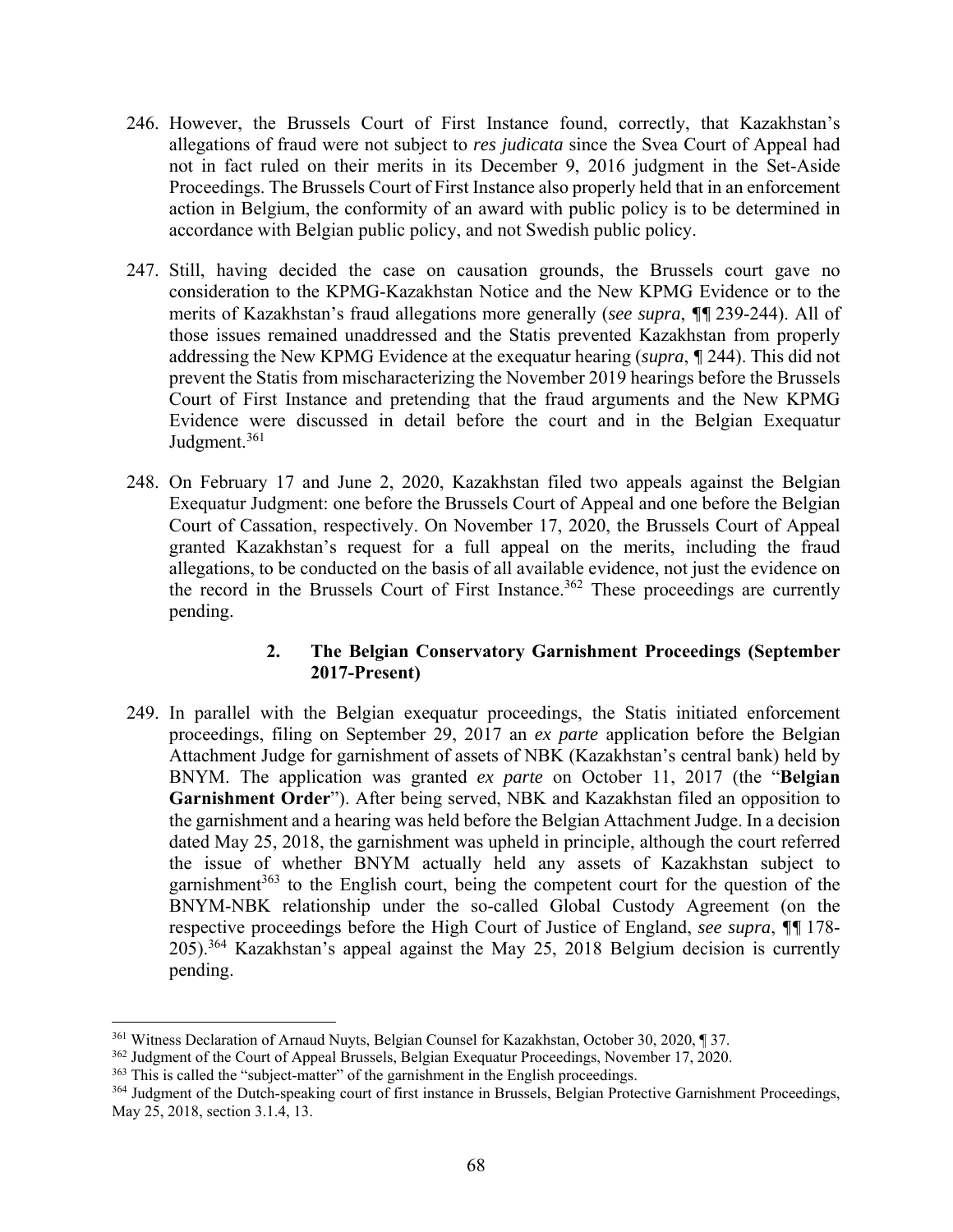246. However, the Brussels Court of First Instance found, correctly, that Kazakhstan's allegations of fraud were not subject to *res judicata* since the Svea Court of Appeal had not in fact ruled on their merits in its December 9, 2016 judgment in the Set-Aside Proceedings. The Brussels Court of First Instance also properly held that in an enforcement action in Belgium, the conformity of an award with public policy is to be determined in accordance with Belgian public policy, and not Swedish public policy.

247. Still, having decided the case on causation grounds, the Brussels court gave no consideration to the KPMG-Kazakhstan Notice and the New KPMG Evidence or to the merits of Kazakhstan's fraud allegations more generally (*see supra*, ¶¶ 239-244). All of those issues remained unaddressed and the Statis prevented Kazakhstan from properly addressing the New KPMG Evidence at the exequatur hearing (*supra*, ¶ 244). This did not prevent the Statis from mischaracterizing the November 2019 hearings before the Brussels Court of First Instance and pretending that the fraud arguments and the New KPMG Evidence were discussed in detail before the court and in the Belgian Exequatur Judgment.[361]

248. On February 17 and June 2, 2020, Kazakhstan filed two appeals against the Belgian Exequatur Judgment: one before the Brussels Court of Appeal and one before the Belgian Court of Cassation, respectively. On November 17, 2020, the Brussels Court of Appeal granted Kazakhstan's request for a full appeal on the merits, including the fraud allegations, to be conducted on the basis of all available evidence, not just the evidence on the record in the Brussels Court of First Instance.[362] These proceedings are currently pending.

### 2. The Belgian Conservatory Garnishment Proceedings (September 2017-Present)

249. In parallel with the Belgian exequatur proceedings, the Statis initiated enforcement proceedings, filing on September 29, 2017 an *ex parte* application before the Belgian Attachment Judge for garnishment of assets of NBK (Kazakhstan's central bank) held by BNYM. The application was granted *ex parte* on October 11, 2017 (the "**Belgian Garnishment Order**"). After being served, NBK and Kazakhstan filed an opposition to the garnishment and a hearing was held before the Belgian Attachment Judge. In a decision dated May 25, 2018, the garnishment was upheld in principle, although the court referred the issue of whether BNYM actually held any assets of Kazakhstan subject to garnishment[363] to the English court, being the competent court for the question of the BNYM-NBK relationship under the so-called Global Custody Agreement (on the respective proceedings before the High Court of Justice of England, *see supra*, ¶¶ 178-205).[364] Kazakhstan's appeal against the May 25, 2018 Belgium decision is currently pending.

---

[361] Witness Declaration of Arnaud Nuyts, Belgian Counsel for Kazakhstan, October 30, 2020, ¶ 37.

[362] Judgment of the Court of Appeal Brussels, Belgian Exequatur Proceedings, November 17, 2020.

[363] This is called the "subject-matter" of the garnishment in the English proceedings.

[364] Judgment of the Dutch-speaking court of first instance in Brussels, Belgian Protective Garnishment Proceedings, May 25, 2018, section 3.1.4, 13.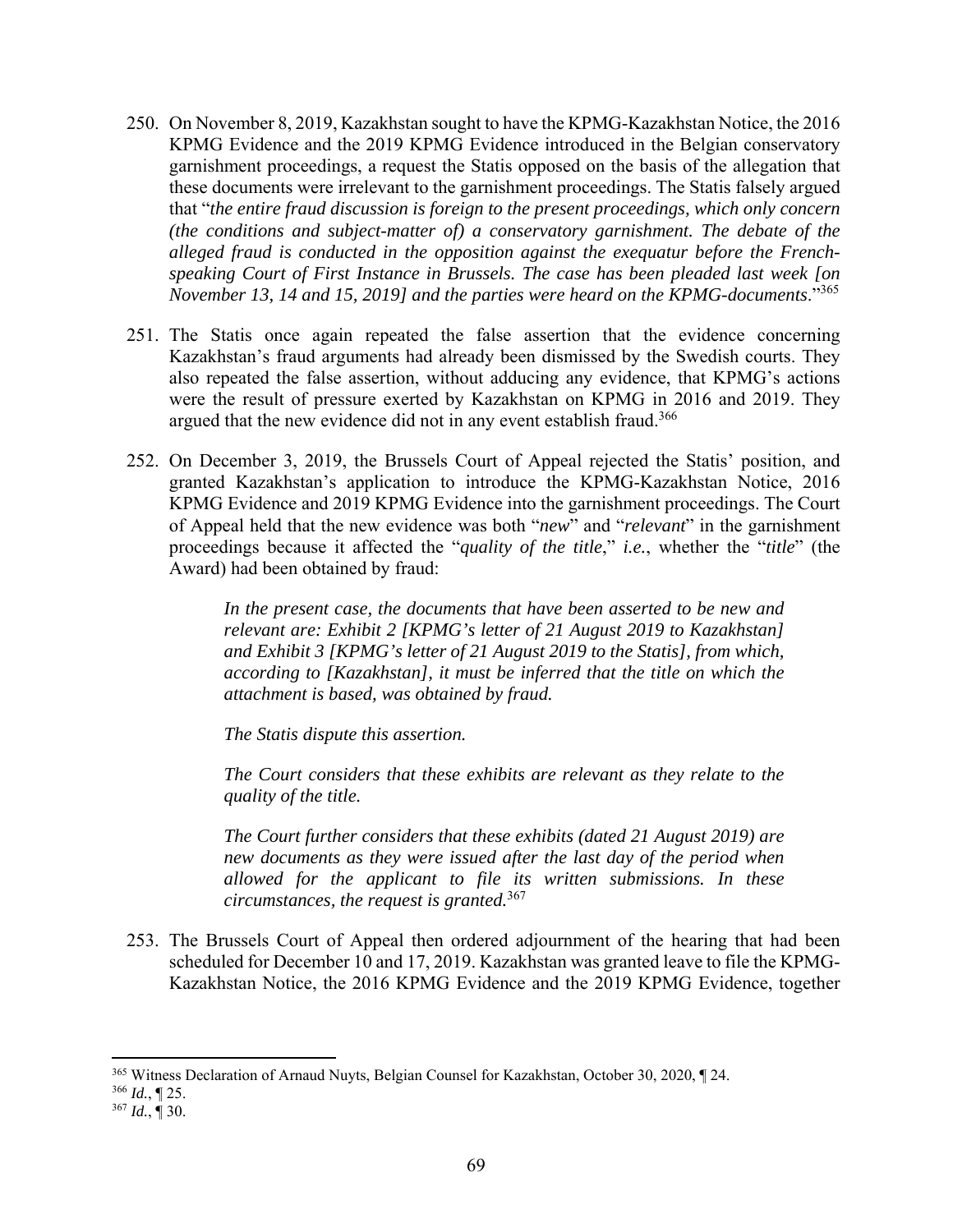250. On November 8, 2019, Kazakhstan sought to have the KPMG-Kazakhstan Notice, the 2016 KPMG Evidence and the 2019 KPMG Evidence introduced in the Belgian conservatory garnishment proceedings, a request the Statis opposed on the basis of the allegation that these documents were irrelevant to the garnishment proceedings. The Statis falsely argued that "*the entire fraud discussion is foreign to the present proceedings, which only concern (the conditions and subject-matter of) a conservatory garnishment. The debate of the alleged fraud is conducted in the opposition against the exequatur before the French-speaking Court of First Instance in Brussels. The case has been pleaded last week [on November 13, 14 and 15, 2019] and the parties were heard on the KPMG-documents*."[365]

251. The Statis once again repeated the false assertion that the evidence concerning Kazakhstan's fraud arguments had already been dismissed by the Swedish courts. They also repeated the false assertion, without adducing any evidence, that KPMG's actions were the result of pressure exerted by Kazakhstan on KPMG in 2016 and 2019. They argued that the new evidence did not in any event establish fraud.[366]

252. On December 3, 2019, the Brussels Court of Appeal rejected the Statis' position, and granted Kazakhstan's application to introduce the KPMG-Kazakhstan Notice, 2016 KPMG Evidence and 2019 KPMG Evidence into the garnishment proceedings. The Court of Appeal held that the new evidence was both "*new*" and "*relevant*" in the garnishment proceedings because it affected the "*quality of the title*," *i.e.*, whether the "*title*" (the Award) had been obtained by fraud:

> *In the present case, the documents that have been asserted to be new and relevant are: Exhibit 2 [KPMG's letter of 21 August 2019 to Kazakhstan] and Exhibit 3 [KPMG's letter of 21 August 2019 to the Statis], from which, according to [Kazakhstan], it must be inferred that the title on which the attachment is based, was obtained by fraud.*
>
> *The Statis dispute this assertion.*
>
> *The Court considers that these exhibits are relevant as they relate to the quality of the title.*
>
> *The Court further considers that these exhibits (dated 21 August 2019) are new documents as they were issued after the last day of the period when allowed for the applicant to file its written submissions. In these circumstances, the request is granted.*[367]

253. The Brussels Court of Appeal then ordered adjournment of the hearing that had been scheduled for December 10 and 17, 2019. Kazakhstan was granted leave to file the KPMG-Kazakhstan Notice, the 2016 KPMG Evidence and the 2019 KPMG Evidence, together

---

[365] Witness Declaration of Arnaud Nuyts, Belgian Counsel for Kazakhstan, October 30, 2020, ¶ 24.

[366] *Id.*, ¶ 25.

[367] *Id.*, ¶ 30.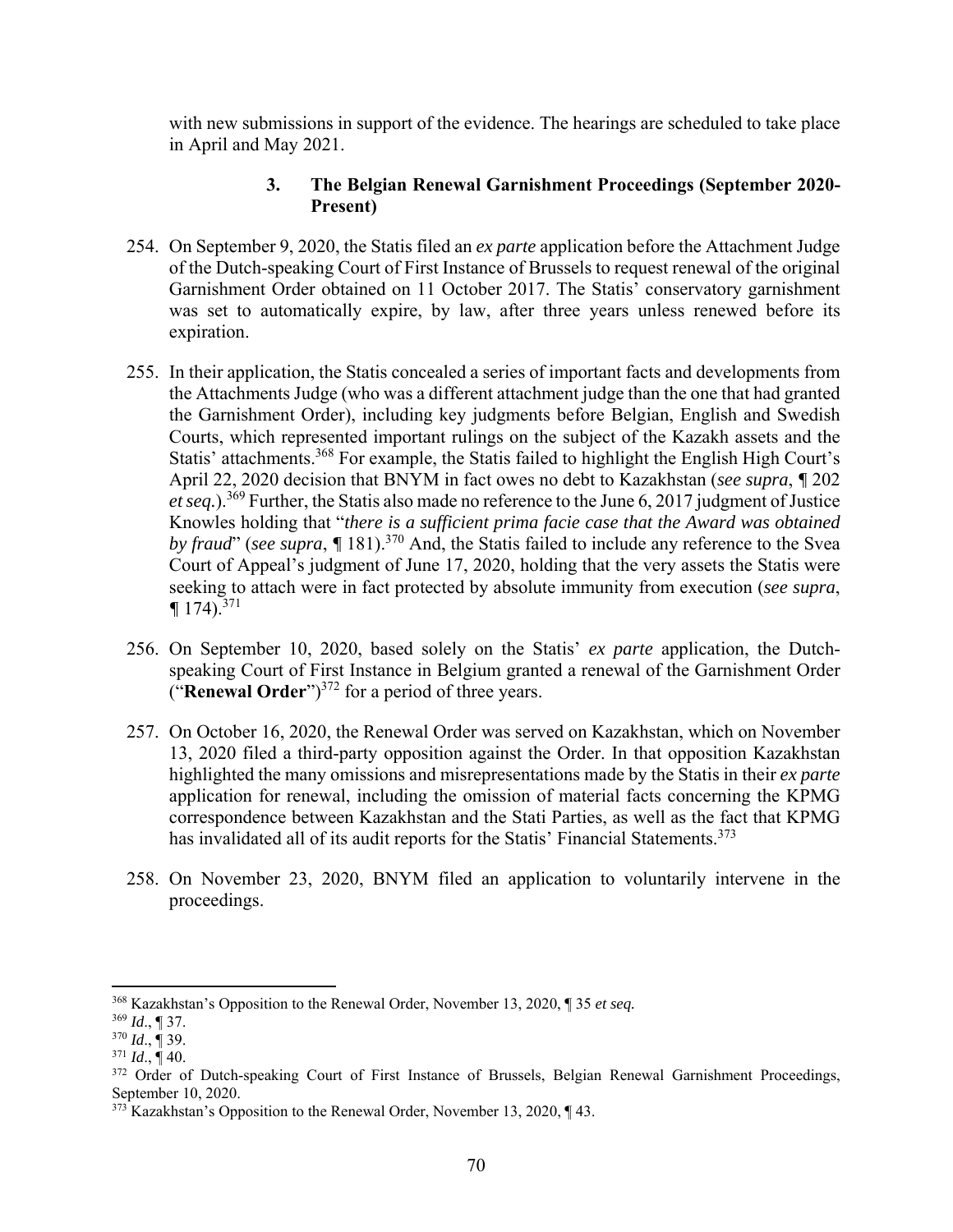with new submissions in support of the evidence. The hearings are scheduled to take place in April and May 2021.

### 3. The Belgian Renewal Garnishment Proceedings (September 2020-Present)

254. On September 9, 2020, the Statis filed an *ex parte* application before the Attachment Judge of the Dutch-speaking Court of First Instance of Brussels to request renewal of the original Garnishment Order obtained on 11 October 2017. The Statis' conservatory garnishment was set to automatically expire, by law, after three years unless renewed before its expiration.

255. In their application, the Statis concealed a series of important facts and developments from the Attachments Judge (who was a different attachment judge than the one that had granted the Garnishment Order), including key judgments before Belgian, English and Swedish Courts, which represented important rulings on the subject of the Kazakh assets and the Statis' attachments.[368] For example, the Statis failed to highlight the English High Court's April 22, 2020 decision that BNYM in fact owes no debt to Kazakhstan (*see supra*, ¶ 202 *et seq.*).[369] Further, the Statis also made no reference to the June 6, 2017 judgment of Justice Knowles holding that "*there is a sufficient prima facie case that the Award was obtained by fraud*" (*see supra*, ¶ 181).[370] And, the Statis failed to include any reference to the Svea Court of Appeal's judgment of June 17, 2020, holding that the very assets the Statis were seeking to attach were in fact protected by absolute immunity from execution (*see supra*, ¶ 174).[371]

256. On September 10, 2020, based solely on the Statis' *ex parte* application, the Dutch-speaking Court of First Instance in Belgium granted a renewal of the Garnishment Order ("**Renewal Order**")[372] for a period of three years.

257. On October 16, 2020, the Renewal Order was served on Kazakhstan, which on November 13, 2020 filed a third-party opposition against the Order. In that opposition Kazakhstan highlighted the many omissions and misrepresentations made by the Statis in their *ex parte* application for renewal, including the omission of material facts concerning the KPMG correspondence between Kazakhstan and the Stati Parties, as well as the fact that KPMG has invalidated all of its audit reports for the Statis' Financial Statements.[373]

258. On November 23, 2020, BNYM filed an application to voluntarily intervene in the proceedings.

---

[368] Kazakhstan's Opposition to the Renewal Order, November 13, 2020, ¶ 35 *et seq.*

[369] *Id*., ¶ 37.

[370] *Id*., ¶ 39.

[371] *Id*., ¶ 40.

[372] Order of Dutch-speaking Court of First Instance of Brussels, Belgian Renewal Garnishment Proceedings, September 10, 2020.

[373] Kazakhstan's Opposition to the Renewal Order, November 13, 2020, ¶ 43.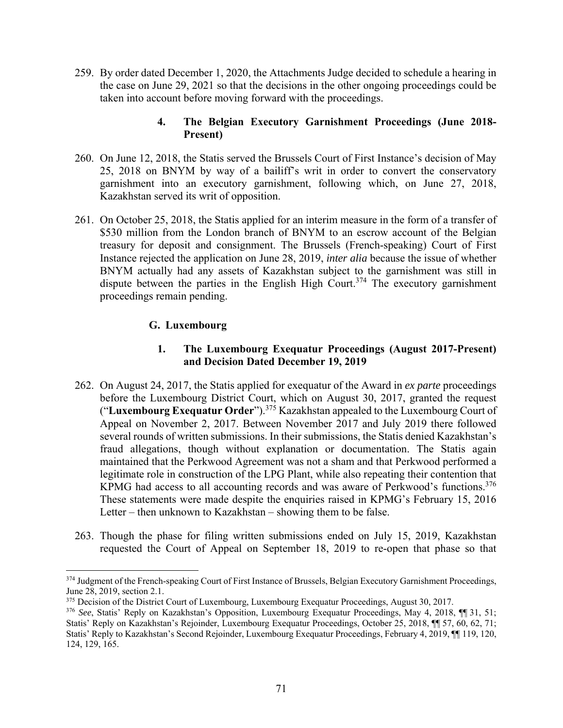259. By order dated December 1, 2020, the Attachments Judge decided to schedule a hearing in the case on June 29, 2021 so that the decisions in the other ongoing proceedings could be taken into account before moving forward with the proceedings.

#### 4. The Belgian Executory Garnishment Proceedings (June 2018-Present)

260. On June 12, 2018, the Statis served the Brussels Court of First Instance's decision of May 25, 2018 on BNYM by way of a bailiff's writ in order to convert the conservatory garnishment into an executory garnishment, following which, on June 27, 2018, Kazakhstan served its writ of opposition.

261. On October 25, 2018, the Statis applied for an interim measure in the form of a transfer of $530 million from the London branch of BNYM to an escrow account of the Belgian treasury for deposit and consignment. The Brussels (French-speaking) Court of First Instance rejected the application on June 28, 2019, *inter alia* because the issue of whether BNYM actually had any assets of Kazakhstan subject to the garnishment was still in dispute between the parties in the English High Court.[374] The executory garnishment proceedings remain pending.

### G. Luxembourg

#### 1. The Luxembourg Exequatur Proceedings (August 2017-Present) and Decision Dated December 19, 2019

262. On August 24, 2017, the Statis applied for exequatur of the Award in *ex parte* proceedings before the Luxembourg District Court, which on August 30, 2017, granted the request ("**Luxembourg Exequatur Order**").[375] Kazakhstan appealed to the Luxembourg Court of Appeal on November 2, 2017. Between November 2017 and July 2019 there followed several rounds of written submissions. In their submissions, the Statis denied Kazakhstan's fraud allegations, though without explanation or documentation. The Statis again maintained that the Perkwood Agreement was not a sham and that Perkwood performed a legitimate role in construction of the LPG Plant, while also repeating their contention that KPMG had access to all accounting records and was aware of Perkwood's functions.[376] These statements were made despite the enquiries raised in KPMG's February 15, 2016 Letter – then unknown to Kazakhstan – showing them to be false.

263. Though the phase for filing written submissions ended on July 15, 2019, Kazakhstan requested the Court of Appeal on September 18, 2019 to re-open that phase so that

---

[374] Judgment of the French-speaking Court of First Instance of Brussels, Belgian Executory Garnishment Proceedings, June 28, 2019, section 2.1.

[375] Decision of the District Court of Luxembourg, Luxembourg Exequatur Proceedings, August 30, 2017.

[376] *See*, Statis' Reply on Kazakhstan's Opposition, Luxembourg Exequatur Proceedings, May 4, 2018, ¶¶ 31, 51; Statis' Reply on Kazakhstan's Rejoinder, Luxembourg Exequatur Proceedings, October 25, 2018, ¶¶ 57, 60, 62, 71; Statis' Reply to Kazakhstan's Second Rejoinder, Luxembourg Exequatur Proceedings, February 4, 2019, ¶¶ 119, 120, 124, 129, 165.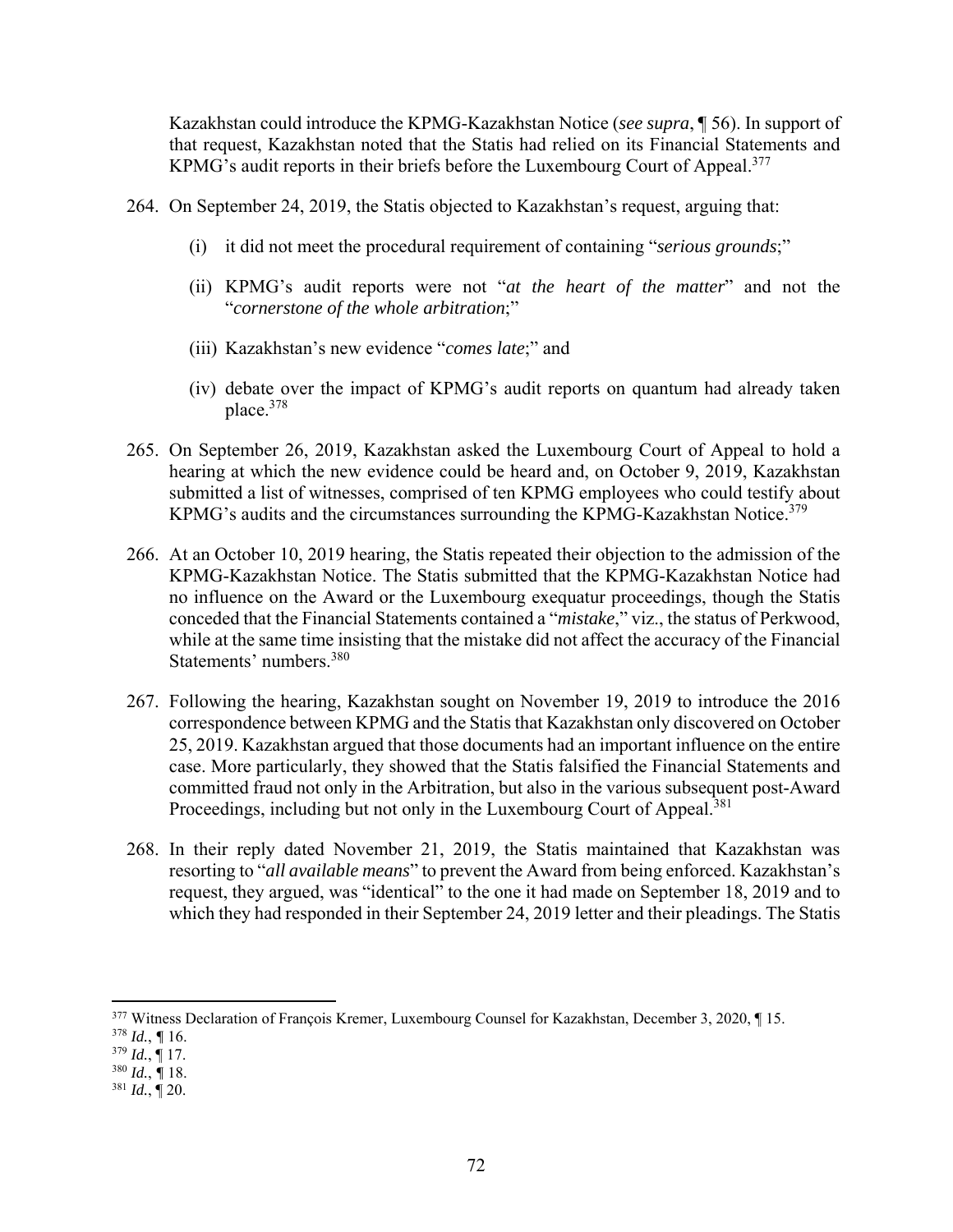Kazakhstan could introduce the KPMG-Kazakhstan Notice (*see supra*, ¶ 56). In support of that request, Kazakhstan noted that the Statis had relied on its Financial Statements and KPMG's audit reports in their briefs before the Luxembourg Court of Appeal.[377]

264. On September 24, 2019, the Statis objected to Kazakhstan's request, arguing that:

    (i) it did not meet the procedural requirement of containing "*serious grounds*;"

    (ii) KPMG's audit reports were not "*at the heart of the matter*" and not the "*cornerstone of the whole arbitration*;"

    (iii) Kazakhstan's new evidence "*comes late*;" and

    (iv) debate over the impact of KPMG's audit reports on quantum had already taken place.[378]

265. On September 26, 2019, Kazakhstan asked the Luxembourg Court of Appeal to hold a hearing at which the new evidence could be heard and, on October 9, 2019, Kazakhstan submitted a list of witnesses, comprised of ten KPMG employees who could testify about KPMG's audits and the circumstances surrounding the KPMG-Kazakhstan Notice.[379]

266. At an October 10, 2019 hearing, the Statis repeated their objection to the admission of the KPMG-Kazakhstan Notice. The Statis submitted that the KPMG-Kazakhstan Notice had no influence on the Award or the Luxembourg exequatur proceedings, though the Statis conceded that the Financial Statements contained a "*mistake*," viz., the status of Perkwood, while at the same time insisting that the mistake did not affect the accuracy of the Financial Statements' numbers.[380]

267. Following the hearing, Kazakhstan sought on November 19, 2019 to introduce the 2016 correspondence between KPMG and the Statis that Kazakhstan only discovered on October 25, 2019. Kazakhstan argued that those documents had an important influence on the entire case. More particularly, they showed that the Statis falsified the Financial Statements and committed fraud not only in the Arbitration, but also in the various subsequent post-Award Proceedings, including but not only in the Luxembourg Court of Appeal.[381]

268. In their reply dated November 21, 2019, the Statis maintained that Kazakhstan was resorting to "*all available means*" to prevent the Award from being enforced. Kazakhstan's request, they argued, was "identical" to the one it had made on September 18, 2019 and to which they had responded in their September 24, 2019 letter and their pleadings. The Statis

---

[377] Witness Declaration of François Kremer, Luxembourg Counsel for Kazakhstan, December 3, 2020, ¶ 15.

[378] *Id.*, ¶ 16.

[379] *Id.*, ¶ 17.

[380] *Id.*, ¶ 18.

[381] *Id.*, ¶ 20.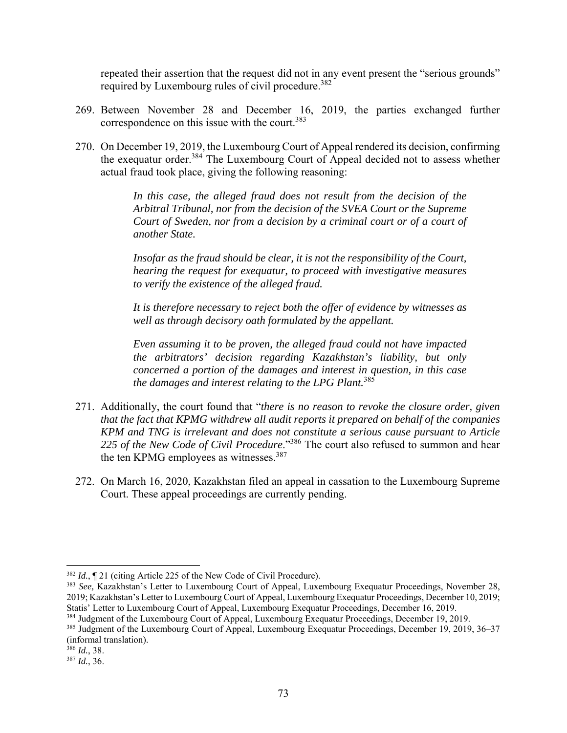repeated their assertion that the request did not in any event present the "serious grounds" required by Luxembourg rules of civil procedure.[382]

269. Between November 28 and December 16, 2019, the parties exchanged further correspondence on this issue with the court.[383]

270. On December 19, 2019, the Luxembourg Court of Appeal rendered its decision, confirming the exequatur order.[384] The Luxembourg Court of Appeal decided not to assess whether actual fraud took place, giving the following reasoning:

> *In this case, the alleged fraud does not result from the decision of the Arbitral Tribunal, nor from the decision of the SVEA Court or the Supreme Court of Sweden, nor from a decision by a criminal court or of a court of another State.*
>
> *Insofar as the fraud should be clear, it is not the responsibility of the Court, hearing the request for exequatur, to proceed with investigative measures to verify the existence of the alleged fraud.*
>
> *It is therefore necessary to reject both the offer of evidence by witnesses as well as through decisory oath formulated by the appellant.*
>
> *Even assuming it to be proven, the alleged fraud could not have impacted the arbitrators' decision regarding Kazakhstan's liability, but only concerned a portion of the damages and interest in question, in this case the damages and interest relating to the LPG Plant.*[385]

271. Additionally, the court found that "*there is no reason to revoke the closure order, given that the fact that KPMG withdrew all audit reports it prepared on behalf of the companies KPM and TNG is irrelevant and does not constitute a serious cause pursuant to Article 225 of the New Code of Civil Procedure*."[386] The court also refused to summon and hear the ten KPMG employees as witnesses.[387]

272. On March 16, 2020, Kazakhstan filed an appeal in cassation to the Luxembourg Supreme Court. These appeal proceedings are currently pending.

---

[382] *Id.*, ¶ 21 (citing Article 225 of the New Code of Civil Procedure).

[383] *See,* Kazakhstan's Letter to Luxembourg Court of Appeal, Luxembourg Exequatur Proceedings, November 28, 2019; Kazakhstan's Letter to Luxembourg Court of Appeal, Luxembourg Exequatur Proceedings, December 10, 2019; Statis' Letter to Luxembourg Court of Appeal, Luxembourg Exequatur Proceedings, December 16, 2019.

[384] Judgment of the Luxembourg Court of Appeal, Luxembourg Exequatur Proceedings, December 19, 2019.

[385] Judgment of the Luxembourg Court of Appeal, Luxembourg Exequatur Proceedings, December 19, 2019, 36–37 (informal translation).

[386] *Id.*, 38.

[387] *Id.*, 36.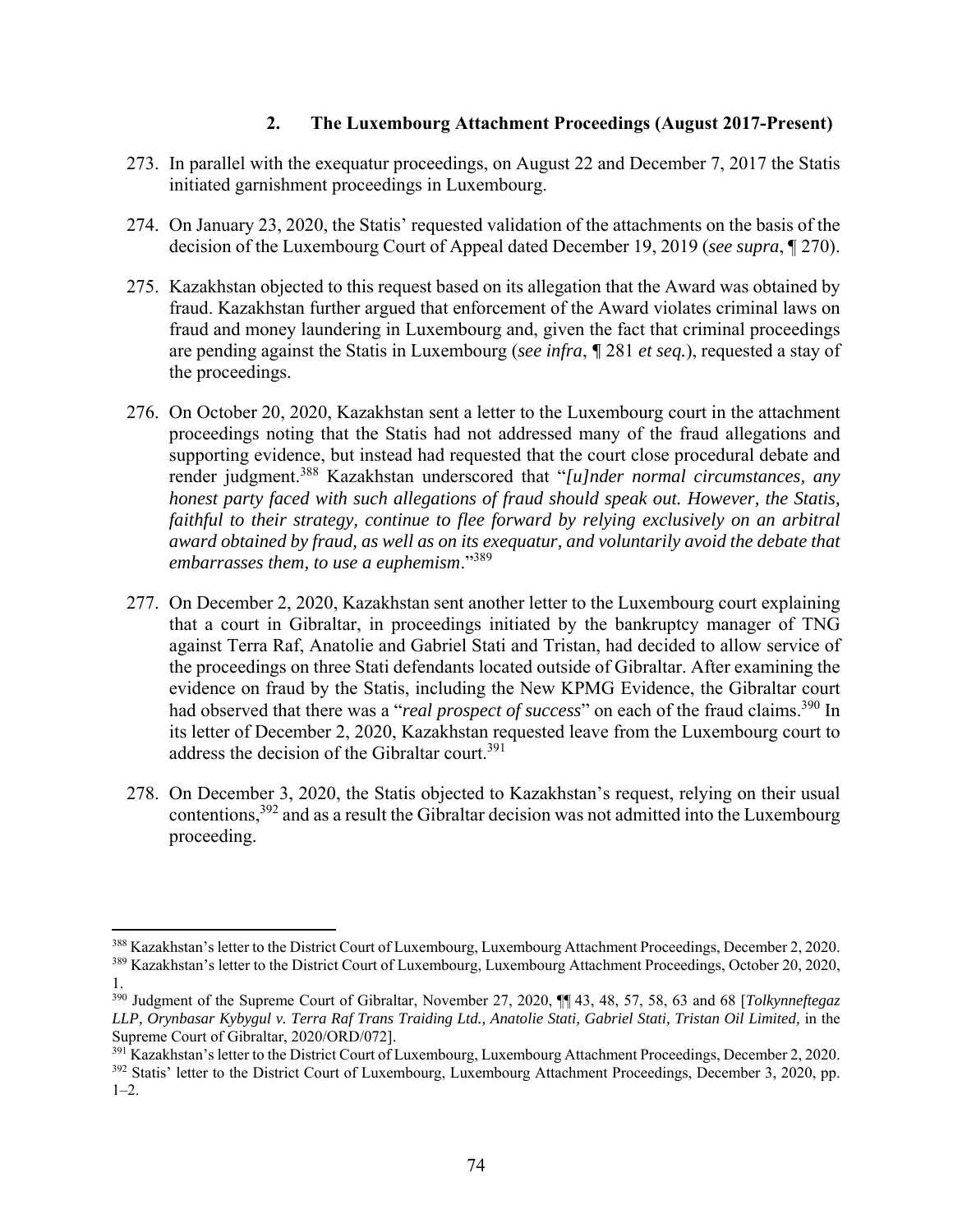### 2. The Luxembourg Attachment Proceedings (August 2017-Present)

273. In parallel with the exequatur proceedings, on August 22 and December 7, 2017 the Statis initiated garnishment proceedings in Luxembourg.

274. On January 23, 2020, the Statis' requested validation of the attachments on the basis of the decision of the Luxembourg Court of Appeal dated December 19, 2019 (*see supra*, ¶ 270).

275. Kazakhstan objected to this request based on its allegation that the Award was obtained by fraud. Kazakhstan further argued that enforcement of the Award violates criminal laws on fraud and money laundering in Luxembourg and, given the fact that criminal proceedings are pending against the Statis in Luxembourg (*see infra*, ¶ 281 *et seq.*), requested a stay of the proceedings.

276. On October 20, 2020, Kazakhstan sent a letter to the Luxembourg court in the attachment proceedings noting that the Statis had not addressed many of the fraud allegations and supporting evidence, but instead had requested that the court close procedural debate and render judgment.[388] Kazakhstan underscored that "*[u]nder normal circumstances, any honest party faced with such allegations of fraud should speak out. However, the Statis, faithful to their strategy, continue to flee forward by relying exclusively on an arbitral award obtained by fraud, as well as on its exequatur, and voluntarily avoid the debate that embarrasses them, to use a euphemism*."[389]

277. On December 2, 2020, Kazakhstan sent another letter to the Luxembourg court explaining that a court in Gibraltar, in proceedings initiated by the bankruptcy manager of TNG against Terra Raf, Anatolie and Gabriel Stati and Tristan, had decided to allow service of the proceedings on three Stati defendants located outside of Gibraltar. After examining the evidence on fraud by the Statis, including the New KPMG Evidence, the Gibraltar court had observed that there was a "*real prospect of success*" on each of the fraud claims.[390] In its letter of December 2, 2020, Kazakhstan requested leave from the Luxembourg court to address the decision of the Gibraltar court.[391]

278. On December 3, 2020, the Statis objected to Kazakhstan's request, relying on their usual contentions,[392] and as a result the Gibraltar decision was not admitted into the Luxembourg proceeding.

---

[388] Kazakhstan's letter to the District Court of Luxembourg, Luxembourg Attachment Proceedings, December 2, 2020.

[389] Kazakhstan's letter to the District Court of Luxembourg, Luxembourg Attachment Proceedings, October 20, 2020, 1.

[390] Judgment of the Supreme Court of Gibraltar, November 27, 2020, ¶¶ 43, 48, 57, 58, 63 and 68 [*Tolkynneftegaz LLP, Orynbasar Kybygul v. Terra Raf Trans Traiding Ltd., Anatolie Stati, Gabriel Stati, Tristan Oil Limited,* in the Supreme Court of Gibraltar, 2020/ORD/072].

[391] Kazakhstan's letter to the District Court of Luxembourg, Luxembourg Attachment Proceedings, December 2, 2020.

[392] Statis' letter to the District Court of Luxembourg, Luxembourg Attachment Proceedings, December 3, 2020, pp. 1–2.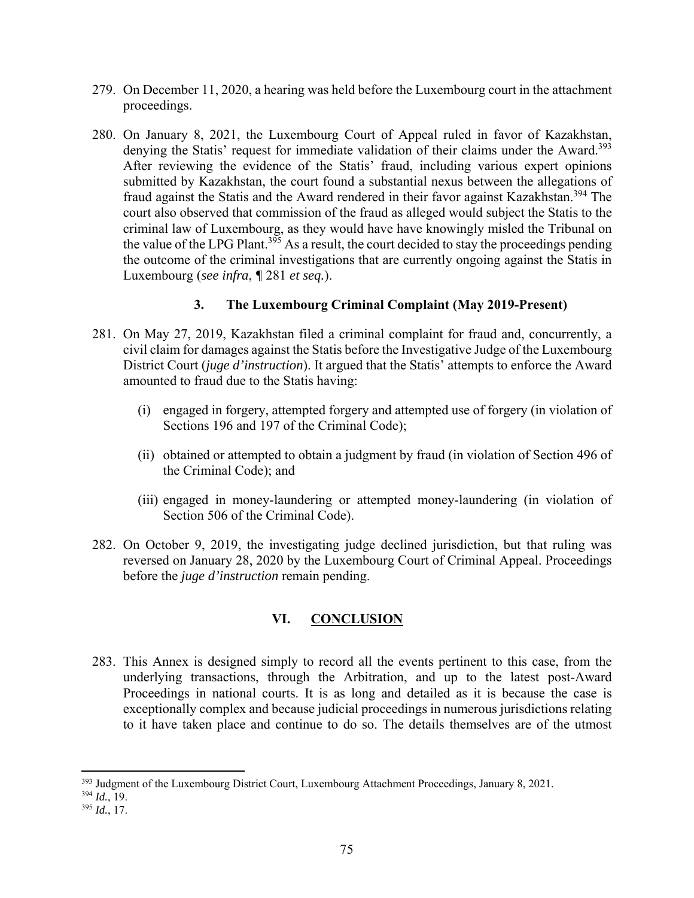279. On December 11, 2020, a hearing was held before the Luxembourg court in the attachment proceedings.

280. On January 8, 2021, the Luxembourg Court of Appeal ruled in favor of Kazakhstan, denying the Statis' request for immediate validation of their claims under the Award.[393] After reviewing the evidence of the Statis' fraud, including various expert opinions submitted by Kazakhstan, the court found a substantial nexus between the allegations of fraud against the Statis and the Award rendered in their favor against Kazakhstan.[394] The court also observed that commission of the fraud as alleged would subject the Statis to the criminal law of Luxembourg, as they would have have knowingly misled the Tribunal on the value of the LPG Plant.[395] As a result, the court decided to stay the proceedings pending the outcome of the criminal investigations that are currently ongoing against the Statis in Luxembourg (*see infra*, ¶ 281 *et seq.*).

### 3. The Luxembourg Criminal Complaint (May 2019-Present)

281. On May 27, 2019, Kazakhstan filed a criminal complaint for fraud and, concurrently, a civil claim for damages against the Statis before the Investigative Judge of the Luxembourg District Court (*juge d'instruction*). It argued that the Statis' attempts to enforce the Award amounted to fraud due to the Statis having:

    (i) engaged in forgery, attempted forgery and attempted use of forgery (in violation of Sections 196 and 197 of the Criminal Code);

    (ii) obtained or attempted to obtain a judgment by fraud (in violation of Section 496 of the Criminal Code); and

    (iii) engaged in money-laundering or attempted money-laundering (in violation of Section 506 of the Criminal Code).

282. On October 9, 2019, the investigating judge declined jurisdiction, but that ruling was reversed on January 28, 2020 by the Luxembourg Court of Criminal Appeal. Proceedings before the *juge d'instruction* remain pending.

## VI. CONCLUSION

283. This Annex is designed simply to record all the events pertinent to this case, from the underlying transactions, through the Arbitration, and up to the latest post-Award Proceedings in national courts. It is as long and detailed as it is because the case is exceptionally complex and because judicial proceedings in numerous jurisdictions relating to it have taken place and continue to do so. The details themselves are of the utmost

---

[393] Judgment of the Luxembourg District Court, Luxembourg Attachment Proceedings, January 8, 2021.

[394] *Id.*, 19.

[395] *Id.*, 17.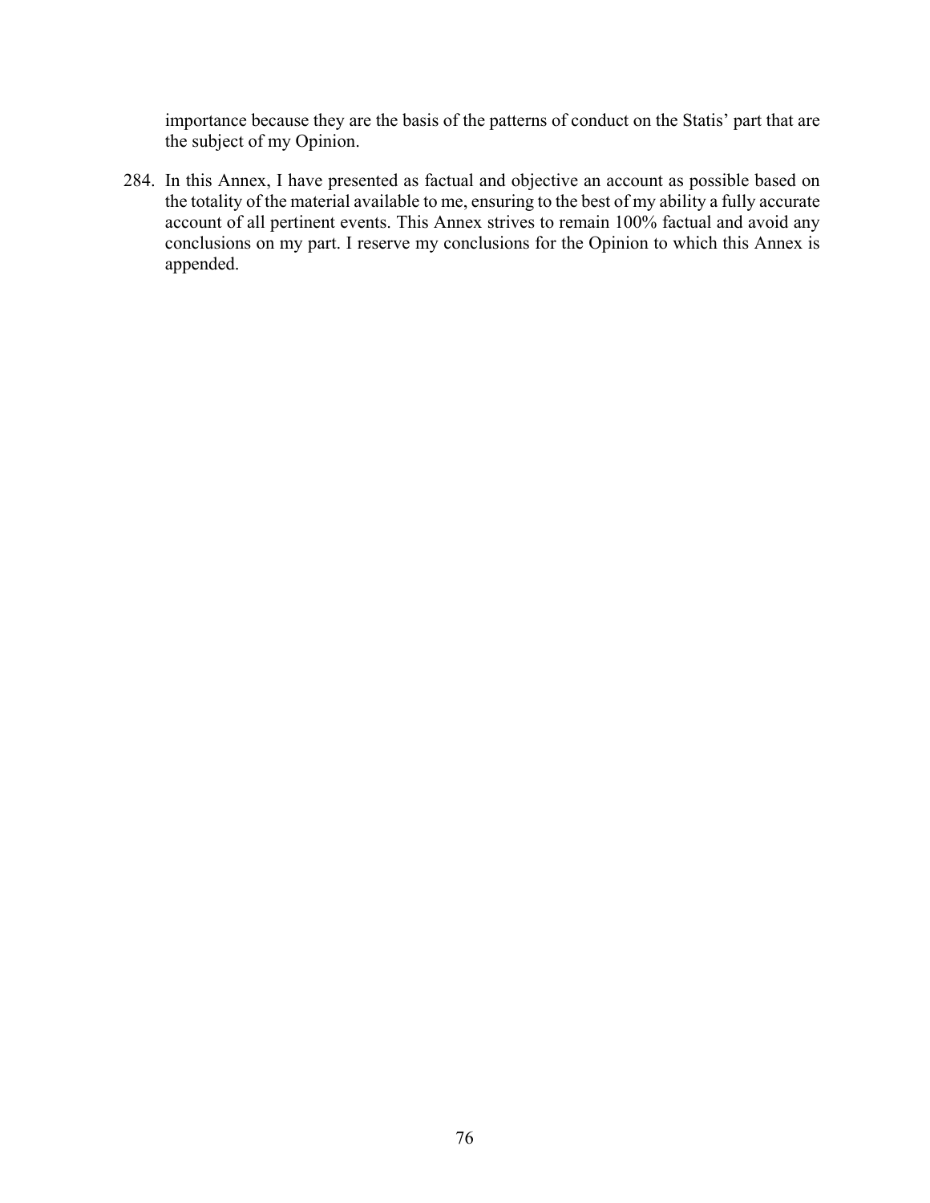importance because they are the basis of the patterns of conduct on the Statis' part that are the subject of my Opinion.

284. In this Annex, I have presented as factual and objective an account as possible based on the totality of the material available to me, ensuring to the best of my ability a fully accurate account of all pertinent events. This Annex strives to remain 100% factual and avoid any conclusions on my part. I reserve my conclusions for the Opinion to which this Annex is appended.